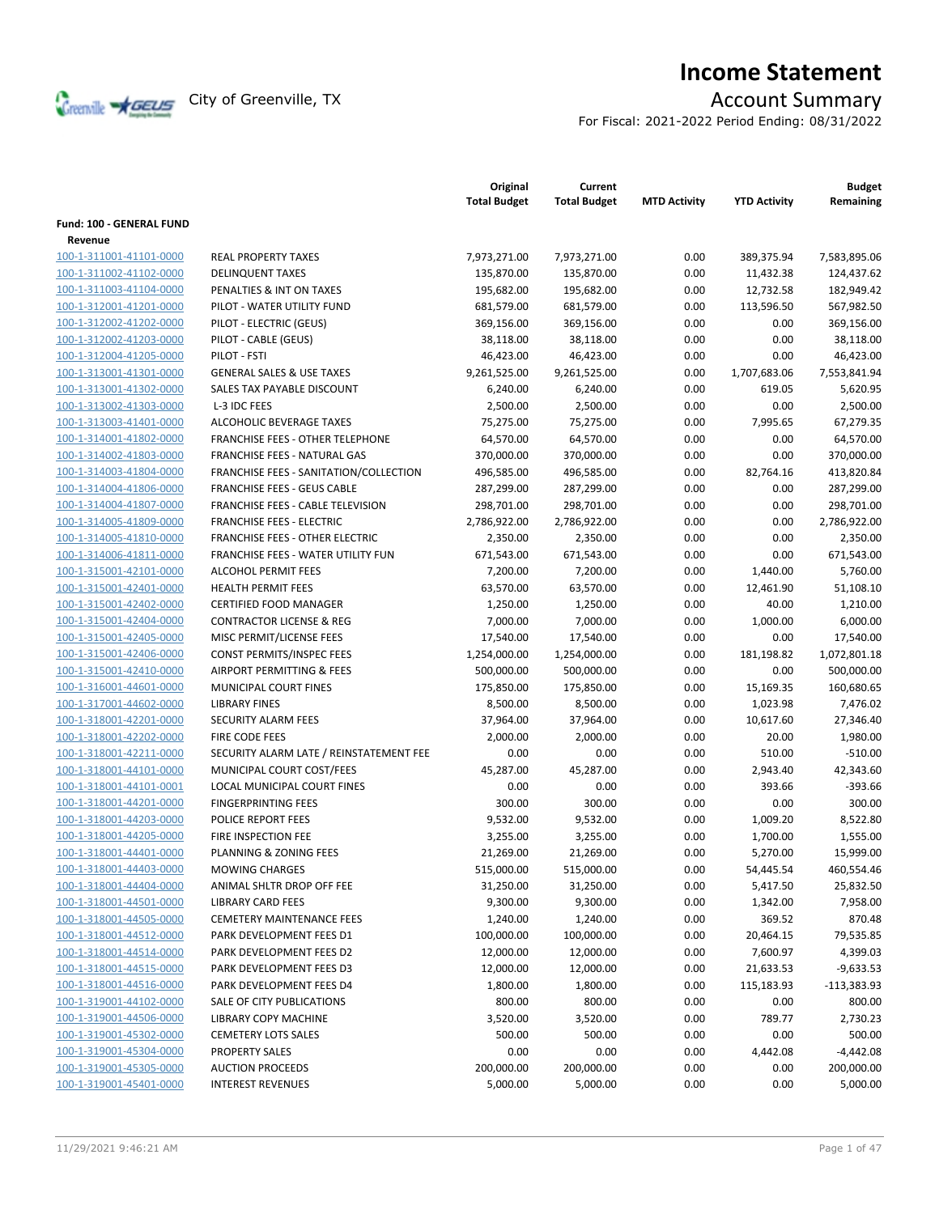# Income Statement

City of Greenville, TX

## Account Summary

For Fiscal: 2021-2022 Period Ending: 08/31/2022

| | | Original Total Budget | Current Total Budget | MTD Activity | YTD Activity | Budget Remaining |
|---|---|---|---|---|---|---|
| **Fund: 100 - GENERAL FUND** | | | | | | |
| **Revenue** | | | | | | |
| 100-1-311001-41101-0000 | REAL PROPERTY TAXES | 7,973,271.00 | 7,973,271.00 | 0.00 | 389,375.94 | 7,583,895.06 |
| 100-1-311002-41102-0000 | DELINQUENT TAXES | 135,870.00 | 135,870.00 | 0.00 | 11,432.38 | 124,437.62 |
| 100-1-311003-41104-0000 | PENALTIES & INT ON TAXES | 195,682.00 | 195,682.00 | 0.00 | 12,732.58 | 182,949.42 |
| 100-1-312001-41201-0000 | PILOT - WATER UTILITY FUND | 681,579.00 | 681,579.00 | 0.00 | 113,596.50 | 567,982.50 |
| 100-1-312002-41202-0000 | PILOT - ELECTRIC (GEUS) | 369,156.00 | 369,156.00 | 0.00 | 0.00 | 369,156.00 |
| 100-1-312002-41203-0000 | PILOT - CABLE (GEUS) | 38,118.00 | 38,118.00 | 0.00 | 0.00 | 38,118.00 |
| 100-1-312004-41205-0000 | PILOT - FSTI | 46,423.00 | 46,423.00 | 0.00 | 0.00 | 46,423.00 |
| 100-1-313001-41301-0000 | GENERAL SALES & USE TAXES | 9,261,525.00 | 9,261,525.00 | 0.00 | 1,707,683.06 | 7,553,841.94 |
| 100-1-313001-41302-0000 | SALES TAX PAYABLE DISCOUNT | 6,240.00 | 6,240.00 | 0.00 | 619.05 | 5,620.95 |
| 100-1-313002-41303-0000 | L-3 IDC FEES | 2,500.00 | 2,500.00 | 0.00 | 0.00 | 2,500.00 |
| 100-1-313003-41401-0000 | ALCOHOLIC BEVERAGE TAXES | 75,275.00 | 75,275.00 | 0.00 | 7,995.65 | 67,279.35 |
| 100-1-314001-41802-0000 | FRANCHISE FEES - OTHER TELEPHONE | 64,570.00 | 64,570.00 | 0.00 | 0.00 | 64,570.00 |
| 100-1-314002-41803-0000 | FRANCHISE FEES - NATURAL GAS | 370,000.00 | 370,000.00 | 0.00 | 0.00 | 370,000.00 |
| 100-1-314003-41804-0000 | FRANCHISE FEES - SANITATION/COLLECTION | 496,585.00 | 496,585.00 | 0.00 | 82,764.16 | 413,820.84 |
| 100-1-314004-41806-0000 | FRANCHISE FEES - GEUS CABLE | 287,299.00 | 287,299.00 | 0.00 | 0.00 | 287,299.00 |
| 100-1-314004-41807-0000 | FRANCHISE FEES - CABLE TELEVISION | 298,701.00 | 298,701.00 | 0.00 | 0.00 | 298,701.00 |
| 100-1-314005-41809-0000 | FRANCHISE FEES - ELECTRIC | 2,786,922.00 | 2,786,922.00 | 0.00 | 0.00 | 2,786,922.00 |
| 100-1-314005-41810-0000 | FRANCHISE FEES - OTHER ELECTRIC | 2,350.00 | 2,350.00 | 0.00 | 0.00 | 2,350.00 |
| 100-1-314006-41811-0000 | FRANCHISE FEES - WATER UTILITY FUN | 671,543.00 | 671,543.00 | 0.00 | 0.00 | 671,543.00 |
| 100-1-315001-42101-0000 | ALCOHOL PERMIT FEES | 7,200.00 | 7,200.00 | 0.00 | 1,440.00 | 5,760.00 |
| 100-1-315001-42401-0000 | HEALTH PERMIT FEES | 63,570.00 | 63,570.00 | 0.00 | 12,461.90 | 51,108.10 |
| 100-1-315001-42402-0000 | CERTIFIED FOOD MANAGER | 1,250.00 | 1,250.00 | 0.00 | 40.00 | 1,210.00 |
| 100-1-315001-42404-0000 | CONTRACTOR LICENSE & REG | 7,000.00 | 7,000.00 | 0.00 | 1,000.00 | 6,000.00 |
| 100-1-315001-42405-0000 | MISC PERMIT/LICENSE FEES | 17,540.00 | 17,540.00 | 0.00 | 0.00 | 17,540.00 |
| 100-1-315001-42406-0000 | CONST PERMITS/INSPEC FEES | 1,254,000.00 | 1,254,000.00 | 0.00 | 181,198.82 | 1,072,801.18 |
| 100-1-315001-42410-0000 | AIRPORT PERMITTING & FEES | 500,000.00 | 500,000.00 | 0.00 | 0.00 | 500,000.00 |
| 100-1-316001-44601-0000 | MUNICIPAL COURT FINES | 175,850.00 | 175,850.00 | 0.00 | 15,169.35 | 160,680.65 |
| 100-1-317001-44602-0000 | LIBRARY FINES | 8,500.00 | 8,500.00 | 0.00 | 1,023.98 | 7,476.02 |
| 100-1-318001-42201-0000 | SECURITY ALARM FEES | 37,964.00 | 37,964.00 | 0.00 | 10,617.60 | 27,346.40 |
| 100-1-318001-42202-0000 | FIRE CODE FEES | 2,000.00 | 2,000.00 | 0.00 | 20.00 | 1,980.00 |
| 100-1-318001-42211-0000 | SECURITY ALARM LATE / REINSTATEMENT FEE | 0.00 | 0.00 | 0.00 | 510.00 | -510.00 |
| 100-1-318001-44101-0000 | MUNICIPAL COURT COST/FEES | 45,287.00 | 45,287.00 | 0.00 | 2,943.40 | 42,343.60 |
| 100-1-318001-44101-0001 | LOCAL MUNICIPAL COURT FINES | 0.00 | 0.00 | 0.00 | 393.66 | -393.66 |
| 100-1-318001-44201-0000 | FINGERPRINTING FEES | 300.00 | 300.00 | 0.00 | 0.00 | 300.00 |
| 100-1-318001-44203-0000 | POLICE REPORT FEES | 9,532.00 | 9,532.00 | 0.00 | 1,009.20 | 8,522.80 |
| 100-1-318001-44205-0000 | FIRE INSPECTION FEE | 3,255.00 | 3,255.00 | 0.00 | 1,700.00 | 1,555.00 |
| 100-1-318001-44401-0000 | PLANNING & ZONING FEES | 21,269.00 | 21,269.00 | 0.00 | 5,270.00 | 15,999.00 |
| 100-1-318001-44403-0000 | MOWING CHARGES | 515,000.00 | 515,000.00 | 0.00 | 54,445.54 | 460,554.46 |
| 100-1-318001-44404-0000 | ANIMAL SHLTR DROP OFF FEE | 31,250.00 | 31,250.00 | 0.00 | 5,417.50 | 25,832.50 |
| 100-1-318001-44501-0000 | LIBRARY CARD FEES | 9,300.00 | 9,300.00 | 0.00 | 1,342.00 | 7,958.00 |
| 100-1-318001-44505-0000 | CEMETERY MAINTENANCE FEES | 1,240.00 | 1,240.00 | 0.00 | 369.52 | 870.48 |
| 100-1-318001-44512-0000 | PARK DEVELOPMENT FEES D1 | 100,000.00 | 100,000.00 | 0.00 | 20,464.15 | 79,535.85 |
| 100-1-318001-44514-0000 | PARK DEVELOPMENT FEES D2 | 12,000.00 | 12,000.00 | 0.00 | 7,600.97 | 4,399.03 |
| 100-1-318001-44515-0000 | PARK DEVELOPMENT FEES D3 | 12,000.00 | 12,000.00 | 0.00 | 21,633.53 | -9,633.53 |
| 100-1-318001-44516-0000 | PARK DEVELOPMENT FEES D4 | 1,800.00 | 1,800.00 | 0.00 | 115,183.93 | -113,383.93 |
| 100-1-319001-44102-0000 | SALE OF CITY PUBLICATIONS | 800.00 | 800.00 | 0.00 | 0.00 | 800.00 |
| 100-1-319001-44506-0000 | LIBRARY COPY MACHINE | 3,520.00 | 3,520.00 | 0.00 | 789.77 | 2,730.23 |
| 100-1-319001-45302-0000 | CEMETERY LOTS SALES | 500.00 | 500.00 | 0.00 | 0.00 | 500.00 |
| 100-1-319001-45304-0000 | PROPERTY SALES | 0.00 | 0.00 | 0.00 | 4,442.08 | -4,442.08 |
| 100-1-319001-45305-0000 | AUCTION PROCEEDS | 200,000.00 | 200,000.00 | 0.00 | 0.00 | 200,000.00 |
| 100-1-319001-45401-0000 | INTEREST REVENUES | 5,000.00 | 5,000.00 | 0.00 | 0.00 | 5,000.00 |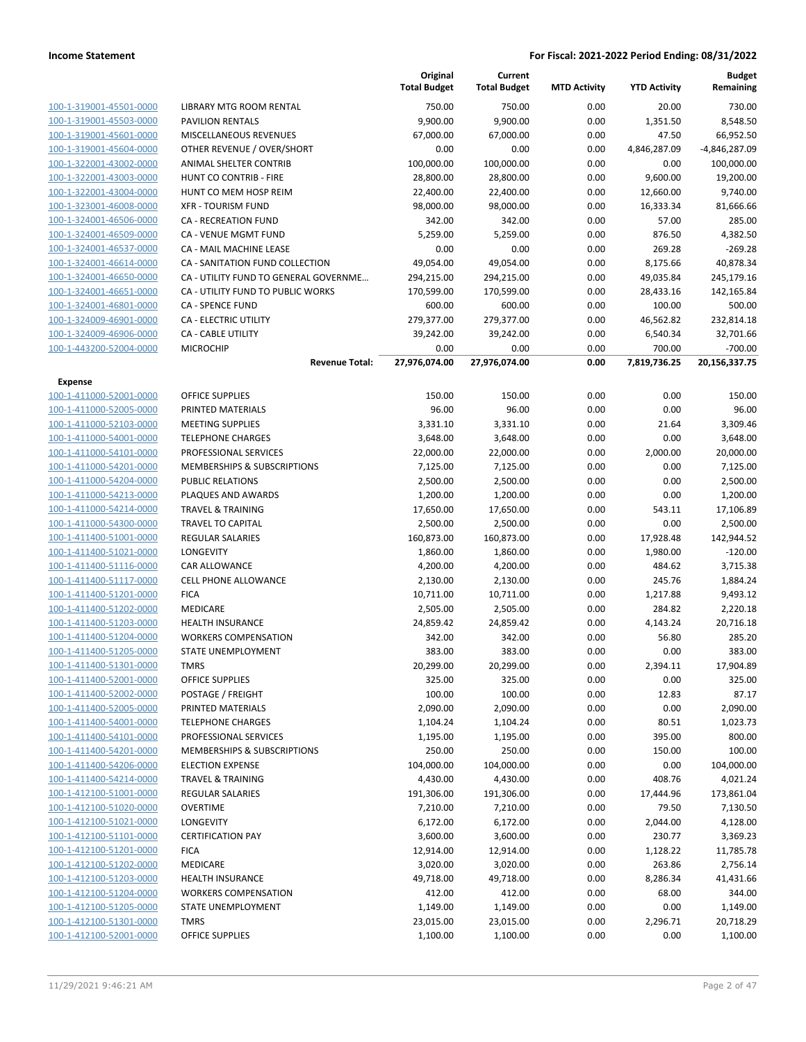**Income Statement** — **For Fiscal: 2021-2022 Period Ending: 08/31/2022**

| | | Original Total Budget | Current Total Budget | MTD Activity | YTD Activity | Budget Remaining |
|---|---|---|---|---|---|---|
| 100-1-319001-45501-0000 | LIBRARY MTG ROOM RENTAL | 750.00 | 750.00 | 0.00 | 20.00 | 730.00 |
| 100-1-319001-45503-0000 | PAVILION RENTALS | 9,900.00 | 9,900.00 | 0.00 | 1,351.50 | 8,548.50 |
| 100-1-319001-45601-0000 | MISCELLANEOUS REVENUES | 67,000.00 | 67,000.00 | 0.00 | 47.50 | 66,952.50 |
| 100-1-319001-45604-0000 | OTHER REVENUE / OVER/SHORT | 0.00 | 0.00 | 0.00 | 4,846,287.09 | -4,846,287.09 |
| 100-1-322001-43002-0000 | ANIMAL SHELTER CONTRIB | 100,000.00 | 100,000.00 | 0.00 | 0.00 | 100,000.00 |
| 100-1-322001-43003-0000 | HUNT CO CONTRIB - FIRE | 28,800.00 | 28,800.00 | 0.00 | 9,600.00 | 19,200.00 |
| 100-1-322001-43004-0000 | HUNT CO MEM HOSP REIM | 22,400.00 | 22,400.00 | 0.00 | 12,660.00 | 9,740.00 |
| 100-1-323001-46008-0000 | XFR - TOURISM FUND | 98,000.00 | 98,000.00 | 0.00 | 16,333.34 | 81,666.66 |
| 100-1-324001-46506-0000 | CA - RECREATION FUND | 342.00 | 342.00 | 0.00 | 57.00 | 285.00 |
| 100-1-324001-46509-0000 | CA - VENUE MGMT FUND | 5,259.00 | 5,259.00 | 0.00 | 876.50 | 4,382.50 |
| 100-1-324001-46537-0000 | CA - MAIL MACHINE LEASE | 0.00 | 0.00 | 0.00 | 269.28 | -269.28 |
| 100-1-324001-46614-0000 | CA - SANITATION FUND COLLECTION | 49,054.00 | 49,054.00 | 0.00 | 8,175.66 | 40,878.34 |
| 100-1-324001-46650-0000 | CA - UTILITY FUND TO GENERAL GOVERNME… | 294,215.00 | 294,215.00 | 0.00 | 49,035.84 | 245,179.16 |
| 100-1-324001-46651-0000 | CA - UTILITY FUND TO PUBLIC WORKS | 170,599.00 | 170,599.00 | 0.00 | 28,433.16 | 142,165.84 |
| 100-1-324001-46801-0000 | CA - SPENCE FUND | 600.00 | 600.00 | 0.00 | 100.00 | 500.00 |
| 100-1-324009-46901-0000 | CA - ELECTRIC UTILITY | 279,377.00 | 279,377.00 | 0.00 | 46,562.82 | 232,814.18 |
| 100-1-324009-46906-0000 | CA - CABLE UTILITY | 39,242.00 | 39,242.00 | 0.00 | 6,540.34 | 32,701.66 |
| 100-1-443200-52004-0000 | MICROCHIP | 0.00 | 0.00 | 0.00 | 700.00 | -700.00 |
| | **Revenue Total:** | **27,976,074.00** | **27,976,074.00** | **0.00** | **7,819,736.25** | **20,156,337.75** |
| **Expense** | | | | | | |
| 100-1-411000-52001-0000 | OFFICE SUPPLIES | 150.00 | 150.00 | 0.00 | 0.00 | 150.00 |
| 100-1-411000-52005-0000 | PRINTED MATERIALS | 96.00 | 96.00 | 0.00 | 0.00 | 96.00 |
| 100-1-411000-52103-0000 | MEETING SUPPLIES | 3,331.10 | 3,331.10 | 0.00 | 21.64 | 3,309.46 |
| 100-1-411000-54001-0000 | TELEPHONE CHARGES | 3,648.00 | 3,648.00 | 0.00 | 0.00 | 3,648.00 |
| 100-1-411000-54101-0000 | PROFESSIONAL SERVICES | 22,000.00 | 22,000.00 | 0.00 | 2,000.00 | 20,000.00 |
| 100-1-411000-54201-0000 | MEMBERSHIPS & SUBSCRIPTIONS | 7,125.00 | 7,125.00 | 0.00 | 0.00 | 7,125.00 |
| 100-1-411000-54204-0000 | PUBLIC RELATIONS | 2,500.00 | 2,500.00 | 0.00 | 0.00 | 2,500.00 |
| 100-1-411000-54213-0000 | PLAQUES AND AWARDS | 1,200.00 | 1,200.00 | 0.00 | 0.00 | 1,200.00 |
| 100-1-411000-54214-0000 | TRAVEL & TRAINING | 17,650.00 | 17,650.00 | 0.00 | 543.11 | 17,106.89 |
| 100-1-411000-54300-0000 | TRAVEL TO CAPITAL | 2,500.00 | 2,500.00 | 0.00 | 0.00 | 2,500.00 |
| 100-1-411400-51001-0000 | REGULAR SALARIES | 160,873.00 | 160,873.00 | 0.00 | 17,928.48 | 142,944.52 |
| 100-1-411400-51021-0000 | LONGEVITY | 1,860.00 | 1,860.00 | 0.00 | 1,980.00 | -120.00 |
| 100-1-411400-51116-0000 | CAR ALLOWANCE | 4,200.00 | 4,200.00 | 0.00 | 484.62 | 3,715.38 |
| 100-1-411400-51117-0000 | CELL PHONE ALLOWANCE | 2,130.00 | 2,130.00 | 0.00 | 245.76 | 1,884.24 |
| 100-1-411400-51201-0000 | FICA | 10,711.00 | 10,711.00 | 0.00 | 1,217.88 | 9,493.12 |
| 100-1-411400-51202-0000 | MEDICARE | 2,505.00 | 2,505.00 | 0.00 | 284.82 | 2,220.18 |
| 100-1-411400-51203-0000 | HEALTH INSURANCE | 24,859.42 | 24,859.42 | 0.00 | 4,143.24 | 20,716.18 |
| 100-1-411400-51204-0000 | WORKERS COMPENSATION | 342.00 | 342.00 | 0.00 | 56.80 | 285.20 |
| 100-1-411400-51205-0000 | STATE UNEMPLOYMENT | 383.00 | 383.00 | 0.00 | 0.00 | 383.00 |
| 100-1-411400-51301-0000 | TMRS | 20,299.00 | 20,299.00 | 0.00 | 2,394.11 | 17,904.89 |
| 100-1-411400-52001-0000 | OFFICE SUPPLIES | 325.00 | 325.00 | 0.00 | 0.00 | 325.00 |
| 100-1-411400-52002-0000 | POSTAGE / FREIGHT | 100.00 | 100.00 | 0.00 | 12.83 | 87.17 |
| 100-1-411400-52005-0000 | PRINTED MATERIALS | 2,090.00 | 2,090.00 | 0.00 | 0.00 | 2,090.00 |
| 100-1-411400-54001-0000 | TELEPHONE CHARGES | 1,104.24 | 1,104.24 | 0.00 | 80.51 | 1,023.73 |
| 100-1-411400-54101-0000 | PROFESSIONAL SERVICES | 1,195.00 | 1,195.00 | 0.00 | 395.00 | 800.00 |
| 100-1-411400-54201-0000 | MEMBERSHIPS & SUBSCRIPTIONS | 250.00 | 250.00 | 0.00 | 150.00 | 100.00 |
| 100-1-411400-54206-0000 | ELECTION EXPENSE | 104,000.00 | 104,000.00 | 0.00 | 0.00 | 104,000.00 |
| 100-1-411400-54214-0000 | TRAVEL & TRAINING | 4,430.00 | 4,430.00 | 0.00 | 408.76 | 4,021.24 |
| 100-1-412100-51001-0000 | REGULAR SALARIES | 191,306.00 | 191,306.00 | 0.00 | 17,444.96 | 173,861.04 |
| 100-1-412100-51020-0000 | OVERTIME | 7,210.00 | 7,210.00 | 0.00 | 79.50 | 7,130.50 |
| 100-1-412100-51021-0000 | LONGEVITY | 6,172.00 | 6,172.00 | 0.00 | 2,044.00 | 4,128.00 |
| 100-1-412100-51101-0000 | CERTIFICATION PAY | 3,600.00 | 3,600.00 | 0.00 | 230.77 | 3,369.23 |
| 100-1-412100-51201-0000 | FICA | 12,914.00 | 12,914.00 | 0.00 | 1,128.22 | 11,785.78 |
| 100-1-412100-51202-0000 | MEDICARE | 3,020.00 | 3,020.00 | 0.00 | 263.86 | 2,756.14 |
| 100-1-412100-51203-0000 | HEALTH INSURANCE | 49,718.00 | 49,718.00 | 0.00 | 8,286.34 | 41,431.66 |
| 100-1-412100-51204-0000 | WORKERS COMPENSATION | 412.00 | 412.00 | 0.00 | 68.00 | 344.00 |
| 100-1-412100-51205-0000 | STATE UNEMPLOYMENT | 1,149.00 | 1,149.00 | 0.00 | 0.00 | 1,149.00 |
| 100-1-412100-51301-0000 | TMRS | 23,015.00 | 23,015.00 | 0.00 | 2,296.71 | 20,718.29 |
| 100-1-412100-52001-0000 | OFFICE SUPPLIES | 1,100.00 | 1,100.00 | 0.00 | 0.00 | 1,100.00 |

11/29/2021 9:46:21 AM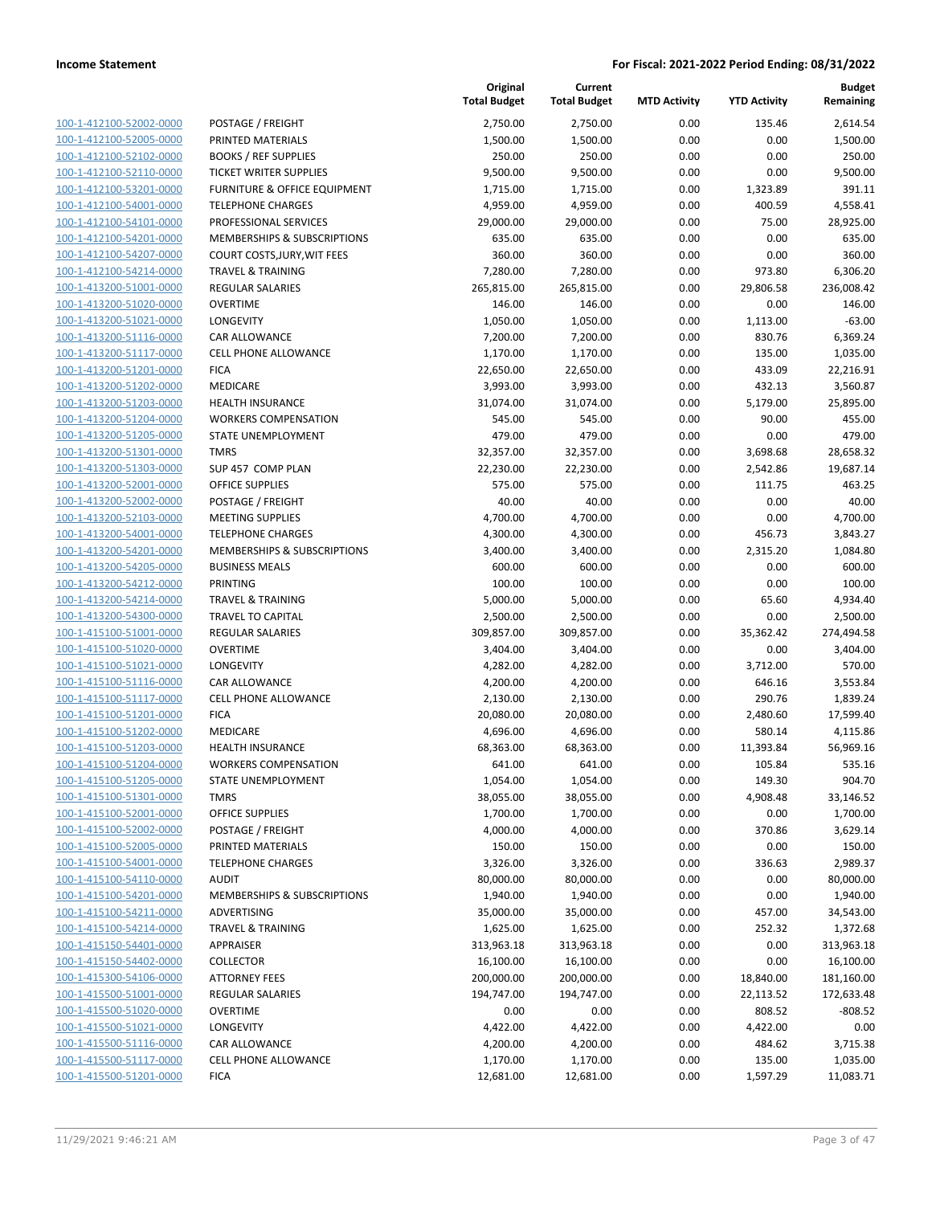**Income Statement** | **For Fiscal: 2021-2022 Period Ending: 08/31/2022**

| | | Original Total Budget | Current Total Budget | MTD Activity | YTD Activity | Budget Remaining |
|---|---|---|---|---|---|---|
| 100-1-412100-52002-0000 | POSTAGE / FREIGHT | 2,750.00 | 2,750.00 | 0.00 | 135.46 | 2,614.54 |
| 100-1-412100-52005-0000 | PRINTED MATERIALS | 1,500.00 | 1,500.00 | 0.00 | 0.00 | 1,500.00 |
| 100-1-412100-52102-0000 | BOOKS / REF SUPPLIES | 250.00 | 250.00 | 0.00 | 0.00 | 250.00 |
| 100-1-412100-52110-0000 | TICKET WRITER SUPPLIES | 9,500.00 | 9,500.00 | 0.00 | 0.00 | 9,500.00 |
| 100-1-412100-53201-0000 | FURNITURE & OFFICE EQUIPMENT | 1,715.00 | 1,715.00 | 0.00 | 1,323.89 | 391.11 |
| 100-1-412100-54001-0000 | TELEPHONE CHARGES | 4,959.00 | 4,959.00 | 0.00 | 400.59 | 4,558.41 |
| 100-1-412100-54101-0000 | PROFESSIONAL SERVICES | 29,000.00 | 29,000.00 | 0.00 | 75.00 | 28,925.00 |
| 100-1-412100-54201-0000 | MEMBERSHIPS & SUBSCRIPTIONS | 635.00 | 635.00 | 0.00 | 0.00 | 635.00 |
| 100-1-412100-54207-0000 | COURT COSTS,JURY,WIT FEES | 360.00 | 360.00 | 0.00 | 0.00 | 360.00 |
| 100-1-412100-54214-0000 | TRAVEL & TRAINING | 7,280.00 | 7,280.00 | 0.00 | 973.80 | 6,306.20 |
| 100-1-413200-51001-0000 | REGULAR SALARIES | 265,815.00 | 265,815.00 | 0.00 | 29,806.58 | 236,008.42 |
| 100-1-413200-51020-0000 | OVERTIME | 146.00 | 146.00 | 0.00 | 0.00 | 146.00 |
| 100-1-413200-51021-0000 | LONGEVITY | 1,050.00 | 1,050.00 | 0.00 | 1,113.00 | -63.00 |
| 100-1-413200-51116-0000 | CAR ALLOWANCE | 7,200.00 | 7,200.00 | 0.00 | 830.76 | 6,369.24 |
| 100-1-413200-51117-0000 | CELL PHONE ALLOWANCE | 1,170.00 | 1,170.00 | 0.00 | 135.00 | 1,035.00 |
| 100-1-413200-51201-0000 | FICA | 22,650.00 | 22,650.00 | 0.00 | 433.09 | 22,216.91 |
| 100-1-413200-51202-0000 | MEDICARE | 3,993.00 | 3,993.00 | 0.00 | 432.13 | 3,560.87 |
| 100-1-413200-51203-0000 | HEALTH INSURANCE | 31,074.00 | 31,074.00 | 0.00 | 5,179.00 | 25,895.00 |
| 100-1-413200-51204-0000 | WORKERS COMPENSATION | 545.00 | 545.00 | 0.00 | 90.00 | 455.00 |
| 100-1-413200-51205-0000 | STATE UNEMPLOYMENT | 479.00 | 479.00 | 0.00 | 0.00 | 479.00 |
| 100-1-413200-51301-0000 | TMRS | 32,357.00 | 32,357.00 | 0.00 | 3,698.68 | 28,658.32 |
| 100-1-413200-51303-0000 | SUP 457 COMP PLAN | 22,230.00 | 22,230.00 | 0.00 | 2,542.86 | 19,687.14 |
| 100-1-413200-52001-0000 | OFFICE SUPPLIES | 575.00 | 575.00 | 0.00 | 111.75 | 463.25 |
| 100-1-413200-52002-0000 | POSTAGE / FREIGHT | 40.00 | 40.00 | 0.00 | 0.00 | 40.00 |
| 100-1-413200-52103-0000 | MEETING SUPPLIES | 4,700.00 | 4,700.00 | 0.00 | 0.00 | 4,700.00 |
| 100-1-413200-54001-0000 | TELEPHONE CHARGES | 4,300.00 | 4,300.00 | 0.00 | 456.73 | 3,843.27 |
| 100-1-413200-54201-0000 | MEMBERSHIPS & SUBSCRIPTIONS | 3,400.00 | 3,400.00 | 0.00 | 2,315.20 | 1,084.80 |
| 100-1-413200-54205-0000 | BUSINESS MEALS | 600.00 | 600.00 | 0.00 | 0.00 | 600.00 |
| 100-1-413200-54212-0000 | PRINTING | 100.00 | 100.00 | 0.00 | 0.00 | 100.00 |
| 100-1-413200-54214-0000 | TRAVEL & TRAINING | 5,000.00 | 5,000.00 | 0.00 | 65.60 | 4,934.40 |
| 100-1-413200-54300-0000 | TRAVEL TO CAPITAL | 2,500.00 | 2,500.00 | 0.00 | 0.00 | 2,500.00 |
| 100-1-415100-51001-0000 | REGULAR SALARIES | 309,857.00 | 309,857.00 | 0.00 | 35,362.42 | 274,494.58 |
| 100-1-415100-51020-0000 | OVERTIME | 3,404.00 | 3,404.00 | 0.00 | 0.00 | 3,404.00 |
| 100-1-415100-51021-0000 | LONGEVITY | 4,282.00 | 4,282.00 | 0.00 | 3,712.00 | 570.00 |
| 100-1-415100-51116-0000 | CAR ALLOWANCE | 4,200.00 | 4,200.00 | 0.00 | 646.16 | 3,553.84 |
| 100-1-415100-51117-0000 | CELL PHONE ALLOWANCE | 2,130.00 | 2,130.00 | 0.00 | 290.76 | 1,839.24 |
| 100-1-415100-51201-0000 | FICA | 20,080.00 | 20,080.00 | 0.00 | 2,480.60 | 17,599.40 |
| 100-1-415100-51202-0000 | MEDICARE | 4,696.00 | 4,696.00 | 0.00 | 580.14 | 4,115.86 |
| 100-1-415100-51203-0000 | HEALTH INSURANCE | 68,363.00 | 68,363.00 | 0.00 | 11,393.84 | 56,969.16 |
| 100-1-415100-51204-0000 | WORKERS COMPENSATION | 641.00 | 641.00 | 0.00 | 105.84 | 535.16 |
| 100-1-415100-51205-0000 | STATE UNEMPLOYMENT | 1,054.00 | 1,054.00 | 0.00 | 149.30 | 904.70 |
| 100-1-415100-51301-0000 | TMRS | 38,055.00 | 38,055.00 | 0.00 | 4,908.48 | 33,146.52 |
| 100-1-415100-52001-0000 | OFFICE SUPPLIES | 1,700.00 | 1,700.00 | 0.00 | 0.00 | 1,700.00 |
| 100-1-415100-52002-0000 | POSTAGE / FREIGHT | 4,000.00 | 4,000.00 | 0.00 | 370.86 | 3,629.14 |
| 100-1-415100-52005-0000 | PRINTED MATERIALS | 150.00 | 150.00 | 0.00 | 0.00 | 150.00 |
| 100-1-415100-54001-0000 | TELEPHONE CHARGES | 3,326.00 | 3,326.00 | 0.00 | 336.63 | 2,989.37 |
| 100-1-415100-54110-0000 | AUDIT | 80,000.00 | 80,000.00 | 0.00 | 0.00 | 80,000.00 |
| 100-1-415100-54201-0000 | MEMBERSHIPS & SUBSCRIPTIONS | 1,940.00 | 1,940.00 | 0.00 | 0.00 | 1,940.00 |
| 100-1-415100-54211-0000 | ADVERTISING | 35,000.00 | 35,000.00 | 0.00 | 457.00 | 34,543.00 |
| 100-1-415100-54214-0000 | TRAVEL & TRAINING | 1,625.00 | 1,625.00 | 0.00 | 252.32 | 1,372.68 |
| 100-1-415150-54401-0000 | APPRAISER | 313,963.18 | 313,963.18 | 0.00 | 0.00 | 313,963.18 |
| 100-1-415150-54402-0000 | COLLECTOR | 16,100.00 | 16,100.00 | 0.00 | 0.00 | 16,100.00 |
| 100-1-415300-54106-0000 | ATTORNEY FEES | 200,000.00 | 200,000.00 | 0.00 | 18,840.00 | 181,160.00 |
| 100-1-415500-51001-0000 | REGULAR SALARIES | 194,747.00 | 194,747.00 | 0.00 | 22,113.52 | 172,633.48 |
| 100-1-415500-51020-0000 | OVERTIME | 0.00 | 0.00 | 0.00 | 808.52 | -808.52 |
| 100-1-415500-51021-0000 | LONGEVITY | 4,422.00 | 4,422.00 | 0.00 | 4,422.00 | 0.00 |
| 100-1-415500-51116-0000 | CAR ALLOWANCE | 4,200.00 | 4,200.00 | 0.00 | 484.62 | 3,715.38 |
| 100-1-415500-51117-0000 | CELL PHONE ALLOWANCE | 1,170.00 | 1,170.00 | 0.00 | 135.00 | 1,035.00 |
| 100-1-415500-51201-0000 | FICA | 12,681.00 | 12,681.00 | 0.00 | 1,597.29 | 11,083.71 |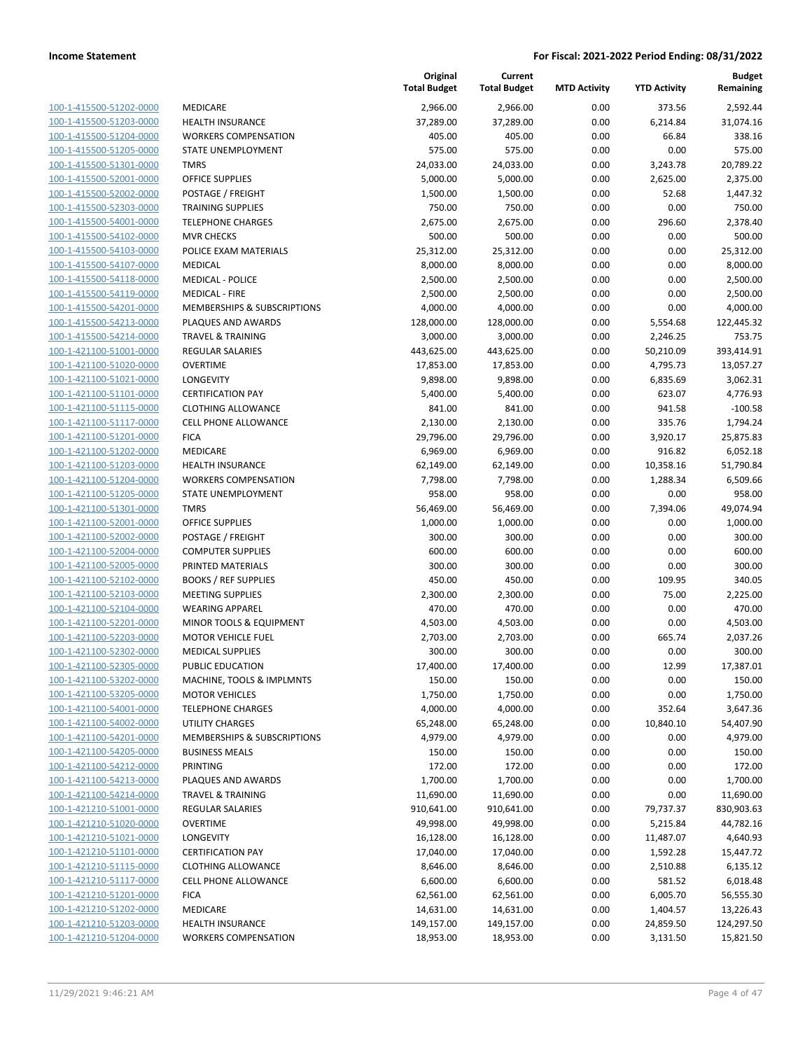| | | Original Total Budget | Current Total Budget | MTD Activity | YTD Activity | Budget Remaining |
|---|---|---|---|---|---|---|
| 100-1-415500-51202-0000 | MEDICARE | 2,966.00 | 2,966.00 | 0.00 | 373.56 | 2,592.44 |
| 100-1-415500-51203-0000 | HEALTH INSURANCE | 37,289.00 | 37,289.00 | 0.00 | 6,214.84 | 31,074.16 |
| 100-1-415500-51204-0000 | WORKERS COMPENSATION | 405.00 | 405.00 | 0.00 | 66.84 | 338.16 |
| 100-1-415500-51205-0000 | STATE UNEMPLOYMENT | 575.00 | 575.00 | 0.00 | 0.00 | 575.00 |
| 100-1-415500-51301-0000 | TMRS | 24,033.00 | 24,033.00 | 0.00 | 3,243.78 | 20,789.22 |
| 100-1-415500-52001-0000 | OFFICE SUPPLIES | 5,000.00 | 5,000.00 | 0.00 | 2,625.00 | 2,375.00 |
| 100-1-415500-52002-0000 | POSTAGE / FREIGHT | 1,500.00 | 1,500.00 | 0.00 | 52.68 | 1,447.32 |
| 100-1-415500-52303-0000 | TRAINING SUPPLIES | 750.00 | 750.00 | 0.00 | 0.00 | 750.00 |
| 100-1-415500-54001-0000 | TELEPHONE CHARGES | 2,675.00 | 2,675.00 | 0.00 | 296.60 | 2,378.40 |
| 100-1-415500-54102-0000 | MVR CHECKS | 500.00 | 500.00 | 0.00 | 0.00 | 500.00 |
| 100-1-415500-54103-0000 | POLICE EXAM MATERIALS | 25,312.00 | 25,312.00 | 0.00 | 0.00 | 25,312.00 |
| 100-1-415500-54107-0000 | MEDICAL | 8,000.00 | 8,000.00 | 0.00 | 0.00 | 8,000.00 |
| 100-1-415500-54118-0000 | MEDICAL - POLICE | 2,500.00 | 2,500.00 | 0.00 | 0.00 | 2,500.00 |
| 100-1-415500-54119-0000 | MEDICAL - FIRE | 2,500.00 | 2,500.00 | 0.00 | 0.00 | 2,500.00 |
| 100-1-415500-54201-0000 | MEMBERSHIPS & SUBSCRIPTIONS | 4,000.00 | 4,000.00 | 0.00 | 0.00 | 4,000.00 |
| 100-1-415500-54213-0000 | PLAQUES AND AWARDS | 128,000.00 | 128,000.00 | 0.00 | 5,554.68 | 122,445.32 |
| 100-1-415500-54214-0000 | TRAVEL & TRAINING | 3,000.00 | 3,000.00 | 0.00 | 2,246.25 | 753.75 |
| 100-1-421100-51001-0000 | REGULAR SALARIES | 443,625.00 | 443,625.00 | 0.00 | 50,210.09 | 393,414.91 |
| 100-1-421100-51020-0000 | OVERTIME | 17,853.00 | 17,853.00 | 0.00 | 4,795.73 | 13,057.27 |
| 100-1-421100-51021-0000 | LONGEVITY | 9,898.00 | 9,898.00 | 0.00 | 6,835.69 | 3,062.31 |
| 100-1-421100-51101-0000 | CERTIFICATION PAY | 5,400.00 | 5,400.00 | 0.00 | 623.07 | 4,776.93 |
| 100-1-421100-51115-0000 | CLOTHING ALLOWANCE | 841.00 | 841.00 | 0.00 | 941.58 | -100.58 |
| 100-1-421100-51117-0000 | CELL PHONE ALLOWANCE | 2,130.00 | 2,130.00 | 0.00 | 335.76 | 1,794.24 |
| 100-1-421100-51201-0000 | FICA | 29,796.00 | 29,796.00 | 0.00 | 3,920.17 | 25,875.83 |
| 100-1-421100-51202-0000 | MEDICARE | 6,969.00 | 6,969.00 | 0.00 | 916.82 | 6,052.18 |
| 100-1-421100-51203-0000 | HEALTH INSURANCE | 62,149.00 | 62,149.00 | 0.00 | 10,358.16 | 51,790.84 |
| 100-1-421100-51204-0000 | WORKERS COMPENSATION | 7,798.00 | 7,798.00 | 0.00 | 1,288.34 | 6,509.66 |
| 100-1-421100-51205-0000 | STATE UNEMPLOYMENT | 958.00 | 958.00 | 0.00 | 0.00 | 958.00 |
| 100-1-421100-51301-0000 | TMRS | 56,469.00 | 56,469.00 | 0.00 | 7,394.06 | 49,074.94 |
| 100-1-421100-52001-0000 | OFFICE SUPPLIES | 1,000.00 | 1,000.00 | 0.00 | 0.00 | 1,000.00 |
| 100-1-421100-52002-0000 | POSTAGE / FREIGHT | 300.00 | 300.00 | 0.00 | 0.00 | 300.00 |
| 100-1-421100-52004-0000 | COMPUTER SUPPLIES | 600.00 | 600.00 | 0.00 | 0.00 | 600.00 |
| 100-1-421100-52005-0000 | PRINTED MATERIALS | 300.00 | 300.00 | 0.00 | 0.00 | 300.00 |
| 100-1-421100-52102-0000 | BOOKS / REF SUPPLIES | 450.00 | 450.00 | 0.00 | 109.95 | 340.05 |
| 100-1-421100-52103-0000 | MEETING SUPPLIES | 2,300.00 | 2,300.00 | 0.00 | 75.00 | 2,225.00 |
| 100-1-421100-52104-0000 | WEARING APPAREL | 470.00 | 470.00 | 0.00 | 0.00 | 470.00 |
| 100-1-421100-52201-0000 | MINOR TOOLS & EQUIPMENT | 4,503.00 | 4,503.00 | 0.00 | 0.00 | 4,503.00 |
| 100-1-421100-52203-0000 | MOTOR VEHICLE FUEL | 2,703.00 | 2,703.00 | 0.00 | 665.74 | 2,037.26 |
| 100-1-421100-52302-0000 | MEDICAL SUPPLIES | 300.00 | 300.00 | 0.00 | 0.00 | 300.00 |
| 100-1-421100-52305-0000 | PUBLIC EDUCATION | 17,400.00 | 17,400.00 | 0.00 | 12.99 | 17,387.01 |
| 100-1-421100-53202-0000 | MACHINE, TOOLS & IMPLMNTS | 150.00 | 150.00 | 0.00 | 0.00 | 150.00 |
| 100-1-421100-53205-0000 | MOTOR VEHICLES | 1,750.00 | 1,750.00 | 0.00 | 0.00 | 1,750.00 |
| 100-1-421100-54001-0000 | TELEPHONE CHARGES | 4,000.00 | 4,000.00 | 0.00 | 352.64 | 3,647.36 |
| 100-1-421100-54002-0000 | UTILITY CHARGES | 65,248.00 | 65,248.00 | 0.00 | 10,840.10 | 54,407.90 |
| 100-1-421100-54201-0000 | MEMBERSHIPS & SUBSCRIPTIONS | 4,979.00 | 4,979.00 | 0.00 | 0.00 | 4,979.00 |
| 100-1-421100-54205-0000 | BUSINESS MEALS | 150.00 | 150.00 | 0.00 | 0.00 | 150.00 |
| 100-1-421100-54212-0000 | PRINTING | 172.00 | 172.00 | 0.00 | 0.00 | 172.00 |
| 100-1-421100-54213-0000 | PLAQUES AND AWARDS | 1,700.00 | 1,700.00 | 0.00 | 0.00 | 1,700.00 |
| 100-1-421100-54214-0000 | TRAVEL & TRAINING | 11,690.00 | 11,690.00 | 0.00 | 0.00 | 11,690.00 |
| 100-1-421210-51001-0000 | REGULAR SALARIES | 910,641.00 | 910,641.00 | 0.00 | 79,737.37 | 830,903.63 |
| 100-1-421210-51020-0000 | OVERTIME | 49,998.00 | 49,998.00 | 0.00 | 5,215.84 | 44,782.16 |
| 100-1-421210-51021-0000 | LONGEVITY | 16,128.00 | 16,128.00 | 0.00 | 11,487.07 | 4,640.93 |
| 100-1-421210-51101-0000 | CERTIFICATION PAY | 17,040.00 | 17,040.00 | 0.00 | 1,592.28 | 15,447.72 |
| 100-1-421210-51115-0000 | CLOTHING ALLOWANCE | 8,646.00 | 8,646.00 | 0.00 | 2,510.88 | 6,135.12 |
| 100-1-421210-51117-0000 | CELL PHONE ALLOWANCE | 6,600.00 | 6,600.00 | 0.00 | 581.52 | 6,018.48 |
| 100-1-421210-51201-0000 | FICA | 62,561.00 | 62,561.00 | 0.00 | 6,005.70 | 56,555.30 |
| 100-1-421210-51202-0000 | MEDICARE | 14,631.00 | 14,631.00 | 0.00 | 1,404.57 | 13,226.43 |
| 100-1-421210-51203-0000 | HEALTH INSURANCE | 149,157.00 | 149,157.00 | 0.00 | 24,859.50 | 124,297.50 |
| 100-1-421210-51204-0000 | WORKERS COMPENSATION | 18,953.00 | 18,953.00 | 0.00 | 3,131.50 | 15,821.50 |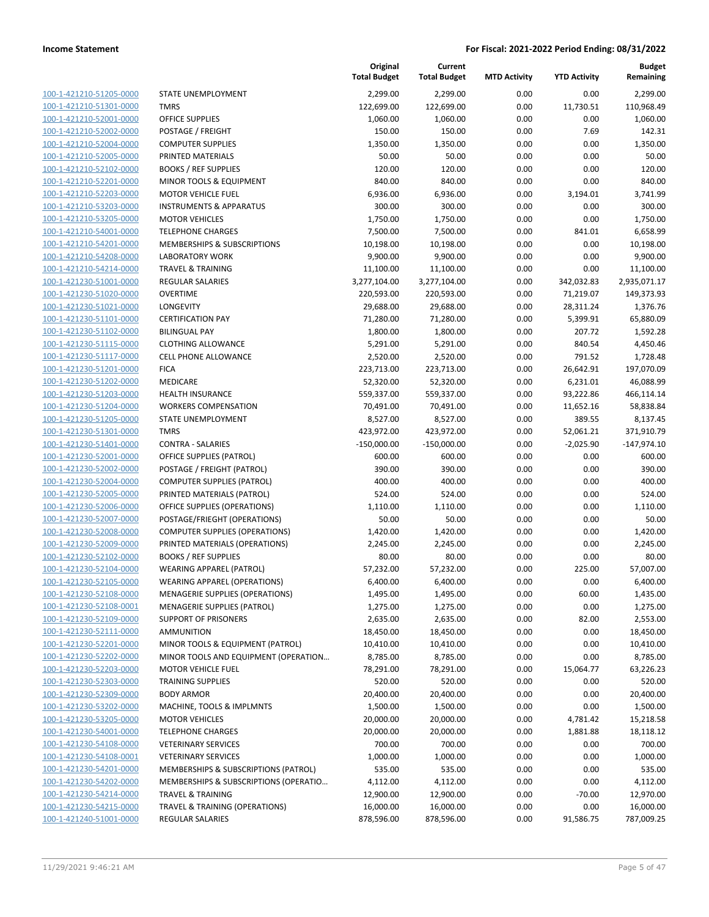**Income Statement** **For Fiscal: 2021-2022 Period Ending: 08/31/2022**

| | | Original Total Budget | Current Total Budget | MTD Activity | YTD Activity | Budget Remaining |
|---|---|---|---|---|---|---|
| 100-1-421210-51205-0000 | STATE UNEMPLOYMENT | 2,299.00 | 2,299.00 | 0.00 | 0.00 | 2,299.00 |
| 100-1-421210-51301-0000 | TMRS | 122,699.00 | 122,699.00 | 0.00 | 11,730.51 | 110,968.49 |
| 100-1-421210-52001-0000 | OFFICE SUPPLIES | 1,060.00 | 1,060.00 | 0.00 | 0.00 | 1,060.00 |
| 100-1-421210-52002-0000 | POSTAGE / FREIGHT | 150.00 | 150.00 | 0.00 | 7.69 | 142.31 |
| 100-1-421210-52004-0000 | COMPUTER SUPPLIES | 1,350.00 | 1,350.00 | 0.00 | 0.00 | 1,350.00 |
| 100-1-421210-52005-0000 | PRINTED MATERIALS | 50.00 | 50.00 | 0.00 | 0.00 | 50.00 |
| 100-1-421210-52102-0000 | BOOKS / REF SUPPLIES | 120.00 | 120.00 | 0.00 | 0.00 | 120.00 |
| 100-1-421210-52201-0000 | MINOR TOOLS & EQUIPMENT | 840.00 | 840.00 | 0.00 | 0.00 | 840.00 |
| 100-1-421210-52203-0000 | MOTOR VEHICLE FUEL | 6,936.00 | 6,936.00 | 0.00 | 3,194.01 | 3,741.99 |
| 100-1-421210-53203-0000 | INSTRUMENTS & APPARATUS | 300.00 | 300.00 | 0.00 | 0.00 | 300.00 |
| 100-1-421210-53205-0000 | MOTOR VEHICLES | 1,750.00 | 1,750.00 | 0.00 | 0.00 | 1,750.00 |
| 100-1-421210-54001-0000 | TELEPHONE CHARGES | 7,500.00 | 7,500.00 | 0.00 | 841.01 | 6,658.99 |
| 100-1-421210-54201-0000 | MEMBERSHIPS & SUBSCRIPTIONS | 10,198.00 | 10,198.00 | 0.00 | 0.00 | 10,198.00 |
| 100-1-421210-54208-0000 | LABORATORY WORK | 9,900.00 | 9,900.00 | 0.00 | 0.00 | 9,900.00 |
| 100-1-421210-54214-0000 | TRAVEL & TRAINING | 11,100.00 | 11,100.00 | 0.00 | 0.00 | 11,100.00 |
| 100-1-421230-51001-0000 | REGULAR SALARIES | 3,277,104.00 | 3,277,104.00 | 0.00 | 342,032.83 | 2,935,071.17 |
| 100-1-421230-51020-0000 | OVERTIME | 220,593.00 | 220,593.00 | 0.00 | 71,219.07 | 149,373.93 |
| 100-1-421230-51021-0000 | LONGEVITY | 29,688.00 | 29,688.00 | 0.00 | 28,311.24 | 1,376.76 |
| 100-1-421230-51101-0000 | CERTIFICATION PAY | 71,280.00 | 71,280.00 | 0.00 | 5,399.91 | 65,880.09 |
| 100-1-421230-51102-0000 | BILINGUAL PAY | 1,800.00 | 1,800.00 | 0.00 | 207.72 | 1,592.28 |
| 100-1-421230-51115-0000 | CLOTHING ALLOWANCE | 5,291.00 | 5,291.00 | 0.00 | 840.54 | 4,450.46 |
| 100-1-421230-51117-0000 | CELL PHONE ALLOWANCE | 2,520.00 | 2,520.00 | 0.00 | 791.52 | 1,728.48 |
| 100-1-421230-51201-0000 | FICA | 223,713.00 | 223,713.00 | 0.00 | 26,642.91 | 197,070.09 |
| 100-1-421230-51202-0000 | MEDICARE | 52,320.00 | 52,320.00 | 0.00 | 6,231.01 | 46,088.99 |
| 100-1-421230-51203-0000 | HEALTH INSURANCE | 559,337.00 | 559,337.00 | 0.00 | 93,222.86 | 466,114.14 |
| 100-1-421230-51204-0000 | WORKERS COMPENSATION | 70,491.00 | 70,491.00 | 0.00 | 11,652.16 | 58,838.84 |
| 100-1-421230-51205-0000 | STATE UNEMPLOYMENT | 8,527.00 | 8,527.00 | 0.00 | 389.55 | 8,137.45 |
| 100-1-421230-51301-0000 | TMRS | 423,972.00 | 423,972.00 | 0.00 | 52,061.21 | 371,910.79 |
| 100-1-421230-51401-0000 | CONTRA - SALARIES | -150,000.00 | -150,000.00 | 0.00 | -2,025.90 | -147,974.10 |
| 100-1-421230-52001-0000 | OFFICE SUPPLIES (PATROL) | 600.00 | 600.00 | 0.00 | 0.00 | 600.00 |
| 100-1-421230-52002-0000 | POSTAGE / FREIGHT (PATROL) | 390.00 | 390.00 | 0.00 | 0.00 | 390.00 |
| 100-1-421230-52004-0000 | COMPUTER SUPPLIES (PATROL) | 400.00 | 400.00 | 0.00 | 0.00 | 400.00 |
| 100-1-421230-52005-0000 | PRINTED MATERIALS (PATROL) | 524.00 | 524.00 | 0.00 | 0.00 | 524.00 |
| 100-1-421230-52006-0000 | OFFICE SUPPLIES (OPERATIONS) | 1,110.00 | 1,110.00 | 0.00 | 0.00 | 1,110.00 |
| 100-1-421230-52007-0000 | POSTAGE/FRIEGHT (OPERATIONS) | 50.00 | 50.00 | 0.00 | 0.00 | 50.00 |
| 100-1-421230-52008-0000 | COMPUTER SUPPLIES (OPERATIONS) | 1,420.00 | 1,420.00 | 0.00 | 0.00 | 1,420.00 |
| 100-1-421230-52009-0000 | PRINTED MATERIALS (OPERATIONS) | 2,245.00 | 2,245.00 | 0.00 | 0.00 | 2,245.00 |
| 100-1-421230-52102-0000 | BOOKS / REF SUPPLIES | 80.00 | 80.00 | 0.00 | 0.00 | 80.00 |
| 100-1-421230-52104-0000 | WEARING APPAREL (PATROL) | 57,232.00 | 57,232.00 | 0.00 | 225.00 | 57,007.00 |
| 100-1-421230-52105-0000 | WEARING APPAREL (OPERATIONS) | 6,400.00 | 6,400.00 | 0.00 | 0.00 | 6,400.00 |
| 100-1-421230-52108-0000 | MENAGERIE SUPPLIES (OPERATIONS) | 1,495.00 | 1,495.00 | 0.00 | 60.00 | 1,435.00 |
| 100-1-421230-52108-0001 | MENAGERIE SUPPLIES (PATROL) | 1,275.00 | 1,275.00 | 0.00 | 0.00 | 1,275.00 |
| 100-1-421230-52109-0000 | SUPPORT OF PRISONERS | 2,635.00 | 2,635.00 | 0.00 | 82.00 | 2,553.00 |
| 100-1-421230-52111-0000 | AMMUNITION | 18,450.00 | 18,450.00 | 0.00 | 0.00 | 18,450.00 |
| 100-1-421230-52201-0000 | MINOR TOOLS & EQUIPMENT (PATROL) | 10,410.00 | 10,410.00 | 0.00 | 0.00 | 10,410.00 |
| 100-1-421230-52202-0000 | MINOR TOOLS AND EQUIPMENT (OPERATION… | 8,785.00 | 8,785.00 | 0.00 | 0.00 | 8,785.00 |
| 100-1-421230-52203-0000 | MOTOR VEHICLE FUEL | 78,291.00 | 78,291.00 | 0.00 | 15,064.77 | 63,226.23 |
| 100-1-421230-52303-0000 | TRAINING SUPPLIES | 520.00 | 520.00 | 0.00 | 0.00 | 520.00 |
| 100-1-421230-52309-0000 | BODY ARMOR | 20,400.00 | 20,400.00 | 0.00 | 0.00 | 20,400.00 |
| 100-1-421230-53202-0000 | MACHINE, TOOLS & IMPLMNTS | 1,500.00 | 1,500.00 | 0.00 | 0.00 | 1,500.00 |
| 100-1-421230-53205-0000 | MOTOR VEHICLES | 20,000.00 | 20,000.00 | 0.00 | 4,781.42 | 15,218.58 |
| 100-1-421230-54001-0000 | TELEPHONE CHARGES | 20,000.00 | 20,000.00 | 0.00 | 1,881.88 | 18,118.12 |
| 100-1-421230-54108-0000 | VETERINARY SERVICES | 700.00 | 700.00 | 0.00 | 0.00 | 700.00 |
| 100-1-421230-54108-0001 | VETERINARY SERVICES | 1,000.00 | 1,000.00 | 0.00 | 0.00 | 1,000.00 |
| 100-1-421230-54201-0000 | MEMBERSHIPS & SUBSCRIPTIONS (PATROL) | 535.00 | 535.00 | 0.00 | 0.00 | 535.00 |
| 100-1-421230-54202-0000 | MEMBERSHIPS & SUBSCRIPTIONS (OPERATIO… | 4,112.00 | 4,112.00 | 0.00 | 0.00 | 4,112.00 |
| 100-1-421230-54214-0000 | TRAVEL & TRAINING | 12,900.00 | 12,900.00 | 0.00 | -70.00 | 12,970.00 |
| 100-1-421230-54215-0000 | TRAVEL & TRAINING (OPERATIONS) | 16,000.00 | 16,000.00 | 0.00 | 0.00 | 16,000.00 |
| 100-1-421240-51001-0000 | REGULAR SALARIES | 878,596.00 | 878,596.00 | 0.00 | 91,586.75 | 787,009.25 |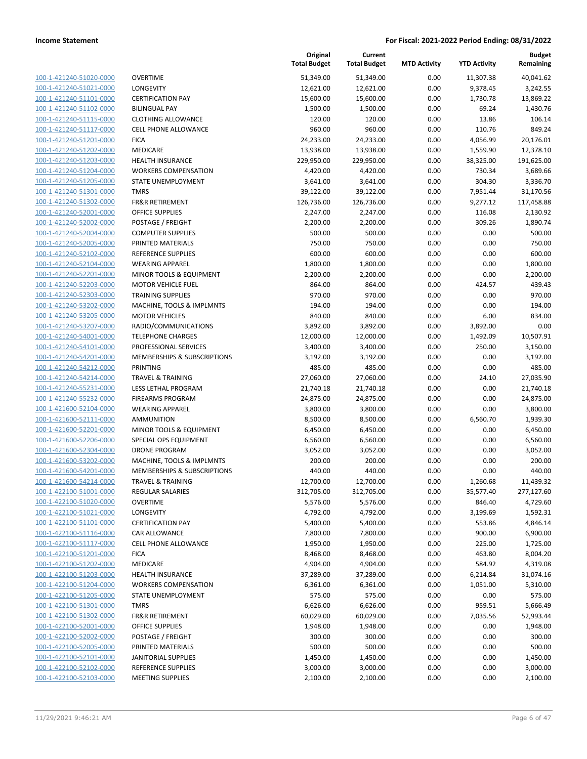**Income Statement** **For Fiscal: 2021-2022 Period Ending: 08/31/2022**

| | | Original Total Budget | Current Total Budget | MTD Activity | YTD Activity | Budget Remaining |
|---|---|---|---|---|---|---|
| 100-1-421240-51020-0000 | OVERTIME | 51,349.00 | 51,349.00 | 0.00 | 11,307.38 | 40,041.62 |
| 100-1-421240-51021-0000 | LONGEVITY | 12,621.00 | 12,621.00 | 0.00 | 9,378.45 | 3,242.55 |
| 100-1-421240-51101-0000 | CERTIFICATION PAY | 15,600.00 | 15,600.00 | 0.00 | 1,730.78 | 13,869.22 |
| 100-1-421240-51102-0000 | BILINGUAL PAY | 1,500.00 | 1,500.00 | 0.00 | 69.24 | 1,430.76 |
| 100-1-421240-51115-0000 | CLOTHING ALLOWANCE | 120.00 | 120.00 | 0.00 | 13.86 | 106.14 |
| 100-1-421240-51117-0000 | CELL PHONE ALLOWANCE | 960.00 | 960.00 | 0.00 | 110.76 | 849.24 |
| 100-1-421240-51201-0000 | FICA | 24,233.00 | 24,233.00 | 0.00 | 4,056.99 | 20,176.01 |
| 100-1-421240-51202-0000 | MEDICARE | 13,938.00 | 13,938.00 | 0.00 | 1,559.90 | 12,378.10 |
| 100-1-421240-51203-0000 | HEALTH INSURANCE | 229,950.00 | 229,950.00 | 0.00 | 38,325.00 | 191,625.00 |
| 100-1-421240-51204-0000 | WORKERS COMPENSATION | 4,420.00 | 4,420.00 | 0.00 | 730.34 | 3,689.66 |
| 100-1-421240-51205-0000 | STATE UNEMPLOYMENT | 3,641.00 | 3,641.00 | 0.00 | 304.30 | 3,336.70 |
| 100-1-421240-51301-0000 | TMRS | 39,122.00 | 39,122.00 | 0.00 | 7,951.44 | 31,170.56 |
| 100-1-421240-51302-0000 | FR&R RETIREMENT | 126,736.00 | 126,736.00 | 0.00 | 9,277.12 | 117,458.88 |
| 100-1-421240-52001-0000 | OFFICE SUPPLIES | 2,247.00 | 2,247.00 | 0.00 | 116.08 | 2,130.92 |
| 100-1-421240-52002-0000 | POSTAGE / FREIGHT | 2,200.00 | 2,200.00 | 0.00 | 309.26 | 1,890.74 |
| 100-1-421240-52004-0000 | COMPUTER SUPPLIES | 500.00 | 500.00 | 0.00 | 0.00 | 500.00 |
| 100-1-421240-52005-0000 | PRINTED MATERIALS | 750.00 | 750.00 | 0.00 | 0.00 | 750.00 |
| 100-1-421240-52102-0000 | REFERENCE SUPPLIES | 600.00 | 600.00 | 0.00 | 0.00 | 600.00 |
| 100-1-421240-52104-0000 | WEARING APPAREL | 1,800.00 | 1,800.00 | 0.00 | 0.00 | 1,800.00 |
| 100-1-421240-52201-0000 | MINOR TOOLS & EQUIPMENT | 2,200.00 | 2,200.00 | 0.00 | 0.00 | 2,200.00 |
| 100-1-421240-52203-0000 | MOTOR VEHICLE FUEL | 864.00 | 864.00 | 0.00 | 424.57 | 439.43 |
| 100-1-421240-52303-0000 | TRAINING SUPPLIES | 970.00 | 970.00 | 0.00 | 0.00 | 970.00 |
| 100-1-421240-53202-0000 | MACHINE, TOOLS & IMPLMNTS | 194.00 | 194.00 | 0.00 | 0.00 | 194.00 |
| 100-1-421240-53205-0000 | MOTOR VEHICLES | 840.00 | 840.00 | 0.00 | 6.00 | 834.00 |
| 100-1-421240-53207-0000 | RADIO/COMMUNICATIONS | 3,892.00 | 3,892.00 | 0.00 | 3,892.00 | 0.00 |
| 100-1-421240-54001-0000 | TELEPHONE CHARGES | 12,000.00 | 12,000.00 | 0.00 | 1,492.09 | 10,507.91 |
| 100-1-421240-54101-0000 | PROFESSIONAL SERVICES | 3,400.00 | 3,400.00 | 0.00 | 250.00 | 3,150.00 |
| 100-1-421240-54201-0000 | MEMBERSHIPS & SUBSCRIPTIONS | 3,192.00 | 3,192.00 | 0.00 | 0.00 | 3,192.00 |
| 100-1-421240-54212-0000 | PRINTING | 485.00 | 485.00 | 0.00 | 0.00 | 485.00 |
| 100-1-421240-54214-0000 | TRAVEL & TRAINING | 27,060.00 | 27,060.00 | 0.00 | 24.10 | 27,035.90 |
| 100-1-421240-55231-0000 | LESS LETHAL PROGRAM | 21,740.18 | 21,740.18 | 0.00 | 0.00 | 21,740.18 |
| 100-1-421240-55232-0000 | FIREARMS PROGRAM | 24,875.00 | 24,875.00 | 0.00 | 0.00 | 24,875.00 |
| 100-1-421600-52104-0000 | WEARING APPAREL | 3,800.00 | 3,800.00 | 0.00 | 0.00 | 3,800.00 |
| 100-1-421600-52111-0000 | AMMUNITION | 8,500.00 | 8,500.00 | 0.00 | 6,560.70 | 1,939.30 |
| 100-1-421600-52201-0000 | MINOR TOOLS & EQUIPMENT | 6,450.00 | 6,450.00 | 0.00 | 0.00 | 6,450.00 |
| 100-1-421600-52206-0000 | SPECIAL OPS EQUIPMENT | 6,560.00 | 6,560.00 | 0.00 | 0.00 | 6,560.00 |
| 100-1-421600-52304-0000 | DRONE PROGRAM | 3,052.00 | 3,052.00 | 0.00 | 0.00 | 3,052.00 |
| 100-1-421600-53202-0000 | MACHINE, TOOLS & IMPLMNTS | 200.00 | 200.00 | 0.00 | 0.00 | 200.00 |
| 100-1-421600-54201-0000 | MEMBERSHIPS & SUBSCRIPTIONS | 440.00 | 440.00 | 0.00 | 0.00 | 440.00 |
| 100-1-421600-54214-0000 | TRAVEL & TRAINING | 12,700.00 | 12,700.00 | 0.00 | 1,260.68 | 11,439.32 |
| 100-1-422100-51001-0000 | REGULAR SALARIES | 312,705.00 | 312,705.00 | 0.00 | 35,577.40 | 277,127.60 |
| 100-1-422100-51020-0000 | OVERTIME | 5,576.00 | 5,576.00 | 0.00 | 846.40 | 4,729.60 |
| 100-1-422100-51021-0000 | LONGEVITY | 4,792.00 | 4,792.00 | 0.00 | 3,199.69 | 1,592.31 |
| 100-1-422100-51101-0000 | CERTIFICATION PAY | 5,400.00 | 5,400.00 | 0.00 | 553.86 | 4,846.14 |
| 100-1-422100-51116-0000 | CAR ALLOWANCE | 7,800.00 | 7,800.00 | 0.00 | 900.00 | 6,900.00 |
| 100-1-422100-51117-0000 | CELL PHONE ALLOWANCE | 1,950.00 | 1,950.00 | 0.00 | 225.00 | 1,725.00 |
| 100-1-422100-51201-0000 | FICA | 8,468.00 | 8,468.00 | 0.00 | 463.80 | 8,004.20 |
| 100-1-422100-51202-0000 | MEDICARE | 4,904.00 | 4,904.00 | 0.00 | 584.92 | 4,319.08 |
| 100-1-422100-51203-0000 | HEALTH INSURANCE | 37,289.00 | 37,289.00 | 0.00 | 6,214.84 | 31,074.16 |
| 100-1-422100-51204-0000 | WORKERS COMPENSATION | 6,361.00 | 6,361.00 | 0.00 | 1,051.00 | 5,310.00 |
| 100-1-422100-51205-0000 | STATE UNEMPLOYMENT | 575.00 | 575.00 | 0.00 | 0.00 | 575.00 |
| 100-1-422100-51301-0000 | TMRS | 6,626.00 | 6,626.00 | 0.00 | 959.51 | 5,666.49 |
| 100-1-422100-51302-0000 | FR&R RETIREMENT | 60,029.00 | 60,029.00 | 0.00 | 7,035.56 | 52,993.44 |
| 100-1-422100-52001-0000 | OFFICE SUPPLIES | 1,948.00 | 1,948.00 | 0.00 | 0.00 | 1,948.00 |
| 100-1-422100-52002-0000 | POSTAGE / FREIGHT | 300.00 | 300.00 | 0.00 | 0.00 | 300.00 |
| 100-1-422100-52005-0000 | PRINTED MATERIALS | 500.00 | 500.00 | 0.00 | 0.00 | 500.00 |
| 100-1-422100-52101-0000 | JANITORIAL SUPPLIES | 1,450.00 | 1,450.00 | 0.00 | 0.00 | 1,450.00 |
| 100-1-422100-52102-0000 | REFERENCE SUPPLIES | 3,000.00 | 3,000.00 | 0.00 | 0.00 | 3,000.00 |
| 100-1-422100-52103-0000 | MEETING SUPPLIES | 2,100.00 | 2,100.00 | 0.00 | 0.00 | 2,100.00 |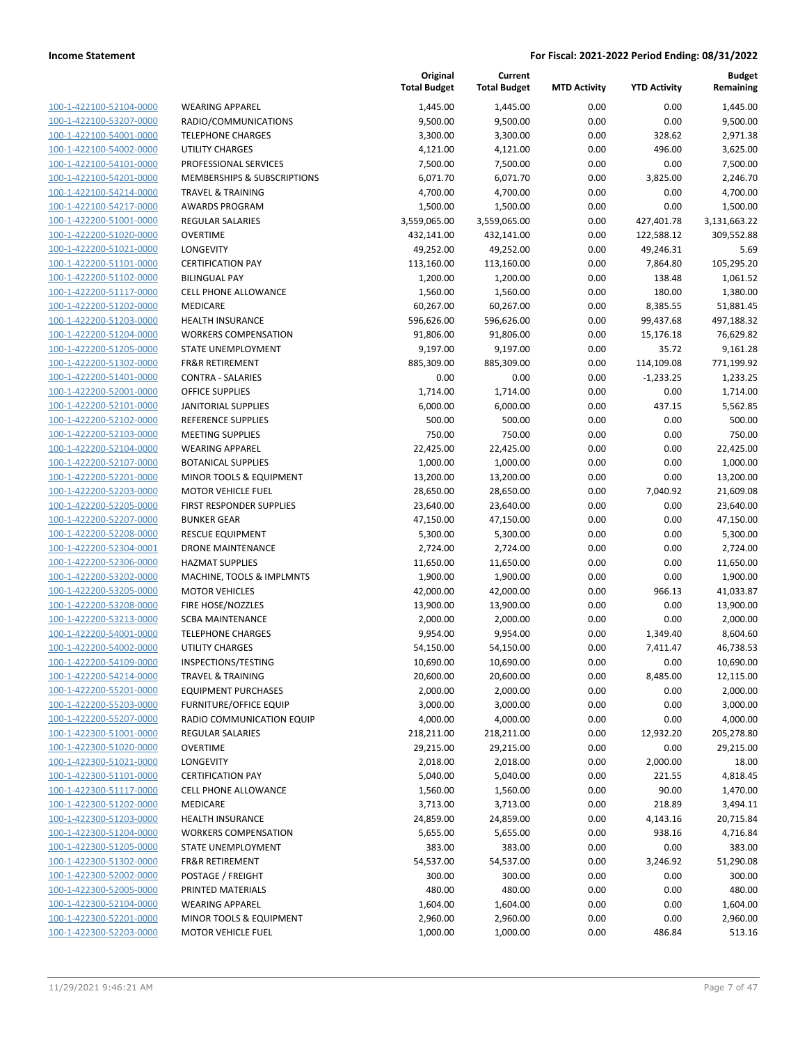**Income Statement** **For Fiscal: 2021-2022 Period Ending: 08/31/2022**

| | | Original Total Budget | Current Total Budget | MTD Activity | YTD Activity | Budget Remaining |
|---|---|---|---|---|---|---|
| 100-1-422100-52104-0000 | WEARING APPAREL | 1,445.00 | 1,445.00 | 0.00 | 0.00 | 1,445.00 |
| 100-1-422100-53207-0000 | RADIO/COMMUNICATIONS | 9,500.00 | 9,500.00 | 0.00 | 0.00 | 9,500.00 |
| 100-1-422100-54001-0000 | TELEPHONE CHARGES | 3,300.00 | 3,300.00 | 0.00 | 328.62 | 2,971.38 |
| 100-1-422100-54002-0000 | UTILITY CHARGES | 4,121.00 | 4,121.00 | 0.00 | 496.00 | 3,625.00 |
| 100-1-422100-54101-0000 | PROFESSIONAL SERVICES | 7,500.00 | 7,500.00 | 0.00 | 0.00 | 7,500.00 |
| 100-1-422100-54201-0000 | MEMBERSHIPS & SUBSCRIPTIONS | 6,071.70 | 6,071.70 | 0.00 | 3,825.00 | 2,246.70 |
| 100-1-422100-54214-0000 | TRAVEL & TRAINING | 4,700.00 | 4,700.00 | 0.00 | 0.00 | 4,700.00 |
| 100-1-422100-54217-0000 | AWARDS PROGRAM | 1,500.00 | 1,500.00 | 0.00 | 0.00 | 1,500.00 |
| 100-1-422200-51001-0000 | REGULAR SALARIES | 3,559,065.00 | 3,559,065.00 | 0.00 | 427,401.78 | 3,131,663.22 |
| 100-1-422200-51020-0000 | OVERTIME | 432,141.00 | 432,141.00 | 0.00 | 122,588.12 | 309,552.88 |
| 100-1-422200-51021-0000 | LONGEVITY | 49,252.00 | 49,252.00 | 0.00 | 49,246.31 | 5.69 |
| 100-1-422200-51101-0000 | CERTIFICATION PAY | 113,160.00 | 113,160.00 | 0.00 | 7,864.80 | 105,295.20 |
| 100-1-422200-51102-0000 | BILINGUAL PAY | 1,200.00 | 1,200.00 | 0.00 | 138.48 | 1,061.52 |
| 100-1-422200-51117-0000 | CELL PHONE ALLOWANCE | 1,560.00 | 1,560.00 | 0.00 | 180.00 | 1,380.00 |
| 100-1-422200-51202-0000 | MEDICARE | 60,267.00 | 60,267.00 | 0.00 | 8,385.55 | 51,881.45 |
| 100-1-422200-51203-0000 | HEALTH INSURANCE | 596,626.00 | 596,626.00 | 0.00 | 99,437.68 | 497,188.32 |
| 100-1-422200-51204-0000 | WORKERS COMPENSATION | 91,806.00 | 91,806.00 | 0.00 | 15,176.18 | 76,629.82 |
| 100-1-422200-51205-0000 | STATE UNEMPLOYMENT | 9,197.00 | 9,197.00 | 0.00 | 35.72 | 9,161.28 |
| 100-1-422200-51302-0000 | FR&R RETIREMENT | 885,309.00 | 885,309.00 | 0.00 | 114,109.08 | 771,199.92 |
| 100-1-422200-51401-0000 | CONTRA - SALARIES | 0.00 | 0.00 | 0.00 | -1,233.25 | 1,233.25 |
| 100-1-422200-52001-0000 | OFFICE SUPPLIES | 1,714.00 | 1,714.00 | 0.00 | 0.00 | 1,714.00 |
| 100-1-422200-52101-0000 | JANITORIAL SUPPLIES | 6,000.00 | 6,000.00 | 0.00 | 437.15 | 5,562.85 |
| 100-1-422200-52102-0000 | REFERENCE SUPPLIES | 500.00 | 500.00 | 0.00 | 0.00 | 500.00 |
| 100-1-422200-52103-0000 | MEETING SUPPLIES | 750.00 | 750.00 | 0.00 | 0.00 | 750.00 |
| 100-1-422200-52104-0000 | WEARING APPAREL | 22,425.00 | 22,425.00 | 0.00 | 0.00 | 22,425.00 |
| 100-1-422200-52107-0000 | BOTANICAL SUPPLIES | 1,000.00 | 1,000.00 | 0.00 | 0.00 | 1,000.00 |
| 100-1-422200-52201-0000 | MINOR TOOLS & EQUIPMENT | 13,200.00 | 13,200.00 | 0.00 | 0.00 | 13,200.00 |
| 100-1-422200-52203-0000 | MOTOR VEHICLE FUEL | 28,650.00 | 28,650.00 | 0.00 | 7,040.92 | 21,609.08 |
| 100-1-422200-52205-0000 | FIRST RESPONDER SUPPLIES | 23,640.00 | 23,640.00 | 0.00 | 0.00 | 23,640.00 |
| 100-1-422200-52207-0000 | BUNKER GEAR | 47,150.00 | 47,150.00 | 0.00 | 0.00 | 47,150.00 |
| 100-1-422200-52208-0000 | RESCUE EQUIPMENT | 5,300.00 | 5,300.00 | 0.00 | 0.00 | 5,300.00 |
| 100-1-422200-52304-0001 | DRONE MAINTENANCE | 2,724.00 | 2,724.00 | 0.00 | 0.00 | 2,724.00 |
| 100-1-422200-52306-0000 | HAZMAT SUPPLIES | 11,650.00 | 11,650.00 | 0.00 | 0.00 | 11,650.00 |
| 100-1-422200-53202-0000 | MACHINE, TOOLS & IMPLMNTS | 1,900.00 | 1,900.00 | 0.00 | 0.00 | 1,900.00 |
| 100-1-422200-53205-0000 | MOTOR VEHICLES | 42,000.00 | 42,000.00 | 0.00 | 966.13 | 41,033.87 |
| 100-1-422200-53208-0000 | FIRE HOSE/NOZZLES | 13,900.00 | 13,900.00 | 0.00 | 0.00 | 13,900.00 |
| 100-1-422200-53213-0000 | SCBA MAINTENANCE | 2,000.00 | 2,000.00 | 0.00 | 0.00 | 2,000.00 |
| 100-1-422200-54001-0000 | TELEPHONE CHARGES | 9,954.00 | 9,954.00 | 0.00 | 1,349.40 | 8,604.60 |
| 100-1-422200-54002-0000 | UTILITY CHARGES | 54,150.00 | 54,150.00 | 0.00 | 7,411.47 | 46,738.53 |
| 100-1-422200-54109-0000 | INSPECTIONS/TESTING | 10,690.00 | 10,690.00 | 0.00 | 0.00 | 10,690.00 |
| 100-1-422200-54214-0000 | TRAVEL & TRAINING | 20,600.00 | 20,600.00 | 0.00 | 8,485.00 | 12,115.00 |
| 100-1-422200-55201-0000 | EQUIPMENT PURCHASES | 2,000.00 | 2,000.00 | 0.00 | 0.00 | 2,000.00 |
| 100-1-422200-55203-0000 | FURNITURE/OFFICE EQUIP | 3,000.00 | 3,000.00 | 0.00 | 0.00 | 3,000.00 |
| 100-1-422200-55207-0000 | RADIO COMMUNICATION EQUIP | 4,000.00 | 4,000.00 | 0.00 | 0.00 | 4,000.00 |
| 100-1-422300-51001-0000 | REGULAR SALARIES | 218,211.00 | 218,211.00 | 0.00 | 12,932.20 | 205,278.80 |
| 100-1-422300-51020-0000 | OVERTIME | 29,215.00 | 29,215.00 | 0.00 | 0.00 | 29,215.00 |
| 100-1-422300-51021-0000 | LONGEVITY | 2,018.00 | 2,018.00 | 0.00 | 2,000.00 | 18.00 |
| 100-1-422300-51101-0000 | CERTIFICATION PAY | 5,040.00 | 5,040.00 | 0.00 | 221.55 | 4,818.45 |
| 100-1-422300-51117-0000 | CELL PHONE ALLOWANCE | 1,560.00 | 1,560.00 | 0.00 | 90.00 | 1,470.00 |
| 100-1-422300-51202-0000 | MEDICARE | 3,713.00 | 3,713.00 | 0.00 | 218.89 | 3,494.11 |
| 100-1-422300-51203-0000 | HEALTH INSURANCE | 24,859.00 | 24,859.00 | 0.00 | 4,143.16 | 20,715.84 |
| 100-1-422300-51204-0000 | WORKERS COMPENSATION | 5,655.00 | 5,655.00 | 0.00 | 938.16 | 4,716.84 |
| 100-1-422300-51205-0000 | STATE UNEMPLOYMENT | 383.00 | 383.00 | 0.00 | 0.00 | 383.00 |
| 100-1-422300-51302-0000 | FR&R RETIREMENT | 54,537.00 | 54,537.00 | 0.00 | 3,246.92 | 51,290.08 |
| 100-1-422300-52002-0000 | POSTAGE / FREIGHT | 300.00 | 300.00 | 0.00 | 0.00 | 300.00 |
| 100-1-422300-52005-0000 | PRINTED MATERIALS | 480.00 | 480.00 | 0.00 | 0.00 | 480.00 |
| 100-1-422300-52104-0000 | WEARING APPAREL | 1,604.00 | 1,604.00 | 0.00 | 0.00 | 1,604.00 |
| 100-1-422300-52201-0000 | MINOR TOOLS & EQUIPMENT | 2,960.00 | 2,960.00 | 0.00 | 0.00 | 2,960.00 |
| 100-1-422300-52203-0000 | MOTOR VEHICLE FUEL | 1,000.00 | 1,000.00 | 0.00 | 486.84 | 513.16 |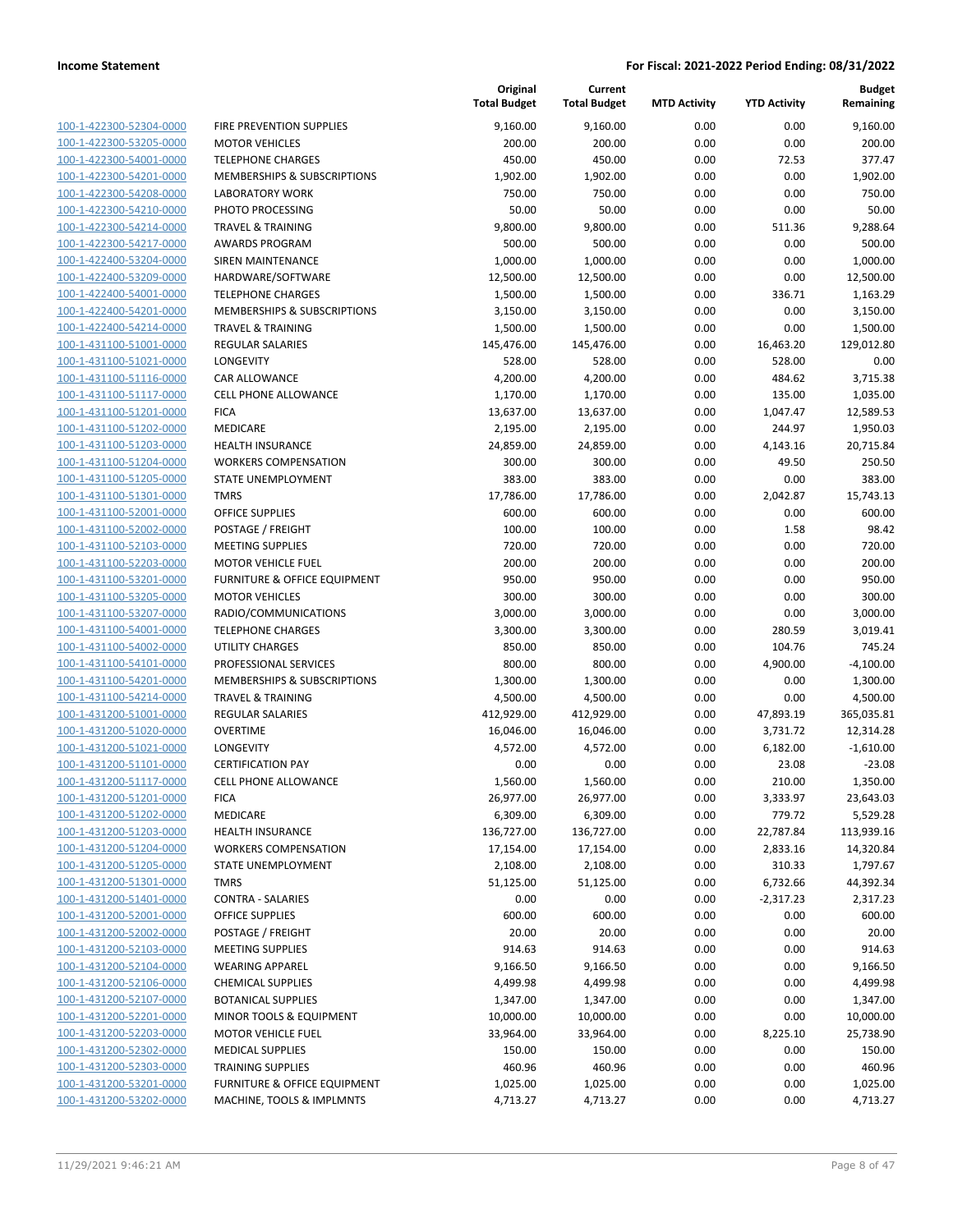| | | Original Total Budget | Current Total Budget | MTD Activity | YTD Activity | Budget Remaining |
|---|---|---|---|---|---|---|
| 100-1-422300-52304-0000 | FIRE PREVENTION SUPPLIES | 9,160.00 | 9,160.00 | 0.00 | 0.00 | 9,160.00 |
| 100-1-422300-53205-0000 | MOTOR VEHICLES | 200.00 | 200.00 | 0.00 | 0.00 | 200.00 |
| 100-1-422300-54001-0000 | TELEPHONE CHARGES | 450.00 | 450.00 | 0.00 | 72.53 | 377.47 |
| 100-1-422300-54201-0000 | MEMBERSHIPS & SUBSCRIPTIONS | 1,902.00 | 1,902.00 | 0.00 | 0.00 | 1,902.00 |
| 100-1-422300-54208-0000 | LABORATORY WORK | 750.00 | 750.00 | 0.00 | 0.00 | 750.00 |
| 100-1-422300-54210-0000 | PHOTO PROCESSING | 50.00 | 50.00 | 0.00 | 0.00 | 50.00 |
| 100-1-422300-54214-0000 | TRAVEL & TRAINING | 9,800.00 | 9,800.00 | 0.00 | 511.36 | 9,288.64 |
| 100-1-422300-54217-0000 | AWARDS PROGRAM | 500.00 | 500.00 | 0.00 | 0.00 | 500.00 |
| 100-1-422400-53204-0000 | SIREN MAINTENANCE | 1,000.00 | 1,000.00 | 0.00 | 0.00 | 1,000.00 |
| 100-1-422400-53209-0000 | HARDWARE/SOFTWARE | 12,500.00 | 12,500.00 | 0.00 | 0.00 | 12,500.00 |
| 100-1-422400-54001-0000 | TELEPHONE CHARGES | 1,500.00 | 1,500.00 | 0.00 | 336.71 | 1,163.29 |
| 100-1-422400-54201-0000 | MEMBERSHIPS & SUBSCRIPTIONS | 3,150.00 | 3,150.00 | 0.00 | 0.00 | 3,150.00 |
| 100-1-422400-54214-0000 | TRAVEL & TRAINING | 1,500.00 | 1,500.00 | 0.00 | 0.00 | 1,500.00 |
| 100-1-431100-51001-0000 | REGULAR SALARIES | 145,476.00 | 145,476.00 | 0.00 | 16,463.20 | 129,012.80 |
| 100-1-431100-51021-0000 | LONGEVITY | 528.00 | 528.00 | 0.00 | 528.00 | 0.00 |
| 100-1-431100-51116-0000 | CAR ALLOWANCE | 4,200.00 | 4,200.00 | 0.00 | 484.62 | 3,715.38 |
| 100-1-431100-51117-0000 | CELL PHONE ALLOWANCE | 1,170.00 | 1,170.00 | 0.00 | 135.00 | 1,035.00 |
| 100-1-431100-51201-0000 | FICA | 13,637.00 | 13,637.00 | 0.00 | 1,047.47 | 12,589.53 |
| 100-1-431100-51202-0000 | MEDICARE | 2,195.00 | 2,195.00 | 0.00 | 244.97 | 1,950.03 |
| 100-1-431100-51203-0000 | HEALTH INSURANCE | 24,859.00 | 24,859.00 | 0.00 | 4,143.16 | 20,715.84 |
| 100-1-431100-51204-0000 | WORKERS COMPENSATION | 300.00 | 300.00 | 0.00 | 49.50 | 250.50 |
| 100-1-431100-51205-0000 | STATE UNEMPLOYMENT | 383.00 | 383.00 | 0.00 | 0.00 | 383.00 |
| 100-1-431100-51301-0000 | TMRS | 17,786.00 | 17,786.00 | 0.00 | 2,042.87 | 15,743.13 |
| 100-1-431100-52001-0000 | OFFICE SUPPLIES | 600.00 | 600.00 | 0.00 | 0.00 | 600.00 |
| 100-1-431100-52002-0000 | POSTAGE / FREIGHT | 100.00 | 100.00 | 0.00 | 1.58 | 98.42 |
| 100-1-431100-52103-0000 | MEETING SUPPLIES | 720.00 | 720.00 | 0.00 | 0.00 | 720.00 |
| 100-1-431100-52203-0000 | MOTOR VEHICLE FUEL | 200.00 | 200.00 | 0.00 | 0.00 | 200.00 |
| 100-1-431100-53201-0000 | FURNITURE & OFFICE EQUIPMENT | 950.00 | 950.00 | 0.00 | 0.00 | 950.00 |
| 100-1-431100-53205-0000 | MOTOR VEHICLES | 300.00 | 300.00 | 0.00 | 0.00 | 300.00 |
| 100-1-431100-53207-0000 | RADIO/COMMUNICATIONS | 3,000.00 | 3,000.00 | 0.00 | 0.00 | 3,000.00 |
| 100-1-431100-54001-0000 | TELEPHONE CHARGES | 3,300.00 | 3,300.00 | 0.00 | 280.59 | 3,019.41 |
| 100-1-431100-54002-0000 | UTILITY CHARGES | 850.00 | 850.00 | 0.00 | 104.76 | 745.24 |
| 100-1-431100-54101-0000 | PROFESSIONAL SERVICES | 800.00 | 800.00 | 0.00 | 4,900.00 | -4,100.00 |
| 100-1-431100-54201-0000 | MEMBERSHIPS & SUBSCRIPTIONS | 1,300.00 | 1,300.00 | 0.00 | 0.00 | 1,300.00 |
| 100-1-431100-54214-0000 | TRAVEL & TRAINING | 4,500.00 | 4,500.00 | 0.00 | 0.00 | 4,500.00 |
| 100-1-431200-51001-0000 | REGULAR SALARIES | 412,929.00 | 412,929.00 | 0.00 | 47,893.19 | 365,035.81 |
| 100-1-431200-51020-0000 | OVERTIME | 16,046.00 | 16,046.00 | 0.00 | 3,731.72 | 12,314.28 |
| 100-1-431200-51021-0000 | LONGEVITY | 4,572.00 | 4,572.00 | 0.00 | 6,182.00 | -1,610.00 |
| 100-1-431200-51101-0000 | CERTIFICATION PAY | 0.00 | 0.00 | 0.00 | 23.08 | -23.08 |
| 100-1-431200-51117-0000 | CELL PHONE ALLOWANCE | 1,560.00 | 1,560.00 | 0.00 | 210.00 | 1,350.00 |
| 100-1-431200-51201-0000 | FICA | 26,977.00 | 26,977.00 | 0.00 | 3,333.97 | 23,643.03 |
| 100-1-431200-51202-0000 | MEDICARE | 6,309.00 | 6,309.00 | 0.00 | 779.72 | 5,529.28 |
| 100-1-431200-51203-0000 | HEALTH INSURANCE | 136,727.00 | 136,727.00 | 0.00 | 22,787.84 | 113,939.16 |
| 100-1-431200-51204-0000 | WORKERS COMPENSATION | 17,154.00 | 17,154.00 | 0.00 | 2,833.16 | 14,320.84 |
| 100-1-431200-51205-0000 | STATE UNEMPLOYMENT | 2,108.00 | 2,108.00 | 0.00 | 310.33 | 1,797.67 |
| 100-1-431200-51301-0000 | TMRS | 51,125.00 | 51,125.00 | 0.00 | 6,732.66 | 44,392.34 |
| 100-1-431200-51401-0000 | CONTRA - SALARIES | 0.00 | 0.00 | 0.00 | -2,317.23 | 2,317.23 |
| 100-1-431200-52001-0000 | OFFICE SUPPLIES | 600.00 | 600.00 | 0.00 | 0.00 | 600.00 |
| 100-1-431200-52002-0000 | POSTAGE / FREIGHT | 20.00 | 20.00 | 0.00 | 0.00 | 20.00 |
| 100-1-431200-52103-0000 | MEETING SUPPLIES | 914.63 | 914.63 | 0.00 | 0.00 | 914.63 |
| 100-1-431200-52104-0000 | WEARING APPAREL | 9,166.50 | 9,166.50 | 0.00 | 0.00 | 9,166.50 |
| 100-1-431200-52106-0000 | CHEMICAL SUPPLIES | 4,499.98 | 4,499.98 | 0.00 | 0.00 | 4,499.98 |
| 100-1-431200-52107-0000 | BOTANICAL SUPPLIES | 1,347.00 | 1,347.00 | 0.00 | 0.00 | 1,347.00 |
| 100-1-431200-52201-0000 | MINOR TOOLS & EQUIPMENT | 10,000.00 | 10,000.00 | 0.00 | 0.00 | 10,000.00 |
| 100-1-431200-52203-0000 | MOTOR VEHICLE FUEL | 33,964.00 | 33,964.00 | 0.00 | 8,225.10 | 25,738.90 |
| 100-1-431200-52302-0000 | MEDICAL SUPPLIES | 150.00 | 150.00 | 0.00 | 0.00 | 150.00 |
| 100-1-431200-52303-0000 | TRAINING SUPPLIES | 460.96 | 460.96 | 0.00 | 0.00 | 460.96 |
| 100-1-431200-53201-0000 | FURNITURE & OFFICE EQUIPMENT | 1,025.00 | 1,025.00 | 0.00 | 0.00 | 1,025.00 |
| 100-1-431200-53202-0000 | MACHINE, TOOLS & IMPLMNTS | 4,713.27 | 4,713.27 | 0.00 | 0.00 | 4,713.27 |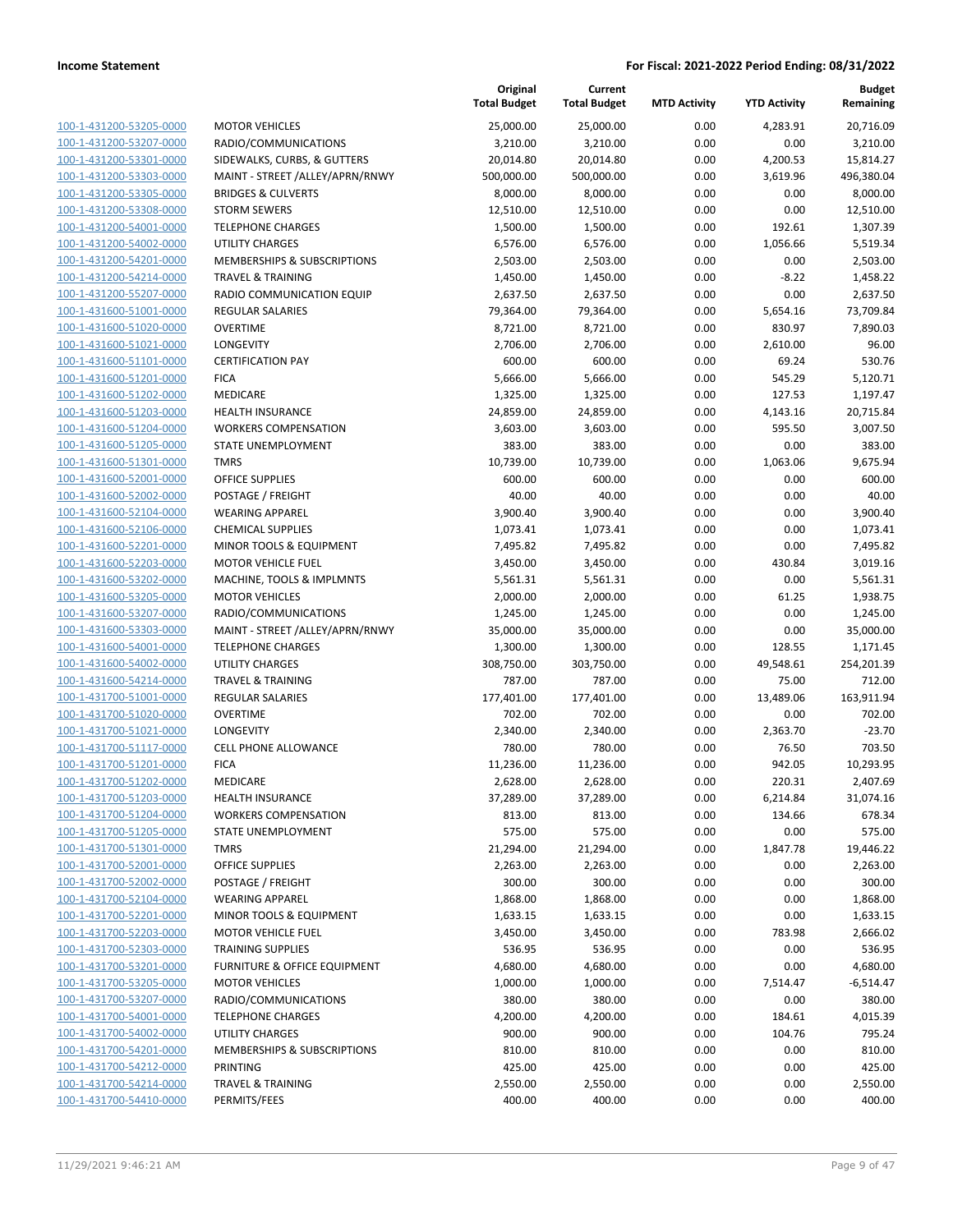**Income Statement** | **For Fiscal: 2021-2022 Period Ending: 08/31/2022**

| | | Original Total Budget | Current Total Budget | MTD Activity | YTD Activity | Budget Remaining |
|---|---|---|---|---|---|---|
| 100-1-431200-53205-0000 | MOTOR VEHICLES | 25,000.00 | 25,000.00 | 0.00 | 4,283.91 | 20,716.09 |
| 100-1-431200-53207-0000 | RADIO/COMMUNICATIONS | 3,210.00 | 3,210.00 | 0.00 | 0.00 | 3,210.00 |
| 100-1-431200-53301-0000 | SIDEWALKS, CURBS, & GUTTERS | 20,014.80 | 20,014.80 | 0.00 | 4,200.53 | 15,814.27 |
| 100-1-431200-53303-0000 | MAINT - STREET /ALLEY/APRN/RNWY | 500,000.00 | 500,000.00 | 0.00 | 3,619.96 | 496,380.04 |
| 100-1-431200-53305-0000 | BRIDGES & CULVERTS | 8,000.00 | 8,000.00 | 0.00 | 0.00 | 8,000.00 |
| 100-1-431200-53308-0000 | STORM SEWERS | 12,510.00 | 12,510.00 | 0.00 | 0.00 | 12,510.00 |
| 100-1-431200-54001-0000 | TELEPHONE CHARGES | 1,500.00 | 1,500.00 | 0.00 | 192.61 | 1,307.39 |
| 100-1-431200-54002-0000 | UTILITY CHARGES | 6,576.00 | 6,576.00 | 0.00 | 1,056.66 | 5,519.34 |
| 100-1-431200-54201-0000 | MEMBERSHIPS & SUBSCRIPTIONS | 2,503.00 | 2,503.00 | 0.00 | 0.00 | 2,503.00 |
| 100-1-431200-54214-0000 | TRAVEL & TRAINING | 1,450.00 | 1,450.00 | 0.00 | -8.22 | 1,458.22 |
| 100-1-431200-55207-0000 | RADIO COMMUNICATION EQUIP | 2,637.50 | 2,637.50 | 0.00 | 0.00 | 2,637.50 |
| 100-1-431600-51001-0000 | REGULAR SALARIES | 79,364.00 | 79,364.00 | 0.00 | 5,654.16 | 73,709.84 |
| 100-1-431600-51020-0000 | OVERTIME | 8,721.00 | 8,721.00 | 0.00 | 830.97 | 7,890.03 |
| 100-1-431600-51021-0000 | LONGEVITY | 2,706.00 | 2,706.00 | 0.00 | 2,610.00 | 96.00 |
| 100-1-431600-51101-0000 | CERTIFICATION PAY | 600.00 | 600.00 | 0.00 | 69.24 | 530.76 |
| 100-1-431600-51201-0000 | FICA | 5,666.00 | 5,666.00 | 0.00 | 545.29 | 5,120.71 |
| 100-1-431600-51202-0000 | MEDICARE | 1,325.00 | 1,325.00 | 0.00 | 127.53 | 1,197.47 |
| 100-1-431600-51203-0000 | HEALTH INSURANCE | 24,859.00 | 24,859.00 | 0.00 | 4,143.16 | 20,715.84 |
| 100-1-431600-51204-0000 | WORKERS COMPENSATION | 3,603.00 | 3,603.00 | 0.00 | 595.50 | 3,007.50 |
| 100-1-431600-51205-0000 | STATE UNEMPLOYMENT | 383.00 | 383.00 | 0.00 | 0.00 | 383.00 |
| 100-1-431600-51301-0000 | TMRS | 10,739.00 | 10,739.00 | 0.00 | 1,063.06 | 9,675.94 |
| 100-1-431600-52001-0000 | OFFICE SUPPLIES | 600.00 | 600.00 | 0.00 | 0.00 | 600.00 |
| 100-1-431600-52002-0000 | POSTAGE / FREIGHT | 40.00 | 40.00 | 0.00 | 0.00 | 40.00 |
| 100-1-431600-52104-0000 | WEARING APPAREL | 3,900.40 | 3,900.40 | 0.00 | 0.00 | 3,900.40 |
| 100-1-431600-52106-0000 | CHEMICAL SUPPLIES | 1,073.41 | 1,073.41 | 0.00 | 0.00 | 1,073.41 |
| 100-1-431600-52201-0000 | MINOR TOOLS & EQUIPMENT | 7,495.82 | 7,495.82 | 0.00 | 0.00 | 7,495.82 |
| 100-1-431600-52203-0000 | MOTOR VEHICLE FUEL | 3,450.00 | 3,450.00 | 0.00 | 430.84 | 3,019.16 |
| 100-1-431600-53202-0000 | MACHINE, TOOLS & IMPLMNTS | 5,561.31 | 5,561.31 | 0.00 | 0.00 | 5,561.31 |
| 100-1-431600-53205-0000 | MOTOR VEHICLES | 2,000.00 | 2,000.00 | 0.00 | 61.25 | 1,938.75 |
| 100-1-431600-53207-0000 | RADIO/COMMUNICATIONS | 1,245.00 | 1,245.00 | 0.00 | 0.00 | 1,245.00 |
| 100-1-431600-53303-0000 | MAINT - STREET /ALLEY/APRN/RNWY | 35,000.00 | 35,000.00 | 0.00 | 0.00 | 35,000.00 |
| 100-1-431600-54001-0000 | TELEPHONE CHARGES | 1,300.00 | 1,300.00 | 0.00 | 128.55 | 1,171.45 |
| 100-1-431600-54002-0000 | UTILITY CHARGES | 308,750.00 | 303,750.00 | 0.00 | 49,548.61 | 254,201.39 |
| 100-1-431600-54214-0000 | TRAVEL & TRAINING | 787.00 | 787.00 | 0.00 | 75.00 | 712.00 |
| 100-1-431700-51001-0000 | REGULAR SALARIES | 177,401.00 | 177,401.00 | 0.00 | 13,489.06 | 163,911.94 |
| 100-1-431700-51020-0000 | OVERTIME | 702.00 | 702.00 | 0.00 | 0.00 | 702.00 |
| 100-1-431700-51021-0000 | LONGEVITY | 2,340.00 | 2,340.00 | 0.00 | 2,363.70 | -23.70 |
| 100-1-431700-51117-0000 | CELL PHONE ALLOWANCE | 780.00 | 780.00 | 0.00 | 76.50 | 703.50 |
| 100-1-431700-51201-0000 | FICA | 11,236.00 | 11,236.00 | 0.00 | 942.05 | 10,293.95 |
| 100-1-431700-51202-0000 | MEDICARE | 2,628.00 | 2,628.00 | 0.00 | 220.31 | 2,407.69 |
| 100-1-431700-51203-0000 | HEALTH INSURANCE | 37,289.00 | 37,289.00 | 0.00 | 6,214.84 | 31,074.16 |
| 100-1-431700-51204-0000 | WORKERS COMPENSATION | 813.00 | 813.00 | 0.00 | 134.66 | 678.34 |
| 100-1-431700-51205-0000 | STATE UNEMPLOYMENT | 575.00 | 575.00 | 0.00 | 0.00 | 575.00 |
| 100-1-431700-51301-0000 | TMRS | 21,294.00 | 21,294.00 | 0.00 | 1,847.78 | 19,446.22 |
| 100-1-431700-52001-0000 | OFFICE SUPPLIES | 2,263.00 | 2,263.00 | 0.00 | 0.00 | 2,263.00 |
| 100-1-431700-52002-0000 | POSTAGE / FREIGHT | 300.00 | 300.00 | 0.00 | 0.00 | 300.00 |
| 100-1-431700-52104-0000 | WEARING APPAREL | 1,868.00 | 1,868.00 | 0.00 | 0.00 | 1,868.00 |
| 100-1-431700-52201-0000 | MINOR TOOLS & EQUIPMENT | 1,633.15 | 1,633.15 | 0.00 | 0.00 | 1,633.15 |
| 100-1-431700-52203-0000 | MOTOR VEHICLE FUEL | 3,450.00 | 3,450.00 | 0.00 | 783.98 | 2,666.02 |
| 100-1-431700-52303-0000 | TRAINING SUPPLIES | 536.95 | 536.95 | 0.00 | 0.00 | 536.95 |
| 100-1-431700-53201-0000 | FURNITURE & OFFICE EQUIPMENT | 4,680.00 | 4,680.00 | 0.00 | 0.00 | 4,680.00 |
| 100-1-431700-53205-0000 | MOTOR VEHICLES | 1,000.00 | 1,000.00 | 0.00 | 7,514.47 | -6,514.47 |
| 100-1-431700-53207-0000 | RADIO/COMMUNICATIONS | 380.00 | 380.00 | 0.00 | 0.00 | 380.00 |
| 100-1-431700-54001-0000 | TELEPHONE CHARGES | 4,200.00 | 4,200.00 | 0.00 | 184.61 | 4,015.39 |
| 100-1-431700-54002-0000 | UTILITY CHARGES | 900.00 | 900.00 | 0.00 | 104.76 | 795.24 |
| 100-1-431700-54201-0000 | MEMBERSHIPS & SUBSCRIPTIONS | 810.00 | 810.00 | 0.00 | 0.00 | 810.00 |
| 100-1-431700-54212-0000 | PRINTING | 425.00 | 425.00 | 0.00 | 0.00 | 425.00 |
| 100-1-431700-54214-0000 | TRAVEL & TRAINING | 2,550.00 | 2,550.00 | 0.00 | 0.00 | 2,550.00 |
| 100-1-431700-54410-0000 | PERMITS/FEES | 400.00 | 400.00 | 0.00 | 0.00 | 400.00 |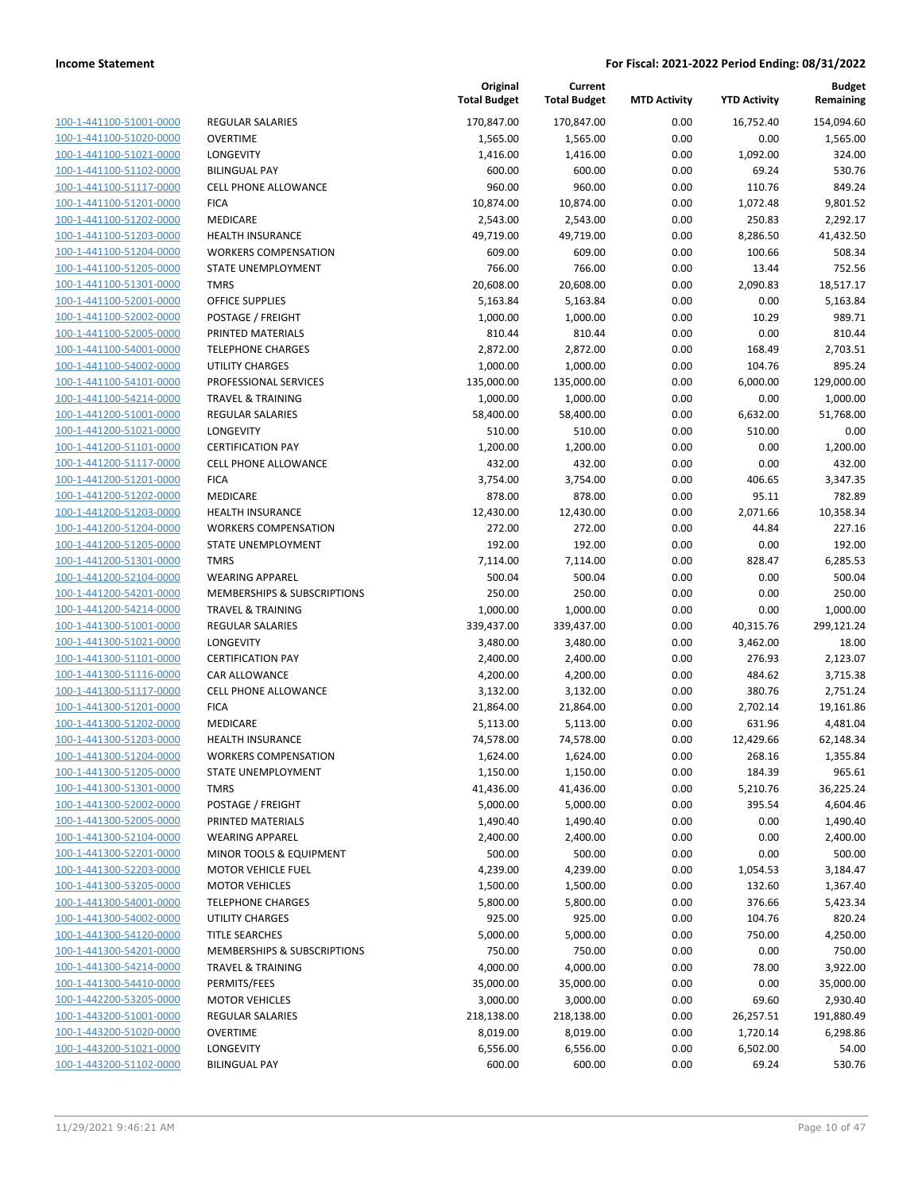**Income Statement** **For Fiscal: 2021-2022 Period Ending: 08/31/2022**

| | | Original Total Budget | Current Total Budget | MTD Activity | YTD Activity | Budget Remaining |
|---|---|---|---|---|---|---|
| 100-1-441100-51001-0000 | REGULAR SALARIES | 170,847.00 | 170,847.00 | 0.00 | 16,752.40 | 154,094.60 |
| 100-1-441100-51020-0000 | OVERTIME | 1,565.00 | 1,565.00 | 0.00 | 0.00 | 1,565.00 |
| 100-1-441100-51021-0000 | LONGEVITY | 1,416.00 | 1,416.00 | 0.00 | 1,092.00 | 324.00 |
| 100-1-441100-51102-0000 | BILINGUAL PAY | 600.00 | 600.00 | 0.00 | 69.24 | 530.76 |
| 100-1-441100-51117-0000 | CELL PHONE ALLOWANCE | 960.00 | 960.00 | 0.00 | 110.76 | 849.24 |
| 100-1-441100-51201-0000 | FICA | 10,874.00 | 10,874.00 | 0.00 | 1,072.48 | 9,801.52 |
| 100-1-441100-51202-0000 | MEDICARE | 2,543.00 | 2,543.00 | 0.00 | 250.83 | 2,292.17 |
| 100-1-441100-51203-0000 | HEALTH INSURANCE | 49,719.00 | 49,719.00 | 0.00 | 8,286.50 | 41,432.50 |
| 100-1-441100-51204-0000 | WORKERS COMPENSATION | 609.00 | 609.00 | 0.00 | 100.66 | 508.34 |
| 100-1-441100-51205-0000 | STATE UNEMPLOYMENT | 766.00 | 766.00 | 0.00 | 13.44 | 752.56 |
| 100-1-441100-51301-0000 | TMRS | 20,608.00 | 20,608.00 | 0.00 | 2,090.83 | 18,517.17 |
| 100-1-441100-52001-0000 | OFFICE SUPPLIES | 5,163.84 | 5,163.84 | 0.00 | 0.00 | 5,163.84 |
| 100-1-441100-52002-0000 | POSTAGE / FREIGHT | 1,000.00 | 1,000.00 | 0.00 | 10.29 | 989.71 |
| 100-1-441100-52005-0000 | PRINTED MATERIALS | 810.44 | 810.44 | 0.00 | 0.00 | 810.44 |
| 100-1-441100-54001-0000 | TELEPHONE CHARGES | 2,872.00 | 2,872.00 | 0.00 | 168.49 | 2,703.51 |
| 100-1-441100-54002-0000 | UTILITY CHARGES | 1,000.00 | 1,000.00 | 0.00 | 104.76 | 895.24 |
| 100-1-441100-54101-0000 | PROFESSIONAL SERVICES | 135,000.00 | 135,000.00 | 0.00 | 6,000.00 | 129,000.00 |
| 100-1-441100-54214-0000 | TRAVEL & TRAINING | 1,000.00 | 1,000.00 | 0.00 | 0.00 | 1,000.00 |
| 100-1-441200-51001-0000 | REGULAR SALARIES | 58,400.00 | 58,400.00 | 0.00 | 6,632.00 | 51,768.00 |
| 100-1-441200-51021-0000 | LONGEVITY | 510.00 | 510.00 | 0.00 | 510.00 | 0.00 |
| 100-1-441200-51101-0000 | CERTIFICATION PAY | 1,200.00 | 1,200.00 | 0.00 | 0.00 | 1,200.00 |
| 100-1-441200-51117-0000 | CELL PHONE ALLOWANCE | 432.00 | 432.00 | 0.00 | 0.00 | 432.00 |
| 100-1-441200-51201-0000 | FICA | 3,754.00 | 3,754.00 | 0.00 | 406.65 | 3,347.35 |
| 100-1-441200-51202-0000 | MEDICARE | 878.00 | 878.00 | 0.00 | 95.11 | 782.89 |
| 100-1-441200-51203-0000 | HEALTH INSURANCE | 12,430.00 | 12,430.00 | 0.00 | 2,071.66 | 10,358.34 |
| 100-1-441200-51204-0000 | WORKERS COMPENSATION | 272.00 | 272.00 | 0.00 | 44.84 | 227.16 |
| 100-1-441200-51205-0000 | STATE UNEMPLOYMENT | 192.00 | 192.00 | 0.00 | 0.00 | 192.00 |
| 100-1-441200-51301-0000 | TMRS | 7,114.00 | 7,114.00 | 0.00 | 828.47 | 6,285.53 |
| 100-1-441200-52104-0000 | WEARING APPAREL | 500.04 | 500.04 | 0.00 | 0.00 | 500.04 |
| 100-1-441200-54201-0000 | MEMBERSHIPS & SUBSCRIPTIONS | 250.00 | 250.00 | 0.00 | 0.00 | 250.00 |
| 100-1-441200-54214-0000 | TRAVEL & TRAINING | 1,000.00 | 1,000.00 | 0.00 | 0.00 | 1,000.00 |
| 100-1-441300-51001-0000 | REGULAR SALARIES | 339,437.00 | 339,437.00 | 0.00 | 40,315.76 | 299,121.24 |
| 100-1-441300-51021-0000 | LONGEVITY | 3,480.00 | 3,480.00 | 0.00 | 3,462.00 | 18.00 |
| 100-1-441300-51101-0000 | CERTIFICATION PAY | 2,400.00 | 2,400.00 | 0.00 | 276.93 | 2,123.07 |
| 100-1-441300-51116-0000 | CAR ALLOWANCE | 4,200.00 | 4,200.00 | 0.00 | 484.62 | 3,715.38 |
| 100-1-441300-51117-0000 | CELL PHONE ALLOWANCE | 3,132.00 | 3,132.00 | 0.00 | 380.76 | 2,751.24 |
| 100-1-441300-51201-0000 | FICA | 21,864.00 | 21,864.00 | 0.00 | 2,702.14 | 19,161.86 |
| 100-1-441300-51202-0000 | MEDICARE | 5,113.00 | 5,113.00 | 0.00 | 631.96 | 4,481.04 |
| 100-1-441300-51203-0000 | HEALTH INSURANCE | 74,578.00 | 74,578.00 | 0.00 | 12,429.66 | 62,148.34 |
| 100-1-441300-51204-0000 | WORKERS COMPENSATION | 1,624.00 | 1,624.00 | 0.00 | 268.16 | 1,355.84 |
| 100-1-441300-51205-0000 | STATE UNEMPLOYMENT | 1,150.00 | 1,150.00 | 0.00 | 184.39 | 965.61 |
| 100-1-441300-51301-0000 | TMRS | 41,436.00 | 41,436.00 | 0.00 | 5,210.76 | 36,225.24 |
| 100-1-441300-52002-0000 | POSTAGE / FREIGHT | 5,000.00 | 5,000.00 | 0.00 | 395.54 | 4,604.46 |
| 100-1-441300-52005-0000 | PRINTED MATERIALS | 1,490.40 | 1,490.40 | 0.00 | 0.00 | 1,490.40 |
| 100-1-441300-52104-0000 | WEARING APPAREL | 2,400.00 | 2,400.00 | 0.00 | 0.00 | 2,400.00 |
| 100-1-441300-52201-0000 | MINOR TOOLS & EQUIPMENT | 500.00 | 500.00 | 0.00 | 0.00 | 500.00 |
| 100-1-441300-52203-0000 | MOTOR VEHICLE FUEL | 4,239.00 | 4,239.00 | 0.00 | 1,054.53 | 3,184.47 |
| 100-1-441300-53205-0000 | MOTOR VEHICLES | 1,500.00 | 1,500.00 | 0.00 | 132.60 | 1,367.40 |
| 100-1-441300-54001-0000 | TELEPHONE CHARGES | 5,800.00 | 5,800.00 | 0.00 | 376.66 | 5,423.34 |
| 100-1-441300-54002-0000 | UTILITY CHARGES | 925.00 | 925.00 | 0.00 | 104.76 | 820.24 |
| 100-1-441300-54120-0000 | TITLE SEARCHES | 5,000.00 | 5,000.00 | 0.00 | 750.00 | 4,250.00 |
| 100-1-441300-54201-0000 | MEMBERSHIPS & SUBSCRIPTIONS | 750.00 | 750.00 | 0.00 | 0.00 | 750.00 |
| 100-1-441300-54214-0000 | TRAVEL & TRAINING | 4,000.00 | 4,000.00 | 0.00 | 78.00 | 3,922.00 |
| 100-1-441300-54410-0000 | PERMITS/FEES | 35,000.00 | 35,000.00 | 0.00 | 0.00 | 35,000.00 |
| 100-1-442200-53205-0000 | MOTOR VEHICLES | 3,000.00 | 3,000.00 | 0.00 | 69.60 | 2,930.40 |
| 100-1-443200-51001-0000 | REGULAR SALARIES | 218,138.00 | 218,138.00 | 0.00 | 26,257.51 | 191,880.49 |
| 100-1-443200-51020-0000 | OVERTIME | 8,019.00 | 8,019.00 | 0.00 | 1,720.14 | 6,298.86 |
| 100-1-443200-51021-0000 | LONGEVITY | 6,556.00 | 6,556.00 | 0.00 | 6,502.00 | 54.00 |
| 100-1-443200-51102-0000 | BILINGUAL PAY | 600.00 | 600.00 | 0.00 | 69.24 | 530.76 |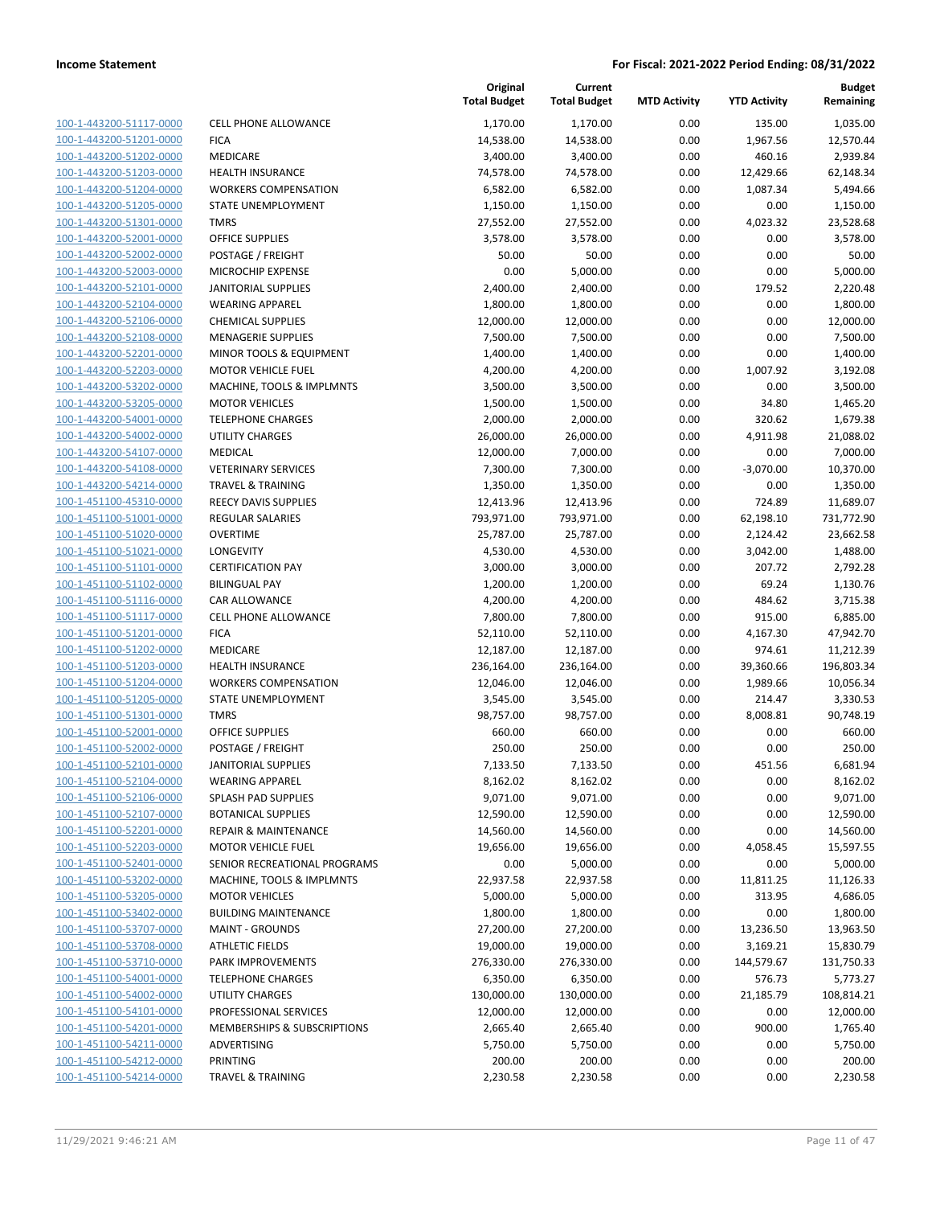**Income Statement** | **For Fiscal: 2021-2022 Period Ending: 08/31/2022**

| | | Original Total Budget | Current Total Budget | MTD Activity | YTD Activity | Budget Remaining |
|---|---|---|---|---|---|---|
| 100-1-443200-51117-0000 | CELL PHONE ALLOWANCE | 1,170.00 | 1,170.00 | 0.00 | 135.00 | 1,035.00 |
| 100-1-443200-51201-0000 | FICA | 14,538.00 | 14,538.00 | 0.00 | 1,967.56 | 12,570.44 |
| 100-1-443200-51202-0000 | MEDICARE | 3,400.00 | 3,400.00 | 0.00 | 460.16 | 2,939.84 |
| 100-1-443200-51203-0000 | HEALTH INSURANCE | 74,578.00 | 74,578.00 | 0.00 | 12,429.66 | 62,148.34 |
| 100-1-443200-51204-0000 | WORKERS COMPENSATION | 6,582.00 | 6,582.00 | 0.00 | 1,087.34 | 5,494.66 |
| 100-1-443200-51205-0000 | STATE UNEMPLOYMENT | 1,150.00 | 1,150.00 | 0.00 | 0.00 | 1,150.00 |
| 100-1-443200-51301-0000 | TMRS | 27,552.00 | 27,552.00 | 0.00 | 4,023.32 | 23,528.68 |
| 100-1-443200-52001-0000 | OFFICE SUPPLIES | 3,578.00 | 3,578.00 | 0.00 | 0.00 | 3,578.00 |
| 100-1-443200-52002-0000 | POSTAGE / FREIGHT | 50.00 | 50.00 | 0.00 | 0.00 | 50.00 |
| 100-1-443200-52003-0000 | MICROCHIP EXPENSE | 0.00 | 5,000.00 | 0.00 | 0.00 | 5,000.00 |
| 100-1-443200-52101-0000 | JANITORIAL SUPPLIES | 2,400.00 | 2,400.00 | 0.00 | 179.52 | 2,220.48 |
| 100-1-443200-52104-0000 | WEARING APPAREL | 1,800.00 | 1,800.00 | 0.00 | 0.00 | 1,800.00 |
| 100-1-443200-52106-0000 | CHEMICAL SUPPLIES | 12,000.00 | 12,000.00 | 0.00 | 0.00 | 12,000.00 |
| 100-1-443200-52108-0000 | MENAGERIE SUPPLIES | 7,500.00 | 7,500.00 | 0.00 | 0.00 | 7,500.00 |
| 100-1-443200-52201-0000 | MINOR TOOLS & EQUIPMENT | 1,400.00 | 1,400.00 | 0.00 | 0.00 | 1,400.00 |
| 100-1-443200-52203-0000 | MOTOR VEHICLE FUEL | 4,200.00 | 4,200.00 | 0.00 | 1,007.92 | 3,192.08 |
| 100-1-443200-53202-0000 | MACHINE, TOOLS & IMPLMNTS | 3,500.00 | 3,500.00 | 0.00 | 0.00 | 3,500.00 |
| 100-1-443200-53205-0000 | MOTOR VEHICLES | 1,500.00 | 1,500.00 | 0.00 | 34.80 | 1,465.20 |
| 100-1-443200-54001-0000 | TELEPHONE CHARGES | 2,000.00 | 2,000.00 | 0.00 | 320.62 | 1,679.38 |
| 100-1-443200-54002-0000 | UTILITY CHARGES | 26,000.00 | 26,000.00 | 0.00 | 4,911.98 | 21,088.02 |
| 100-1-443200-54107-0000 | MEDICAL | 12,000.00 | 7,000.00 | 0.00 | 0.00 | 7,000.00 |
| 100-1-443200-54108-0000 | VETERINARY SERVICES | 7,300.00 | 7,300.00 | 0.00 | -3,070.00 | 10,370.00 |
| 100-1-443200-54214-0000 | TRAVEL & TRAINING | 1,350.00 | 1,350.00 | 0.00 | 0.00 | 1,350.00 |
| 100-1-451100-45310-0000 | REECY DAVIS SUPPLIES | 12,413.96 | 12,413.96 | 0.00 | 724.89 | 11,689.07 |
| 100-1-451100-51001-0000 | REGULAR SALARIES | 793,971.00 | 793,971.00 | 0.00 | 62,198.10 | 731,772.90 |
| 100-1-451100-51020-0000 | OVERTIME | 25,787.00 | 25,787.00 | 0.00 | 2,124.42 | 23,662.58 |
| 100-1-451100-51021-0000 | LONGEVITY | 4,530.00 | 4,530.00 | 0.00 | 3,042.00 | 1,488.00 |
| 100-1-451100-51101-0000 | CERTIFICATION PAY | 3,000.00 | 3,000.00 | 0.00 | 207.72 | 2,792.28 |
| 100-1-451100-51102-0000 | BILINGUAL PAY | 1,200.00 | 1,200.00 | 0.00 | 69.24 | 1,130.76 |
| 100-1-451100-51116-0000 | CAR ALLOWANCE | 4,200.00 | 4,200.00 | 0.00 | 484.62 | 3,715.38 |
| 100-1-451100-51117-0000 | CELL PHONE ALLOWANCE | 7,800.00 | 7,800.00 | 0.00 | 915.00 | 6,885.00 |
| 100-1-451100-51201-0000 | FICA | 52,110.00 | 52,110.00 | 0.00 | 4,167.30 | 47,942.70 |
| 100-1-451100-51202-0000 | MEDICARE | 12,187.00 | 12,187.00 | 0.00 | 974.61 | 11,212.39 |
| 100-1-451100-51203-0000 | HEALTH INSURANCE | 236,164.00 | 236,164.00 | 0.00 | 39,360.66 | 196,803.34 |
| 100-1-451100-51204-0000 | WORKERS COMPENSATION | 12,046.00 | 12,046.00 | 0.00 | 1,989.66 | 10,056.34 |
| 100-1-451100-51205-0000 | STATE UNEMPLOYMENT | 3,545.00 | 3,545.00 | 0.00 | 214.47 | 3,330.53 |
| 100-1-451100-51301-0000 | TMRS | 98,757.00 | 98,757.00 | 0.00 | 8,008.81 | 90,748.19 |
| 100-1-451100-52001-0000 | OFFICE SUPPLIES | 660.00 | 660.00 | 0.00 | 0.00 | 660.00 |
| 100-1-451100-52002-0000 | POSTAGE / FREIGHT | 250.00 | 250.00 | 0.00 | 0.00 | 250.00 |
| 100-1-451100-52101-0000 | JANITORIAL SUPPLIES | 7,133.50 | 7,133.50 | 0.00 | 451.56 | 6,681.94 |
| 100-1-451100-52104-0000 | WEARING APPAREL | 8,162.02 | 8,162.02 | 0.00 | 0.00 | 8,162.02 |
| 100-1-451100-52106-0000 | SPLASH PAD SUPPLIES | 9,071.00 | 9,071.00 | 0.00 | 0.00 | 9,071.00 |
| 100-1-451100-52107-0000 | BOTANICAL SUPPLIES | 12,590.00 | 12,590.00 | 0.00 | 0.00 | 12,590.00 |
| 100-1-451100-52201-0000 | REPAIR & MAINTENANCE | 14,560.00 | 14,560.00 | 0.00 | 0.00 | 14,560.00 |
| 100-1-451100-52203-0000 | MOTOR VEHICLE FUEL | 19,656.00 | 19,656.00 | 0.00 | 4,058.45 | 15,597.55 |
| 100-1-451100-52401-0000 | SENIOR RECREATIONAL PROGRAMS | 0.00 | 5,000.00 | 0.00 | 0.00 | 5,000.00 |
| 100-1-451100-53202-0000 | MACHINE, TOOLS & IMPLMNTS | 22,937.58 | 22,937.58 | 0.00 | 11,811.25 | 11,126.33 |
| 100-1-451100-53205-0000 | MOTOR VEHICLES | 5,000.00 | 5,000.00 | 0.00 | 313.95 | 4,686.05 |
| 100-1-451100-53402-0000 | BUILDING MAINTENANCE | 1,800.00 | 1,800.00 | 0.00 | 0.00 | 1,800.00 |
| 100-1-451100-53707-0000 | MAINT - GROUNDS | 27,200.00 | 27,200.00 | 0.00 | 13,236.50 | 13,963.50 |
| 100-1-451100-53708-0000 | ATHLETIC FIELDS | 19,000.00 | 19,000.00 | 0.00 | 3,169.21 | 15,830.79 |
| 100-1-451100-53710-0000 | PARK IMPROVEMENTS | 276,330.00 | 276,330.00 | 0.00 | 144,579.67 | 131,750.33 |
| 100-1-451100-54001-0000 | TELEPHONE CHARGES | 6,350.00 | 6,350.00 | 0.00 | 576.73 | 5,773.27 |
| 100-1-451100-54002-0000 | UTILITY CHARGES | 130,000.00 | 130,000.00 | 0.00 | 21,185.79 | 108,814.21 |
| 100-1-451100-54101-0000 | PROFESSIONAL SERVICES | 12,000.00 | 12,000.00 | 0.00 | 0.00 | 12,000.00 |
| 100-1-451100-54201-0000 | MEMBERSHIPS & SUBSCRIPTIONS | 2,665.40 | 2,665.40 | 0.00 | 900.00 | 1,765.40 |
| 100-1-451100-54211-0000 | ADVERTISING | 5,750.00 | 5,750.00 | 0.00 | 0.00 | 5,750.00 |
| 100-1-451100-54212-0000 | PRINTING | 200.00 | 200.00 | 0.00 | 0.00 | 200.00 |
| 100-1-451100-54214-0000 | TRAVEL & TRAINING | 2,230.58 | 2,230.58 | 0.00 | 0.00 | 2,230.58 |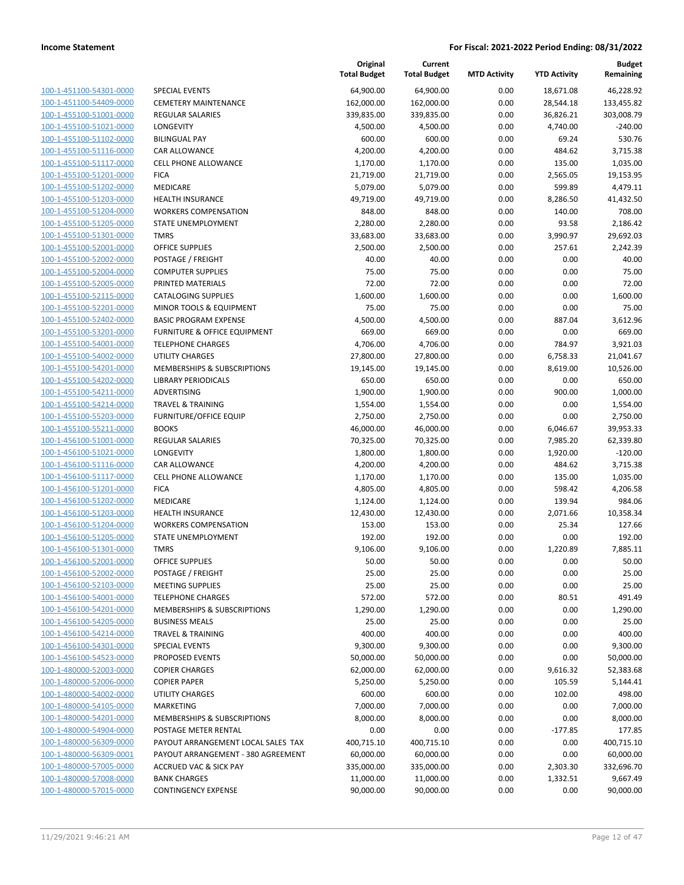**Income Statement** — For Fiscal: 2021-2022 Period Ending: 08/31/2022

| | | Original Total Budget | Current Total Budget | MTD Activity | YTD Activity | Budget Remaining |
|---|---|---|---|---|---|---|
| 100-1-451100-54301-0000 | SPECIAL EVENTS | 64,900.00 | 64,900.00 | 0.00 | 18,671.08 | 46,228.92 |
| 100-1-451100-54409-0000 | CEMETERY MAINTENANCE | 162,000.00 | 162,000.00 | 0.00 | 28,544.18 | 133,455.82 |
| 100-1-455100-51001-0000 | REGULAR SALARIES | 339,835.00 | 339,835.00 | 0.00 | 36,826.21 | 303,008.79 |
| 100-1-455100-51021-0000 | LONGEVITY | 4,500.00 | 4,500.00 | 0.00 | 4,740.00 | -240.00 |
| 100-1-455100-51102-0000 | BILINGUAL PAY | 600.00 | 600.00 | 0.00 | 69.24 | 530.76 |
| 100-1-455100-51116-0000 | CAR ALLOWANCE | 4,200.00 | 4,200.00 | 0.00 | 484.62 | 3,715.38 |
| 100-1-455100-51117-0000 | CELL PHONE ALLOWANCE | 1,170.00 | 1,170.00 | 0.00 | 135.00 | 1,035.00 |
| 100-1-455100-51201-0000 | FICA | 21,719.00 | 21,719.00 | 0.00 | 2,565.05 | 19,153.95 |
| 100-1-455100-51202-0000 | MEDICARE | 5,079.00 | 5,079.00 | 0.00 | 599.89 | 4,479.11 |
| 100-1-455100-51203-0000 | HEALTH INSURANCE | 49,719.00 | 49,719.00 | 0.00 | 8,286.50 | 41,432.50 |
| 100-1-455100-51204-0000 | WORKERS COMPENSATION | 848.00 | 848.00 | 0.00 | 140.00 | 708.00 |
| 100-1-455100-51205-0000 | STATE UNEMPLOYMENT | 2,280.00 | 2,280.00 | 0.00 | 93.58 | 2,186.42 |
| 100-1-455100-51301-0000 | TMRS | 33,683.00 | 33,683.00 | 0.00 | 3,990.97 | 29,692.03 |
| 100-1-455100-52001-0000 | OFFICE SUPPLIES | 2,500.00 | 2,500.00 | 0.00 | 257.61 | 2,242.39 |
| 100-1-455100-52002-0000 | POSTAGE / FREIGHT | 40.00 | 40.00 | 0.00 | 0.00 | 40.00 |
| 100-1-455100-52004-0000 | COMPUTER SUPPLIES | 75.00 | 75.00 | 0.00 | 0.00 | 75.00 |
| 100-1-455100-52005-0000 | PRINTED MATERIALS | 72.00 | 72.00 | 0.00 | 0.00 | 72.00 |
| 100-1-455100-52115-0000 | CATALOGING SUPPLIES | 1,600.00 | 1,600.00 | 0.00 | 0.00 | 1,600.00 |
| 100-1-455100-52201-0000 | MINOR TOOLS & EQUIPMENT | 75.00 | 75.00 | 0.00 | 0.00 | 75.00 |
| 100-1-455100-52402-0000 | BASIC PROGRAM EXPENSE | 4,500.00 | 4,500.00 | 0.00 | 887.04 | 3,612.96 |
| 100-1-455100-53201-0000 | FURNITURE & OFFICE EQUIPMENT | 669.00 | 669.00 | 0.00 | 0.00 | 669.00 |
| 100-1-455100-54001-0000 | TELEPHONE CHARGES | 4,706.00 | 4,706.00 | 0.00 | 784.97 | 3,921.03 |
| 100-1-455100-54002-0000 | UTILITY CHARGES | 27,800.00 | 27,800.00 | 0.00 | 6,758.33 | 21,041.67 |
| 100-1-455100-54201-0000 | MEMBERSHIPS & SUBSCRIPTIONS | 19,145.00 | 19,145.00 | 0.00 | 8,619.00 | 10,526.00 |
| 100-1-455100-54202-0000 | LIBRARY PERIODICALS | 650.00 | 650.00 | 0.00 | 0.00 | 650.00 |
| 100-1-455100-54211-0000 | ADVERTISING | 1,900.00 | 1,900.00 | 0.00 | 900.00 | 1,000.00 |
| 100-1-455100-54214-0000 | TRAVEL & TRAINING | 1,554.00 | 1,554.00 | 0.00 | 0.00 | 1,554.00 |
| 100-1-455100-55203-0000 | FURNITURE/OFFICE EQUIP | 2,750.00 | 2,750.00 | 0.00 | 0.00 | 2,750.00 |
| 100-1-455100-55211-0000 | BOOKS | 46,000.00 | 46,000.00 | 0.00 | 6,046.67 | 39,953.33 |
| 100-1-456100-51001-0000 | REGULAR SALARIES | 70,325.00 | 70,325.00 | 0.00 | 7,985.20 | 62,339.80 |
| 100-1-456100-51021-0000 | LONGEVITY | 1,800.00 | 1,800.00 | 0.00 | 1,920.00 | -120.00 |
| 100-1-456100-51116-0000 | CAR ALLOWANCE | 4,200.00 | 4,200.00 | 0.00 | 484.62 | 3,715.38 |
| 100-1-456100-51117-0000 | CELL PHONE ALLOWANCE | 1,170.00 | 1,170.00 | 0.00 | 135.00 | 1,035.00 |
| 100-1-456100-51201-0000 | FICA | 4,805.00 | 4,805.00 | 0.00 | 598.42 | 4,206.58 |
| 100-1-456100-51202-0000 | MEDICARE | 1,124.00 | 1,124.00 | 0.00 | 139.94 | 984.06 |
| 100-1-456100-51203-0000 | HEALTH INSURANCE | 12,430.00 | 12,430.00 | 0.00 | 2,071.66 | 10,358.34 |
| 100-1-456100-51204-0000 | WORKERS COMPENSATION | 153.00 | 153.00 | 0.00 | 25.34 | 127.66 |
| 100-1-456100-51205-0000 | STATE UNEMPLOYMENT | 192.00 | 192.00 | 0.00 | 0.00 | 192.00 |
| 100-1-456100-51301-0000 | TMRS | 9,106.00 | 9,106.00 | 0.00 | 1,220.89 | 7,885.11 |
| 100-1-456100-52001-0000 | OFFICE SUPPLIES | 50.00 | 50.00 | 0.00 | 0.00 | 50.00 |
| 100-1-456100-52002-0000 | POSTAGE / FREIGHT | 25.00 | 25.00 | 0.00 | 0.00 | 25.00 |
| 100-1-456100-52103-0000 | MEETING SUPPLIES | 25.00 | 25.00 | 0.00 | 0.00 | 25.00 |
| 100-1-456100-54001-0000 | TELEPHONE CHARGES | 572.00 | 572.00 | 0.00 | 80.51 | 491.49 |
| 100-1-456100-54201-0000 | MEMBERSHIPS & SUBSCRIPTIONS | 1,290.00 | 1,290.00 | 0.00 | 0.00 | 1,290.00 |
| 100-1-456100-54205-0000 | BUSINESS MEALS | 25.00 | 25.00 | 0.00 | 0.00 | 25.00 |
| 100-1-456100-54214-0000 | TRAVEL & TRAINING | 400.00 | 400.00 | 0.00 | 0.00 | 400.00 |
| 100-1-456100-54301-0000 | SPECIAL EVENTS | 9,300.00 | 9,300.00 | 0.00 | 0.00 | 9,300.00 |
| 100-1-456100-54523-0000 | PROPOSED EVENTS | 50,000.00 | 50,000.00 | 0.00 | 0.00 | 50,000.00 |
| 100-1-480000-52003-0000 | COPIER CHARGES | 62,000.00 | 62,000.00 | 0.00 | 9,616.32 | 52,383.68 |
| 100-1-480000-52006-0000 | COPIER PAPER | 5,250.00 | 5,250.00 | 0.00 | 105.59 | 5,144.41 |
| 100-1-480000-54002-0000 | UTILITY CHARGES | 600.00 | 600.00 | 0.00 | 102.00 | 498.00 |
| 100-1-480000-54105-0000 | MARKETING | 7,000.00 | 7,000.00 | 0.00 | 0.00 | 7,000.00 |
| 100-1-480000-54201-0000 | MEMBERSHIPS & SUBSCRIPTIONS | 8,000.00 | 8,000.00 | 0.00 | 0.00 | 8,000.00 |
| 100-1-480000-54904-0000 | POSTAGE METER RENTAL | 0.00 | 0.00 | 0.00 | -177.85 | 177.85 |
| 100-1-480000-56309-0000 | PAYOUT ARRANGEMENT LOCAL SALES TAX | 400,715.10 | 400,715.10 | 0.00 | 0.00 | 400,715.10 |
| 100-1-480000-56309-0001 | PAYOUT ARRANGEMENT - 380 AGREEMENT | 60,000.00 | 60,000.00 | 0.00 | 0.00 | 60,000.00 |
| 100-1-480000-57005-0000 | ACCRUED VAC & SICK PAY | 335,000.00 | 335,000.00 | 0.00 | 2,303.30 | 332,696.70 |
| 100-1-480000-57008-0000 | BANK CHARGES | 11,000.00 | 11,000.00 | 0.00 | 1,332.51 | 9,667.49 |
| 100-1-480000-57015-0000 | CONTINGENCY EXPENSE | 90,000.00 | 90,000.00 | 0.00 | 0.00 | 90,000.00 |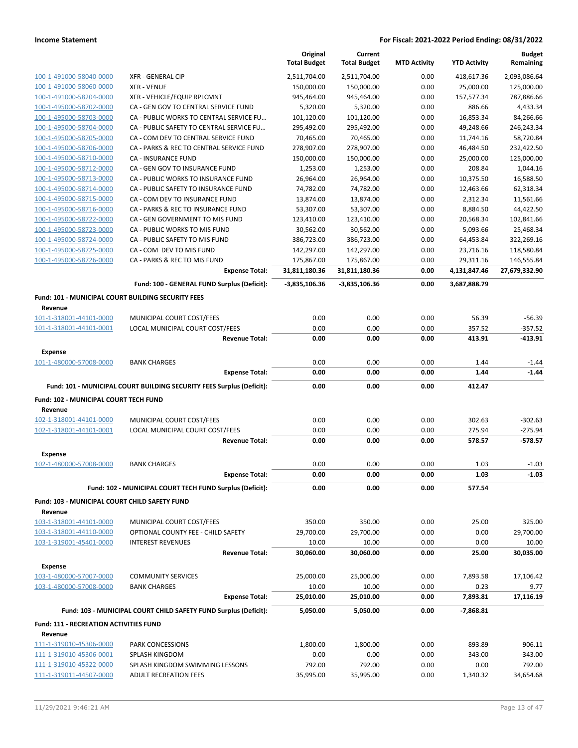**Income Statement** — For Fiscal: 2021-2022 Period Ending: 08/31/2022

| Account | Description | Original Total Budget | Current Total Budget | MTD Activity | YTD Activity | Budget Remaining |
|---|---|---|---|---|---|---|
| 100-1-491000-58040-0000 | XFR - GENERAL CIP | 2,511,704.00 | 2,511,704.00 | 0.00 | 418,617.36 | 2,093,086.64 |
| 100-1-491000-58060-0000 | XFR - VENUE | 150,000.00 | 150,000.00 | 0.00 | 25,000.00 | 125,000.00 |
| 100-1-491000-58204-0000 | XFR - VEHICLE/EQUIP RPLCMNT | 945,464.00 | 945,464.00 | 0.00 | 157,577.34 | 787,886.66 |
| 100-1-495000-58702-0000 | CA - GEN GOV TO CENTRAL SERVICE FUND | 5,320.00 | 5,320.00 | 0.00 | 886.66 | 4,433.34 |
| 100-1-495000-58703-0000 | CA - PUBLIC WORKS TO CENTRAL SERVICE FU... | 101,120.00 | 101,120.00 | 0.00 | 16,853.34 | 84,266.66 |
| 100-1-495000-58704-0000 | CA - PUBLIC SAFETY TO CENTRAL SERVICE FU... | 295,492.00 | 295,492.00 | 0.00 | 49,248.66 | 246,243.34 |
| 100-1-495000-58705-0000 | CA - COM DEV TO CENTRAL SERVICE FUND | 70,465.00 | 70,465.00 | 0.00 | 11,744.16 | 58,720.84 |
| 100-1-495000-58706-0000 | CA - PARKS & REC TO CENTRAL SERVICE FUND | 278,907.00 | 278,907.00 | 0.00 | 46,484.50 | 232,422.50 |
| 100-1-495000-58710-0000 | CA - INSURANCE FUND | 150,000.00 | 150,000.00 | 0.00 | 25,000.00 | 125,000.00 |
| 100-1-495000-58712-0000 | CA - GEN GOV TO INSURANCE FUND | 1,253.00 | 1,253.00 | 0.00 | 208.84 | 1,044.16 |
| 100-1-495000-58713-0000 | CA - PUBLIC WORKS TO INSURANCE FUND | 26,964.00 | 26,964.00 | 0.00 | 10,375.50 | 16,588.50 |
| 100-1-495000-58714-0000 | CA - PUBLIC SAFETY TO INSURANCE FUND | 74,782.00 | 74,782.00 | 0.00 | 12,463.66 | 62,318.34 |
| 100-1-495000-58715-0000 | CA - COM DEV TO INSURANCE FUND | 13,874.00 | 13,874.00 | 0.00 | 2,312.34 | 11,561.66 |
| 100-1-495000-58716-0000 | CA - PARKS & REC TO INSURANCE FUND | 53,307.00 | 53,307.00 | 0.00 | 8,884.50 | 44,422.50 |
| 100-1-495000-58722-0000 | CA - GEN GOVERNMENT TO MIS FUND | 123,410.00 | 123,410.00 | 0.00 | 20,568.34 | 102,841.66 |
| 100-1-495000-58723-0000 | CA - PUBLIC WORKS TO MIS FUND | 30,562.00 | 30,562.00 | 0.00 | 5,093.66 | 25,468.34 |
| 100-1-495000-58724-0000 | CA - PUBLIC SAFETY TO MIS FUND | 386,723.00 | 386,723.00 | 0.00 | 64,453.84 | 322,269.16 |
| 100-1-495000-58725-0000 | CA - COM DEV TO MIS FUND | 142,297.00 | 142,297.00 | 0.00 | 23,716.16 | 118,580.84 |
| 100-1-495000-58726-0000 | CA - PARKS & REC TO MIS FUND | 175,867.00 | 175,867.00 | 0.00 | 29,311.16 | 146,555.84 |
| | **Expense Total:** | **31,811,180.36** | **31,811,180.36** | **0.00** | **4,131,847.46** | **27,679,332.90** |
| | **Fund: 100 - GENERAL FUND Surplus (Deficit):** | **-3,835,106.36** | **-3,835,106.36** | **0.00** | **3,687,888.79** | |
| **Fund: 101 - MUNICIPAL COURT BUILDING SECURITY FEES** | | | | | | |
| **Revenue** | | | | | | |
| 101-1-318001-44101-0000 | MUNICIPAL COURT COST/FEES | 0.00 | 0.00 | 0.00 | 56.39 | -56.39 |
| 101-1-318001-44101-0001 | LOCAL MUNICIPAL COURT COST/FEES | 0.00 | 0.00 | 0.00 | 357.52 | -357.52 |
| | **Revenue Total:** | **0.00** | **0.00** | **0.00** | **413.91** | **-413.91** |
| **Expense** | | | | | | |
| 101-1-480000-57008-0000 | BANK CHARGES | 0.00 | 0.00 | 0.00 | 1.44 | -1.44 |
| | **Expense Total:** | **0.00** | **0.00** | **0.00** | **1.44** | **-1.44** |
| | **Fund: 101 - MUNICIPAL COURT BUILDING SECURITY FEES Surplus (Deficit):** | **0.00** | **0.00** | **0.00** | **412.47** | |
| **Fund: 102 - MUNICIPAL COURT TECH FUND** | | | | | | |
| **Revenue** | | | | | | |
| 102-1-318001-44101-0000 | MUNICIPAL COURT COST/FEES | 0.00 | 0.00 | 0.00 | 302.63 | -302.63 |
| 102-1-318001-44101-0001 | LOCAL MUNICIPAL COURT COST/FEES | 0.00 | 0.00 | 0.00 | 275.94 | -275.94 |
| | **Revenue Total:** | **0.00** | **0.00** | **0.00** | **578.57** | **-578.57** |
| **Expense** | | | | | | |
| 102-1-480000-57008-0000 | BANK CHARGES | 0.00 | 0.00 | 0.00 | 1.03 | -1.03 |
| | **Expense Total:** | **0.00** | **0.00** | **0.00** | **1.03** | **-1.03** |
| | **Fund: 102 - MUNICIPAL COURT TECH FUND Surplus (Deficit):** | **0.00** | **0.00** | **0.00** | **577.54** | |
| **Fund: 103 - MUNICIPAL COURT CHILD SAFETY FUND** | | | | | | |
| **Revenue** | | | | | | |
| 103-1-318001-44101-0000 | MUNICIPAL COURT COST/FEES | 350.00 | 350.00 | 0.00 | 25.00 | 325.00 |
| 103-1-318001-44110-0000 | OPTIONAL COUNTY FEE - CHILD SAFETY | 29,700.00 | 29,700.00 | 0.00 | 0.00 | 29,700.00 |
| 103-1-319001-45401-0000 | INTEREST REVENUES | 10.00 | 10.00 | 0.00 | 0.00 | 10.00 |
| | **Revenue Total:** | **30,060.00** | **30,060.00** | **0.00** | **25.00** | **30,035.00** |
| **Expense** | | | | | | |
| 103-1-480000-57007-0000 | COMMUNITY SERVICES | 25,000.00 | 25,000.00 | 0.00 | 7,893.58 | 17,106.42 |
| 103-1-480000-57008-0000 | BANK CHARGES | 10.00 | 10.00 | 0.00 | 0.23 | 9.77 |
| | **Expense Total:** | **25,010.00** | **25,010.00** | **0.00** | **7,893.81** | **17,116.19** |
| | **Fund: 103 - MUNICIPAL COURT CHILD SAFETY FUND Surplus (Deficit):** | **5,050.00** | **5,050.00** | **0.00** | **-7,868.81** | |
| **Fund: 111 - RECREATION ACTIVITIES FUND** | | | | | | |
| **Revenue** | | | | | | |
| 111-1-319010-45306-0000 | PARK CONCESSIONS | 1,800.00 | 1,800.00 | 0.00 | 893.89 | 906.11 |
| 111-1-319010-45306-0001 | SPLASH KINGDOM | 0.00 | 0.00 | 0.00 | 343.00 | -343.00 |
| 111-1-319010-45322-0000 | SPLASH KINGDOM SWIMMING LESSONS | 792.00 | 792.00 | 0.00 | 0.00 | 792.00 |
| 111-1-319011-44507-0000 | ADULT RECREATION FEES | 35,995.00 | 35,995.00 | 0.00 | 1,340.32 | 34,654.68 |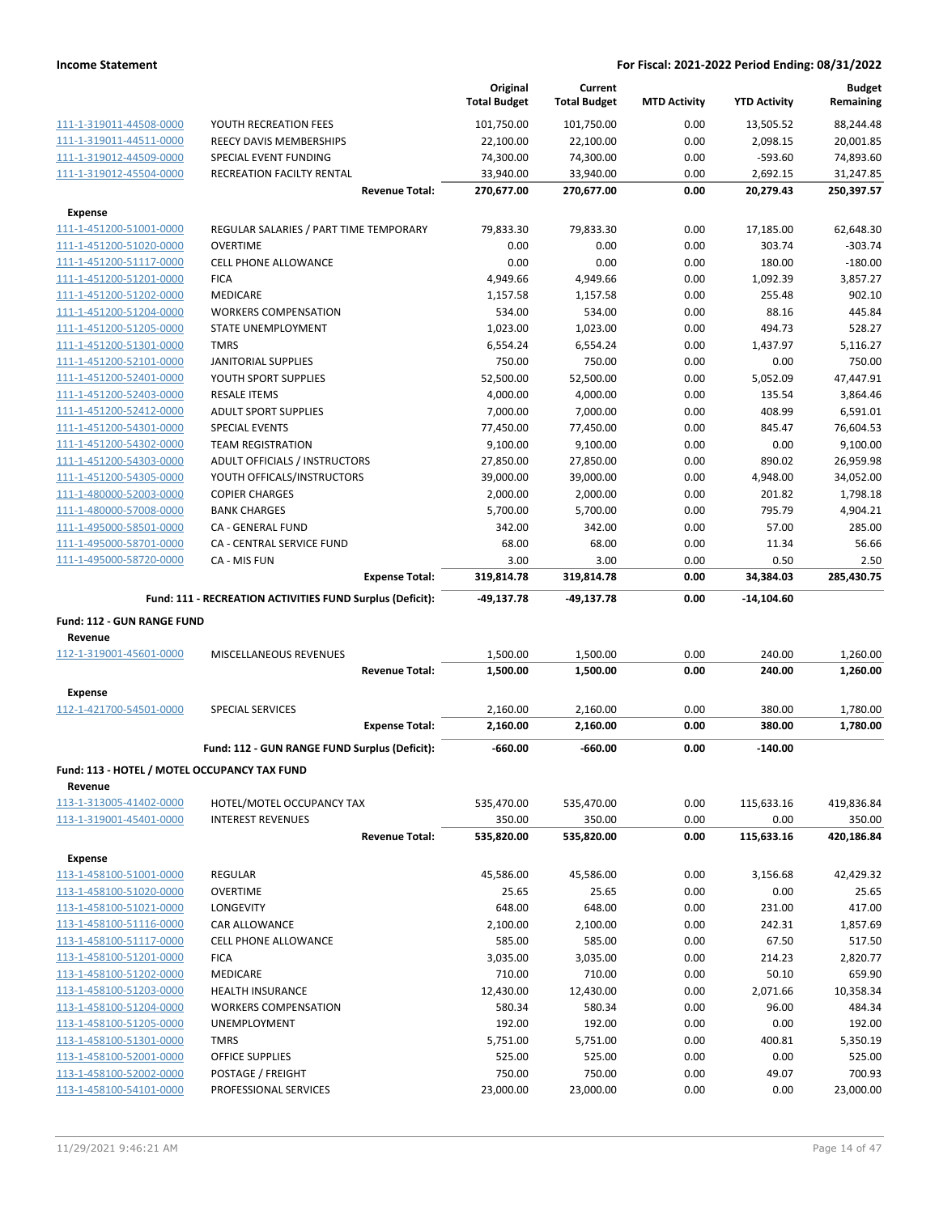| | | Original Total Budget | Current Total Budget | MTD Activity | YTD Activity | Budget Remaining |
|---|---|---|---|---|---|---|
| 111-1-319011-44508-0000 | YOUTH RECREATION FEES | 101,750.00 | 101,750.00 | 0.00 | 13,505.52 | 88,244.48 |
| 111-1-319011-44511-0000 | REECY DAVIS MEMBERSHIPS | 22,100.00 | 22,100.00 | 0.00 | 2,098.15 | 20,001.85 |
| 111-1-319012-44509-0000 | SPECIAL EVENT FUNDING | 74,300.00 | 74,300.00 | 0.00 | -593.60 | 74,893.60 |
| 111-1-319012-45504-0000 | RECREATION FACILTY RENTAL | 33,940.00 | 33,940.00 | 0.00 | 2,692.15 | 31,247.85 |
| | **Revenue Total:** | **270,677.00** | **270,677.00** | **0.00** | **20,279.43** | **250,397.57** |
| **Expense** | | | | | | |
| 111-1-451200-51001-0000 | REGULAR SALARIES / PART TIME TEMPORARY | 79,833.30 | 79,833.30 | 0.00 | 17,185.00 | 62,648.30 |
| 111-1-451200-51020-0000 | OVERTIME | 0.00 | 0.00 | 0.00 | 303.74 | -303.74 |
| 111-1-451200-51117-0000 | CELL PHONE ALLOWANCE | 0.00 | 0.00 | 0.00 | 180.00 | -180.00 |
| 111-1-451200-51201-0000 | FICA | 4,949.66 | 4,949.66 | 0.00 | 1,092.39 | 3,857.27 |
| 111-1-451200-51202-0000 | MEDICARE | 1,157.58 | 1,157.58 | 0.00 | 255.48 | 902.10 |
| 111-1-451200-51204-0000 | WORKERS COMPENSATION | 534.00 | 534.00 | 0.00 | 88.16 | 445.84 |
| 111-1-451200-51205-0000 | STATE UNEMPLOYMENT | 1,023.00 | 1,023.00 | 0.00 | 494.73 | 528.27 |
| 111-1-451200-51301-0000 | TMRS | 6,554.24 | 6,554.24 | 0.00 | 1,437.97 | 5,116.27 |
| 111-1-451200-52101-0000 | JANITORIAL SUPPLIES | 750.00 | 750.00 | 0.00 | 0.00 | 750.00 |
| 111-1-451200-52401-0000 | YOUTH SPORT SUPPLIES | 52,500.00 | 52,500.00 | 0.00 | 5,052.09 | 47,447.91 |
| 111-1-451200-52403-0000 | RESALE ITEMS | 4,000.00 | 4,000.00 | 0.00 | 135.54 | 3,864.46 |
| 111-1-451200-52412-0000 | ADULT SPORT SUPPLIES | 7,000.00 | 7,000.00 | 0.00 | 408.99 | 6,591.01 |
| 111-1-451200-54301-0000 | SPECIAL EVENTS | 77,450.00 | 77,450.00 | 0.00 | 845.47 | 76,604.53 |
| 111-1-451200-54302-0000 | TEAM REGISTRATION | 9,100.00 | 9,100.00 | 0.00 | 0.00 | 9,100.00 |
| 111-1-451200-54303-0000 | ADULT OFFICIALS / INSTRUCTORS | 27,850.00 | 27,850.00 | 0.00 | 890.02 | 26,959.98 |
| 111-1-451200-54305-0000 | YOUTH OFFICALS/INSTRUCTORS | 39,000.00 | 39,000.00 | 0.00 | 4,948.00 | 34,052.00 |
| 111-1-480000-52003-0000 | COPIER CHARGES | 2,000.00 | 2,000.00 | 0.00 | 201.82 | 1,798.18 |
| 111-1-480000-57008-0000 | BANK CHARGES | 5,700.00 | 5,700.00 | 0.00 | 795.79 | 4,904.21 |
| 111-1-495000-58501-0000 | CA - GENERAL FUND | 342.00 | 342.00 | 0.00 | 57.00 | 285.00 |
| 111-1-495000-58701-0000 | CA - CENTRAL SERVICE FUND | 68.00 | 68.00 | 0.00 | 11.34 | 56.66 |
| 111-1-495000-58720-0000 | CA - MIS FUN | 3.00 | 3.00 | 0.00 | 0.50 | 2.50 |
| | **Expense Total:** | **319,814.78** | **319,814.78** | **0.00** | **34,384.03** | **285,430.75** |
| | **Fund: 111 - RECREATION ACTIVITIES FUND Surplus (Deficit):** | **-49,137.78** | **-49,137.78** | **0.00** | **-14,104.60** | |
| **Fund: 112 - GUN RANGE FUND** | | | | | | |
| **Revenue** | | | | | | |
| 112-1-319001-45601-0000 | MISCELLANEOUS REVENUES | 1,500.00 | 1,500.00 | 0.00 | 240.00 | 1,260.00 |
| | **Revenue Total:** | **1,500.00** | **1,500.00** | **0.00** | **240.00** | **1,260.00** |
| **Expense** | | | | | | |
| 112-1-421700-54501-0000 | SPECIAL SERVICES | 2,160.00 | 2,160.00 | 0.00 | 380.00 | 1,780.00 |
| | **Expense Total:** | **2,160.00** | **2,160.00** | **0.00** | **380.00** | **1,780.00** |
| | **Fund: 112 - GUN RANGE FUND Surplus (Deficit):** | **-660.00** | **-660.00** | **0.00** | **-140.00** | |
| **Fund: 113 - HOTEL / MOTEL OCCUPANCY TAX FUND** | | | | | | |
| **Revenue** | | | | | | |
| 113-1-313005-41402-0000 | HOTEL/MOTEL OCCUPANCY TAX | 535,470.00 | 535,470.00 | 0.00 | 115,633.16 | 419,836.84 |
| 113-1-319001-45401-0000 | INTEREST REVENUES | 350.00 | 350.00 | 0.00 | 0.00 | 350.00 |
| | **Revenue Total:** | **535,820.00** | **535,820.00** | **0.00** | **115,633.16** | **420,186.84** |
| **Expense** | | | | | | |
| 113-1-458100-51001-0000 | REGULAR | 45,586.00 | 45,586.00 | 0.00 | 3,156.68 | 42,429.32 |
| 113-1-458100-51020-0000 | OVERTIME | 25.65 | 25.65 | 0.00 | 0.00 | 25.65 |
| 113-1-458100-51021-0000 | LONGEVITY | 648.00 | 648.00 | 0.00 | 231.00 | 417.00 |
| 113-1-458100-51116-0000 | CAR ALLOWANCE | 2,100.00 | 2,100.00 | 0.00 | 242.31 | 1,857.69 |
| 113-1-458100-51117-0000 | CELL PHONE ALLOWANCE | 585.00 | 585.00 | 0.00 | 67.50 | 517.50 |
| 113-1-458100-51201-0000 | FICA | 3,035.00 | 3,035.00 | 0.00 | 214.23 | 2,820.77 |
| 113-1-458100-51202-0000 | MEDICARE | 710.00 | 710.00 | 0.00 | 50.10 | 659.90 |
| 113-1-458100-51203-0000 | HEALTH INSURANCE | 12,430.00 | 12,430.00 | 0.00 | 2,071.66 | 10,358.34 |
| 113-1-458100-51204-0000 | WORKERS COMPENSATION | 580.34 | 580.34 | 0.00 | 96.00 | 484.34 |
| 113-1-458100-51205-0000 | UNEMPLOYMENT | 192.00 | 192.00 | 0.00 | 0.00 | 192.00 |
| 113-1-458100-51301-0000 | TMRS | 5,751.00 | 5,751.00 | 0.00 | 400.81 | 5,350.19 |
| 113-1-458100-52001-0000 | OFFICE SUPPLIES | 525.00 | 525.00 | 0.00 | 0.00 | 525.00 |
| 113-1-458100-52002-0000 | POSTAGE / FREIGHT | 750.00 | 750.00 | 0.00 | 49.07 | 700.93 |
| 113-1-458100-54101-0000 | PROFESSIONAL SERVICES | 23,000.00 | 23,000.00 | 0.00 | 0.00 | 23,000.00 |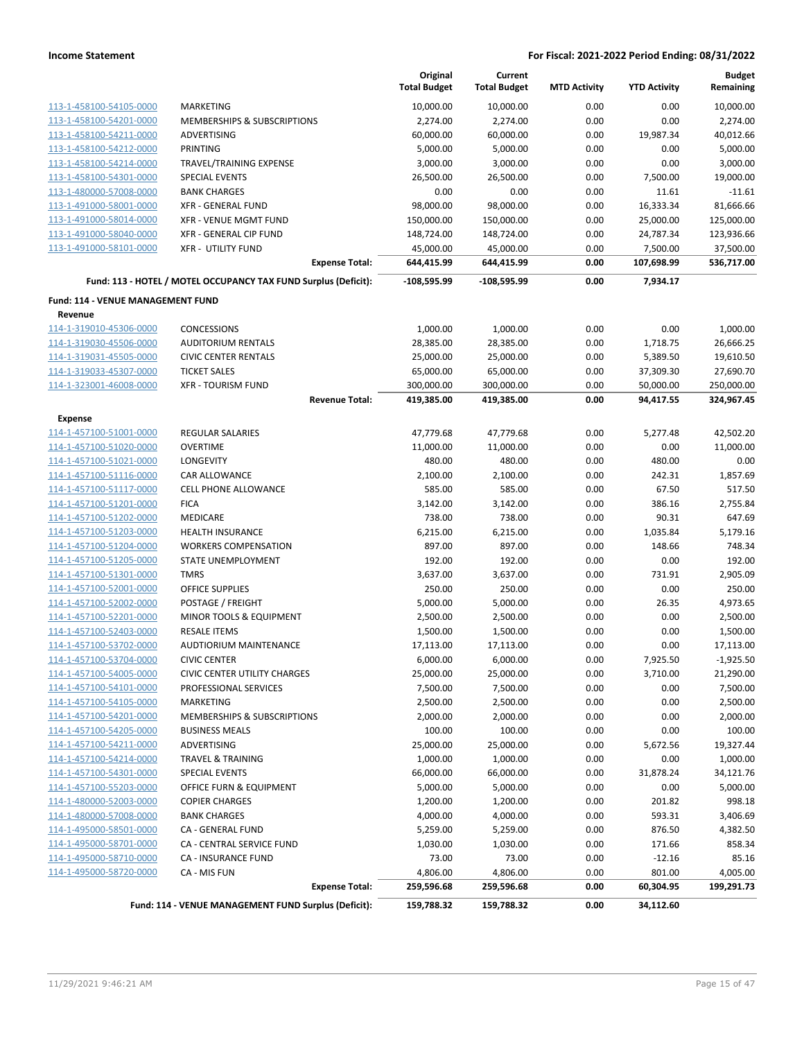**Income Statement** — **For Fiscal: 2021-2022 Period Ending: 08/31/2022**

| | | Original Total Budget | Current Total Budget | MTD Activity | YTD Activity | Budget Remaining |
|---|---|---|---|---|---|---|
| 113-1-458100-54105-0000 | MARKETING | 10,000.00 | 10,000.00 | 0.00 | 0.00 | 10,000.00 |
| 113-1-458100-54201-0000 | MEMBERSHIPS & SUBSCRIPTIONS | 2,274.00 | 2,274.00 | 0.00 | 0.00 | 2,274.00 |
| 113-1-458100-54211-0000 | ADVERTISING | 60,000.00 | 60,000.00 | 0.00 | 19,987.34 | 40,012.66 |
| 113-1-458100-54212-0000 | PRINTING | 5,000.00 | 5,000.00 | 0.00 | 0.00 | 5,000.00 |
| 113-1-458100-54214-0000 | TRAVEL/TRAINING EXPENSE | 3,000.00 | 3,000.00 | 0.00 | 0.00 | 3,000.00 |
| 113-1-458100-54301-0000 | SPECIAL EVENTS | 26,500.00 | 26,500.00 | 0.00 | 7,500.00 | 19,000.00 |
| 113-1-480000-57008-0000 | BANK CHARGES | 0.00 | 0.00 | 0.00 | 11.61 | -11.61 |
| 113-1-491000-58001-0000 | XFR - GENERAL FUND | 98,000.00 | 98,000.00 | 0.00 | 16,333.34 | 81,666.66 |
| 113-1-491000-58014-0000 | XFR - VENUE MGMT FUND | 150,000.00 | 150,000.00 | 0.00 | 25,000.00 | 125,000.00 |
| 113-1-491000-58040-0000 | XFR - GENERAL CIP FUND | 148,724.00 | 148,724.00 | 0.00 | 24,787.34 | 123,936.66 |
| 113-1-491000-58101-0000 | XFR - UTILITY FUND | 45,000.00 | 45,000.00 | 0.00 | 7,500.00 | 37,500.00 |
| | **Expense Total:** | **644,415.99** | **644,415.99** | **0.00** | **107,698.99** | **536,717.00** |
| | **Fund: 113 - HOTEL / MOTEL OCCUPANCY TAX FUND Surplus (Deficit):** | **-108,595.99** | **-108,595.99** | **0.00** | **7,934.17** | |
| **Fund: 114 - VENUE MANAGEMENT FUND** | | | | | | |
| **Revenue** | | | | | | |
| 114-1-319010-45306-0000 | CONCESSIONS | 1,000.00 | 1,000.00 | 0.00 | 0.00 | 1,000.00 |
| 114-1-319030-45506-0000 | AUDITORIUM RENTALS | 28,385.00 | 28,385.00 | 0.00 | 1,718.75 | 26,666.25 |
| 114-1-319031-45505-0000 | CIVIC CENTER RENTALS | 25,000.00 | 25,000.00 | 0.00 | 5,389.50 | 19,610.50 |
| 114-1-319033-45307-0000 | TICKET SALES | 65,000.00 | 65,000.00 | 0.00 | 37,309.30 | 27,690.70 |
| 114-1-323001-46008-0000 | XFR - TOURISM FUND | 300,000.00 | 300,000.00 | 0.00 | 50,000.00 | 250,000.00 |
| | **Revenue Total:** | **419,385.00** | **419,385.00** | **0.00** | **94,417.55** | **324,967.45** |
| **Expense** | | | | | | |
| 114-1-457100-51001-0000 | REGULAR SALARIES | 47,779.68 | 47,779.68 | 0.00 | 5,277.48 | 42,502.20 |
| 114-1-457100-51020-0000 | OVERTIME | 11,000.00 | 11,000.00 | 0.00 | 0.00 | 11,000.00 |
| 114-1-457100-51021-0000 | LONGEVITY | 480.00 | 480.00 | 0.00 | 480.00 | 0.00 |
| 114-1-457100-51116-0000 | CAR ALLOWANCE | 2,100.00 | 2,100.00 | 0.00 | 242.31 | 1,857.69 |
| 114-1-457100-51117-0000 | CELL PHONE ALLOWANCE | 585.00 | 585.00 | 0.00 | 67.50 | 517.50 |
| 114-1-457100-51201-0000 | FICA | 3,142.00 | 3,142.00 | 0.00 | 386.16 | 2,755.84 |
| 114-1-457100-51202-0000 | MEDICARE | 738.00 | 738.00 | 0.00 | 90.31 | 647.69 |
| 114-1-457100-51203-0000 | HEALTH INSURANCE | 6,215.00 | 6,215.00 | 0.00 | 1,035.84 | 5,179.16 |
| 114-1-457100-51204-0000 | WORKERS COMPENSATION | 897.00 | 897.00 | 0.00 | 148.66 | 748.34 |
| 114-1-457100-51205-0000 | STATE UNEMPLOYMENT | 192.00 | 192.00 | 0.00 | 0.00 | 192.00 |
| 114-1-457100-51301-0000 | TMRS | 3,637.00 | 3,637.00 | 0.00 | 731.91 | 2,905.09 |
| 114-1-457100-52001-0000 | OFFICE SUPPLIES | 250.00 | 250.00 | 0.00 | 0.00 | 250.00 |
| 114-1-457100-52002-0000 | POSTAGE / FREIGHT | 5,000.00 | 5,000.00 | 0.00 | 26.35 | 4,973.65 |
| 114-1-457100-52201-0000 | MINOR TOOLS & EQUIPMENT | 2,500.00 | 2,500.00 | 0.00 | 0.00 | 2,500.00 |
| 114-1-457100-52403-0000 | RESALE ITEMS | 1,500.00 | 1,500.00 | 0.00 | 0.00 | 1,500.00 |
| 114-1-457100-53702-0000 | AUDTIORIUM MAINTENANCE | 17,113.00 | 17,113.00 | 0.00 | 0.00 | 17,113.00 |
| 114-1-457100-53704-0000 | CIVIC CENTER | 6,000.00 | 6,000.00 | 0.00 | 7,925.50 | -1,925.50 |
| 114-1-457100-54005-0000 | CIVIC CENTER UTILITY CHARGES | 25,000.00 | 25,000.00 | 0.00 | 3,710.00 | 21,290.00 |
| 114-1-457100-54101-0000 | PROFESSIONAL SERVICES | 7,500.00 | 7,500.00 | 0.00 | 0.00 | 7,500.00 |
| 114-1-457100-54105-0000 | MARKETING | 2,500.00 | 2,500.00 | 0.00 | 0.00 | 2,500.00 |
| 114-1-457100-54201-0000 | MEMBERSHIPS & SUBSCRIPTIONS | 2,000.00 | 2,000.00 | 0.00 | 0.00 | 2,000.00 |
| 114-1-457100-54205-0000 | BUSINESS MEALS | 100.00 | 100.00 | 0.00 | 0.00 | 100.00 |
| 114-1-457100-54211-0000 | ADVERTISING | 25,000.00 | 25,000.00 | 0.00 | 5,672.56 | 19,327.44 |
| 114-1-457100-54214-0000 | TRAVEL & TRAINING | 1,000.00 | 1,000.00 | 0.00 | 0.00 | 1,000.00 |
| 114-1-457100-54301-0000 | SPECIAL EVENTS | 66,000.00 | 66,000.00 | 0.00 | 31,878.24 | 34,121.76 |
| 114-1-457100-55203-0000 | OFFICE FURN & EQUIPMENT | 5,000.00 | 5,000.00 | 0.00 | 0.00 | 5,000.00 |
| 114-1-480000-52003-0000 | COPIER CHARGES | 1,200.00 | 1,200.00 | 0.00 | 201.82 | 998.18 |
| 114-1-480000-57008-0000 | BANK CHARGES | 4,000.00 | 4,000.00 | 0.00 | 593.31 | 3,406.69 |
| 114-1-495000-58501-0000 | CA - GENERAL FUND | 5,259.00 | 5,259.00 | 0.00 | 876.50 | 4,382.50 |
| 114-1-495000-58701-0000 | CA - CENTRAL SERVICE FUND | 1,030.00 | 1,030.00 | 0.00 | 171.66 | 858.34 |
| 114-1-495000-58710-0000 | CA - INSURANCE FUND | 73.00 | 73.00 | 0.00 | -12.16 | 85.16 |
| 114-1-495000-58720-0000 | CA - MIS FUN | 4,806.00 | 4,806.00 | 0.00 | 801.00 | 4,005.00 |
| | **Expense Total:** | **259,596.68** | **259,596.68** | **0.00** | **60,304.95** | **199,291.73** |
| | **Fund: 114 - VENUE MANAGEMENT FUND Surplus (Deficit):** | **159,788.32** | **159,788.32** | **0.00** | **34,112.60** | |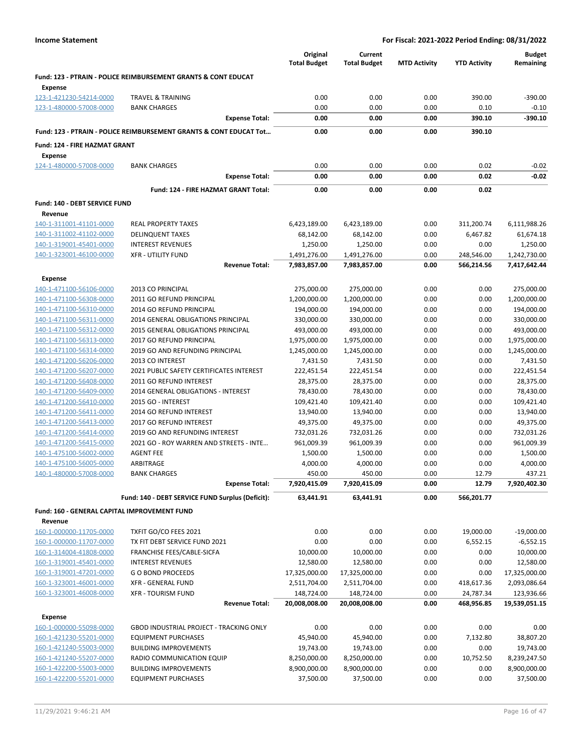**Income Statement** | **For Fiscal: 2021-2022 Period Ending: 08/31/2022**

| | | Original Total Budget | Current Total Budget | MTD Activity | YTD Activity | Budget Remaining |
|---|---|---|---|---|---|---|
| **Fund: 123 - PTRAIN - POLICE REIMBURSEMENT GRANTS & CONT EDUCAT** | | | | | | |
| **Expense** | | | | | | |
| 123-1-421230-54214-0000 | TRAVEL & TRAINING | 0.00 | 0.00 | 0.00 | 390.00 | -390.00 |
| 123-1-480000-57008-0000 | BANK CHARGES | 0.00 | 0.00 | 0.00 | 0.10 | -0.10 |
| | **Expense Total:** | **0.00** | **0.00** | **0.00** | **390.10** | **-390.10** |
| **Fund: 123 - PTRAIN - POLICE REIMBURSEMENT GRANTS & CONT EDUCAT Tot…** | | **0.00** | **0.00** | **0.00** | **390.10** | |
| **Fund: 124 - FIRE HAZMAT GRANT** | | | | | | |
| **Expense** | | | | | | |
| 124-1-480000-57008-0000 | BANK CHARGES | 0.00 | 0.00 | 0.00 | 0.02 | -0.02 |
| | **Expense Total:** | **0.00** | **0.00** | **0.00** | **0.02** | **-0.02** |
| | **Fund: 124 - FIRE HAZMAT GRANT Total:** | **0.00** | **0.00** | **0.00** | **0.02** | |
| **Fund: 140 - DEBT SERVICE FUND** | | | | | | |
| **Revenue** | | | | | | |
| 140-1-311001-41101-0000 | REAL PROPERTY TAXES | 6,423,189.00 | 6,423,189.00 | 0.00 | 311,200.74 | 6,111,988.26 |
| 140-1-311002-41102-0000 | DELINQUENT TAXES | 68,142.00 | 68,142.00 | 0.00 | 6,467.82 | 61,674.18 |
| 140-1-319001-45401-0000 | INTEREST REVENUES | 1,250.00 | 1,250.00 | 0.00 | 0.00 | 1,250.00 |
| 140-1-323001-46100-0000 | XFR - UTILITY FUND | 1,491,276.00 | 1,491,276.00 | 0.00 | 248,546.00 | 1,242,730.00 |
| | **Revenue Total:** | **7,983,857.00** | **7,983,857.00** | **0.00** | **566,214.56** | **7,417,642.44** |
| **Expense** | | | | | | |
| 140-1-471100-56106-0000 | 2013 CO PRINCIPAL | 275,000.00 | 275,000.00 | 0.00 | 0.00 | 275,000.00 |
| 140-1-471100-56308-0000 | 2011 GO REFUND PRINCIPAL | 1,200,000.00 | 1,200,000.00 | 0.00 | 0.00 | 1,200,000.00 |
| 140-1-471100-56310-0000 | 2014 GO REFUND PRINCIPAL | 194,000.00 | 194,000.00 | 0.00 | 0.00 | 194,000.00 |
| 140-1-471100-56311-0000 | 2014 GENERAL OBLIGATIONS PRINCIPAL | 330,000.00 | 330,000.00 | 0.00 | 0.00 | 330,000.00 |
| 140-1-471100-56312-0000 | 2015 GENERAL OBLIGATIONS PRINCIPAL | 493,000.00 | 493,000.00 | 0.00 | 0.00 | 493,000.00 |
| 140-1-471100-56313-0000 | 2017 GO REFUND PRINCIPAL | 1,975,000.00 | 1,975,000.00 | 0.00 | 0.00 | 1,975,000.00 |
| 140-1-471100-56314-0000 | 2019 GO AND REFUNDING PRINCIPAL | 1,245,000.00 | 1,245,000.00 | 0.00 | 0.00 | 1,245,000.00 |
| 140-1-471200-56206-0000 | 2013 CO INTEREST | 7,431.50 | 7,431.50 | 0.00 | 0.00 | 7,431.50 |
| 140-1-471200-56207-0000 | 2021 PUBLIC SAFETY CERTIFICATES INTEREST | 222,451.54 | 222,451.54 | 0.00 | 0.00 | 222,451.54 |
| 140-1-471200-56408-0000 | 2011 GO REFUND INTEREST | 28,375.00 | 28,375.00 | 0.00 | 0.00 | 28,375.00 |
| 140-1-471200-56409-0000 | 2014 GENERAL OBLIGATIONS - INTEREST | 78,430.00 | 78,430.00 | 0.00 | 0.00 | 78,430.00 |
| 140-1-471200-56410-0000 | 2015 GO - INTEREST | 109,421.40 | 109,421.40 | 0.00 | 0.00 | 109,421.40 |
| 140-1-471200-56411-0000 | 2014 GO REFUND INTEREST | 13,940.00 | 13,940.00 | 0.00 | 0.00 | 13,940.00 |
| 140-1-471200-56413-0000 | 2017 GO REFUND INTEREST | 49,375.00 | 49,375.00 | 0.00 | 0.00 | 49,375.00 |
| 140-1-471200-56414-0000 | 2019 GO AND REFUNDING INTEREST | 732,031.26 | 732,031.26 | 0.00 | 0.00 | 732,031.26 |
| 140-1-471200-56415-0000 | 2021 GO - ROY WARREN AND STREETS - INTE… | 961,009.39 | 961,009.39 | 0.00 | 0.00 | 961,009.39 |
| 140-1-475100-56002-0000 | AGENT FEE | 1,500.00 | 1,500.00 | 0.00 | 0.00 | 1,500.00 |
| 140-1-475100-56005-0000 | ARBITRAGE | 4,000.00 | 4,000.00 | 0.00 | 0.00 | 4,000.00 |
| 140-1-480000-57008-0000 | BANK CHARGES | 450.00 | 450.00 | 0.00 | 12.79 | 437.21 |
| | **Expense Total:** | **7,920,415.09** | **7,920,415.09** | **0.00** | **12.79** | **7,920,402.30** |
| | **Fund: 140 - DEBT SERVICE FUND Surplus (Deficit):** | **63,441.91** | **63,441.91** | **0.00** | **566,201.77** | |
| **Fund: 160 - GENERAL CAPITAL IMPROVEMENT FUND** | | | | | | |
| **Revenue** | | | | | | |
| 160-1-000000-11705-0000 | TXFIT GO/CO FEES 2021 | 0.00 | 0.00 | 0.00 | 19,000.00 | -19,000.00 |
| 160-1-000000-11707-0000 | TX FIT DEBT SERVICE FUND 2021 | 0.00 | 0.00 | 0.00 | 6,552.15 | -6,552.15 |
| 160-1-314004-41808-0000 | FRANCHISE FEES/CABLE-SICFA | 10,000.00 | 10,000.00 | 0.00 | 0.00 | 10,000.00 |
| 160-1-319001-45401-0000 | INTEREST REVENUES | 12,580.00 | 12,580.00 | 0.00 | 0.00 | 12,580.00 |
| 160-1-319001-47201-0000 | G O BOND PROCEEDS | 17,325,000.00 | 17,325,000.00 | 0.00 | 0.00 | 17,325,000.00 |
| 160-1-323001-46001-0000 | XFR - GENERAL FUND | 2,511,704.00 | 2,511,704.00 | 0.00 | 418,617.36 | 2,093,086.64 |
| 160-1-323001-46008-0000 | XFR - TOURISM FUND | 148,724.00 | 148,724.00 | 0.00 | 24,787.34 | 123,936.66 |
| | **Revenue Total:** | **20,008,008.00** | **20,008,008.00** | **0.00** | **468,956.85** | **19,539,051.15** |
| **Expense** | | | | | | |
| 160-1-000000-55098-0000 | GBOD INDUSTRIAL PROJECT - TRACKING ONLY | 0.00 | 0.00 | 0.00 | 0.00 | 0.00 |
| 160-1-421230-55201-0000 | EQUIPMENT PURCHASES | 45,940.00 | 45,940.00 | 0.00 | 7,132.80 | 38,807.20 |
| 160-1-421240-55003-0000 | BUILDING IMPROVEMENTS | 19,743.00 | 19,743.00 | 0.00 | 0.00 | 19,743.00 |
| 160-1-421240-55207-0000 | RADIO COMMUNICATION EQUIP | 8,250,000.00 | 8,250,000.00 | 0.00 | 10,752.50 | 8,239,247.50 |
| 160-1-422200-55003-0000 | BUILDING IMPROVEMENTS | 8,900,000.00 | 8,900,000.00 | 0.00 | 0.00 | 8,900,000.00 |
| 160-1-422200-55201-0000 | EQUIPMENT PURCHASES | 37,500.00 | 37,500.00 | 0.00 | 0.00 | 37,500.00 |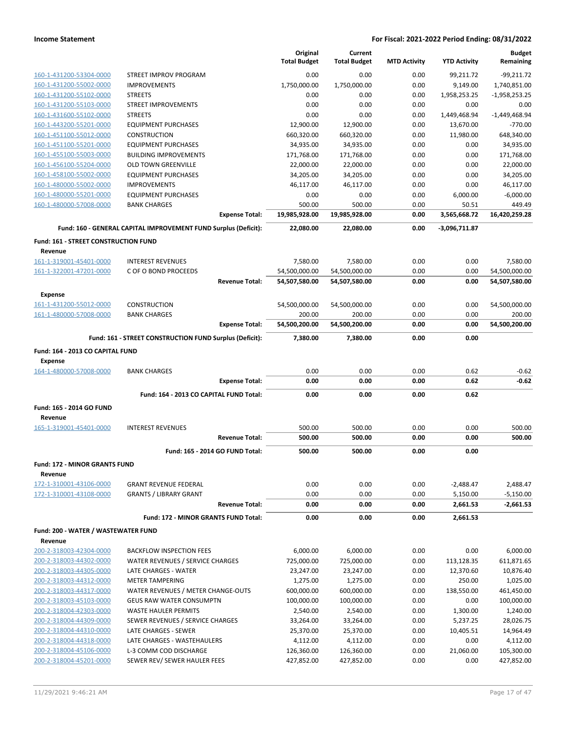**Income Statement** — **For Fiscal: 2021-2022 Period Ending: 08/31/2022**

| | | Original Total Budget | Current Total Budget | MTD Activity | YTD Activity | Budget Remaining |
|---|---|---|---|---|---|---|
| 160-1-431200-53304-0000 | STREET IMPROV PROGRAM | 0.00 | 0.00 | 0.00 | 99,211.72 | -99,211.72 |
| 160-1-431200-55002-0000 | IMPROVEMENTS | 1,750,000.00 | 1,750,000.00 | 0.00 | 9,149.00 | 1,740,851.00 |
| 160-1-431200-55102-0000 | STREETS | 0.00 | 0.00 | 0.00 | 1,958,253.25 | -1,958,253.25 |
| 160-1-431200-55103-0000 | STREET IMPROVEMENTS | 0.00 | 0.00 | 0.00 | 0.00 | 0.00 |
| 160-1-431600-55102-0000 | STREETS | 0.00 | 0.00 | 0.00 | 1,449,468.94 | -1,449,468.94 |
| 160-1-443200-55201-0000 | EQUIPMENT PURCHASES | 12,900.00 | 12,900.00 | 0.00 | 13,670.00 | -770.00 |
| 160-1-451100-55012-0000 | CONSTRUCTION | 660,320.00 | 660,320.00 | 0.00 | 11,980.00 | 648,340.00 |
| 160-1-451100-55201-0000 | EQUIPMENT PURCHASES | 34,935.00 | 34,935.00 | 0.00 | 0.00 | 34,935.00 |
| 160-1-455100-55003-0000 | BUILDING IMPROVEMENTS | 171,768.00 | 171,768.00 | 0.00 | 0.00 | 171,768.00 |
| 160-1-456100-55204-0000 | OLD TOWN GREENVILLE | 22,000.00 | 22,000.00 | 0.00 | 0.00 | 22,000.00 |
| 160-1-458100-55002-0000 | EQUIPMENT PURCHASES | 34,205.00 | 34,205.00 | 0.00 | 0.00 | 34,205.00 |
| 160-1-480000-55002-0000 | IMPROVEMENTS | 46,117.00 | 46,117.00 | 0.00 | 0.00 | 46,117.00 |
| 160-1-480000-55201-0000 | EQUIPMENT PURCHASES | 0.00 | 0.00 | 0.00 | 6,000.00 | -6,000.00 |
| 160-1-480000-57008-0000 | BANK CHARGES | 500.00 | 500.00 | 0.00 | 50.51 | 449.49 |
| | **Expense Total:** | **19,985,928.00** | **19,985,928.00** | **0.00** | **3,565,668.72** | **16,420,259.28** |
| | **Fund: 160 - GENERAL CAPITAL IMPROVEMENT FUND Surplus (Deficit):** | **22,080.00** | **22,080.00** | **0.00** | **-3,096,711.87** | |
| **Fund: 161 - STREET CONSTRUCTION FUND** | | | | | | |
| **Revenue** | | | | | | |
| 161-1-319001-45401-0000 | INTEREST REVENUES | 7,580.00 | 7,580.00 | 0.00 | 0.00 | 7,580.00 |
| 161-1-322001-47201-0000 | C OF O BOND PROCEEDS | 54,500,000.00 | 54,500,000.00 | 0.00 | 0.00 | 54,500,000.00 |
| | **Revenue Total:** | **54,507,580.00** | **54,507,580.00** | **0.00** | **0.00** | **54,507,580.00** |
| **Expense** | | | | | | |
| 161-1-431200-55012-0000 | CONSTRUCTION | 54,500,000.00 | 54,500,000.00 | 0.00 | 0.00 | 54,500,000.00 |
| 161-1-480000-57008-0000 | BANK CHARGES | 200.00 | 200.00 | 0.00 | 0.00 | 200.00 |
| | **Expense Total:** | **54,500,200.00** | **54,500,200.00** | **0.00** | **0.00** | **54,500,200.00** |
| | **Fund: 161 - STREET CONSTRUCTION FUND Surplus (Deficit):** | **7,380.00** | **7,380.00** | **0.00** | **0.00** | |
| **Fund: 164 - 2013 CO CAPITAL FUND** | | | | | | |
| **Expense** | | | | | | |
| 164-1-480000-57008-0000 | BANK CHARGES | 0.00 | 0.00 | 0.00 | 0.62 | -0.62 |
| | **Expense Total:** | **0.00** | **0.00** | **0.00** | **0.62** | **-0.62** |
| | **Fund: 164 - 2013 CO CAPITAL FUND Total:** | **0.00** | **0.00** | **0.00** | **0.62** | |
| **Fund: 165 - 2014 GO FUND** | | | | | | |
| **Revenue** | | | | | | |
| 165-1-319001-45401-0000 | INTEREST REVENUES | 500.00 | 500.00 | 0.00 | 0.00 | 500.00 |
| | **Revenue Total:** | **500.00** | **500.00** | **0.00** | **0.00** | **500.00** |
| | **Fund: 165 - 2014 GO FUND Total:** | **500.00** | **500.00** | **0.00** | **0.00** | |
| **Fund: 172 - MINOR GRANTS FUND** | | | | | | |
| **Revenue** | | | | | | |
| 172-1-310001-43106-0000 | GRANT REVENUE FEDERAL | 0.00 | 0.00 | 0.00 | -2,488.47 | 2,488.47 |
| 172-1-310001-43108-0000 | GRANTS / LIBRARY GRANT | 0.00 | 0.00 | 0.00 | 5,150.00 | -5,150.00 |
| | **Revenue Total:** | **0.00** | **0.00** | **0.00** | **2,661.53** | **-2,661.53** |
| | **Fund: 172 - MINOR GRANTS FUND Total:** | **0.00** | **0.00** | **0.00** | **2,661.53** | |
| **Fund: 200 - WATER / WASTEWATER FUND** | | | | | | |
| **Revenue** | | | | | | |
| 200-2-318003-42304-0000 | BACKFLOW INSPECTION FEES | 6,000.00 | 6,000.00 | 0.00 | 0.00 | 6,000.00 |
| 200-2-318003-44302-0000 | WATER REVENUES / SERVICE CHARGES | 725,000.00 | 725,000.00 | 0.00 | 113,128.35 | 611,871.65 |
| 200-2-318003-44305-0000 | LATE CHARGES - WATER | 23,247.00 | 23,247.00 | 0.00 | 12,370.60 | 10,876.40 |
| 200-2-318003-44312-0000 | METER TAMPERING | 1,275.00 | 1,275.00 | 0.00 | 250.00 | 1,025.00 |
| 200-2-318003-44317-0000 | WATER REVENUES / METER CHANGE-OUTS | 600,000.00 | 600,000.00 | 0.00 | 138,550.00 | 461,450.00 |
| 200-2-318003-45103-0000 | GEUS RAW WATER CONSUMPTN | 100,000.00 | 100,000.00 | 0.00 | 0.00 | 100,000.00 |
| 200-2-318004-42303-0000 | WASTE HAULER PERMITS | 2,540.00 | 2,540.00 | 0.00 | 1,300.00 | 1,240.00 |
| 200-2-318004-44309-0000 | SEWER REVENUES / SERVICE CHARGES | 33,264.00 | 33,264.00 | 0.00 | 5,237.25 | 28,026.75 |
| 200-2-318004-44310-0000 | LATE CHARGES - SEWER | 25,370.00 | 25,370.00 | 0.00 | 10,405.51 | 14,964.49 |
| 200-2-318004-44318-0000 | LATE CHARGES - WASTEHAULERS | 4,112.00 | 4,112.00 | 0.00 | 0.00 | 4,112.00 |
| 200-2-318004-45106-0000 | L-3 COMM COD DISCHARGE | 126,360.00 | 126,360.00 | 0.00 | 21,060.00 | 105,300.00 |
| 200-2-318004-45201-0000 | SEWER REV/ SEWER HAULER FEES | 427,852.00 | 427,852.00 | 0.00 | 0.00 | 427,852.00 |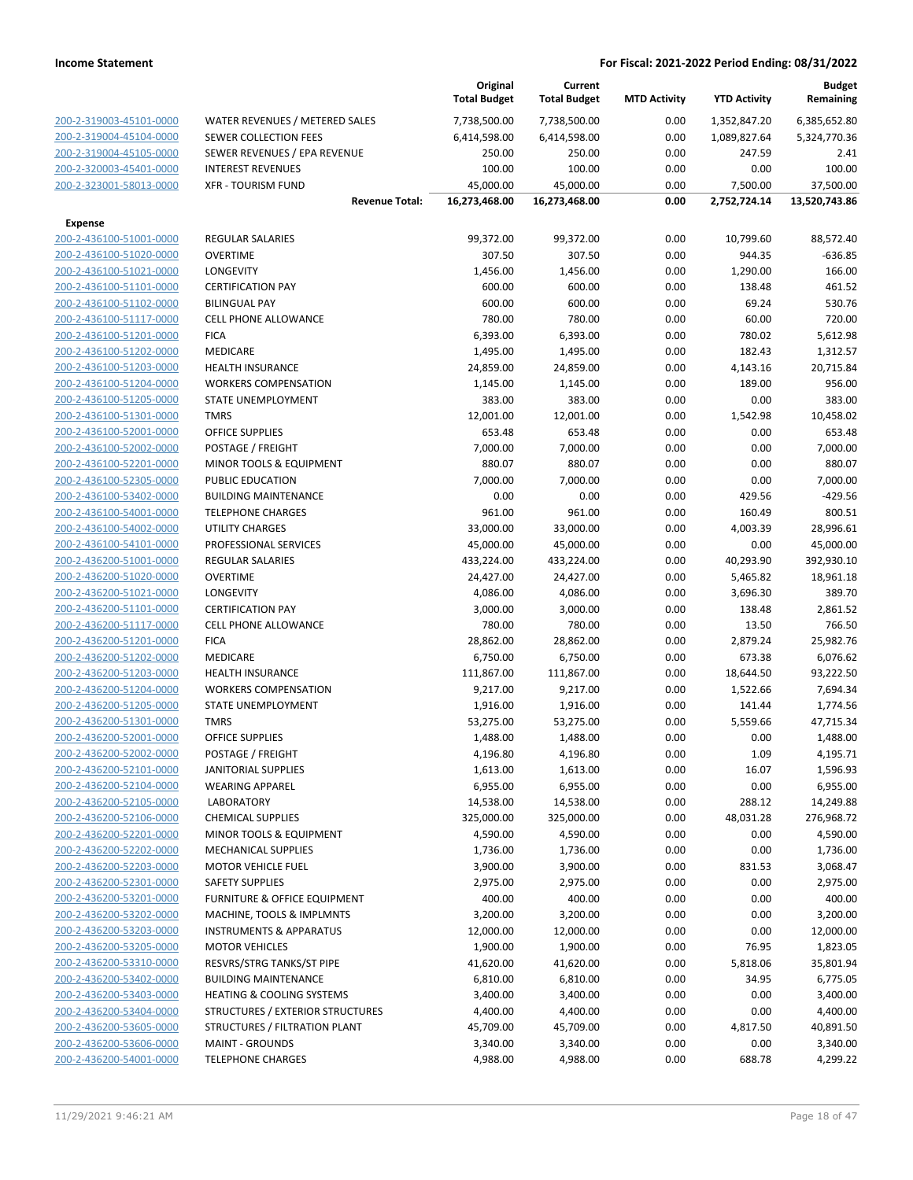| | | Original Total Budget | Current Total Budget | MTD Activity | YTD Activity | Budget Remaining |
|---|---|---|---|---|---|---|
| 200-2-319003-45101-0000 | WATER REVENUES / METERED SALES | 7,738,500.00 | 7,738,500.00 | 0.00 | 1,352,847.20 | 6,385,652.80 |
| 200-2-319004-45104-0000 | SEWER COLLECTION FEES | 6,414,598.00 | 6,414,598.00 | 0.00 | 1,089,827.64 | 5,324,770.36 |
| 200-2-319004-45105-0000 | SEWER REVENUES / EPA REVENUE | 250.00 | 250.00 | 0.00 | 247.59 | 2.41 |
| 200-2-320003-45401-0000 | INTEREST REVENUES | 100.00 | 100.00 | 0.00 | 0.00 | 100.00 |
| 200-2-323001-58013-0000 | XFR - TOURISM FUND | 45,000.00 | 45,000.00 | 0.00 | 7,500.00 | 37,500.00 |
| | **Revenue Total:** | **16,273,468.00** | **16,273,468.00** | **0.00** | **2,752,724.14** | **13,520,743.86** |
| **Expense** | | | | | | |
| 200-2-436100-51001-0000 | REGULAR SALARIES | 99,372.00 | 99,372.00 | 0.00 | 10,799.60 | 88,572.40 |
| 200-2-436100-51020-0000 | OVERTIME | 307.50 | 307.50 | 0.00 | 944.35 | -636.85 |
| 200-2-436100-51021-0000 | LONGEVITY | 1,456.00 | 1,456.00 | 0.00 | 1,290.00 | 166.00 |
| 200-2-436100-51101-0000 | CERTIFICATION PAY | 600.00 | 600.00 | 0.00 | 138.48 | 461.52 |
| 200-2-436100-51102-0000 | BILINGUAL PAY | 600.00 | 600.00 | 0.00 | 69.24 | 530.76 |
| 200-2-436100-51117-0000 | CELL PHONE ALLOWANCE | 780.00 | 780.00 | 0.00 | 60.00 | 720.00 |
| 200-2-436100-51201-0000 | FICA | 6,393.00 | 6,393.00 | 0.00 | 780.02 | 5,612.98 |
| 200-2-436100-51202-0000 | MEDICARE | 1,495.00 | 1,495.00 | 0.00 | 182.43 | 1,312.57 |
| 200-2-436100-51203-0000 | HEALTH INSURANCE | 24,859.00 | 24,859.00 | 0.00 | 4,143.16 | 20,715.84 |
| 200-2-436100-51204-0000 | WORKERS COMPENSATION | 1,145.00 | 1,145.00 | 0.00 | 189.00 | 956.00 |
| 200-2-436100-51205-0000 | STATE UNEMPLOYMENT | 383.00 | 383.00 | 0.00 | 0.00 | 383.00 |
| 200-2-436100-51301-0000 | TMRS | 12,001.00 | 12,001.00 | 0.00 | 1,542.98 | 10,458.02 |
| 200-2-436100-52001-0000 | OFFICE SUPPLIES | 653.48 | 653.48 | 0.00 | 0.00 | 653.48 |
| 200-2-436100-52002-0000 | POSTAGE / FREIGHT | 7,000.00 | 7,000.00 | 0.00 | 0.00 | 7,000.00 |
| 200-2-436100-52201-0000 | MINOR TOOLS & EQUIPMENT | 880.07 | 880.07 | 0.00 | 0.00 | 880.07 |
| 200-2-436100-52305-0000 | PUBLIC EDUCATION | 7,000.00 | 7,000.00 | 0.00 | 0.00 | 7,000.00 |
| 200-2-436100-53402-0000 | BUILDING MAINTENANCE | 0.00 | 0.00 | 0.00 | 429.56 | -429.56 |
| 200-2-436100-54001-0000 | TELEPHONE CHARGES | 961.00 | 961.00 | 0.00 | 160.49 | 800.51 |
| 200-2-436100-54002-0000 | UTILITY CHARGES | 33,000.00 | 33,000.00 | 0.00 | 4,003.39 | 28,996.61 |
| 200-2-436100-54101-0000 | PROFESSIONAL SERVICES | 45,000.00 | 45,000.00 | 0.00 | 0.00 | 45,000.00 |
| 200-2-436200-51001-0000 | REGULAR SALARIES | 433,224.00 | 433,224.00 | 0.00 | 40,293.90 | 392,930.10 |
| 200-2-436200-51020-0000 | OVERTIME | 24,427.00 | 24,427.00 | 0.00 | 5,465.82 | 18,961.18 |
| 200-2-436200-51021-0000 | LONGEVITY | 4,086.00 | 4,086.00 | 0.00 | 3,696.30 | 389.70 |
| 200-2-436200-51101-0000 | CERTIFICATION PAY | 3,000.00 | 3,000.00 | 0.00 | 138.48 | 2,861.52 |
| 200-2-436200-51117-0000 | CELL PHONE ALLOWANCE | 780.00 | 780.00 | 0.00 | 13.50 | 766.50 |
| 200-2-436200-51201-0000 | FICA | 28,862.00 | 28,862.00 | 0.00 | 2,879.24 | 25,982.76 |
| 200-2-436200-51202-0000 | MEDICARE | 6,750.00 | 6,750.00 | 0.00 | 673.38 | 6,076.62 |
| 200-2-436200-51203-0000 | HEALTH INSURANCE | 111,867.00 | 111,867.00 | 0.00 | 18,644.50 | 93,222.50 |
| 200-2-436200-51204-0000 | WORKERS COMPENSATION | 9,217.00 | 9,217.00 | 0.00 | 1,522.66 | 7,694.34 |
| 200-2-436200-51205-0000 | STATE UNEMPLOYMENT | 1,916.00 | 1,916.00 | 0.00 | 141.44 | 1,774.56 |
| 200-2-436200-51301-0000 | TMRS | 53,275.00 | 53,275.00 | 0.00 | 5,559.66 | 47,715.34 |
| 200-2-436200-52001-0000 | OFFICE SUPPLIES | 1,488.00 | 1,488.00 | 0.00 | 0.00 | 1,488.00 |
| 200-2-436200-52002-0000 | POSTAGE / FREIGHT | 4,196.80 | 4,196.80 | 0.00 | 1.09 | 4,195.71 |
| 200-2-436200-52101-0000 | JANITORIAL SUPPLIES | 1,613.00 | 1,613.00 | 0.00 | 16.07 | 1,596.93 |
| 200-2-436200-52104-0000 | WEARING APPAREL | 6,955.00 | 6,955.00 | 0.00 | 0.00 | 6,955.00 |
| 200-2-436200-52105-0000 | LABORATORY | 14,538.00 | 14,538.00 | 0.00 | 288.12 | 14,249.88 |
| 200-2-436200-52106-0000 | CHEMICAL SUPPLIES | 325,000.00 | 325,000.00 | 0.00 | 48,031.28 | 276,968.72 |
| 200-2-436200-52201-0000 | MINOR TOOLS & EQUIPMENT | 4,590.00 | 4,590.00 | 0.00 | 0.00 | 4,590.00 |
| 200-2-436200-52202-0000 | MECHANICAL SUPPLIES | 1,736.00 | 1,736.00 | 0.00 | 0.00 | 1,736.00 |
| 200-2-436200-52203-0000 | MOTOR VEHICLE FUEL | 3,900.00 | 3,900.00 | 0.00 | 831.53 | 3,068.47 |
| 200-2-436200-52301-0000 | SAFETY SUPPLIES | 2,975.00 | 2,975.00 | 0.00 | 0.00 | 2,975.00 |
| 200-2-436200-53201-0000 | FURNITURE & OFFICE EQUIPMENT | 400.00 | 400.00 | 0.00 | 0.00 | 400.00 |
| 200-2-436200-53202-0000 | MACHINE, TOOLS & IMPLMNTS | 3,200.00 | 3,200.00 | 0.00 | 0.00 | 3,200.00 |
| 200-2-436200-53203-0000 | INSTRUMENTS & APPARATUS | 12,000.00 | 12,000.00 | 0.00 | 0.00 | 12,000.00 |
| 200-2-436200-53205-0000 | MOTOR VEHICLES | 1,900.00 | 1,900.00 | 0.00 | 76.95 | 1,823.05 |
| 200-2-436200-53310-0000 | RESVRS/STRG TANKS/ST PIPE | 41,620.00 | 41,620.00 | 0.00 | 5,818.06 | 35,801.94 |
| 200-2-436200-53402-0000 | BUILDING MAINTENANCE | 6,810.00 | 6,810.00 | 0.00 | 34.95 | 6,775.05 |
| 200-2-436200-53403-0000 | HEATING & COOLING SYSTEMS | 3,400.00 | 3,400.00 | 0.00 | 0.00 | 3,400.00 |
| 200-2-436200-53404-0000 | STRUCTURES / EXTERIOR STRUCTURES | 4,400.00 | 4,400.00 | 0.00 | 0.00 | 4,400.00 |
| 200-2-436200-53605-0000 | STRUCTURES / FILTRATION PLANT | 45,709.00 | 45,709.00 | 0.00 | 4,817.50 | 40,891.50 |
| 200-2-436200-53606-0000 | MAINT - GROUNDS | 3,340.00 | 3,340.00 | 0.00 | 0.00 | 3,340.00 |
| 200-2-436200-54001-0000 | TELEPHONE CHARGES | 4,988.00 | 4,988.00 | 0.00 | 688.78 | 4,299.22 |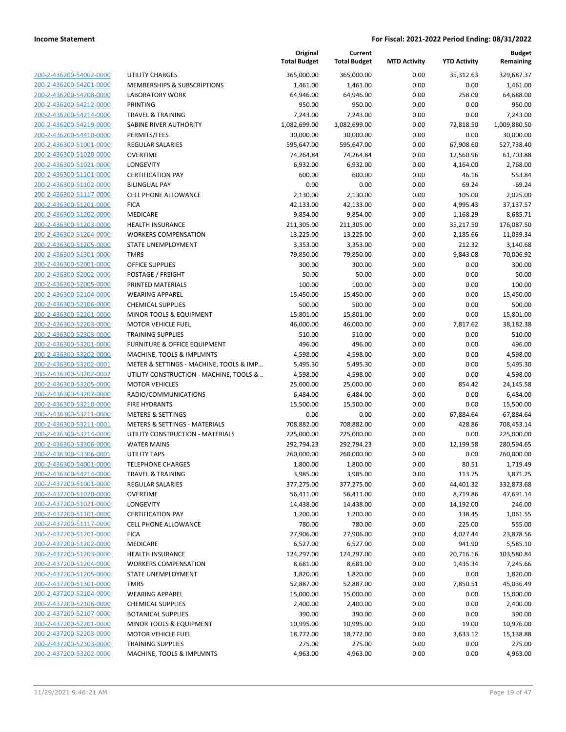**Income Statement** — **For Fiscal: 2021-2022 Period Ending: 08/31/2022**

| | | Original Total Budget | Current Total Budget | MTD Activity | YTD Activity | Budget Remaining |
|---|---|---|---|---|---|---|
| 200-2-436200-54002-0000 | UTILITY CHARGES | 365,000.00 | 365,000.00 | 0.00 | 35,312.63 | 329,687.37 |
| 200-2-436200-54201-0000 | MEMBERSHIPS & SUBSCRIPTIONS | 1,461.00 | 1,461.00 | 0.00 | 0.00 | 1,461.00 |
| 200-2-436200-54208-0000 | LABORATORY WORK | 64,946.00 | 64,946.00 | 0.00 | 258.00 | 64,688.00 |
| 200-2-436200-54212-0000 | PRINTING | 950.00 | 950.00 | 0.00 | 0.00 | 950.00 |
| 200-2-436200-54214-0000 | TRAVEL & TRAINING | 7,243.00 | 7,243.00 | 0.00 | 0.00 | 7,243.00 |
| 200-2-436200-54219-0000 | SABINE RIVER AUTHORITY | 1,082,699.00 | 1,082,699.00 | 0.00 | 72,818.50 | 1,009,880.50 |
| 200-2-436200-54410-0000 | PERMITS/FEES | 30,000.00 | 30,000.00 | 0.00 | 0.00 | 30,000.00 |
| 200-2-436300-51001-0000 | REGULAR SALARIES | 595,647.00 | 595,647.00 | 0.00 | 67,908.60 | 527,738.40 |
| 200-2-436300-51020-0000 | OVERTIME | 74,264.84 | 74,264.84 | 0.00 | 12,560.96 | 61,703.88 |
| 200-2-436300-51021-0000 | LONGEVITY | 6,932.00 | 6,932.00 | 0.00 | 4,164.00 | 2,768.00 |
| 200-2-436300-51101-0000 | CERTIFICATION PAY | 600.00 | 600.00 | 0.00 | 46.16 | 553.84 |
| 200-2-436300-51102-0000 | BILINGUAL PAY | 0.00 | 0.00 | 0.00 | 69.24 | -69.24 |
| 200-2-436300-51117-0000 | CELL PHONE ALLOWANCE | 2,130.00 | 2,130.00 | 0.00 | 105.00 | 2,025.00 |
| 200-2-436300-51201-0000 | FICA | 42,133.00 | 42,133.00 | 0.00 | 4,995.43 | 37,137.57 |
| 200-2-436300-51202-0000 | MEDICARE | 9,854.00 | 9,854.00 | 0.00 | 1,168.29 | 8,685.71 |
| 200-2-436300-51203-0000 | HEALTH INSURANCE | 211,305.00 | 211,305.00 | 0.00 | 35,217.50 | 176,087.50 |
| 200-2-436300-51204-0000 | WORKERS COMPENSATION | 13,225.00 | 13,225.00 | 0.00 | 2,185.66 | 11,039.34 |
| 200-2-436300-51205-0000 | STATE UNEMPLOYMENT | 3,353.00 | 3,353.00 | 0.00 | 212.32 | 3,140.68 |
| 200-2-436300-51301-0000 | TMRS | 79,850.00 | 79,850.00 | 0.00 | 9,843.08 | 70,006.92 |
| 200-2-436300-52001-0000 | OFFICE SUPPLIES | 300.00 | 300.00 | 0.00 | 0.00 | 300.00 |
| 200-2-436300-52002-0000 | POSTAGE / FREIGHT | 50.00 | 50.00 | 0.00 | 0.00 | 50.00 |
| 200-2-436300-52005-0000 | PRINTED MATERIALS | 100.00 | 100.00 | 0.00 | 0.00 | 100.00 |
| 200-2-436300-52104-0000 | WEARING APPAREL | 15,450.00 | 15,450.00 | 0.00 | 0.00 | 15,450.00 |
| 200-2-436300-52106-0000 | CHEMICAL SUPPLIES | 500.00 | 500.00 | 0.00 | 0.00 | 500.00 |
| 200-2-436300-52201-0000 | MINOR TOOLS & EQUIPMENT | 15,801.00 | 15,801.00 | 0.00 | 0.00 | 15,801.00 |
| 200-2-436300-52203-0000 | MOTOR VEHICLE FUEL | 46,000.00 | 46,000.00 | 0.00 | 7,817.62 | 38,182.38 |
| 200-2-436300-52303-0000 | TRAINING SUPPLIES | 510.00 | 510.00 | 0.00 | 0.00 | 510.00 |
| 200-2-436300-53201-0000 | FURNITURE & OFFICE EQUIPMENT | 496.00 | 496.00 | 0.00 | 0.00 | 496.00 |
| 200-2-436300-53202-0000 | MACHINE, TOOLS & IMPLMNTS | 4,598.00 | 4,598.00 | 0.00 | 0.00 | 4,598.00 |
| 200-2-436300-53202-0001 | METER & SETTINGS - MACHINE, TOOLS & IMP… | 5,495.30 | 5,495.30 | 0.00 | 0.00 | 5,495.30 |
| 200-2-436300-53202-0002 | UTILITY CONSTRUCTION - MACHINE, TOOLS & .. | 4,598.00 | 4,598.00 | 0.00 | 0.00 | 4,598.00 |
| 200-2-436300-53205-0000 | MOTOR VEHICLES | 25,000.00 | 25,000.00 | 0.00 | 854.42 | 24,145.58 |
| 200-2-436300-53207-0000 | RADIO/COMMUNICATIONS | 6,484.00 | 6,484.00 | 0.00 | 0.00 | 6,484.00 |
| 200-2-436300-53210-0000 | FIRE HYDRANTS | 15,500.00 | 15,500.00 | 0.00 | 0.00 | 15,500.00 |
| 200-2-436300-53211-0000 | METERS & SETTINGS | 0.00 | 0.00 | 0.00 | 67,884.64 | -67,884.64 |
| 200-2-436300-53211-0001 | METERS & SETTINGS - MATERIALS | 708,882.00 | 708,882.00 | 0.00 | 428.86 | 708,453.14 |
| 200-2-436300-53214-0000 | UTILITY CONSTRUCTION - MATERIALS | 225,000.00 | 225,000.00 | 0.00 | 0.00 | 225,000.00 |
| 200-2-436300-53306-0000 | WATER MAINS | 292,794.23 | 292,794.23 | 0.00 | 12,199.58 | 280,594.65 |
| 200-2-436300-53306-0001 | UTILITY TAPS | 260,000.00 | 260,000.00 | 0.00 | 0.00 | 260,000.00 |
| 200-2-436300-54001-0000 | TELEPHONE CHARGES | 1,800.00 | 1,800.00 | 0.00 | 80.51 | 1,719.49 |
| 200-2-436300-54214-0000 | TRAVEL & TRAINING | 3,985.00 | 3,985.00 | 0.00 | 113.75 | 3,871.25 |
| 200-2-437200-51001-0000 | REGULAR SALARIES | 377,275.00 | 377,275.00 | 0.00 | 44,401.32 | 332,873.68 |
| 200-2-437200-51020-0000 | OVERTIME | 56,411.00 | 56,411.00 | 0.00 | 8,719.86 | 47,691.14 |
| 200-2-437200-51021-0000 | LONGEVITY | 14,438.00 | 14,438.00 | 0.00 | 14,192.00 | 246.00 |
| 200-2-437200-51101-0000 | CERTIFICATION PAY | 1,200.00 | 1,200.00 | 0.00 | 138.45 | 1,061.55 |
| 200-2-437200-51117-0000 | CELL PHONE ALLOWANCE | 780.00 | 780.00 | 0.00 | 225.00 | 555.00 |
| 200-2-437200-51201-0000 | FICA | 27,906.00 | 27,906.00 | 0.00 | 4,027.44 | 23,878.56 |
| 200-2-437200-51202-0000 | MEDICARE | 6,527.00 | 6,527.00 | 0.00 | 941.90 | 5,585.10 |
| 200-2-437200-51203-0000 | HEALTH INSURANCE | 124,297.00 | 124,297.00 | 0.00 | 20,716.16 | 103,580.84 |
| 200-2-437200-51204-0000 | WORKERS COMPENSATION | 8,681.00 | 8,681.00 | 0.00 | 1,435.34 | 7,245.66 |
| 200-2-437200-51205-0000 | STATE UNEMPLOYMENT | 1,820.00 | 1,820.00 | 0.00 | 0.00 | 1,820.00 |
| 200-2-437200-51301-0000 | TMRS | 52,887.00 | 52,887.00 | 0.00 | 7,850.51 | 45,036.49 |
| 200-2-437200-52104-0000 | WEARING APPAREL | 15,000.00 | 15,000.00 | 0.00 | 0.00 | 15,000.00 |
| 200-2-437200-52106-0000 | CHEMICAL SUPPLIES | 2,400.00 | 2,400.00 | 0.00 | 0.00 | 2,400.00 |
| 200-2-437200-52107-0000 | BOTANICAL SUPPLIES | 390.00 | 390.00 | 0.00 | 0.00 | 390.00 |
| 200-2-437200-52201-0000 | MINOR TOOLS & EQUIPMENT | 10,995.00 | 10,995.00 | 0.00 | 19.00 | 10,976.00 |
| 200-2-437200-52203-0000 | MOTOR VEHICLE FUEL | 18,772.00 | 18,772.00 | 0.00 | 3,633.12 | 15,138.88 |
| 200-2-437200-52303-0000 | TRAINING SUPPLIES | 275.00 | 275.00 | 0.00 | 0.00 | 275.00 |
| 200-2-437200-53202-0000 | MACHINE, TOOLS & IMPLMNTS | 4,963.00 | 4,963.00 | 0.00 | 0.00 | 4,963.00 |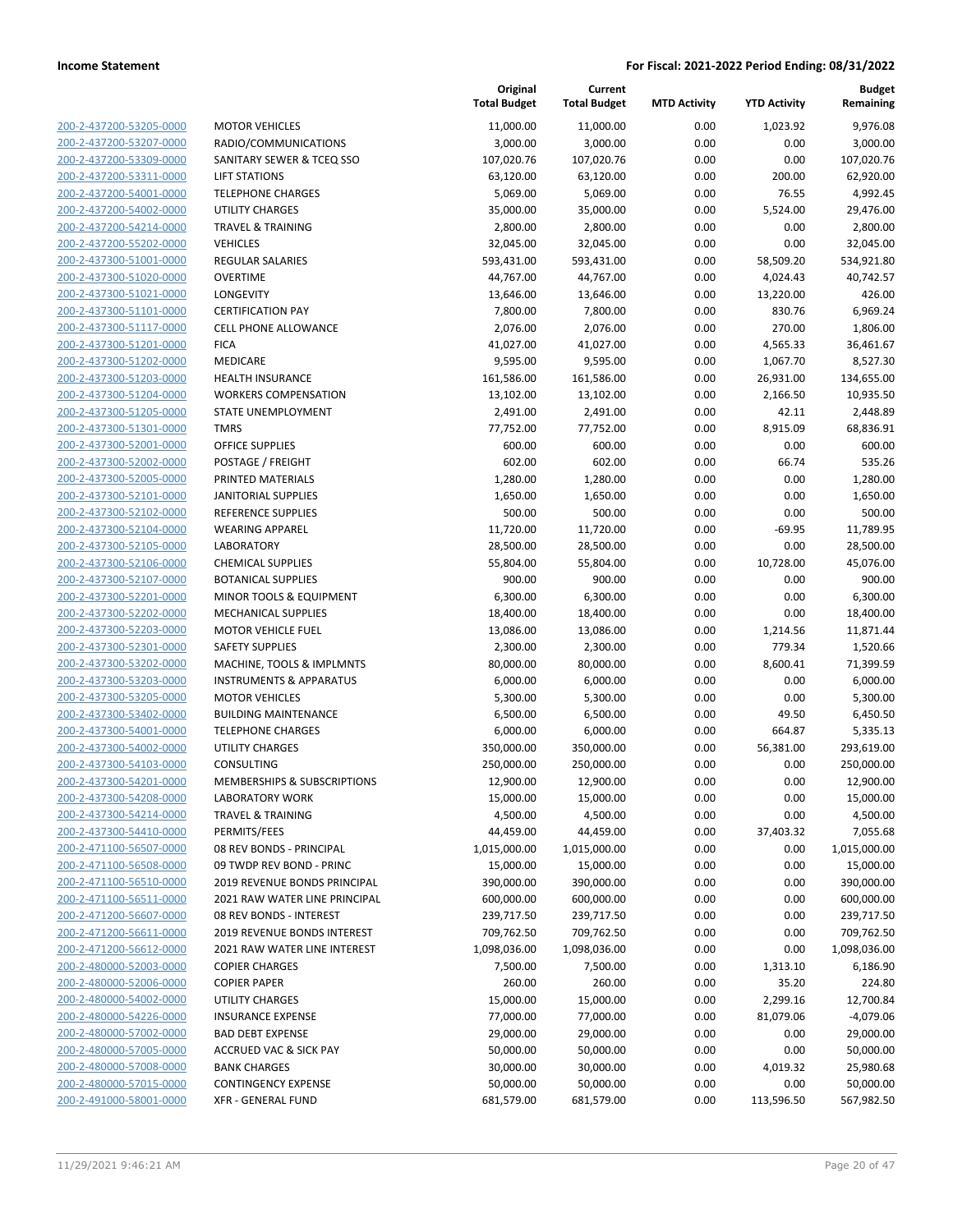**Income Statement** | **For Fiscal: 2021-2022 Period Ending: 08/31/2022**

| | | Original Total Budget | Current Total Budget | MTD Activity | YTD Activity | Budget Remaining |
|---|---|---|---|---|---|---|
| 200-2-437200-53205-0000 | MOTOR VEHICLES | 11,000.00 | 11,000.00 | 0.00 | 1,023.92 | 9,976.08 |
| 200-2-437200-53207-0000 | RADIO/COMMUNICATIONS | 3,000.00 | 3,000.00 | 0.00 | 0.00 | 3,000.00 |
| 200-2-437200-53309-0000 | SANITARY SEWER & TCEQ SSO | 107,020.76 | 107,020.76 | 0.00 | 0.00 | 107,020.76 |
| 200-2-437200-53311-0000 | LIFT STATIONS | 63,120.00 | 63,120.00 | 0.00 | 200.00 | 62,920.00 |
| 200-2-437200-54001-0000 | TELEPHONE CHARGES | 5,069.00 | 5,069.00 | 0.00 | 76.55 | 4,992.45 |
| 200-2-437200-54002-0000 | UTILITY CHARGES | 35,000.00 | 35,000.00 | 0.00 | 5,524.00 | 29,476.00 |
| 200-2-437200-54214-0000 | TRAVEL & TRAINING | 2,800.00 | 2,800.00 | 0.00 | 0.00 | 2,800.00 |
| 200-2-437200-55202-0000 | VEHICLES | 32,045.00 | 32,045.00 | 0.00 | 0.00 | 32,045.00 |
| 200-2-437300-51001-0000 | REGULAR SALARIES | 593,431.00 | 593,431.00 | 0.00 | 58,509.20 | 534,921.80 |
| 200-2-437300-51020-0000 | OVERTIME | 44,767.00 | 44,767.00 | 0.00 | 4,024.43 | 40,742.57 |
| 200-2-437300-51021-0000 | LONGEVITY | 13,646.00 | 13,646.00 | 0.00 | 13,220.00 | 426.00 |
| 200-2-437300-51101-0000 | CERTIFICATION PAY | 7,800.00 | 7,800.00 | 0.00 | 830.76 | 6,969.24 |
| 200-2-437300-51117-0000 | CELL PHONE ALLOWANCE | 2,076.00 | 2,076.00 | 0.00 | 270.00 | 1,806.00 |
| 200-2-437300-51201-0000 | FICA | 41,027.00 | 41,027.00 | 0.00 | 4,565.33 | 36,461.67 |
| 200-2-437300-51202-0000 | MEDICARE | 9,595.00 | 9,595.00 | 0.00 | 1,067.70 | 8,527.30 |
| 200-2-437300-51203-0000 | HEALTH INSURANCE | 161,586.00 | 161,586.00 | 0.00 | 26,931.00 | 134,655.00 |
| 200-2-437300-51204-0000 | WORKERS COMPENSATION | 13,102.00 | 13,102.00 | 0.00 | 2,166.50 | 10,935.50 |
| 200-2-437300-51205-0000 | STATE UNEMPLOYMENT | 2,491.00 | 2,491.00 | 0.00 | 42.11 | 2,448.89 |
| 200-2-437300-51301-0000 | TMRS | 77,752.00 | 77,752.00 | 0.00 | 8,915.09 | 68,836.91 |
| 200-2-437300-52001-0000 | OFFICE SUPPLIES | 600.00 | 600.00 | 0.00 | 0.00 | 600.00 |
| 200-2-437300-52002-0000 | POSTAGE / FREIGHT | 602.00 | 602.00 | 0.00 | 66.74 | 535.26 |
| 200-2-437300-52005-0000 | PRINTED MATERIALS | 1,280.00 | 1,280.00 | 0.00 | 0.00 | 1,280.00 |
| 200-2-437300-52101-0000 | JANITORIAL SUPPLIES | 1,650.00 | 1,650.00 | 0.00 | 0.00 | 1,650.00 |
| 200-2-437300-52102-0000 | REFERENCE SUPPLIES | 500.00 | 500.00 | 0.00 | 0.00 | 500.00 |
| 200-2-437300-52104-0000 | WEARING APPAREL | 11,720.00 | 11,720.00 | 0.00 | -69.95 | 11,789.95 |
| 200-2-437300-52105-0000 | LABORATORY | 28,500.00 | 28,500.00 | 0.00 | 0.00 | 28,500.00 |
| 200-2-437300-52106-0000 | CHEMICAL SUPPLIES | 55,804.00 | 55,804.00 | 0.00 | 10,728.00 | 45,076.00 |
| 200-2-437300-52107-0000 | BOTANICAL SUPPLIES | 900.00 | 900.00 | 0.00 | 0.00 | 900.00 |
| 200-2-437300-52201-0000 | MINOR TOOLS & EQUIPMENT | 6,300.00 | 6,300.00 | 0.00 | 0.00 | 6,300.00 |
| 200-2-437300-52202-0000 | MECHANICAL SUPPLIES | 18,400.00 | 18,400.00 | 0.00 | 0.00 | 18,400.00 |
| 200-2-437300-52203-0000 | MOTOR VEHICLE FUEL | 13,086.00 | 13,086.00 | 0.00 | 1,214.56 | 11,871.44 |
| 200-2-437300-52301-0000 | SAFETY SUPPLIES | 2,300.00 | 2,300.00 | 0.00 | 779.34 | 1,520.66 |
| 200-2-437300-53202-0000 | MACHINE, TOOLS & IMPLMNTS | 80,000.00 | 80,000.00 | 0.00 | 8,600.41 | 71,399.59 |
| 200-2-437300-53203-0000 | INSTRUMENTS & APPARATUS | 6,000.00 | 6,000.00 | 0.00 | 0.00 | 6,000.00 |
| 200-2-437300-53205-0000 | MOTOR VEHICLES | 5,300.00 | 5,300.00 | 0.00 | 0.00 | 5,300.00 |
| 200-2-437300-53402-0000 | BUILDING MAINTENANCE | 6,500.00 | 6,500.00 | 0.00 | 49.50 | 6,450.50 |
| 200-2-437300-54001-0000 | TELEPHONE CHARGES | 6,000.00 | 6,000.00 | 0.00 | 664.87 | 5,335.13 |
| 200-2-437300-54002-0000 | UTILITY CHARGES | 350,000.00 | 350,000.00 | 0.00 | 56,381.00 | 293,619.00 |
| 200-2-437300-54103-0000 | CONSULTING | 250,000.00 | 250,000.00 | 0.00 | 0.00 | 250,000.00 |
| 200-2-437300-54201-0000 | MEMBERSHIPS & SUBSCRIPTIONS | 12,900.00 | 12,900.00 | 0.00 | 0.00 | 12,900.00 |
| 200-2-437300-54208-0000 | LABORATORY WORK | 15,000.00 | 15,000.00 | 0.00 | 0.00 | 15,000.00 |
| 200-2-437300-54214-0000 | TRAVEL & TRAINING | 4,500.00 | 4,500.00 | 0.00 | 0.00 | 4,500.00 |
| 200-2-437300-54410-0000 | PERMITS/FEES | 44,459.00 | 44,459.00 | 0.00 | 37,403.32 | 7,055.68 |
| 200-2-471100-56507-0000 | 08 REV BONDS - PRINCIPAL | 1,015,000.00 | 1,015,000.00 | 0.00 | 0.00 | 1,015,000.00 |
| 200-2-471100-56508-0000 | 09 TWDP REV BOND - PRINC | 15,000.00 | 15,000.00 | 0.00 | 0.00 | 15,000.00 |
| 200-2-471100-56510-0000 | 2019 REVENUE BONDS PRINCIPAL | 390,000.00 | 390,000.00 | 0.00 | 0.00 | 390,000.00 |
| 200-2-471100-56511-0000 | 2021 RAW WATER LINE PRINCIPAL | 600,000.00 | 600,000.00 | 0.00 | 0.00 | 600,000.00 |
| 200-2-471200-56607-0000 | 08 REV BONDS - INTEREST | 239,717.50 | 239,717.50 | 0.00 | 0.00 | 239,717.50 |
| 200-2-471200-56611-0000 | 2019 REVENUE BONDS INTEREST | 709,762.50 | 709,762.50 | 0.00 | 0.00 | 709,762.50 |
| 200-2-471200-56612-0000 | 2021 RAW WATER LINE INTEREST | 1,098,036.00 | 1,098,036.00 | 0.00 | 0.00 | 1,098,036.00 |
| 200-2-480000-52003-0000 | COPIER CHARGES | 7,500.00 | 7,500.00 | 0.00 | 1,313.10 | 6,186.90 |
| 200-2-480000-52006-0000 | COPIER PAPER | 260.00 | 260.00 | 0.00 | 35.20 | 224.80 |
| 200-2-480000-54002-0000 | UTILITY CHARGES | 15,000.00 | 15,000.00 | 0.00 | 2,299.16 | 12,700.84 |
| 200-2-480000-54226-0000 | INSURANCE EXPENSE | 77,000.00 | 77,000.00 | 0.00 | 81,079.06 | -4,079.06 |
| 200-2-480000-57002-0000 | BAD DEBT EXPENSE | 29,000.00 | 29,000.00 | 0.00 | 0.00 | 29,000.00 |
| 200-2-480000-57005-0000 | ACCRUED VAC & SICK PAY | 50,000.00 | 50,000.00 | 0.00 | 0.00 | 50,000.00 |
| 200-2-480000-57008-0000 | BANK CHARGES | 30,000.00 | 30,000.00 | 0.00 | 4,019.32 | 25,980.68 |
| 200-2-480000-57015-0000 | CONTINGENCY EXPENSE | 50,000.00 | 50,000.00 | 0.00 | 0.00 | 50,000.00 |
| 200-2-491000-58001-0000 | XFR - GENERAL FUND | 681,579.00 | 681,579.00 | 0.00 | 113,596.50 | 567,982.50 |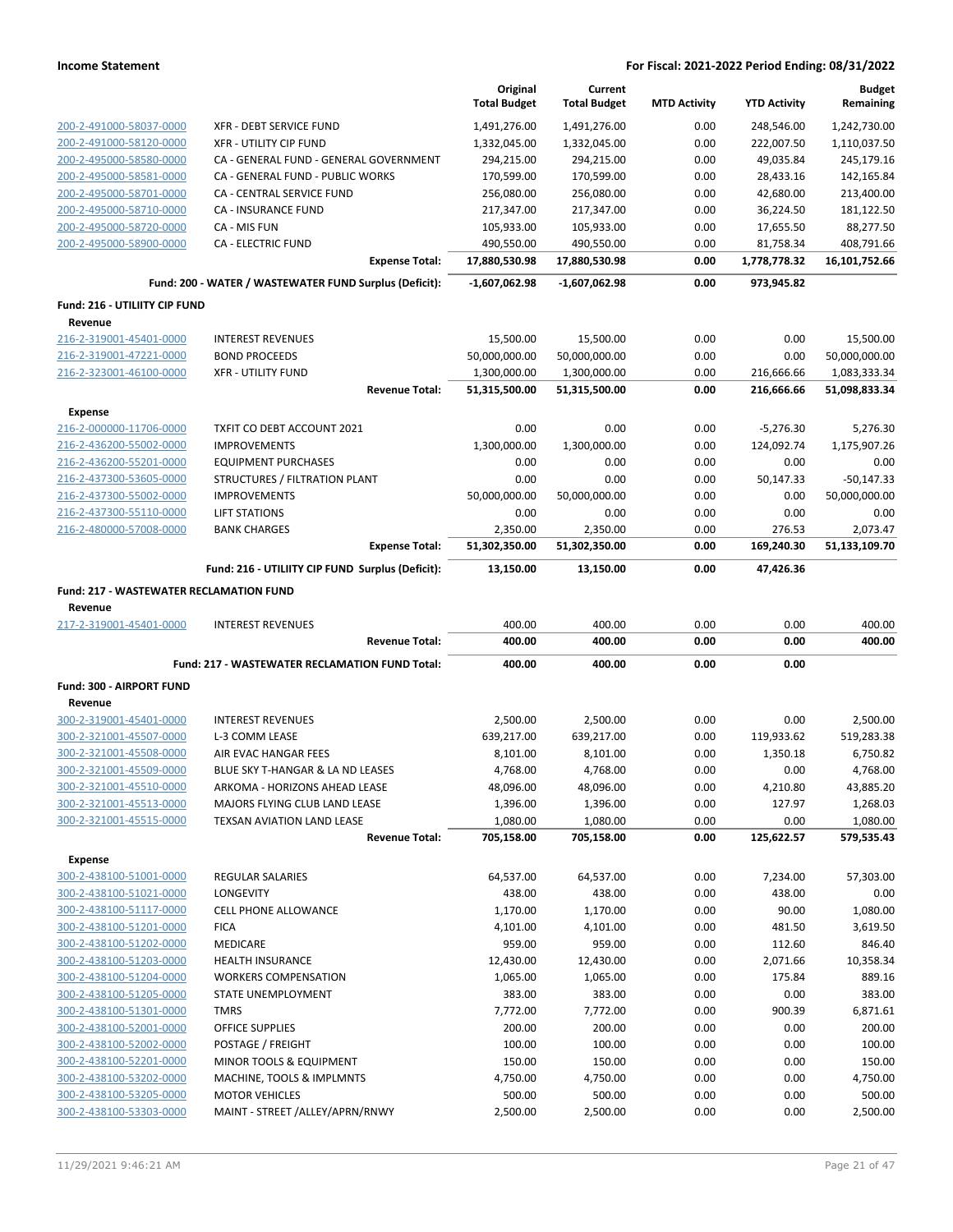**Income Statement** — **For Fiscal: 2021-2022 Period Ending: 08/31/2022**

| | | Original Total Budget | Current Total Budget | MTD Activity | YTD Activity | Budget Remaining |
|---|---|---|---|---|---|---|
| 200-2-491000-58037-0000 | XFR - DEBT SERVICE FUND | 1,491,276.00 | 1,491,276.00 | 0.00 | 248,546.00 | 1,242,730.00 |
| 200-2-491000-58120-0000 | XFR - UTILITY CIP FUND | 1,332,045.00 | 1,332,045.00 | 0.00 | 222,007.50 | 1,110,037.50 |
| 200-2-495000-58580-0000 | CA - GENERAL FUND - GENERAL GOVERNMENT | 294,215.00 | 294,215.00 | 0.00 | 49,035.84 | 245,179.16 |
| 200-2-495000-58581-0000 | CA - GENERAL FUND - PUBLIC WORKS | 170,599.00 | 170,599.00 | 0.00 | 28,433.16 | 142,165.84 |
| 200-2-495000-58701-0000 | CA - CENTRAL SERVICE FUND | 256,080.00 | 256,080.00 | 0.00 | 42,680.00 | 213,400.00 |
| 200-2-495000-58710-0000 | CA - INSURANCE FUND | 217,347.00 | 217,347.00 | 0.00 | 36,224.50 | 181,122.50 |
| 200-2-495000-58720-0000 | CA - MIS FUN | 105,933.00 | 105,933.00 | 0.00 | 17,655.50 | 88,277.50 |
| 200-2-495000-58900-0000 | CA - ELECTRIC FUND | 490,550.00 | 490,550.00 | 0.00 | 81,758.34 | 408,791.66 |
| | **Expense Total:** | **17,880,530.98** | **17,880,530.98** | **0.00** | **1,778,778.32** | **16,101,752.66** |
| | **Fund: 200 - WATER / WASTEWATER FUND Surplus (Deficit):** | **-1,607,062.98** | **-1,607,062.98** | **0.00** | **973,945.82** | |
| **Fund: 216 - UTILIITY CIP FUND** | | | | | | |
| **Revenue** | | | | | | |
| 216-2-319001-45401-0000 | INTEREST REVENUES | 15,500.00 | 15,500.00 | 0.00 | 0.00 | 15,500.00 |
| 216-2-319001-47221-0000 | BOND PROCEEDS | 50,000,000.00 | 50,000,000.00 | 0.00 | 0.00 | 50,000,000.00 |
| 216-2-323001-46100-0000 | XFR - UTILITY FUND | 1,300,000.00 | 1,300,000.00 | 0.00 | 216,666.66 | 1,083,333.34 |
| | **Revenue Total:** | **51,315,500.00** | **51,315,500.00** | **0.00** | **216,666.66** | **51,098,833.34** |
| **Expense** | | | | | | |
| 216-2-000000-11706-0000 | TXFIT CO DEBT ACCOUNT 2021 | 0.00 | 0.00 | 0.00 | -5,276.30 | 5,276.30 |
| 216-2-436200-55002-0000 | IMPROVEMENTS | 1,300,000.00 | 1,300,000.00 | 0.00 | 124,092.74 | 1,175,907.26 |
| 216-2-436200-55201-0000 | EQUIPMENT PURCHASES | 0.00 | 0.00 | 0.00 | 0.00 | 0.00 |
| 216-2-437300-53605-0000 | STRUCTURES / FILTRATION PLANT | 0.00 | 0.00 | 0.00 | 50,147.33 | -50,147.33 |
| 216-2-437300-55002-0000 | IMPROVEMENTS | 50,000,000.00 | 50,000,000.00 | 0.00 | 0.00 | 50,000,000.00 |
| 216-2-437300-55110-0000 | LIFT STATIONS | 0.00 | 0.00 | 0.00 | 0.00 | 0.00 |
| 216-2-480000-57008-0000 | BANK CHARGES | 2,350.00 | 2,350.00 | 0.00 | 276.53 | 2,073.47 |
| | **Expense Total:** | **51,302,350.00** | **51,302,350.00** | **0.00** | **169,240.30** | **51,133,109.70** |
| | **Fund: 216 - UTILIITY CIP FUND Surplus (Deficit):** | **13,150.00** | **13,150.00** | **0.00** | **47,426.36** | |
| **Fund: 217 - WASTEWATER RECLAMATION FUND** | | | | | | |
| **Revenue** | | | | | | |
| 217-2-319001-45401-0000 | INTEREST REVENUES | 400.00 | 400.00 | 0.00 | 0.00 | 400.00 |
| | **Revenue Total:** | **400.00** | **400.00** | **0.00** | **0.00** | **400.00** |
| | **Fund: 217 - WASTEWATER RECLAMATION FUND Total:** | **400.00** | **400.00** | **0.00** | **0.00** | |
| **Fund: 300 - AIRPORT FUND** | | | | | | |
| **Revenue** | | | | | | |
| 300-2-319001-45401-0000 | INTEREST REVENUES | 2,500.00 | 2,500.00 | 0.00 | 0.00 | 2,500.00 |
| 300-2-321001-45507-0000 | L-3 COMM LEASE | 639,217.00 | 639,217.00 | 0.00 | 119,933.62 | 519,283.38 |
| 300-2-321001-45508-0000 | AIR EVAC HANGAR FEES | 8,101.00 | 8,101.00 | 0.00 | 1,350.18 | 6,750.82 |
| 300-2-321001-45509-0000 | BLUE SKY T-HANGAR & LA ND LEASES | 4,768.00 | 4,768.00 | 0.00 | 0.00 | 4,768.00 |
| 300-2-321001-45510-0000 | ARKOMA - HORIZONS AHEAD LEASE | 48,096.00 | 48,096.00 | 0.00 | 4,210.80 | 43,885.20 |
| 300-2-321001-45513-0000 | MAJORS FLYING CLUB LAND LEASE | 1,396.00 | 1,396.00 | 0.00 | 127.97 | 1,268.03 |
| 300-2-321001-45515-0000 | TEXSAN AVIATION LAND LEASE | 1,080.00 | 1,080.00 | 0.00 | 0.00 | 1,080.00 |
| | **Revenue Total:** | **705,158.00** | **705,158.00** | **0.00** | **125,622.57** | **579,535.43** |
| **Expense** | | | | | | |
| 300-2-438100-51001-0000 | REGULAR SALARIES | 64,537.00 | 64,537.00 | 0.00 | 7,234.00 | 57,303.00 |
| 300-2-438100-51021-0000 | LONGEVITY | 438.00 | 438.00 | 0.00 | 438.00 | 0.00 |
| 300-2-438100-51117-0000 | CELL PHONE ALLOWANCE | 1,170.00 | 1,170.00 | 0.00 | 90.00 | 1,080.00 |
| 300-2-438100-51201-0000 | FICA | 4,101.00 | 4,101.00 | 0.00 | 481.50 | 3,619.50 |
| 300-2-438100-51202-0000 | MEDICARE | 959.00 | 959.00 | 0.00 | 112.60 | 846.40 |
| 300-2-438100-51203-0000 | HEALTH INSURANCE | 12,430.00 | 12,430.00 | 0.00 | 2,071.66 | 10,358.34 |
| 300-2-438100-51204-0000 | WORKERS COMPENSATION | 1,065.00 | 1,065.00 | 0.00 | 175.84 | 889.16 |
| 300-2-438100-51205-0000 | STATE UNEMPLOYMENT | 383.00 | 383.00 | 0.00 | 0.00 | 383.00 |
| 300-2-438100-51301-0000 | TMRS | 7,772.00 | 7,772.00 | 0.00 | 900.39 | 6,871.61 |
| 300-2-438100-52001-0000 | OFFICE SUPPLIES | 200.00 | 200.00 | 0.00 | 0.00 | 200.00 |
| 300-2-438100-52002-0000 | POSTAGE / FREIGHT | 100.00 | 100.00 | 0.00 | 0.00 | 100.00 |
| 300-2-438100-52201-0000 | MINOR TOOLS & EQUIPMENT | 150.00 | 150.00 | 0.00 | 0.00 | 150.00 |
| 300-2-438100-53202-0000 | MACHINE, TOOLS & IMPLMNTS | 4,750.00 | 4,750.00 | 0.00 | 0.00 | 4,750.00 |
| 300-2-438100-53205-0000 | MOTOR VEHICLES | 500.00 | 500.00 | 0.00 | 0.00 | 500.00 |
| 300-2-438100-53303-0000 | MAINT - STREET /ALLEY/APRN/RNWY | 2,500.00 | 2,500.00 | 0.00 | 0.00 | 2,500.00 |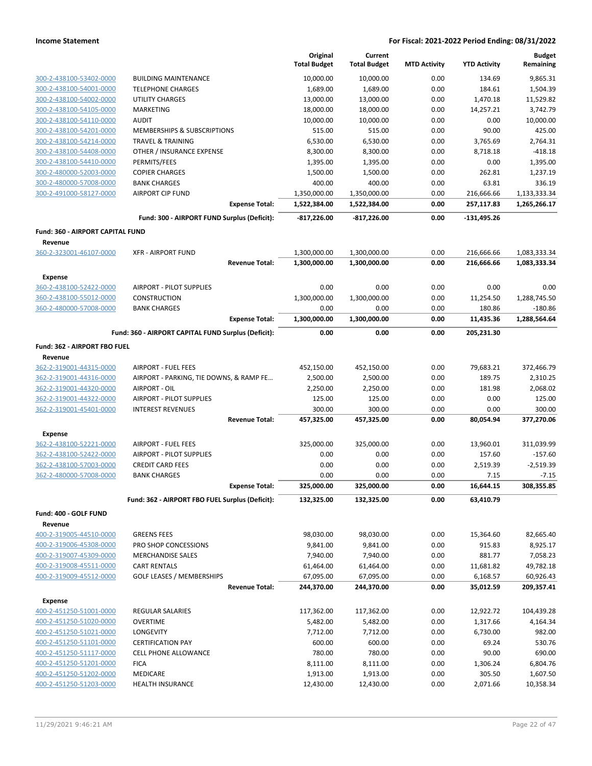**Income Statement** — For Fiscal: 2021-2022 Period Ending: 08/31/2022

| | | Original Total Budget | Current Total Budget | MTD Activity | YTD Activity | Budget Remaining |
|---|---|---|---|---|---|---|
| 300-2-438100-53402-0000 | BUILDING MAINTENANCE | 10,000.00 | 10,000.00 | 0.00 | 134.69 | 9,865.31 |
| 300-2-438100-54001-0000 | TELEPHONE CHARGES | 1,689.00 | 1,689.00 | 0.00 | 184.61 | 1,504.39 |
| 300-2-438100-54002-0000 | UTILITY CHARGES | 13,000.00 | 13,000.00 | 0.00 | 1,470.18 | 11,529.82 |
| 300-2-438100-54105-0000 | MARKETING | 18,000.00 | 18,000.00 | 0.00 | 14,257.21 | 3,742.79 |
| 300-2-438100-54110-0000 | AUDIT | 10,000.00 | 10,000.00 | 0.00 | 0.00 | 10,000.00 |
| 300-2-438100-54201-0000 | MEMBERSHIPS & SUBSCRIPTIONS | 515.00 | 515.00 | 0.00 | 90.00 | 425.00 |
| 300-2-438100-54214-0000 | TRAVEL & TRAINING | 6,530.00 | 6,530.00 | 0.00 | 3,765.69 | 2,764.31 |
| 300-2-438100-54408-0000 | OTHER / INSURANCE EXPENSE | 8,300.00 | 8,300.00 | 0.00 | 8,718.18 | -418.18 |
| 300-2-438100-54410-0000 | PERMITS/FEES | 1,395.00 | 1,395.00 | 0.00 | 0.00 | 1,395.00 |
| 300-2-480000-52003-0000 | COPIER CHARGES | 1,500.00 | 1,500.00 | 0.00 | 262.81 | 1,237.19 |
| 300-2-480000-57008-0000 | BANK CHARGES | 400.00 | 400.00 | 0.00 | 63.81 | 336.19 |
| 300-2-491000-58127-0000 | AIRPORT CIP FUND | 1,350,000.00 | 1,350,000.00 | 0.00 | 216,666.66 | 1,133,333.34 |
| | **Expense Total:** | **1,522,384.00** | **1,522,384.00** | **0.00** | **257,117.83** | **1,265,266.17** |
| | **Fund: 300 - AIRPORT FUND Surplus (Deficit):** | **-817,226.00** | **-817,226.00** | **0.00** | **-131,495.26** | |
| **Fund: 360 - AIRPORT CAPITAL FUND** | | | | | | |
| **Revenue** | | | | | | |
| 360-2-323001-46107-0000 | XFR - AIRPORT FUND | 1,300,000.00 | 1,300,000.00 | 0.00 | 216,666.66 | 1,083,333.34 |
| | **Revenue Total:** | **1,300,000.00** | **1,300,000.00** | **0.00** | **216,666.66** | **1,083,333.34** |
| **Expense** | | | | | | |
| 360-2-438100-52422-0000 | AIRPORT - PILOT SUPPLIES | 0.00 | 0.00 | 0.00 | 0.00 | 0.00 |
| 360-2-438100-55012-0000 | CONSTRUCTION | 1,300,000.00 | 1,300,000.00 | 0.00 | 11,254.50 | 1,288,745.50 |
| 360-2-480000-57008-0000 | BANK CHARGES | 0.00 | 0.00 | 0.00 | 180.86 | -180.86 |
| | **Expense Total:** | **1,300,000.00** | **1,300,000.00** | **0.00** | **11,435.36** | **1,288,564.64** |
| | **Fund: 360 - AIRPORT CAPITAL FUND Surplus (Deficit):** | **0.00** | **0.00** | **0.00** | **205,231.30** | |
| **Fund: 362 - AIRPORT FBO FUEL** | | | | | | |
| **Revenue** | | | | | | |
| 362-2-319001-44315-0000 | AIRPORT - FUEL FEES | 452,150.00 | 452,150.00 | 0.00 | 79,683.21 | 372,466.79 |
| 362-2-319001-44316-0000 | AIRPORT - PARKING, TIE DOWNS, & RAMP FE... | 2,500.00 | 2,500.00 | 0.00 | 189.75 | 2,310.25 |
| 362-2-319001-44320-0000 | AIRPORT - OIL | 2,250.00 | 2,250.00 | 0.00 | 181.98 | 2,068.02 |
| 362-2-319001-44322-0000 | AIRPORT - PILOT SUPPLIES | 125.00 | 125.00 | 0.00 | 0.00 | 125.00 |
| 362-2-319001-45401-0000 | INTEREST REVENUES | 300.00 | 300.00 | 0.00 | 0.00 | 300.00 |
| | **Revenue Total:** | **457,325.00** | **457,325.00** | **0.00** | **80,054.94** | **377,270.06** |
| **Expense** | | | | | | |
| 362-2-438100-52221-0000 | AIRPORT - FUEL FEES | 325,000.00 | 325,000.00 | 0.00 | 13,960.01 | 311,039.99 |
| 362-2-438100-52422-0000 | AIRPORT - PILOT SUPPLIES | 0.00 | 0.00 | 0.00 | 157.60 | -157.60 |
| 362-2-438100-57003-0000 | CREDIT CARD FEES | 0.00 | 0.00 | 0.00 | 2,519.39 | -2,519.39 |
| 362-2-480000-57008-0000 | BANK CHARGES | 0.00 | 0.00 | 0.00 | 7.15 | -7.15 |
| | **Expense Total:** | **325,000.00** | **325,000.00** | **0.00** | **16,644.15** | **308,355.85** |
| | **Fund: 362 - AIRPORT FBO FUEL Surplus (Deficit):** | **132,325.00** | **132,325.00** | **0.00** | **63,410.79** | |
| **Fund: 400 - GOLF FUND** | | | | | | |
| **Revenue** | | | | | | |
| 400-2-319005-44510-0000 | GREENS FEES | 98,030.00 | 98,030.00 | 0.00 | 15,364.60 | 82,665.40 |
| 400-2-319006-45308-0000 | PRO SHOP CONCESSIONS | 9,841.00 | 9,841.00 | 0.00 | 915.83 | 8,925.17 |
| 400-2-319007-45309-0000 | MERCHANDISE SALES | 7,940.00 | 7,940.00 | 0.00 | 881.77 | 7,058.23 |
| 400-2-319008-45511-0000 | CART RENTALS | 61,464.00 | 61,464.00 | 0.00 | 11,681.82 | 49,782.18 |
| 400-2-319009-45512-0000 | GOLF LEASES / MEMBERSHIPS | 67,095.00 | 67,095.00 | 0.00 | 6,168.57 | 60,926.43 |
| | **Revenue Total:** | **244,370.00** | **244,370.00** | **0.00** | **35,012.59** | **209,357.41** |
| **Expense** | | | | | | |
| 400-2-451250-51001-0000 | REGULAR SALARIES | 117,362.00 | 117,362.00 | 0.00 | 12,922.72 | 104,439.28 |
| 400-2-451250-51020-0000 | OVERTIME | 5,482.00 | 5,482.00 | 0.00 | 1,317.66 | 4,164.34 |
| 400-2-451250-51021-0000 | LONGEVITY | 7,712.00 | 7,712.00 | 0.00 | 6,730.00 | 982.00 |
| 400-2-451250-51101-0000 | CERTIFICATION PAY | 600.00 | 600.00 | 0.00 | 69.24 | 530.76 |
| 400-2-451250-51117-0000 | CELL PHONE ALLOWANCE | 780.00 | 780.00 | 0.00 | 90.00 | 690.00 |
| 400-2-451250-51201-0000 | FICA | 8,111.00 | 8,111.00 | 0.00 | 1,306.24 | 6,804.76 |
| 400-2-451250-51202-0000 | MEDICARE | 1,913.00 | 1,913.00 | 0.00 | 305.50 | 1,607.50 |
| 400-2-451250-51203-0000 | HEALTH INSURANCE | 12,430.00 | 12,430.00 | 0.00 | 2,071.66 | 10,358.34 |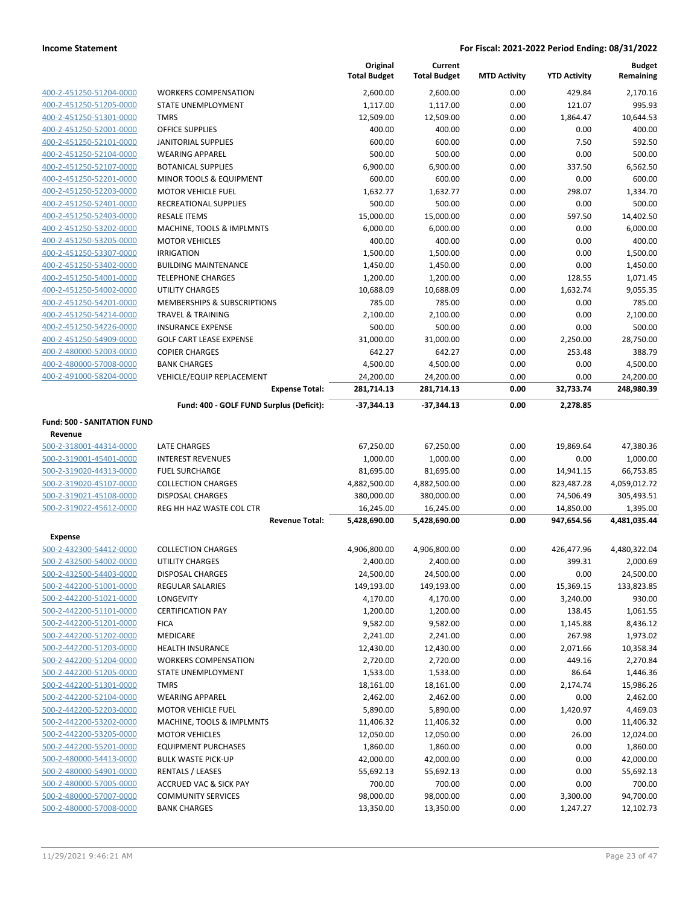**Income Statement** — **For Fiscal: 2021-2022 Period Ending: 08/31/2022**

| | | Original Total Budget | Current Total Budget | MTD Activity | YTD Activity | Budget Remaining |
|---|---|---|---|---|---|---|
| 400-2-451250-51204-0000 | WORKERS COMPENSATION | 2,600.00 | 2,600.00 | 0.00 | 429.84 | 2,170.16 |
| 400-2-451250-51205-0000 | STATE UNEMPLOYMENT | 1,117.00 | 1,117.00 | 0.00 | 121.07 | 995.93 |
| 400-2-451250-51301-0000 | TMRS | 12,509.00 | 12,509.00 | 0.00 | 1,864.47 | 10,644.53 |
| 400-2-451250-52001-0000 | OFFICE SUPPLIES | 400.00 | 400.00 | 0.00 | 0.00 | 400.00 |
| 400-2-451250-52101-0000 | JANITORIAL SUPPLIES | 600.00 | 600.00 | 0.00 | 7.50 | 592.50 |
| 400-2-451250-52104-0000 | WEARING APPAREL | 500.00 | 500.00 | 0.00 | 0.00 | 500.00 |
| 400-2-451250-52107-0000 | BOTANICAL SUPPLIES | 6,900.00 | 6,900.00 | 0.00 | 337.50 | 6,562.50 |
| 400-2-451250-52201-0000 | MINOR TOOLS & EQUIPMENT | 600.00 | 600.00 | 0.00 | 0.00 | 600.00 |
| 400-2-451250-52203-0000 | MOTOR VEHICLE FUEL | 1,632.77 | 1,632.77 | 0.00 | 298.07 | 1,334.70 |
| 400-2-451250-52401-0000 | RECREATIONAL SUPPLIES | 500.00 | 500.00 | 0.00 | 0.00 | 500.00 |
| 400-2-451250-52403-0000 | RESALE ITEMS | 15,000.00 | 15,000.00 | 0.00 | 597.50 | 14,402.50 |
| 400-2-451250-53202-0000 | MACHINE, TOOLS & IMPLMNTS | 6,000.00 | 6,000.00 | 0.00 | 0.00 | 6,000.00 |
| 400-2-451250-53205-0000 | MOTOR VEHICLES | 400.00 | 400.00 | 0.00 | 0.00 | 400.00 |
| 400-2-451250-53307-0000 | IRRIGATION | 1,500.00 | 1,500.00 | 0.00 | 0.00 | 1,500.00 |
| 400-2-451250-53402-0000 | BUILDING MAINTENANCE | 1,450.00 | 1,450.00 | 0.00 | 0.00 | 1,450.00 |
| 400-2-451250-54001-0000 | TELEPHONE CHARGES | 1,200.00 | 1,200.00 | 0.00 | 128.55 | 1,071.45 |
| 400-2-451250-54002-0000 | UTILITY CHARGES | 10,688.09 | 10,688.09 | 0.00 | 1,632.74 | 9,055.35 |
| 400-2-451250-54201-0000 | MEMBERSHIPS & SUBSCRIPTIONS | 785.00 | 785.00 | 0.00 | 0.00 | 785.00 |
| 400-2-451250-54214-0000 | TRAVEL & TRAINING | 2,100.00 | 2,100.00 | 0.00 | 0.00 | 2,100.00 |
| 400-2-451250-54226-0000 | INSURANCE EXPENSE | 500.00 | 500.00 | 0.00 | 0.00 | 500.00 |
| 400-2-451250-54909-0000 | GOLF CART LEASE EXPENSE | 31,000.00 | 31,000.00 | 0.00 | 2,250.00 | 28,750.00 |
| 400-2-480000-52003-0000 | COPIER CHARGES | 642.27 | 642.27 | 0.00 | 253.48 | 388.79 |
| 400-2-480000-57008-0000 | BANK CHARGES | 4,500.00 | 4,500.00 | 0.00 | 0.00 | 4,500.00 |
| 400-2-491000-58204-0000 | VEHICLE/EQUIP REPLACEMENT | 24,200.00 | 24,200.00 | 0.00 | 0.00 | 24,200.00 |
| | **Expense Total:** | **281,714.13** | **281,714.13** | **0.00** | **32,733.74** | **248,980.39** |
| | **Fund: 400 - GOLF FUND Surplus (Deficit):** | **-37,344.13** | **-37,344.13** | **0.00** | **2,278.85** | |
| **Fund: 500 - SANITATION FUND** | | | | | | |
| **Revenue** | | | | | | |
| 500-2-318001-44314-0000 | LATE CHARGES | 67,250.00 | 67,250.00 | 0.00 | 19,869.64 | 47,380.36 |
| 500-2-319001-45401-0000 | INTEREST REVENUES | 1,000.00 | 1,000.00 | 0.00 | 0.00 | 1,000.00 |
| 500-2-319020-44313-0000 | FUEL SURCHARGE | 81,695.00 | 81,695.00 | 0.00 | 14,941.15 | 66,753.85 |
| 500-2-319020-45107-0000 | COLLECTION CHARGES | 4,882,500.00 | 4,882,500.00 | 0.00 | 823,487.28 | 4,059,012.72 |
| 500-2-319021-45108-0000 | DISPOSAL CHARGES | 380,000.00 | 380,000.00 | 0.00 | 74,506.49 | 305,493.51 |
| 500-2-319022-45612-0000 | REG HH HAZ WASTE COL CTR | 16,245.00 | 16,245.00 | 0.00 | 14,850.00 | 1,395.00 |
| | **Revenue Total:** | **5,428,690.00** | **5,428,690.00** | **0.00** | **947,654.56** | **4,481,035.44** |
| **Expense** | | | | | | |
| 500-2-432300-54412-0000 | COLLECTION CHARGES | 4,906,800.00 | 4,906,800.00 | 0.00 | 426,477.96 | 4,480,322.04 |
| 500-2-432500-54002-0000 | UTILITY CHARGES | 2,400.00 | 2,400.00 | 0.00 | 399.31 | 2,000.69 |
| 500-2-432500-54403-0000 | DISPOSAL CHARGES | 24,500.00 | 24,500.00 | 0.00 | 0.00 | 24,500.00 |
| 500-2-442200-51001-0000 | REGULAR SALARIES | 149,193.00 | 149,193.00 | 0.00 | 15,369.15 | 133,823.85 |
| 500-2-442200-51021-0000 | LONGEVITY | 4,170.00 | 4,170.00 | 0.00 | 3,240.00 | 930.00 |
| 500-2-442200-51101-0000 | CERTIFICATION PAY | 1,200.00 | 1,200.00 | 0.00 | 138.45 | 1,061.55 |
| 500-2-442200-51201-0000 | FICA | 9,582.00 | 9,582.00 | 0.00 | 1,145.88 | 8,436.12 |
| 500-2-442200-51202-0000 | MEDICARE | 2,241.00 | 2,241.00 | 0.00 | 267.98 | 1,973.02 |
| 500-2-442200-51203-0000 | HEALTH INSURANCE | 12,430.00 | 12,430.00 | 0.00 | 2,071.66 | 10,358.34 |
| 500-2-442200-51204-0000 | WORKERS COMPENSATION | 2,720.00 | 2,720.00 | 0.00 | 449.16 | 2,270.84 |
| 500-2-442200-51205-0000 | STATE UNEMPLOYMENT | 1,533.00 | 1,533.00 | 0.00 | 86.64 | 1,446.36 |
| 500-2-442200-51301-0000 | TMRS | 18,161.00 | 18,161.00 | 0.00 | 2,174.74 | 15,986.26 |
| 500-2-442200-52104-0000 | WEARING APPAREL | 2,462.00 | 2,462.00 | 0.00 | 0.00 | 2,462.00 |
| 500-2-442200-52203-0000 | MOTOR VEHICLE FUEL | 5,890.00 | 5,890.00 | 0.00 | 1,420.97 | 4,469.03 |
| 500-2-442200-53202-0000 | MACHINE, TOOLS & IMPLMNTS | 11,406.32 | 11,406.32 | 0.00 | 0.00 | 11,406.32 |
| 500-2-442200-53205-0000 | MOTOR VEHICLES | 12,050.00 | 12,050.00 | 0.00 | 26.00 | 12,024.00 |
| 500-2-442200-55201-0000 | EQUIPMENT PURCHASES | 1,860.00 | 1,860.00 | 0.00 | 0.00 | 1,860.00 |
| 500-2-480000-54413-0000 | BULK WASTE PICK-UP | 42,000.00 | 42,000.00 | 0.00 | 0.00 | 42,000.00 |
| 500-2-480000-54901-0000 | RENTALS / LEASES | 55,692.13 | 55,692.13 | 0.00 | 0.00 | 55,692.13 |
| 500-2-480000-57005-0000 | ACCRUED VAC & SICK PAY | 700.00 | 700.00 | 0.00 | 0.00 | 700.00 |
| 500-2-480000-57007-0000 | COMMUNITY SERVICES | 98,000.00 | 98,000.00 | 0.00 | 3,300.00 | 94,700.00 |
| 500-2-480000-57008-0000 | BANK CHARGES | 13,350.00 | 13,350.00 | 0.00 | 1,247.27 | 12,102.73 |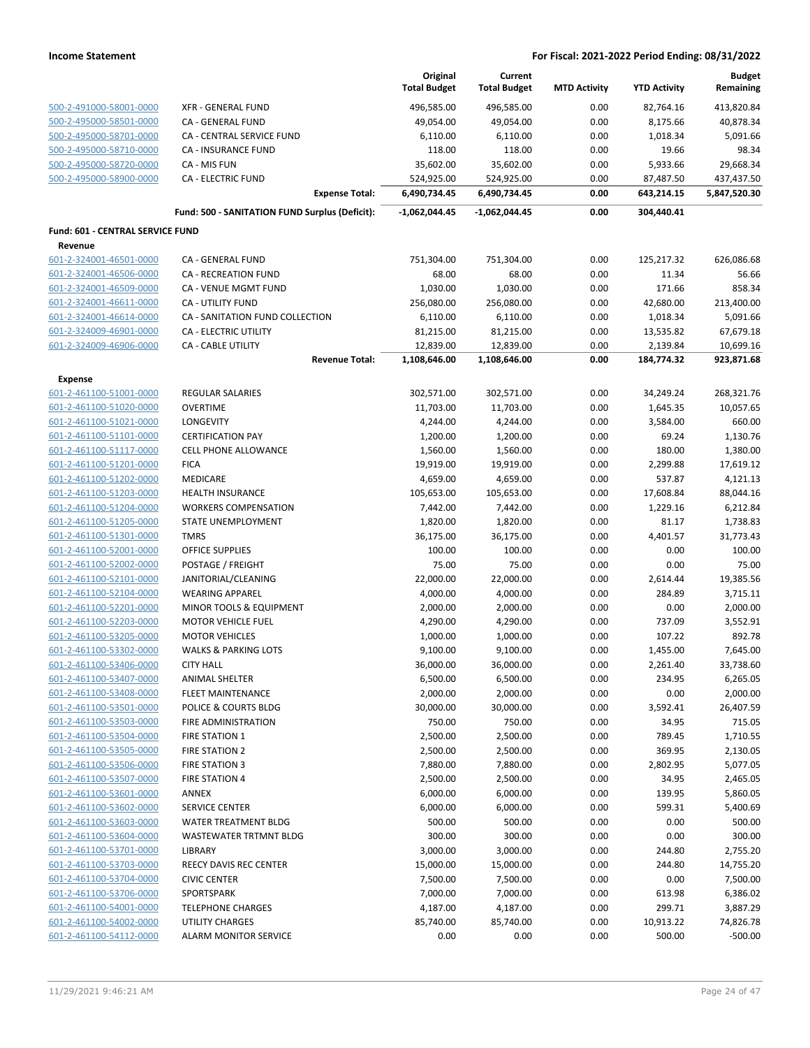**Income Statement** — **For Fiscal: 2021-2022 Period Ending: 08/31/2022**

| | | Original Total Budget | Current Total Budget | MTD Activity | YTD Activity | Budget Remaining |
|---|---|---|---|---|---|---|
| 500-2-491000-58001-0000 | XFR - GENERAL FUND | 496,585.00 | 496,585.00 | 0.00 | 82,764.16 | 413,820.84 |
| 500-2-495000-58501-0000 | CA - GENERAL FUND | 49,054.00 | 49,054.00 | 0.00 | 8,175.66 | 40,878.34 |
| 500-2-495000-58701-0000 | CA - CENTRAL SERVICE FUND | 6,110.00 | 6,110.00 | 0.00 | 1,018.34 | 5,091.66 |
| 500-2-495000-58710-0000 | CA - INSURANCE FUND | 118.00 | 118.00 | 0.00 | 19.66 | 98.34 |
| 500-2-495000-58720-0000 | CA - MIS FUN | 35,602.00 | 35,602.00 | 0.00 | 5,933.66 | 29,668.34 |
| 500-2-495000-58900-0000 | CA - ELECTRIC FUND | 524,925.00 | 524,925.00 | 0.00 | 87,487.50 | 437,437.50 |
| | **Expense Total:** | **6,490,734.45** | **6,490,734.45** | **0.00** | **643,214.15** | **5,847,520.30** |
| | **Fund: 500 - SANITATION FUND Surplus (Deficit):** | **-1,062,044.45** | **-1,062,044.45** | **0.00** | **304,440.41** | |

**Fund: 601 - CENTRAL SERVICE FUND**

**Revenue**

| | | Original Total Budget | Current Total Budget | MTD Activity | YTD Activity | Budget Remaining |
|---|---|---|---|---|---|---|
| 601-2-324001-46501-0000 | CA - GENERAL FUND | 751,304.00 | 751,304.00 | 0.00 | 125,217.32 | 626,086.68 |
| 601-2-324001-46506-0000 | CA - RECREATION FUND | 68.00 | 68.00 | 0.00 | 11.34 | 56.66 |
| 601-2-324001-46509-0000 | CA - VENUE MGMT FUND | 1,030.00 | 1,030.00 | 0.00 | 171.66 | 858.34 |
| 601-2-324001-46611-0000 | CA - UTILITY FUND | 256,080.00 | 256,080.00 | 0.00 | 42,680.00 | 213,400.00 |
| 601-2-324001-46614-0000 | CA - SANITATION FUND COLLECTION | 6,110.00 | 6,110.00 | 0.00 | 1,018.34 | 5,091.66 |
| 601-2-324009-46901-0000 | CA - ELECTRIC UTILITY | 81,215.00 | 81,215.00 | 0.00 | 13,535.82 | 67,679.18 |
| 601-2-324009-46906-0000 | CA - CABLE UTILITY | 12,839.00 | 12,839.00 | 0.00 | 2,139.84 | 10,699.16 |
| | **Revenue Total:** | **1,108,646.00** | **1,108,646.00** | **0.00** | **184,774.32** | **923,871.68** |

**Expense**

| | | Original Total Budget | Current Total Budget | MTD Activity | YTD Activity | Budget Remaining |
|---|---|---|---|---|---|---|
| 601-2-461100-51001-0000 | REGULAR SALARIES | 302,571.00 | 302,571.00 | 0.00 | 34,249.24 | 268,321.76 |
| 601-2-461100-51020-0000 | OVERTIME | 11,703.00 | 11,703.00 | 0.00 | 1,645.35 | 10,057.65 |
| 601-2-461100-51021-0000 | LONGEVITY | 4,244.00 | 4,244.00 | 0.00 | 3,584.00 | 660.00 |
| 601-2-461100-51101-0000 | CERTIFICATION PAY | 1,200.00 | 1,200.00 | 0.00 | 69.24 | 1,130.76 |
| 601-2-461100-51117-0000 | CELL PHONE ALLOWANCE | 1,560.00 | 1,560.00 | 0.00 | 180.00 | 1,380.00 |
| 601-2-461100-51201-0000 | FICA | 19,919.00 | 19,919.00 | 0.00 | 2,299.88 | 17,619.12 |
| 601-2-461100-51202-0000 | MEDICARE | 4,659.00 | 4,659.00 | 0.00 | 537.87 | 4,121.13 |
| 601-2-461100-51203-0000 | HEALTH INSURANCE | 105,653.00 | 105,653.00 | 0.00 | 17,608.84 | 88,044.16 |
| 601-2-461100-51204-0000 | WORKERS COMPENSATION | 7,442.00 | 7,442.00 | 0.00 | 1,229.16 | 6,212.84 |
| 601-2-461100-51205-0000 | STATE UNEMPLOYMENT | 1,820.00 | 1,820.00 | 0.00 | 81.17 | 1,738.83 |
| 601-2-461100-51301-0000 | TMRS | 36,175.00 | 36,175.00 | 0.00 | 4,401.57 | 31,773.43 |
| 601-2-461100-52001-0000 | OFFICE SUPPLIES | 100.00 | 100.00 | 0.00 | 0.00 | 100.00 |
| 601-2-461100-52002-0000 | POSTAGE / FREIGHT | 75.00 | 75.00 | 0.00 | 0.00 | 75.00 |
| 601-2-461100-52101-0000 | JANITORIAL/CLEANING | 22,000.00 | 22,000.00 | 0.00 | 2,614.44 | 19,385.56 |
| 601-2-461100-52104-0000 | WEARING APPAREL | 4,000.00 | 4,000.00 | 0.00 | 284.89 | 3,715.11 |
| 601-2-461100-52201-0000 | MINOR TOOLS & EQUIPMENT | 2,000.00 | 2,000.00 | 0.00 | 0.00 | 2,000.00 |
| 601-2-461100-52203-0000 | MOTOR VEHICLE FUEL | 4,290.00 | 4,290.00 | 0.00 | 737.09 | 3,552.91 |
| 601-2-461100-53205-0000 | MOTOR VEHICLES | 1,000.00 | 1,000.00 | 0.00 | 107.22 | 892.78 |
| 601-2-461100-53302-0000 | WALKS & PARKING LOTS | 9,100.00 | 9,100.00 | 0.00 | 1,455.00 | 7,645.00 |
| 601-2-461100-53406-0000 | CITY HALL | 36,000.00 | 36,000.00 | 0.00 | 2,261.40 | 33,738.60 |
| 601-2-461100-53407-0000 | ANIMAL SHELTER | 6,500.00 | 6,500.00 | 0.00 | 234.95 | 6,265.05 |
| 601-2-461100-53408-0000 | FLEET MAINTENANCE | 2,000.00 | 2,000.00 | 0.00 | 0.00 | 2,000.00 |
| 601-2-461100-53501-0000 | POLICE & COURTS BLDG | 30,000.00 | 30,000.00 | 0.00 | 3,592.41 | 26,407.59 |
| 601-2-461100-53503-0000 | FIRE ADMINISTRATION | 750.00 | 750.00 | 0.00 | 34.95 | 715.05 |
| 601-2-461100-53504-0000 | FIRE STATION 1 | 2,500.00 | 2,500.00 | 0.00 | 789.45 | 1,710.55 |
| 601-2-461100-53505-0000 | FIRE STATION 2 | 2,500.00 | 2,500.00 | 0.00 | 369.95 | 2,130.05 |
| 601-2-461100-53506-0000 | FIRE STATION 3 | 7,880.00 | 7,880.00 | 0.00 | 2,802.95 | 5,077.05 |
| 601-2-461100-53507-0000 | FIRE STATION 4 | 2,500.00 | 2,500.00 | 0.00 | 34.95 | 2,465.05 |
| 601-2-461100-53601-0000 | ANNEX | 6,000.00 | 6,000.00 | 0.00 | 139.95 | 5,860.05 |
| 601-2-461100-53602-0000 | SERVICE CENTER | 6,000.00 | 6,000.00 | 0.00 | 599.31 | 5,400.69 |
| 601-2-461100-53603-0000 | WATER TREATMENT BLDG | 500.00 | 500.00 | 0.00 | 0.00 | 500.00 |
| 601-2-461100-53604-0000 | WASTEWATER TRTMNT BLDG | 300.00 | 300.00 | 0.00 | 0.00 | 300.00 |
| 601-2-461100-53701-0000 | LIBRARY | 3,000.00 | 3,000.00 | 0.00 | 244.80 | 2,755.20 |
| 601-2-461100-53703-0000 | REECY DAVIS REC CENTER | 15,000.00 | 15,000.00 | 0.00 | 244.80 | 14,755.20 |
| 601-2-461100-53704-0000 | CIVIC CENTER | 7,500.00 | 7,500.00 | 0.00 | 0.00 | 7,500.00 |
| 601-2-461100-53706-0000 | SPORTSPARK | 7,000.00 | 7,000.00 | 0.00 | 613.98 | 6,386.02 |
| 601-2-461100-54001-0000 | TELEPHONE CHARGES | 4,187.00 | 4,187.00 | 0.00 | 299.71 | 3,887.29 |
| 601-2-461100-54002-0000 | UTILITY CHARGES | 85,740.00 | 85,740.00 | 0.00 | 10,913.22 | 74,826.78 |
| 601-2-461100-54112-0000 | ALARM MONITOR SERVICE | 0.00 | 0.00 | 0.00 | 500.00 | -500.00 |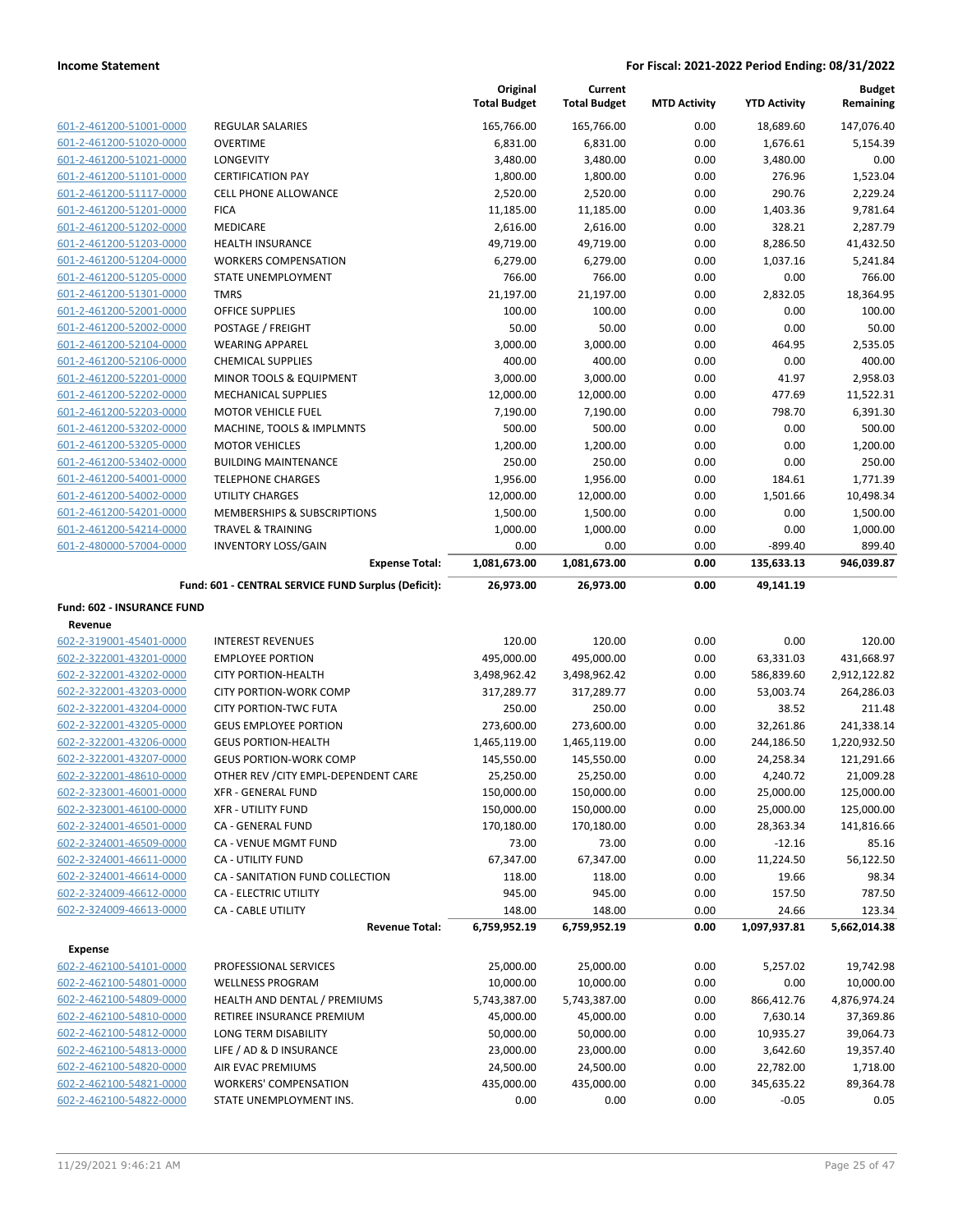**Income Statement** | **For Fiscal: 2021-2022 Period Ending: 08/31/2022**

| | | Original Total Budget | Current Total Budget | MTD Activity | YTD Activity | Budget Remaining |
|---|---|---|---|---|---|---|
| 601-2-461200-51001-0000 | REGULAR SALARIES | 165,766.00 | 165,766.00 | 0.00 | 18,689.60 | 147,076.40 |
| 601-2-461200-51020-0000 | OVERTIME | 6,831.00 | 6,831.00 | 0.00 | 1,676.61 | 5,154.39 |
| 601-2-461200-51021-0000 | LONGEVITY | 3,480.00 | 3,480.00 | 0.00 | 3,480.00 | 0.00 |
| 601-2-461200-51101-0000 | CERTIFICATION PAY | 1,800.00 | 1,800.00 | 0.00 | 276.96 | 1,523.04 |
| 601-2-461200-51117-0000 | CELL PHONE ALLOWANCE | 2,520.00 | 2,520.00 | 0.00 | 290.76 | 2,229.24 |
| 601-2-461200-51201-0000 | FICA | 11,185.00 | 11,185.00 | 0.00 | 1,403.36 | 9,781.64 |
| 601-2-461200-51202-0000 | MEDICARE | 2,616.00 | 2,616.00 | 0.00 | 328.21 | 2,287.79 |
| 601-2-461200-51203-0000 | HEALTH INSURANCE | 49,719.00 | 49,719.00 | 0.00 | 8,286.50 | 41,432.50 |
| 601-2-461200-51204-0000 | WORKERS COMPENSATION | 6,279.00 | 6,279.00 | 0.00 | 1,037.16 | 5,241.84 |
| 601-2-461200-51205-0000 | STATE UNEMPLOYMENT | 766.00 | 766.00 | 0.00 | 0.00 | 766.00 |
| 601-2-461200-51301-0000 | TMRS | 21,197.00 | 21,197.00 | 0.00 | 2,832.05 | 18,364.95 |
| 601-2-461200-52001-0000 | OFFICE SUPPLIES | 100.00 | 100.00 | 0.00 | 0.00 | 100.00 |
| 601-2-461200-52002-0000 | POSTAGE / FREIGHT | 50.00 | 50.00 | 0.00 | 0.00 | 50.00 |
| 601-2-461200-52104-0000 | WEARING APPAREL | 3,000.00 | 3,000.00 | 0.00 | 464.95 | 2,535.05 |
| 601-2-461200-52106-0000 | CHEMICAL SUPPLIES | 400.00 | 400.00 | 0.00 | 0.00 | 400.00 |
| 601-2-461200-52201-0000 | MINOR TOOLS & EQUIPMENT | 3,000.00 | 3,000.00 | 0.00 | 41.97 | 2,958.03 |
| 601-2-461200-52202-0000 | MECHANICAL SUPPLIES | 12,000.00 | 12,000.00 | 0.00 | 477.69 | 11,522.31 |
| 601-2-461200-52203-0000 | MOTOR VEHICLE FUEL | 7,190.00 | 7,190.00 | 0.00 | 798.70 | 6,391.30 |
| 601-2-461200-53202-0000 | MACHINE, TOOLS & IMPLMNTS | 500.00 | 500.00 | 0.00 | 0.00 | 500.00 |
| 601-2-461200-53205-0000 | MOTOR VEHICLES | 1,200.00 | 1,200.00 | 0.00 | 0.00 | 1,200.00 |
| 601-2-461200-53402-0000 | BUILDING MAINTENANCE | 250.00 | 250.00 | 0.00 | 0.00 | 250.00 |
| 601-2-461200-54001-0000 | TELEPHONE CHARGES | 1,956.00 | 1,956.00 | 0.00 | 184.61 | 1,771.39 |
| 601-2-461200-54002-0000 | UTILITY CHARGES | 12,000.00 | 12,000.00 | 0.00 | 1,501.66 | 10,498.34 |
| 601-2-461200-54201-0000 | MEMBERSHIPS & SUBSCRIPTIONS | 1,500.00 | 1,500.00 | 0.00 | 0.00 | 1,500.00 |
| 601-2-461200-54214-0000 | TRAVEL & TRAINING | 1,000.00 | 1,000.00 | 0.00 | 0.00 | 1,000.00 |
| 601-2-480000-57004-0000 | INVENTORY LOSS/GAIN | 0.00 | 0.00 | 0.00 | -899.40 | 899.40 |
| | **Expense Total:** | **1,081,673.00** | **1,081,673.00** | **0.00** | **135,633.13** | **946,039.87** |
| | **Fund: 601 - CENTRAL SERVICE FUND Surplus (Deficit):** | **26,973.00** | **26,973.00** | **0.00** | **49,141.19** | |

**Fund: 602 - INSURANCE FUND**

**Revenue**

| | | Original Total Budget | Current Total Budget | MTD Activity | YTD Activity | Budget Remaining |
|---|---|---|---|---|---|---|
| 602-2-319001-45401-0000 | INTEREST REVENUES | 120.00 | 120.00 | 0.00 | 0.00 | 120.00 |
| 602-2-322001-43201-0000 | EMPLOYEE PORTION | 495,000.00 | 495,000.00 | 0.00 | 63,331.03 | 431,668.97 |
| 602-2-322001-43202-0000 | CITY PORTION-HEALTH | 3,498,962.42 | 3,498,962.42 | 0.00 | 586,839.60 | 2,912,122.82 |
| 602-2-322001-43203-0000 | CITY PORTION-WORK COMP | 317,289.77 | 317,289.77 | 0.00 | 53,003.74 | 264,286.03 |
| 602-2-322001-43204-0000 | CITY PORTION-TWC FUTA | 250.00 | 250.00 | 0.00 | 38.52 | 211.48 |
| 602-2-322001-43205-0000 | GEUS EMPLOYEE PORTION | 273,600.00 | 273,600.00 | 0.00 | 32,261.86 | 241,338.14 |
| 602-2-322001-43206-0000 | GEUS PORTION-HEALTH | 1,465,119.00 | 1,465,119.00 | 0.00 | 244,186.50 | 1,220,932.50 |
| 602-2-322001-43207-0000 | GEUS PORTION-WORK COMP | 145,550.00 | 145,550.00 | 0.00 | 24,258.34 | 121,291.66 |
| 602-2-322001-48610-0000 | OTHER REV /CITY EMPL-DEPENDENT CARE | 25,250.00 | 25,250.00 | 0.00 | 4,240.72 | 21,009.28 |
| 602-2-323001-46001-0000 | XFR - GENERAL FUND | 150,000.00 | 150,000.00 | 0.00 | 25,000.00 | 125,000.00 |
| 602-2-323001-46100-0000 | XFR - UTILITY FUND | 150,000.00 | 150,000.00 | 0.00 | 25,000.00 | 125,000.00 |
| 602-2-324001-46501-0000 | CA - GENERAL FUND | 170,180.00 | 170,180.00 | 0.00 | 28,363.34 | 141,816.66 |
| 602-2-324001-46509-0000 | CA - VENUE MGMT FUND | 73.00 | 73.00 | 0.00 | -12.16 | 85.16 |
| 602-2-324001-46611-0000 | CA - UTILITY FUND | 67,347.00 | 67,347.00 | 0.00 | 11,224.50 | 56,122.50 |
| 602-2-324001-46614-0000 | CA - SANITATION FUND COLLECTION | 118.00 | 118.00 | 0.00 | 19.66 | 98.34 |
| 602-2-324009-46612-0000 | CA - ELECTRIC UTILITY | 945.00 | 945.00 | 0.00 | 157.50 | 787.50 |
| 602-2-324009-46613-0000 | CA - CABLE UTILITY | 148.00 | 148.00 | 0.00 | 24.66 | 123.34 |
| | **Revenue Total:** | **6,759,952.19** | **6,759,952.19** | **0.00** | **1,097,937.81** | **5,662,014.38** |

**Expense**

| | | Original Total Budget | Current Total Budget | MTD Activity | YTD Activity | Budget Remaining |
|---|---|---|---|---|---|---|
| 602-2-462100-54101-0000 | PROFESSIONAL SERVICES | 25,000.00 | 25,000.00 | 0.00 | 5,257.02 | 19,742.98 |
| 602-2-462100-54801-0000 | WELLNESS PROGRAM | 10,000.00 | 10,000.00 | 0.00 | 0.00 | 10,000.00 |
| 602-2-462100-54809-0000 | HEALTH AND DENTAL / PREMIUMS | 5,743,387.00 | 5,743,387.00 | 0.00 | 866,412.76 | 4,876,974.24 |
| 602-2-462100-54810-0000 | RETIREE INSURANCE PREMIUM | 45,000.00 | 45,000.00 | 0.00 | 7,630.14 | 37,369.86 |
| 602-2-462100-54812-0000 | LONG TERM DISABILITY | 50,000.00 | 50,000.00 | 0.00 | 10,935.27 | 39,064.73 |
| 602-2-462100-54813-0000 | LIFE / AD & D INSURANCE | 23,000.00 | 23,000.00 | 0.00 | 3,642.60 | 19,357.40 |
| 602-2-462100-54820-0000 | AIR EVAC PREMIUMS | 24,500.00 | 24,500.00 | 0.00 | 22,782.00 | 1,718.00 |
| 602-2-462100-54821-0000 | WORKERS' COMPENSATION | 435,000.00 | 435,000.00 | 0.00 | 345,635.22 | 89,364.78 |
| 602-2-462100-54822-0000 | STATE UNEMPLOYMENT INS. | 0.00 | 0.00 | 0.00 | -0.05 | 0.05 |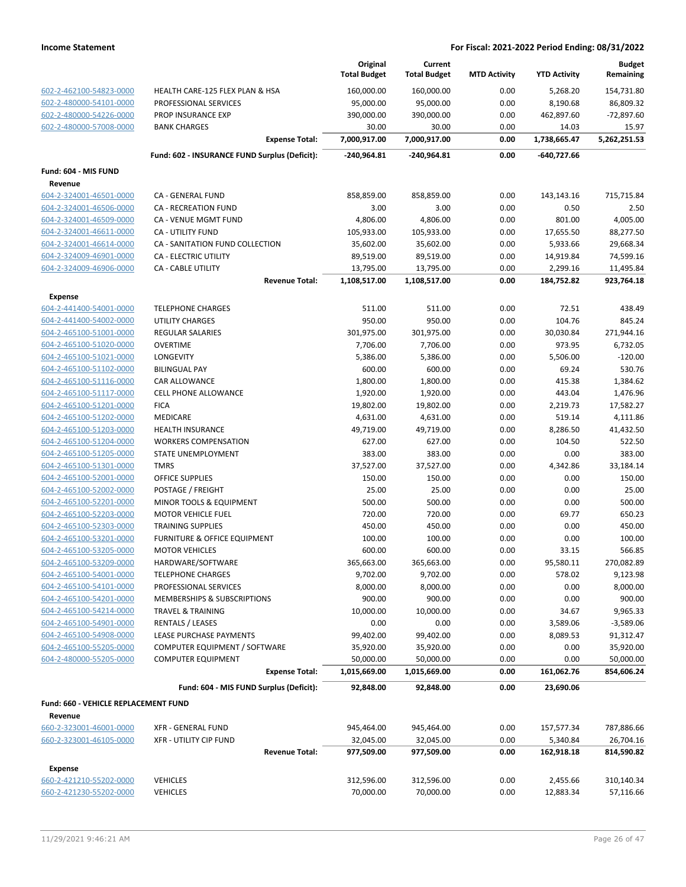**Income Statement** | **For Fiscal: 2021-2022 Period Ending: 08/31/2022**

| | | Original Total Budget | Current Total Budget | MTD Activity | YTD Activity | Budget Remaining |
|---|---|---|---|---|---|---|
| 602-2-462100-54823-0000 | HEALTH CARE-125 FLEX PLAN & HSA | 160,000.00 | 160,000.00 | 0.00 | 5,268.20 | 154,731.80 |
| 602-2-480000-54101-0000 | PROFESSIONAL SERVICES | 95,000.00 | 95,000.00 | 0.00 | 8,190.68 | 86,809.32 |
| 602-2-480000-54226-0000 | PROP INSURANCE EXP | 390,000.00 | 390,000.00 | 0.00 | 462,897.60 | -72,897.60 |
| 602-2-480000-57008-0000 | BANK CHARGES | 30.00 | 30.00 | 0.00 | 14.03 | 15.97 |
| | **Expense Total:** | **7,000,917.00** | **7,000,917.00** | **0.00** | **1,738,665.47** | **5,262,251.53** |
| | **Fund: 602 - INSURANCE FUND Surplus (Deficit):** | **-240,964.81** | **-240,964.81** | **0.00** | **-640,727.66** | |
| **Fund: 604 - MIS FUND** | | | | | | |
| **Revenue** | | | | | | |
| 604-2-324001-46501-0000 | CA - GENERAL FUND | 858,859.00 | 858,859.00 | 0.00 | 143,143.16 | 715,715.84 |
| 604-2-324001-46506-0000 | CA - RECREATION FUND | 3.00 | 3.00 | 0.00 | 0.50 | 2.50 |
| 604-2-324001-46509-0000 | CA - VENUE MGMT FUND | 4,806.00 | 4,806.00 | 0.00 | 801.00 | 4,005.00 |
| 604-2-324001-46611-0000 | CA - UTILITY FUND | 105,933.00 | 105,933.00 | 0.00 | 17,655.50 | 88,277.50 |
| 604-2-324001-46614-0000 | CA - SANITATION FUND COLLECTION | 35,602.00 | 35,602.00 | 0.00 | 5,933.66 | 29,668.34 |
| 604-2-324009-46901-0000 | CA - ELECTRIC UTILITY | 89,519.00 | 89,519.00 | 0.00 | 14,919.84 | 74,599.16 |
| 604-2-324009-46906-0000 | CA - CABLE UTILITY | 13,795.00 | 13,795.00 | 0.00 | 2,299.16 | 11,495.84 |
| | **Revenue Total:** | **1,108,517.00** | **1,108,517.00** | **0.00** | **184,752.82** | **923,764.18** |
| **Expense** | | | | | | |
| 604-2-441400-54001-0000 | TELEPHONE CHARGES | 511.00 | 511.00 | 0.00 | 72.51 | 438.49 |
| 604-2-441400-54002-0000 | UTILITY CHARGES | 950.00 | 950.00 | 0.00 | 104.76 | 845.24 |
| 604-2-465100-51001-0000 | REGULAR SALARIES | 301,975.00 | 301,975.00 | 0.00 | 30,030.84 | 271,944.16 |
| 604-2-465100-51020-0000 | OVERTIME | 7,706.00 | 7,706.00 | 0.00 | 973.95 | 6,732.05 |
| 604-2-465100-51021-0000 | LONGEVITY | 5,386.00 | 5,386.00 | 0.00 | 5,506.00 | -120.00 |
| 604-2-465100-51102-0000 | BILINGUAL PAY | 600.00 | 600.00 | 0.00 | 69.24 | 530.76 |
| 604-2-465100-51116-0000 | CAR ALLOWANCE | 1,800.00 | 1,800.00 | 0.00 | 415.38 | 1,384.62 |
| 604-2-465100-51117-0000 | CELL PHONE ALLOWANCE | 1,920.00 | 1,920.00 | 0.00 | 443.04 | 1,476.96 |
| 604-2-465100-51201-0000 | FICA | 19,802.00 | 19,802.00 | 0.00 | 2,219.73 | 17,582.27 |
| 604-2-465100-51202-0000 | MEDICARE | 4,631.00 | 4,631.00 | 0.00 | 519.14 | 4,111.86 |
| 604-2-465100-51203-0000 | HEALTH INSURANCE | 49,719.00 | 49,719.00 | 0.00 | 8,286.50 | 41,432.50 |
| 604-2-465100-51204-0000 | WORKERS COMPENSATION | 627.00 | 627.00 | 0.00 | 104.50 | 522.50 |
| 604-2-465100-51205-0000 | STATE UNEMPLOYMENT | 383.00 | 383.00 | 0.00 | 0.00 | 383.00 |
| 604-2-465100-51301-0000 | TMRS | 37,527.00 | 37,527.00 | 0.00 | 4,342.86 | 33,184.14 |
| 604-2-465100-52001-0000 | OFFICE SUPPLIES | 150.00 | 150.00 | 0.00 | 0.00 | 150.00 |
| 604-2-465100-52002-0000 | POSTAGE / FREIGHT | 25.00 | 25.00 | 0.00 | 0.00 | 25.00 |
| 604-2-465100-52201-0000 | MINOR TOOLS & EQUIPMENT | 500.00 | 500.00 | 0.00 | 0.00 | 500.00 |
| 604-2-465100-52203-0000 | MOTOR VEHICLE FUEL | 720.00 | 720.00 | 0.00 | 69.77 | 650.23 |
| 604-2-465100-52303-0000 | TRAINING SUPPLIES | 450.00 | 450.00 | 0.00 | 0.00 | 450.00 |
| 604-2-465100-53201-0000 | FURNITURE & OFFICE EQUIPMENT | 100.00 | 100.00 | 0.00 | 0.00 | 100.00 |
| 604-2-465100-53205-0000 | MOTOR VEHICLES | 600.00 | 600.00 | 0.00 | 33.15 | 566.85 |
| 604-2-465100-53209-0000 | HARDWARE/SOFTWARE | 365,663.00 | 365,663.00 | 0.00 | 95,580.11 | 270,082.89 |
| 604-2-465100-54001-0000 | TELEPHONE CHARGES | 9,702.00 | 9,702.00 | 0.00 | 578.02 | 9,123.98 |
| 604-2-465100-54101-0000 | PROFESSIONAL SERVICES | 8,000.00 | 8,000.00 | 0.00 | 0.00 | 8,000.00 |
| 604-2-465100-54201-0000 | MEMBERSHIPS & SUBSCRIPTIONS | 900.00 | 900.00 | 0.00 | 0.00 | 900.00 |
| 604-2-465100-54214-0000 | TRAVEL & TRAINING | 10,000.00 | 10,000.00 | 0.00 | 34.67 | 9,965.33 |
| 604-2-465100-54901-0000 | RENTALS / LEASES | 0.00 | 0.00 | 0.00 | 3,589.06 | -3,589.06 |
| 604-2-465100-54908-0000 | LEASE PURCHASE PAYMENTS | 99,402.00 | 99,402.00 | 0.00 | 8,089.53 | 91,312.47 |
| 604-2-465100-55205-0000 | COMPUTER EQUIPMENT / SOFTWARE | 35,920.00 | 35,920.00 | 0.00 | 0.00 | 35,920.00 |
| 604-2-480000-55205-0000 | COMPUTER EQUIPMENT | 50,000.00 | 50,000.00 | 0.00 | 0.00 | 50,000.00 |
| | **Expense Total:** | **1,015,669.00** | **1,015,669.00** | **0.00** | **161,062.76** | **854,606.24** |
| | **Fund: 604 - MIS FUND Surplus (Deficit):** | **92,848.00** | **92,848.00** | **0.00** | **23,690.06** | |
| **Fund: 660 - VEHICLE REPLACEMENT FUND** | | | | | | |
| **Revenue** | | | | | | |
| 660-2-323001-46001-0000 | XFR - GENERAL FUND | 945,464.00 | 945,464.00 | 0.00 | 157,577.34 | 787,886.66 |
| 660-2-323001-46105-0000 | XFR - UTILITY CIP FUND | 32,045.00 | 32,045.00 | 0.00 | 5,340.84 | 26,704.16 |
| | **Revenue Total:** | **977,509.00** | **977,509.00** | **0.00** | **162,918.18** | **814,590.82** |
| **Expense** | | | | | | |
| 660-2-421210-55202-0000 | VEHICLES | 312,596.00 | 312,596.00 | 0.00 | 2,455.66 | 310,140.34 |
| 660-2-421230-55202-0000 | VEHICLES | 70,000.00 | 70,000.00 | 0.00 | 12,883.34 | 57,116.66 |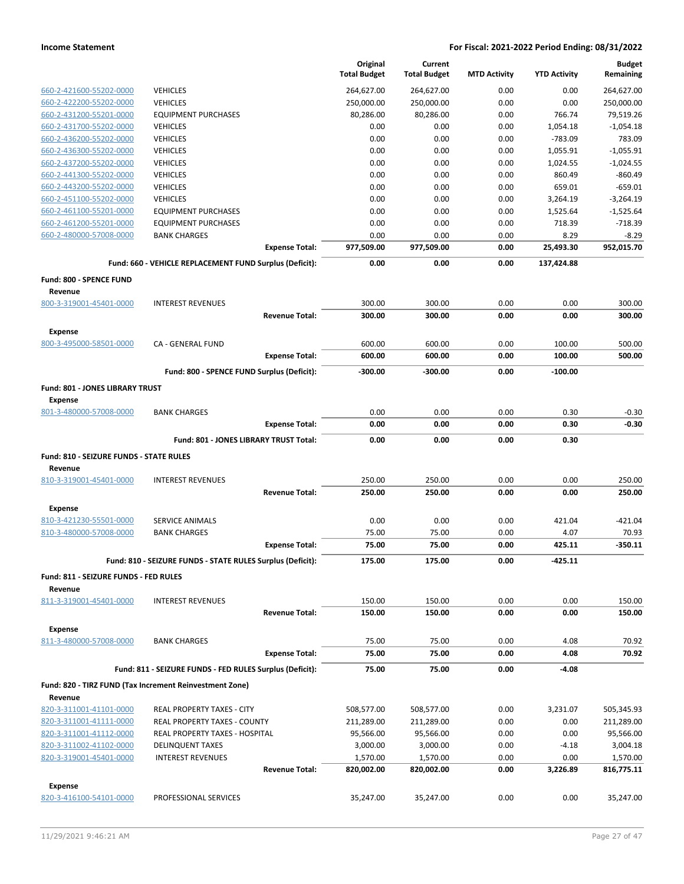| | | Original Total Budget | Current Total Budget | MTD Activity | YTD Activity | Budget Remaining |
|---|---|---|---|---|---|---|
| 660-2-421600-55202-0000 | VEHICLES | 264,627.00 | 264,627.00 | 0.00 | 0.00 | 264,627.00 |
| 660-2-422200-55202-0000 | VEHICLES | 250,000.00 | 250,000.00 | 0.00 | 0.00 | 250,000.00 |
| 660-2-431200-55201-0000 | EQUIPMENT PURCHASES | 80,286.00 | 80,286.00 | 0.00 | 766.74 | 79,519.26 |
| 660-2-431700-55202-0000 | VEHICLES | 0.00 | 0.00 | 0.00 | 1,054.18 | -1,054.18 |
| 660-2-436200-55202-0000 | VEHICLES | 0.00 | 0.00 | 0.00 | -783.09 | 783.09 |
| 660-2-436300-55202-0000 | VEHICLES | 0.00 | 0.00 | 0.00 | 1,055.91 | -1,055.91 |
| 660-2-437200-55202-0000 | VEHICLES | 0.00 | 0.00 | 0.00 | 1,024.55 | -1,024.55 |
| 660-2-441300-55202-0000 | VEHICLES | 0.00 | 0.00 | 0.00 | 860.49 | -860.49 |
| 660-2-443200-55202-0000 | VEHICLES | 0.00 | 0.00 | 0.00 | 659.01 | -659.01 |
| 660-2-451100-55202-0000 | VEHICLES | 0.00 | 0.00 | 0.00 | 3,264.19 | -3,264.19 |
| 660-2-461100-55201-0000 | EQUIPMENT PURCHASES | 0.00 | 0.00 | 0.00 | 1,525.64 | -1,525.64 |
| 660-2-461200-55201-0000 | EQUIPMENT PURCHASES | 0.00 | 0.00 | 0.00 | 718.39 | -718.39 |
| 660-2-480000-57008-0000 | BANK CHARGES | 0.00 | 0.00 | 0.00 | 8.29 | -8.29 |
| | **Expense Total:** | **977,509.00** | **977,509.00** | **0.00** | **25,493.30** | **952,015.70** |
| | **Fund: 660 - VEHICLE REPLACEMENT FUND Surplus (Deficit):** | **0.00** | **0.00** | **0.00** | **137,424.88** | |
| **Fund: 800 - SPENCE FUND** | | | | | | |
| **Revenue** | | | | | | |
| 800-3-319001-45401-0000 | INTEREST REVENUES | 300.00 | 300.00 | 0.00 | 0.00 | 300.00 |
| | **Revenue Total:** | **300.00** | **300.00** | **0.00** | **0.00** | **300.00** |
| **Expense** | | | | | | |
| 800-3-495000-58501-0000 | CA - GENERAL FUND | 600.00 | 600.00 | 0.00 | 100.00 | 500.00 |
| | **Expense Total:** | **600.00** | **600.00** | **0.00** | **100.00** | **500.00** |
| | **Fund: 800 - SPENCE FUND Surplus (Deficit):** | **-300.00** | **-300.00** | **0.00** | **-100.00** | |
| **Fund: 801 - JONES LIBRARY TRUST** | | | | | | |
| **Expense** | | | | | | |
| 801-3-480000-57008-0000 | BANK CHARGES | 0.00 | 0.00 | 0.00 | 0.30 | -0.30 |
| | **Expense Total:** | **0.00** | **0.00** | **0.00** | **0.30** | **-0.30** |
| | **Fund: 801 - JONES LIBRARY TRUST Total:** | **0.00** | **0.00** | **0.00** | **0.30** | |
| **Fund: 810 - SEIZURE FUNDS - STATE RULES** | | | | | | |
| **Revenue** | | | | | | |
| 810-3-319001-45401-0000 | INTEREST REVENUES | 250.00 | 250.00 | 0.00 | 0.00 | 250.00 |
| | **Revenue Total:** | **250.00** | **250.00** | **0.00** | **0.00** | **250.00** |
| **Expense** | | | | | | |
| 810-3-421230-55501-0000 | SERVICE ANIMALS | 0.00 | 0.00 | 0.00 | 421.04 | -421.04 |
| 810-3-480000-57008-0000 | BANK CHARGES | 75.00 | 75.00 | 0.00 | 4.07 | 70.93 |
| | **Expense Total:** | **75.00** | **75.00** | **0.00** | **425.11** | **-350.11** |
| | **Fund: 810 - SEIZURE FUNDS - STATE RULES Surplus (Deficit):** | **175.00** | **175.00** | **0.00** | **-425.11** | |
| **Fund: 811 - SEIZURE FUNDS - FED RULES** | | | | | | |
| **Revenue** | | | | | | |
| 811-3-319001-45401-0000 | INTEREST REVENUES | 150.00 | 150.00 | 0.00 | 0.00 | 150.00 |
| | **Revenue Total:** | **150.00** | **150.00** | **0.00** | **0.00** | **150.00** |
| **Expense** | | | | | | |
| 811-3-480000-57008-0000 | BANK CHARGES | 75.00 | 75.00 | 0.00 | 4.08 | 70.92 |
| | **Expense Total:** | **75.00** | **75.00** | **0.00** | **4.08** | **70.92** |
| | **Fund: 811 - SEIZURE FUNDS - FED RULES Surplus (Deficit):** | **75.00** | **75.00** | **0.00** | **-4.08** | |
| **Fund: 820 - TIRZ FUND (Tax Increment Reinvestment Zone)** | | | | | | |
| **Revenue** | | | | | | |
| 820-3-311001-41101-0000 | REAL PROPERTY TAXES - CITY | 508,577.00 | 508,577.00 | 0.00 | 3,231.07 | 505,345.93 |
| 820-3-311001-41111-0000 | REAL PROPERTY TAXES - COUNTY | 211,289.00 | 211,289.00 | 0.00 | 0.00 | 211,289.00 |
| 820-3-311001-41112-0000 | REAL PROPERTY TAXES - HOSPITAL | 95,566.00 | 95,566.00 | 0.00 | 0.00 | 95,566.00 |
| 820-3-311002-41102-0000 | DELINQUENT TAXES | 3,000.00 | 3,000.00 | 0.00 | -4.18 | 3,004.18 |
| 820-3-319001-45401-0000 | INTEREST REVENUES | 1,570.00 | 1,570.00 | 0.00 | 0.00 | 1,570.00 |
| | **Revenue Total:** | **820,002.00** | **820,002.00** | **0.00** | **3,226.89** | **816,775.11** |
| **Expense** | | | | | | |
| 820-3-416100-54101-0000 | PROFESSIONAL SERVICES | 35,247.00 | 35,247.00 | 0.00 | 0.00 | 35,247.00 |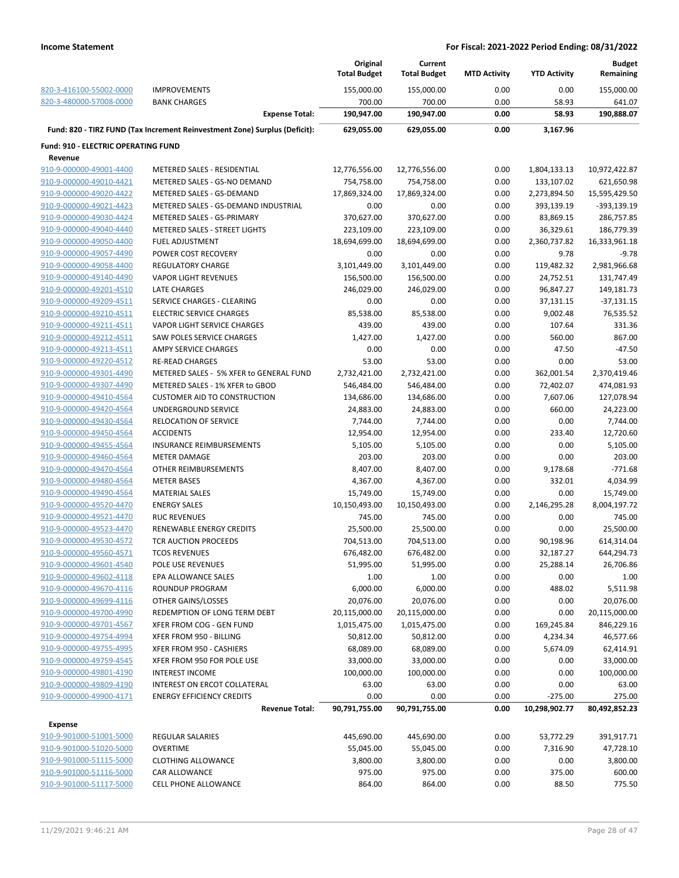**Income Statement** — For Fiscal: 2021-2022 Period Ending: 08/31/2022

| | | Original Total Budget | Current Total Budget | MTD Activity | YTD Activity | Budget Remaining |
|---|---|---|---|---|---|---|
| 820-3-416100-55002-0000 | IMPROVEMENTS | 155,000.00 | 155,000.00 | 0.00 | 0.00 | 155,000.00 |
| 820-3-480000-57008-0000 | BANK CHARGES | 700.00 | 700.00 | 0.00 | 58.93 | 641.07 |
| | **Expense Total:** | **190,947.00** | **190,947.00** | **0.00** | **58.93** | **190,888.07** |
| **Fund: 820 - TIRZ FUND (Tax Increment Reinvestment Zone) Surplus (Deficit):** | | **629,055.00** | **629,055.00** | **0.00** | **3,167.96** | |
| **Fund: 910 - ELECTRIC OPERATING FUND** | | | | | | |
| **Revenue** | | | | | | |
| 910-9-000000-49001-4400 | METERED SALES - RESIDENTIAL | 12,776,556.00 | 12,776,556.00 | 0.00 | 1,804,133.13 | 10,972,422.87 |
| 910-9-000000-49010-4421 | METERED SALES - GS-NO DEMAND | 754,758.00 | 754,758.00 | 0.00 | 133,107.02 | 621,650.98 |
| 910-9-000000-49020-4422 | METERED SALES - GS-DEMAND | 17,869,324.00 | 17,869,324.00 | 0.00 | 2,273,894.50 | 15,595,429.50 |
| 910-9-000000-49021-4423 | METERED SALES - GS-DEMAND INDUSTRIAL | 0.00 | 0.00 | 0.00 | 393,139.19 | -393,139.19 |
| 910-9-000000-49030-4424 | METERED SALES - GS-PRIMARY | 370,627.00 | 370,627.00 | 0.00 | 83,869.15 | 286,757.85 |
| 910-9-000000-49040-4440 | METERED SALES - STREET LIGHTS | 223,109.00 | 223,109.00 | 0.00 | 36,329.61 | 186,779.39 |
| 910-9-000000-49050-4400 | FUEL ADJUSTMENT | 18,694,699.00 | 18,694,699.00 | 0.00 | 2,360,737.82 | 16,333,961.18 |
| 910-9-000000-49057-4490 | POWER COST RECOVERY | 0.00 | 0.00 | 0.00 | 9.78 | -9.78 |
| 910-9-000000-49058-4400 | REGULATORY CHARGE | 3,101,449.00 | 3,101,449.00 | 0.00 | 119,482.32 | 2,981,966.68 |
| 910-9-000000-49140-4490 | VAPOR LIGHT REVENUES | 156,500.00 | 156,500.00 | 0.00 | 24,752.51 | 131,747.49 |
| 910-9-000000-49201-4510 | LATE CHARGES | 246,029.00 | 246,029.00 | 0.00 | 96,847.27 | 149,181.73 |
| 910-9-000000-49209-4511 | SERVICE CHARGES - CLEARING | 0.00 | 0.00 | 0.00 | 37,131.15 | -37,131.15 |
| 910-9-000000-49210-4511 | ELECTRIC SERVICE CHARGES | 85,538.00 | 85,538.00 | 0.00 | 9,002.48 | 76,535.52 |
| 910-9-000000-49211-4511 | VAPOR LIGHT SERVICE CHARGES | 439.00 | 439.00 | 0.00 | 107.64 | 331.36 |
| 910-9-000000-49212-4511 | SAW POLES SERVICE CHARGES | 1,427.00 | 1,427.00 | 0.00 | 560.00 | 867.00 |
| 910-9-000000-49213-4511 | AMPY SERVICE CHARGES | 0.00 | 0.00 | 0.00 | 47.50 | -47.50 |
| 910-9-000000-49220-4512 | RE-READ CHARGES | 53.00 | 53.00 | 0.00 | 0.00 | 53.00 |
| 910-9-000000-49301-4490 | METERED SALES - 5% XFER to GENERAL FUND | 2,732,421.00 | 2,732,421.00 | 0.00 | 362,001.54 | 2,370,419.46 |
| 910-9-000000-49307-4490 | METERED SALES - 1% XFER to GBOD | 546,484.00 | 546,484.00 | 0.00 | 72,402.07 | 474,081.93 |
| 910-9-000000-49410-4564 | CUSTOMER AID TO CONSTRUCTION | 134,686.00 | 134,686.00 | 0.00 | 7,607.06 | 127,078.94 |
| 910-9-000000-49420-4564 | UNDERGROUND SERVICE | 24,883.00 | 24,883.00 | 0.00 | 660.00 | 24,223.00 |
| 910-9-000000-49430-4564 | RELOCATION OF SERVICE | 7,744.00 | 7,744.00 | 0.00 | 0.00 | 7,744.00 |
| 910-9-000000-49450-4564 | ACCIDENTS | 12,954.00 | 12,954.00 | 0.00 | 233.40 | 12,720.60 |
| 910-9-000000-49455-4564 | INSURANCE REIMBURSEMENTS | 5,105.00 | 5,105.00 | 0.00 | 0.00 | 5,105.00 |
| 910-9-000000-49460-4564 | METER DAMAGE | 203.00 | 203.00 | 0.00 | 0.00 | 203.00 |
| 910-9-000000-49470-4564 | OTHER REIMBURSEMENTS | 8,407.00 | 8,407.00 | 0.00 | 9,178.68 | -771.68 |
| 910-9-000000-49480-4564 | METER BASES | 4,367.00 | 4,367.00 | 0.00 | 332.01 | 4,034.99 |
| 910-9-000000-49490-4564 | MATERIAL SALES | 15,749.00 | 15,749.00 | 0.00 | 0.00 | 15,749.00 |
| 910-9-000000-49520-4470 | ENERGY SALES | 10,150,493.00 | 10,150,493.00 | 0.00 | 2,146,295.28 | 8,004,197.72 |
| 910-9-000000-49521-4470 | RUC REVENUES | 745.00 | 745.00 | 0.00 | 0.00 | 745.00 |
| 910-9-000000-49523-4470 | RENEWABLE ENERGY CREDITS | 25,500.00 | 25,500.00 | 0.00 | 0.00 | 25,500.00 |
| 910-9-000000-49530-4572 | TCR AUCTION PROCEEDS | 704,513.00 | 704,513.00 | 0.00 | 90,198.96 | 614,314.04 |
| 910-9-000000-49560-4571 | TCOS REVENUES | 676,482.00 | 676,482.00 | 0.00 | 32,187.27 | 644,294.73 |
| 910-9-000000-49601-4540 | POLE USE REVENUES | 51,995.00 | 51,995.00 | 0.00 | 25,288.14 | 26,706.86 |
| 910-9-000000-49602-4118 | EPA ALLOWANCE SALES | 1.00 | 1.00 | 0.00 | 0.00 | 1.00 |
| 910-9-000000-49670-4116 | ROUNDUP PROGRAM | 6,000.00 | 6,000.00 | 0.00 | 488.02 | 5,511.98 |
| 910-9-000000-49699-4116 | OTHER GAINS/LOSSES | 20,076.00 | 20,076.00 | 0.00 | 0.00 | 20,076.00 |
| 910-9-000000-49700-4990 | REDEMPTION OF LONG TERM DEBT | 20,115,000.00 | 20,115,000.00 | 0.00 | 0.00 | 20,115,000.00 |
| 910-9-000000-49701-4567 | XFER FROM COG - GEN FUND | 1,015,475.00 | 1,015,475.00 | 0.00 | 169,245.84 | 846,229.16 |
| 910-9-000000-49754-4994 | XFER FROM 950 - BILLING | 50,812.00 | 50,812.00 | 0.00 | 4,234.34 | 46,577.66 |
| 910-9-000000-49755-4995 | XFER FROM 950 - CASHIERS | 68,089.00 | 68,089.00 | 0.00 | 5,674.09 | 62,414.91 |
| 910-9-000000-49759-4545 | XFER FROM 950 FOR POLE USE | 33,000.00 | 33,000.00 | 0.00 | 0.00 | 33,000.00 |
| 910-9-000000-49801-4190 | INTEREST INCOME | 100,000.00 | 100,000.00 | 0.00 | 0.00 | 100,000.00 |
| 910-9-000000-49809-4190 | INTEREST ON ERCOT COLLATERAL | 63.00 | 63.00 | 0.00 | 0.00 | 63.00 |
| 910-9-000000-49900-4171 | ENERGY EFFICIENCY CREDITS | 0.00 | 0.00 | 0.00 | -275.00 | 275.00 |
| | **Revenue Total:** | **90,791,755.00** | **90,791,755.00** | **0.00** | **10,298,902.77** | **80,492,852.23** |
| **Expense** | | | | | | |
| 910-9-901000-51001-5000 | REGULAR SALARIES | 445,690.00 | 445,690.00 | 0.00 | 53,772.29 | 391,917.71 |
| 910-9-901000-51020-5000 | OVERTIME | 55,045.00 | 55,045.00 | 0.00 | 7,316.90 | 47,728.10 |
| 910-9-901000-51115-5000 | CLOTHING ALLOWANCE | 3,800.00 | 3,800.00 | 0.00 | 0.00 | 3,800.00 |
| 910-9-901000-51116-5000 | CAR ALLOWANCE | 975.00 | 975.00 | 0.00 | 375.00 | 600.00 |
| 910-9-901000-51117-5000 | CELL PHONE ALLOWANCE | 864.00 | 864.00 | 0.00 | 88.50 | 775.50 |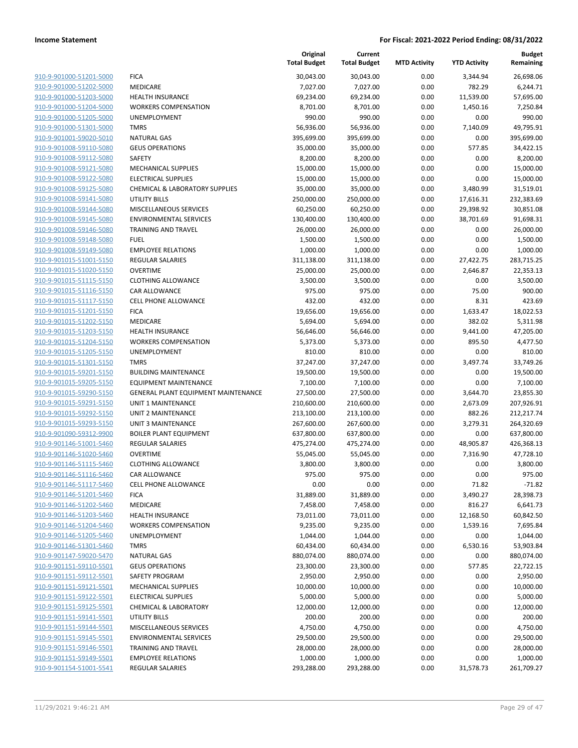**Income Statement** | **For Fiscal: 2021-2022 Period Ending: 08/31/2022**

| | | Original Total Budget | Current Total Budget | MTD Activity | YTD Activity | Budget Remaining |
|---|---|---|---|---|---|---|
| 910-9-901000-51201-5000 | FICA | 30,043.00 | 30,043.00 | 0.00 | 3,344.94 | 26,698.06 |
| 910-9-901000-51202-5000 | MEDICARE | 7,027.00 | 7,027.00 | 0.00 | 782.29 | 6,244.71 |
| 910-9-901000-51203-5000 | HEALTH INSURANCE | 69,234.00 | 69,234.00 | 0.00 | 11,539.00 | 57,695.00 |
| 910-9-901000-51204-5000 | WORKERS COMPENSATION | 8,701.00 | 8,701.00 | 0.00 | 1,450.16 | 7,250.84 |
| 910-9-901000-51205-5000 | UNEMPLOYMENT | 990.00 | 990.00 | 0.00 | 0.00 | 990.00 |
| 910-9-901000-51301-5000 | TMRS | 56,936.00 | 56,936.00 | 0.00 | 7,140.09 | 49,795.91 |
| 910-9-901001-59020-5010 | NATURAL GAS | 395,699.00 | 395,699.00 | 0.00 | 0.00 | 395,699.00 |
| 910-9-901008-59110-5080 | GEUS OPERATIONS | 35,000.00 | 35,000.00 | 0.00 | 577.85 | 34,422.15 |
| 910-9-901008-59112-5080 | SAFETY | 8,200.00 | 8,200.00 | 0.00 | 0.00 | 8,200.00 |
| 910-9-901008-59121-5080 | MECHANICAL SUPPLIES | 15,000.00 | 15,000.00 | 0.00 | 0.00 | 15,000.00 |
| 910-9-901008-59122-5080 | ELECTRICAL SUPPLIES | 15,000.00 | 15,000.00 | 0.00 | 0.00 | 15,000.00 |
| 910-9-901008-59125-5080 | CHEMICAL & LABORATORY SUPPLIES | 35,000.00 | 35,000.00 | 0.00 | 3,480.99 | 31,519.01 |
| 910-9-901008-59141-5080 | UTILITY BILLS | 250,000.00 | 250,000.00 | 0.00 | 17,616.31 | 232,383.69 |
| 910-9-901008-59144-5080 | MISCELLANEOUS SERVICES | 60,250.00 | 60,250.00 | 0.00 | 29,398.92 | 30,851.08 |
| 910-9-901008-59145-5080 | ENVIRONMENTAL SERVICES | 130,400.00 | 130,400.00 | 0.00 | 38,701.69 | 91,698.31 |
| 910-9-901008-59146-5080 | TRAINING AND TRAVEL | 26,000.00 | 26,000.00 | 0.00 | 0.00 | 26,000.00 |
| 910-9-901008-59148-5080 | FUEL | 1,500.00 | 1,500.00 | 0.00 | 0.00 | 1,500.00 |
| 910-9-901008-59149-5080 | EMPLOYEE RELATIONS | 1,000.00 | 1,000.00 | 0.00 | 0.00 | 1,000.00 |
| 910-9-901015-51001-5150 | REGULAR SALARIES | 311,138.00 | 311,138.00 | 0.00 | 27,422.75 | 283,715.25 |
| 910-9-901015-51020-5150 | OVERTIME | 25,000.00 | 25,000.00 | 0.00 | 2,646.87 | 22,353.13 |
| 910-9-901015-51115-5150 | CLOTHING ALLOWANCE | 3,500.00 | 3,500.00 | 0.00 | 0.00 | 3,500.00 |
| 910-9-901015-51116-5150 | CAR ALLOWANCE | 975.00 | 975.00 | 0.00 | 75.00 | 900.00 |
| 910-9-901015-51117-5150 | CELL PHONE ALLOWANCE | 432.00 | 432.00 | 0.00 | 8.31 | 423.69 |
| 910-9-901015-51201-5150 | FICA | 19,656.00 | 19,656.00 | 0.00 | 1,633.47 | 18,022.53 |
| 910-9-901015-51202-5150 | MEDICARE | 5,694.00 | 5,694.00 | 0.00 | 382.02 | 5,311.98 |
| 910-9-901015-51203-5150 | HEALTH INSURANCE | 56,646.00 | 56,646.00 | 0.00 | 9,441.00 | 47,205.00 |
| 910-9-901015-51204-5150 | WORKERS COMPENSATION | 5,373.00 | 5,373.00 | 0.00 | 895.50 | 4,477.50 |
| 910-9-901015-51205-5150 | UNEMPLOYMENT | 810.00 | 810.00 | 0.00 | 0.00 | 810.00 |
| 910-9-901015-51301-5150 | TMRS | 37,247.00 | 37,247.00 | 0.00 | 3,497.74 | 33,749.26 |
| 910-9-901015-59201-5150 | BUILDING MAINTENANCE | 19,500.00 | 19,500.00 | 0.00 | 0.00 | 19,500.00 |
| 910-9-901015-59205-5150 | EQUIPMENT MAINTENANCE | 7,100.00 | 7,100.00 | 0.00 | 0.00 | 7,100.00 |
| 910-9-901015-59290-5150 | GENERAL PLANT EQUIPMENT MAINTENANCE | 27,500.00 | 27,500.00 | 0.00 | 3,644.70 | 23,855.30 |
| 910-9-901015-59291-5150 | UNIT 1 MAINTENANCE | 210,600.00 | 210,600.00 | 0.00 | 2,673.09 | 207,926.91 |
| 910-9-901015-59292-5150 | UNIT 2 MAINTENANCE | 213,100.00 | 213,100.00 | 0.00 | 882.26 | 212,217.74 |
| 910-9-901015-59293-5150 | UNIT 3 MAINTENANCE | 267,600.00 | 267,600.00 | 0.00 | 3,279.31 | 264,320.69 |
| 910-9-901090-59312-9900 | BOILER PLANT EQUIPMENT | 637,800.00 | 637,800.00 | 0.00 | 0.00 | 637,800.00 |
| 910-9-901146-51001-5460 | REGULAR SALARIES | 475,274.00 | 475,274.00 | 0.00 | 48,905.87 | 426,368.13 |
| 910-9-901146-51020-5460 | OVERTIME | 55,045.00 | 55,045.00 | 0.00 | 7,316.90 | 47,728.10 |
| 910-9-901146-51115-5460 | CLOTHING ALLOWANCE | 3,800.00 | 3,800.00 | 0.00 | 0.00 | 3,800.00 |
| 910-9-901146-51116-5460 | CAR ALLOWANCE | 975.00 | 975.00 | 0.00 | 0.00 | 975.00 |
| 910-9-901146-51117-5460 | CELL PHONE ALLOWANCE | 0.00 | 0.00 | 0.00 | 71.82 | -71.82 |
| 910-9-901146-51201-5460 | FICA | 31,889.00 | 31,889.00 | 0.00 | 3,490.27 | 28,398.73 |
| 910-9-901146-51202-5460 | MEDICARE | 7,458.00 | 7,458.00 | 0.00 | 816.27 | 6,641.73 |
| 910-9-901146-51203-5460 | HEALTH INSURANCE | 73,011.00 | 73,011.00 | 0.00 | 12,168.50 | 60,842.50 |
| 910-9-901146-51204-5460 | WORKERS COMPENSATION | 9,235.00 | 9,235.00 | 0.00 | 1,539.16 | 7,695.84 |
| 910-9-901146-51205-5460 | UNEMPLOYMENT | 1,044.00 | 1,044.00 | 0.00 | 0.00 | 1,044.00 |
| 910-9-901146-51301-5460 | TMRS | 60,434.00 | 60,434.00 | 0.00 | 6,530.16 | 53,903.84 |
| 910-9-901147-59020-5470 | NATURAL GAS | 880,074.00 | 880,074.00 | 0.00 | 0.00 | 880,074.00 |
| 910-9-901151-59110-5501 | GEUS OPERATIONS | 23,300.00 | 23,300.00 | 0.00 | 577.85 | 22,722.15 |
| 910-9-901151-59112-5501 | SAFETY PROGRAM | 2,950.00 | 2,950.00 | 0.00 | 0.00 | 2,950.00 |
| 910-9-901151-59121-5501 | MECHANICAL SUPPLIES | 10,000.00 | 10,000.00 | 0.00 | 0.00 | 10,000.00 |
| 910-9-901151-59122-5501 | ELECTRICAL SUPPLIES | 5,000.00 | 5,000.00 | 0.00 | 0.00 | 5,000.00 |
| 910-9-901151-59125-5501 | CHEMICAL & LABORATORY | 12,000.00 | 12,000.00 | 0.00 | 0.00 | 12,000.00 |
| 910-9-901151-59141-5501 | UTILITY BILLS | 200.00 | 200.00 | 0.00 | 0.00 | 200.00 |
| 910-9-901151-59144-5501 | MISCELLANEOUS SERVICES | 4,750.00 | 4,750.00 | 0.00 | 0.00 | 4,750.00 |
| 910-9-901151-59145-5501 | ENVIRONMENTAL SERVICES | 29,500.00 | 29,500.00 | 0.00 | 0.00 | 29,500.00 |
| 910-9-901151-59146-5501 | TRAINING AND TRAVEL | 28,000.00 | 28,000.00 | 0.00 | 0.00 | 28,000.00 |
| 910-9-901151-59149-5501 | EMPLOYEE RELATIONS | 1,000.00 | 1,000.00 | 0.00 | 0.00 | 1,000.00 |
| 910-9-901154-51001-5541 | REGULAR SALARIES | 293,288.00 | 293,288.00 | 0.00 | 31,578.73 | 261,709.27 |

11/29/2021 9:46:21 AM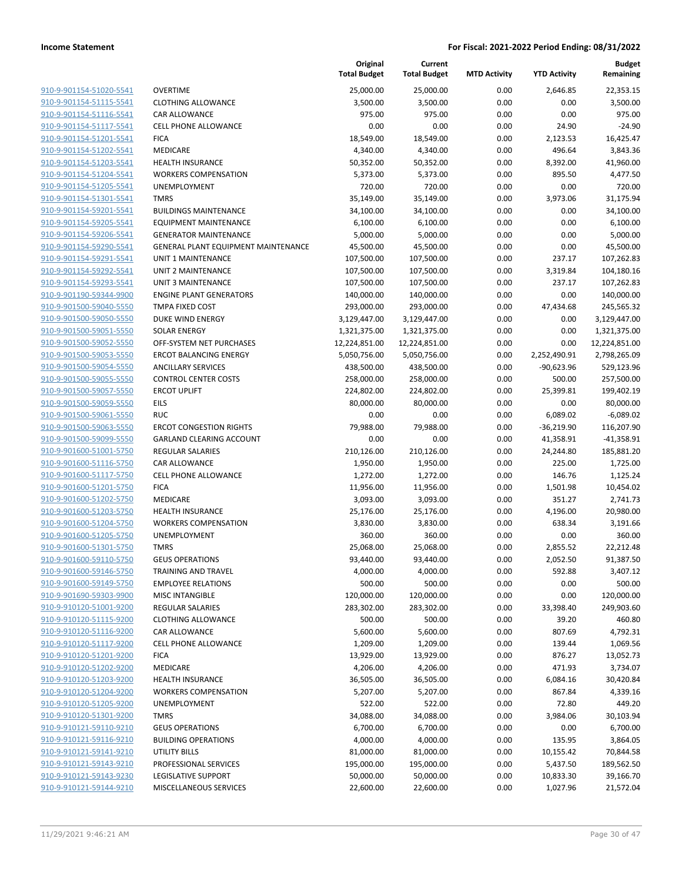| | | Original Total Budget | Current Total Budget | MTD Activity | YTD Activity | Budget Remaining |
|---|---|---|---|---|---|---|
| 910-9-901154-51020-5541 | OVERTIME | 25,000.00 | 25,000.00 | 0.00 | 2,646.85 | 22,353.15 |
| 910-9-901154-51115-5541 | CLOTHING ALLOWANCE | 3,500.00 | 3,500.00 | 0.00 | 0.00 | 3,500.00 |
| 910-9-901154-51116-5541 | CAR ALLOWANCE | 975.00 | 975.00 | 0.00 | 0.00 | 975.00 |
| 910-9-901154-51117-5541 | CELL PHONE ALLOWANCE | 0.00 | 0.00 | 0.00 | 24.90 | -24.90 |
| 910-9-901154-51201-5541 | FICA | 18,549.00 | 18,549.00 | 0.00 | 2,123.53 | 16,425.47 |
| 910-9-901154-51202-5541 | MEDICARE | 4,340.00 | 4,340.00 | 0.00 | 496.64 | 3,843.36 |
| 910-9-901154-51203-5541 | HEALTH INSURANCE | 50,352.00 | 50,352.00 | 0.00 | 8,392.00 | 41,960.00 |
| 910-9-901154-51204-5541 | WORKERS COMPENSATION | 5,373.00 | 5,373.00 | 0.00 | 895.50 | 4,477.50 |
| 910-9-901154-51205-5541 | UNEMPLOYMENT | 720.00 | 720.00 | 0.00 | 0.00 | 720.00 |
| 910-9-901154-51301-5541 | TMRS | 35,149.00 | 35,149.00 | 0.00 | 3,973.06 | 31,175.94 |
| 910-9-901154-59201-5541 | BUILDINGS MAINTENANCE | 34,100.00 | 34,100.00 | 0.00 | 0.00 | 34,100.00 |
| 910-9-901154-59205-5541 | EQUIPMENT MAINTENANCE | 6,100.00 | 6,100.00 | 0.00 | 0.00 | 6,100.00 |
| 910-9-901154-59206-5541 | GENERATOR MAINTENANCE | 5,000.00 | 5,000.00 | 0.00 | 0.00 | 5,000.00 |
| 910-9-901154-59290-5541 | GENERAL PLANT EQUIPMENT MAINTENANCE | 45,500.00 | 45,500.00 | 0.00 | 0.00 | 45,500.00 |
| 910-9-901154-59291-5541 | UNIT 1 MAINTENANCE | 107,500.00 | 107,500.00 | 0.00 | 237.17 | 107,262.83 |
| 910-9-901154-59292-5541 | UNIT 2 MAINTENANCE | 107,500.00 | 107,500.00 | 0.00 | 3,319.84 | 104,180.16 |
| 910-9-901154-59293-5541 | UNIT 3 MAINTENANCE | 107,500.00 | 107,500.00 | 0.00 | 237.17 | 107,262.83 |
| 910-9-901190-59344-9900 | ENGINE PLANT GENERATORS | 140,000.00 | 140,000.00 | 0.00 | 0.00 | 140,000.00 |
| 910-9-901500-59040-5550 | TMPA FIXED COST | 293,000.00 | 293,000.00 | 0.00 | 47,434.68 | 245,565.32 |
| 910-9-901500-59050-5550 | DUKE WIND ENERGY | 3,129,447.00 | 3,129,447.00 | 0.00 | 0.00 | 3,129,447.00 |
| 910-9-901500-59051-5550 | SOLAR ENERGY | 1,321,375.00 | 1,321,375.00 | 0.00 | 0.00 | 1,321,375.00 |
| 910-9-901500-59052-5550 | OFF-SYSTEM NET PURCHASES | 12,224,851.00 | 12,224,851.00 | 0.00 | 0.00 | 12,224,851.00 |
| 910-9-901500-59053-5550 | ERCOT BALANCING ENERGY | 5,050,756.00 | 5,050,756.00 | 0.00 | 2,252,490.91 | 2,798,265.09 |
| 910-9-901500-59054-5550 | ANCILLARY SERVICES | 438,500.00 | 438,500.00 | 0.00 | -90,623.96 | 529,123.96 |
| 910-9-901500-59055-5550 | CONTROL CENTER COSTS | 258,000.00 | 258,000.00 | 0.00 | 500.00 | 257,500.00 |
| 910-9-901500-59057-5550 | ERCOT UPLIFT | 224,802.00 | 224,802.00 | 0.00 | 25,399.81 | 199,402.19 |
| 910-9-901500-59059-5550 | EILS | 80,000.00 | 80,000.00 | 0.00 | 0.00 | 80,000.00 |
| 910-9-901500-59061-5550 | RUC | 0.00 | 0.00 | 0.00 | 6,089.02 | -6,089.02 |
| 910-9-901500-59063-5550 | ERCOT CONGESTION RIGHTS | 79,988.00 | 79,988.00 | 0.00 | -36,219.90 | 116,207.90 |
| 910-9-901500-59099-5550 | GARLAND CLEARING ACCOUNT | 0.00 | 0.00 | 0.00 | 41,358.91 | -41,358.91 |
| 910-9-901600-51001-5750 | REGULAR SALARIES | 210,126.00 | 210,126.00 | 0.00 | 24,244.80 | 185,881.20 |
| 910-9-901600-51116-5750 | CAR ALLOWANCE | 1,950.00 | 1,950.00 | 0.00 | 225.00 | 1,725.00 |
| 910-9-901600-51117-5750 | CELL PHONE ALLOWANCE | 1,272.00 | 1,272.00 | 0.00 | 146.76 | 1,125.24 |
| 910-9-901600-51201-5750 | FICA | 11,956.00 | 11,956.00 | 0.00 | 1,501.98 | 10,454.02 |
| 910-9-901600-51202-5750 | MEDICARE | 3,093.00 | 3,093.00 | 0.00 | 351.27 | 2,741.73 |
| 910-9-901600-51203-5750 | HEALTH INSURANCE | 25,176.00 | 25,176.00 | 0.00 | 4,196.00 | 20,980.00 |
| 910-9-901600-51204-5750 | WORKERS COMPENSATION | 3,830.00 | 3,830.00 | 0.00 | 638.34 | 3,191.66 |
| 910-9-901600-51205-5750 | UNEMPLOYMENT | 360.00 | 360.00 | 0.00 | 0.00 | 360.00 |
| 910-9-901600-51301-5750 | TMRS | 25,068.00 | 25,068.00 | 0.00 | 2,855.52 | 22,212.48 |
| 910-9-901600-59110-5750 | GEUS OPERATIONS | 93,440.00 | 93,440.00 | 0.00 | 2,052.50 | 91,387.50 |
| 910-9-901600-59146-5750 | TRAINING AND TRAVEL | 4,000.00 | 4,000.00 | 0.00 | 592.88 | 3,407.12 |
| 910-9-901600-59149-5750 | EMPLOYEE RELATIONS | 500.00 | 500.00 | 0.00 | 0.00 | 500.00 |
| 910-9-901690-59303-9900 | MISC INTANGIBLE | 120,000.00 | 120,000.00 | 0.00 | 0.00 | 120,000.00 |
| 910-9-910120-51001-9200 | REGULAR SALARIES | 283,302.00 | 283,302.00 | 0.00 | 33,398.40 | 249,903.60 |
| 910-9-910120-51115-9200 | CLOTHING ALLOWANCE | 500.00 | 500.00 | 0.00 | 39.20 | 460.80 |
| 910-9-910120-51116-9200 | CAR ALLOWANCE | 5,600.00 | 5,600.00 | 0.00 | 807.69 | 4,792.31 |
| 910-9-910120-51117-9200 | CELL PHONE ALLOWANCE | 1,209.00 | 1,209.00 | 0.00 | 139.44 | 1,069.56 |
| 910-9-910120-51201-9200 | FICA | 13,929.00 | 13,929.00 | 0.00 | 876.27 | 13,052.73 |
| 910-9-910120-51202-9200 | MEDICARE | 4,206.00 | 4,206.00 | 0.00 | 471.93 | 3,734.07 |
| 910-9-910120-51203-9200 | HEALTH INSURANCE | 36,505.00 | 36,505.00 | 0.00 | 6,084.16 | 30,420.84 |
| 910-9-910120-51204-9200 | WORKERS COMPENSATION | 5,207.00 | 5,207.00 | 0.00 | 867.84 | 4,339.16 |
| 910-9-910120-51205-9200 | UNEMPLOYMENT | 522.00 | 522.00 | 0.00 | 72.80 | 449.20 |
| 910-9-910120-51301-9200 | TMRS | 34,088.00 | 34,088.00 | 0.00 | 3,984.06 | 30,103.94 |
| 910-9-910121-59110-9210 | GEUS OPERATIONS | 6,700.00 | 6,700.00 | 0.00 | 0.00 | 6,700.00 |
| 910-9-910121-59116-9210 | BUILDING OPERATIONS | 4,000.00 | 4,000.00 | 0.00 | 135.95 | 3,864.05 |
| 910-9-910121-59141-9210 | UTILITY BILLS | 81,000.00 | 81,000.00 | 0.00 | 10,155.42 | 70,844.58 |
| 910-9-910121-59143-9210 | PROFESSIONAL SERVICES | 195,000.00 | 195,000.00 | 0.00 | 5,437.50 | 189,562.50 |
| 910-9-910121-59143-9230 | LEGISLATIVE SUPPORT | 50,000.00 | 50,000.00 | 0.00 | 10,833.30 | 39,166.70 |
| 910-9-910121-59144-9210 | MISCELLANEOUS SERVICES | 22,600.00 | 22,600.00 | 0.00 | 1,027.96 | 21,572.04 |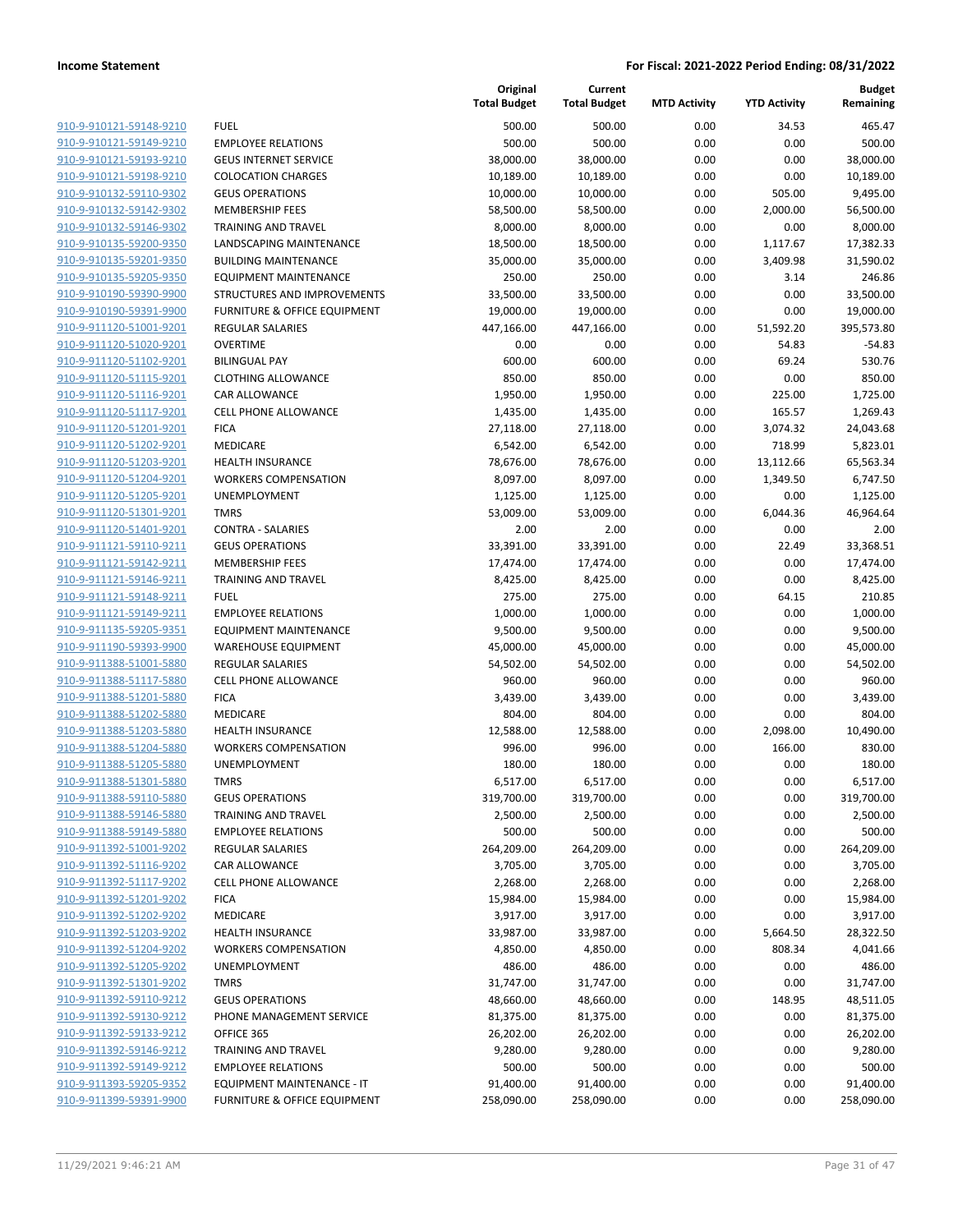**Income Statement** **For Fiscal: 2021-2022 Period Ending: 08/31/2022**

| | | Original Total Budget | Current Total Budget | MTD Activity | YTD Activity | Budget Remaining |
|---|---|---|---|---|---|---|
| 910-9-910121-59148-9210 | FUEL | 500.00 | 500.00 | 0.00 | 34.53 | 465.47 |
| 910-9-910121-59149-9210 | EMPLOYEE RELATIONS | 500.00 | 500.00 | 0.00 | 0.00 | 500.00 |
| 910-9-910121-59193-9210 | GEUS INTERNET SERVICE | 38,000.00 | 38,000.00 | 0.00 | 0.00 | 38,000.00 |
| 910-9-910121-59198-9210 | COLOCATION CHARGES | 10,189.00 | 10,189.00 | 0.00 | 0.00 | 10,189.00 |
| 910-9-910132-59110-9302 | GEUS OPERATIONS | 10,000.00 | 10,000.00 | 0.00 | 505.00 | 9,495.00 |
| 910-9-910132-59142-9302 | MEMBERSHIP FEES | 58,500.00 | 58,500.00 | 0.00 | 2,000.00 | 56,500.00 |
| 910-9-910132-59146-9302 | TRAINING AND TRAVEL | 8,000.00 | 8,000.00 | 0.00 | 0.00 | 8,000.00 |
| 910-9-910135-59200-9350 | LANDSCAPING MAINTENANCE | 18,500.00 | 18,500.00 | 0.00 | 1,117.67 | 17,382.33 |
| 910-9-910135-59201-9350 | BUILDING MAINTENANCE | 35,000.00 | 35,000.00 | 0.00 | 3,409.98 | 31,590.02 |
| 910-9-910135-59205-9350 | EQUIPMENT MAINTENANCE | 250.00 | 250.00 | 0.00 | 3.14 | 246.86 |
| 910-9-910190-59390-9900 | STRUCTURES AND IMPROVEMENTS | 33,500.00 | 33,500.00 | 0.00 | 0.00 | 33,500.00 |
| 910-9-910190-59391-9900 | FURNITURE & OFFICE EQUIPMENT | 19,000.00 | 19,000.00 | 0.00 | 0.00 | 19,000.00 |
| 910-9-911120-51001-9201 | REGULAR SALARIES | 447,166.00 | 447,166.00 | 0.00 | 51,592.20 | 395,573.80 |
| 910-9-911120-51020-9201 | OVERTIME | 0.00 | 0.00 | 0.00 | 54.83 | -54.83 |
| 910-9-911120-51102-9201 | BILINGUAL PAY | 600.00 | 600.00 | 0.00 | 69.24 | 530.76 |
| 910-9-911120-51115-9201 | CLOTHING ALLOWANCE | 850.00 | 850.00 | 0.00 | 0.00 | 850.00 |
| 910-9-911120-51116-9201 | CAR ALLOWANCE | 1,950.00 | 1,950.00 | 0.00 | 225.00 | 1,725.00 |
| 910-9-911120-51117-9201 | CELL PHONE ALLOWANCE | 1,435.00 | 1,435.00 | 0.00 | 165.57 | 1,269.43 |
| 910-9-911120-51201-9201 | FICA | 27,118.00 | 27,118.00 | 0.00 | 3,074.32 | 24,043.68 |
| 910-9-911120-51202-9201 | MEDICARE | 6,542.00 | 6,542.00 | 0.00 | 718.99 | 5,823.01 |
| 910-9-911120-51203-9201 | HEALTH INSURANCE | 78,676.00 | 78,676.00 | 0.00 | 13,112.66 | 65,563.34 |
| 910-9-911120-51204-9201 | WORKERS COMPENSATION | 8,097.00 | 8,097.00 | 0.00 | 1,349.50 | 6,747.50 |
| 910-9-911120-51205-9201 | UNEMPLOYMENT | 1,125.00 | 1,125.00 | 0.00 | 0.00 | 1,125.00 |
| 910-9-911120-51301-9201 | TMRS | 53,009.00 | 53,009.00 | 0.00 | 6,044.36 | 46,964.64 |
| 910-9-911120-51401-9201 | CONTRA - SALARIES | 2.00 | 2.00 | 0.00 | 0.00 | 2.00 |
| 910-9-911121-59110-9211 | GEUS OPERATIONS | 33,391.00 | 33,391.00 | 0.00 | 22.49 | 33,368.51 |
| 910-9-911121-59142-9211 | MEMBERSHIP FEES | 17,474.00 | 17,474.00 | 0.00 | 0.00 | 17,474.00 |
| 910-9-911121-59146-9211 | TRAINING AND TRAVEL | 8,425.00 | 8,425.00 | 0.00 | 0.00 | 8,425.00 |
| 910-9-911121-59148-9211 | FUEL | 275.00 | 275.00 | 0.00 | 64.15 | 210.85 |
| 910-9-911121-59149-9211 | EMPLOYEE RELATIONS | 1,000.00 | 1,000.00 | 0.00 | 0.00 | 1,000.00 |
| 910-9-911135-59205-9351 | EQUIPMENT MAINTENANCE | 9,500.00 | 9,500.00 | 0.00 | 0.00 | 9,500.00 |
| 910-9-911190-59393-9900 | WAREHOUSE EQUIPMENT | 45,000.00 | 45,000.00 | 0.00 | 0.00 | 45,000.00 |
| 910-9-911388-51001-5880 | REGULAR SALARIES | 54,502.00 | 54,502.00 | 0.00 | 0.00 | 54,502.00 |
| 910-9-911388-51117-5880 | CELL PHONE ALLOWANCE | 960.00 | 960.00 | 0.00 | 0.00 | 960.00 |
| 910-9-911388-51201-5880 | FICA | 3,439.00 | 3,439.00 | 0.00 | 0.00 | 3,439.00 |
| 910-9-911388-51202-5880 | MEDICARE | 804.00 | 804.00 | 0.00 | 0.00 | 804.00 |
| 910-9-911388-51203-5880 | HEALTH INSURANCE | 12,588.00 | 12,588.00 | 0.00 | 2,098.00 | 10,490.00 |
| 910-9-911388-51204-5880 | WORKERS COMPENSATION | 996.00 | 996.00 | 0.00 | 166.00 | 830.00 |
| 910-9-911388-51205-5880 | UNEMPLOYMENT | 180.00 | 180.00 | 0.00 | 0.00 | 180.00 |
| 910-9-911388-51301-5880 | TMRS | 6,517.00 | 6,517.00 | 0.00 | 0.00 | 6,517.00 |
| 910-9-911388-59110-5880 | GEUS OPERATIONS | 319,700.00 | 319,700.00 | 0.00 | 0.00 | 319,700.00 |
| 910-9-911388-59146-5880 | TRAINING AND TRAVEL | 2,500.00 | 2,500.00 | 0.00 | 0.00 | 2,500.00 |
| 910-9-911388-59149-5880 | EMPLOYEE RELATIONS | 500.00 | 500.00 | 0.00 | 0.00 | 500.00 |
| 910-9-911392-51001-9202 | REGULAR SALARIES | 264,209.00 | 264,209.00 | 0.00 | 0.00 | 264,209.00 |
| 910-9-911392-51116-9202 | CAR ALLOWANCE | 3,705.00 | 3,705.00 | 0.00 | 0.00 | 3,705.00 |
| 910-9-911392-51117-9202 | CELL PHONE ALLOWANCE | 2,268.00 | 2,268.00 | 0.00 | 0.00 | 2,268.00 |
| 910-9-911392-51201-9202 | FICA | 15,984.00 | 15,984.00 | 0.00 | 0.00 | 15,984.00 |
| 910-9-911392-51202-9202 | MEDICARE | 3,917.00 | 3,917.00 | 0.00 | 0.00 | 3,917.00 |
| 910-9-911392-51203-9202 | HEALTH INSURANCE | 33,987.00 | 33,987.00 | 0.00 | 5,664.50 | 28,322.50 |
| 910-9-911392-51204-9202 | WORKERS COMPENSATION | 4,850.00 | 4,850.00 | 0.00 | 808.34 | 4,041.66 |
| 910-9-911392-51205-9202 | UNEMPLOYMENT | 486.00 | 486.00 | 0.00 | 0.00 | 486.00 |
| 910-9-911392-51301-9202 | TMRS | 31,747.00 | 31,747.00 | 0.00 | 0.00 | 31,747.00 |
| 910-9-911392-59110-9212 | GEUS OPERATIONS | 48,660.00 | 48,660.00 | 0.00 | 148.95 | 48,511.05 |
| 910-9-911392-59130-9212 | PHONE MANAGEMENT SERVICE | 81,375.00 | 81,375.00 | 0.00 | 0.00 | 81,375.00 |
| 910-9-911392-59133-9212 | OFFICE 365 | 26,202.00 | 26,202.00 | 0.00 | 0.00 | 26,202.00 |
| 910-9-911392-59146-9212 | TRAINING AND TRAVEL | 9,280.00 | 9,280.00 | 0.00 | 0.00 | 9,280.00 |
| 910-9-911392-59149-9212 | EMPLOYEE RELATIONS | 500.00 | 500.00 | 0.00 | 0.00 | 500.00 |
| 910-9-911393-59205-9352 | EQUIPMENT MAINTENANCE - IT | 91,400.00 | 91,400.00 | 0.00 | 0.00 | 91,400.00 |
| 910-9-911399-59391-9900 | FURNITURE & OFFICE EQUIPMENT | 258,090.00 | 258,090.00 | 0.00 | 0.00 | 258,090.00 |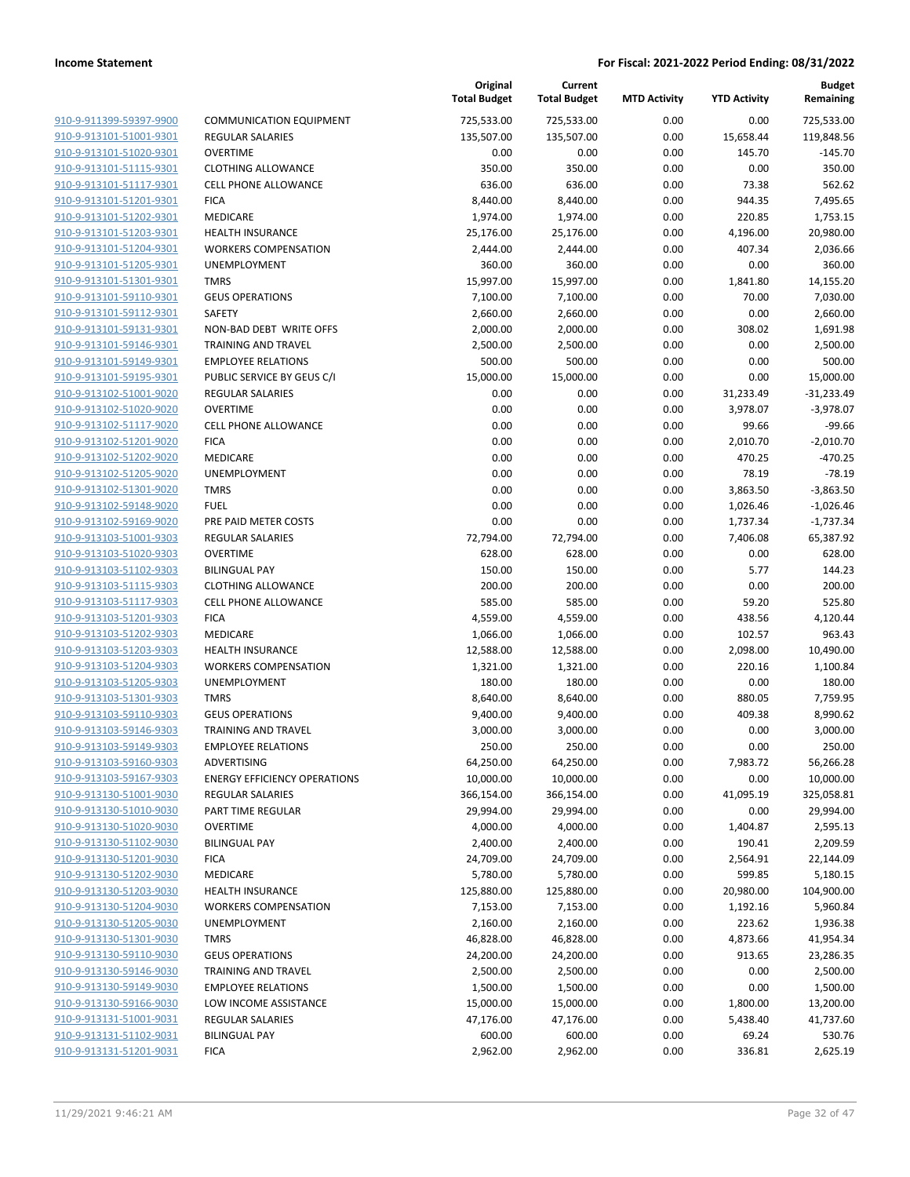| | | Original Total Budget | Current Total Budget | MTD Activity | YTD Activity | Budget Remaining |
|---|---|---|---|---|---|---|
| 910-9-911399-59397-9900 | COMMUNICATION EQUIPMENT | 725,533.00 | 725,533.00 | 0.00 | 0.00 | 725,533.00 |
| 910-9-913101-51001-9301 | REGULAR SALARIES | 135,507.00 | 135,507.00 | 0.00 | 15,658.44 | 119,848.56 |
| 910-9-913101-51020-9301 | OVERTIME | 0.00 | 0.00 | 0.00 | 145.70 | -145.70 |
| 910-9-913101-51115-9301 | CLOTHING ALLOWANCE | 350.00 | 350.00 | 0.00 | 0.00 | 350.00 |
| 910-9-913101-51117-9301 | CELL PHONE ALLOWANCE | 636.00 | 636.00 | 0.00 | 73.38 | 562.62 |
| 910-9-913101-51201-9301 | FICA | 8,440.00 | 8,440.00 | 0.00 | 944.35 | 7,495.65 |
| 910-9-913101-51202-9301 | MEDICARE | 1,974.00 | 1,974.00 | 0.00 | 220.85 | 1,753.15 |
| 910-9-913101-51203-9301 | HEALTH INSURANCE | 25,176.00 | 25,176.00 | 0.00 | 4,196.00 | 20,980.00 |
| 910-9-913101-51204-9301 | WORKERS COMPENSATION | 2,444.00 | 2,444.00 | 0.00 | 407.34 | 2,036.66 |
| 910-9-913101-51205-9301 | UNEMPLOYMENT | 360.00 | 360.00 | 0.00 | 0.00 | 360.00 |
| 910-9-913101-51301-9301 | TMRS | 15,997.00 | 15,997.00 | 0.00 | 1,841.80 | 14,155.20 |
| 910-9-913101-59110-9301 | GEUS OPERATIONS | 7,100.00 | 7,100.00 | 0.00 | 70.00 | 7,030.00 |
| 910-9-913101-59112-9301 | SAFETY | 2,660.00 | 2,660.00 | 0.00 | 0.00 | 2,660.00 |
| 910-9-913101-59131-9301 | NON-BAD DEBT WRITE OFFS | 2,000.00 | 2,000.00 | 0.00 | 308.02 | 1,691.98 |
| 910-9-913101-59146-9301 | TRAINING AND TRAVEL | 2,500.00 | 2,500.00 | 0.00 | 0.00 | 2,500.00 |
| 910-9-913101-59149-9301 | EMPLOYEE RELATIONS | 500.00 | 500.00 | 0.00 | 0.00 | 500.00 |
| 910-9-913101-59195-9301 | PUBLIC SERVICE BY GEUS C/I | 15,000.00 | 15,000.00 | 0.00 | 0.00 | 15,000.00 |
| 910-9-913102-51001-9020 | REGULAR SALARIES | 0.00 | 0.00 | 0.00 | 31,233.49 | -31,233.49 |
| 910-9-913102-51020-9020 | OVERTIME | 0.00 | 0.00 | 0.00 | 3,978.07 | -3,978.07 |
| 910-9-913102-51117-9020 | CELL PHONE ALLOWANCE | 0.00 | 0.00 | 0.00 | 99.66 | -99.66 |
| 910-9-913102-51201-9020 | FICA | 0.00 | 0.00 | 0.00 | 2,010.70 | -2,010.70 |
| 910-9-913102-51202-9020 | MEDICARE | 0.00 | 0.00 | 0.00 | 470.25 | -470.25 |
| 910-9-913102-51205-9020 | UNEMPLOYMENT | 0.00 | 0.00 | 0.00 | 78.19 | -78.19 |
| 910-9-913102-51301-9020 | TMRS | 0.00 | 0.00 | 0.00 | 3,863.50 | -3,863.50 |
| 910-9-913102-59148-9020 | FUEL | 0.00 | 0.00 | 0.00 | 1,026.46 | -1,026.46 |
| 910-9-913102-59169-9020 | PRE PAID METER COSTS | 0.00 | 0.00 | 0.00 | 1,737.34 | -1,737.34 |
| 910-9-913103-51001-9303 | REGULAR SALARIES | 72,794.00 | 72,794.00 | 0.00 | 7,406.08 | 65,387.92 |
| 910-9-913103-51020-9303 | OVERTIME | 628.00 | 628.00 | 0.00 | 0.00 | 628.00 |
| 910-9-913103-51102-9303 | BILINGUAL PAY | 150.00 | 150.00 | 0.00 | 5.77 | 144.23 |
| 910-9-913103-51115-9303 | CLOTHING ALLOWANCE | 200.00 | 200.00 | 0.00 | 0.00 | 200.00 |
| 910-9-913103-51117-9303 | CELL PHONE ALLOWANCE | 585.00 | 585.00 | 0.00 | 59.20 | 525.80 |
| 910-9-913103-51201-9303 | FICA | 4,559.00 | 4,559.00 | 0.00 | 438.56 | 4,120.44 |
| 910-9-913103-51202-9303 | MEDICARE | 1,066.00 | 1,066.00 | 0.00 | 102.57 | 963.43 |
| 910-9-913103-51203-9303 | HEALTH INSURANCE | 12,588.00 | 12,588.00 | 0.00 | 2,098.00 | 10,490.00 |
| 910-9-913103-51204-9303 | WORKERS COMPENSATION | 1,321.00 | 1,321.00 | 0.00 | 220.16 | 1,100.84 |
| 910-9-913103-51205-9303 | UNEMPLOYMENT | 180.00 | 180.00 | 0.00 | 0.00 | 180.00 |
| 910-9-913103-51301-9303 | TMRS | 8,640.00 | 8,640.00 | 0.00 | 880.05 | 7,759.95 |
| 910-9-913103-59110-9303 | GEUS OPERATIONS | 9,400.00 | 9,400.00 | 0.00 | 409.38 | 8,990.62 |
| 910-9-913103-59146-9303 | TRAINING AND TRAVEL | 3,000.00 | 3,000.00 | 0.00 | 0.00 | 3,000.00 |
| 910-9-913103-59149-9303 | EMPLOYEE RELATIONS | 250.00 | 250.00 | 0.00 | 0.00 | 250.00 |
| 910-9-913103-59160-9303 | ADVERTISING | 64,250.00 | 64,250.00 | 0.00 | 7,983.72 | 56,266.28 |
| 910-9-913103-59167-9303 | ENERGY EFFICIENCY OPERATIONS | 10,000.00 | 10,000.00 | 0.00 | 0.00 | 10,000.00 |
| 910-9-913130-51001-9030 | REGULAR SALARIES | 366,154.00 | 366,154.00 | 0.00 | 41,095.19 | 325,058.81 |
| 910-9-913130-51010-9030 | PART TIME REGULAR | 29,994.00 | 29,994.00 | 0.00 | 0.00 | 29,994.00 |
| 910-9-913130-51020-9030 | OVERTIME | 4,000.00 | 4,000.00 | 0.00 | 1,404.87 | 2,595.13 |
| 910-9-913130-51102-9030 | BILINGUAL PAY | 2,400.00 | 2,400.00 | 0.00 | 190.41 | 2,209.59 |
| 910-9-913130-51201-9030 | FICA | 24,709.00 | 24,709.00 | 0.00 | 2,564.91 | 22,144.09 |
| 910-9-913130-51202-9030 | MEDICARE | 5,780.00 | 5,780.00 | 0.00 | 599.85 | 5,180.15 |
| 910-9-913130-51203-9030 | HEALTH INSURANCE | 125,880.00 | 125,880.00 | 0.00 | 20,980.00 | 104,900.00 |
| 910-9-913130-51204-9030 | WORKERS COMPENSATION | 7,153.00 | 7,153.00 | 0.00 | 1,192.16 | 5,960.84 |
| 910-9-913130-51205-9030 | UNEMPLOYMENT | 2,160.00 | 2,160.00 | 0.00 | 223.62 | 1,936.38 |
| 910-9-913130-51301-9030 | TMRS | 46,828.00 | 46,828.00 | 0.00 | 4,873.66 | 41,954.34 |
| 910-9-913130-59110-9030 | GEUS OPERATIONS | 24,200.00 | 24,200.00 | 0.00 | 913.65 | 23,286.35 |
| 910-9-913130-59146-9030 | TRAINING AND TRAVEL | 2,500.00 | 2,500.00 | 0.00 | 0.00 | 2,500.00 |
| 910-9-913130-59149-9030 | EMPLOYEE RELATIONS | 1,500.00 | 1,500.00 | 0.00 | 0.00 | 1,500.00 |
| 910-9-913130-59166-9030 | LOW INCOME ASSISTANCE | 15,000.00 | 15,000.00 | 0.00 | 1,800.00 | 13,200.00 |
| 910-9-913131-51001-9031 | REGULAR SALARIES | 47,176.00 | 47,176.00 | 0.00 | 5,438.40 | 41,737.60 |
| 910-9-913131-51102-9031 | BILINGUAL PAY | 600.00 | 600.00 | 0.00 | 69.24 | 530.76 |
| 910-9-913131-51201-9031 | FICA | 2,962.00 | 2,962.00 | 0.00 | 336.81 | 2,625.19 |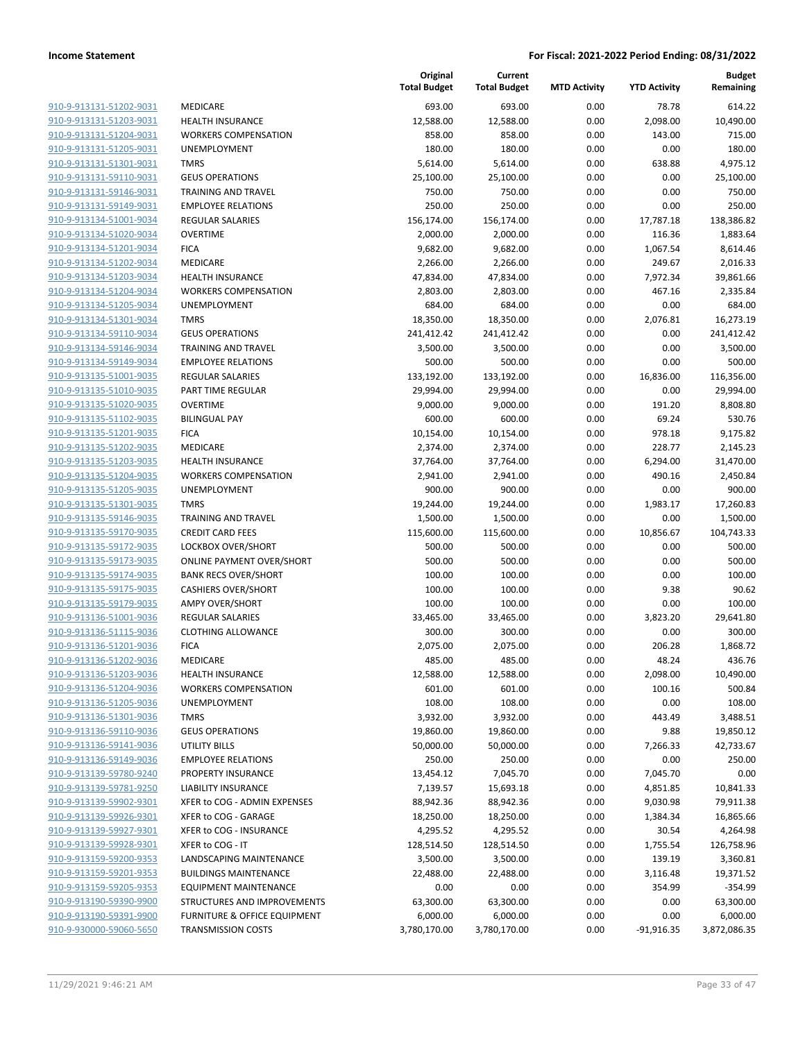**Income Statement** — For Fiscal: 2021-2022 Period Ending: 08/31/2022

| | | Original Total Budget | Current Total Budget | MTD Activity | YTD Activity | Budget Remaining |
|---|---|---|---|---|---|---|
| 910-9-913131-51202-9031 | MEDICARE | 693.00 | 693.00 | 0.00 | 78.78 | 614.22 |
| 910-9-913131-51203-9031 | HEALTH INSURANCE | 12,588.00 | 12,588.00 | 0.00 | 2,098.00 | 10,490.00 |
| 910-9-913131-51204-9031 | WORKERS COMPENSATION | 858.00 | 858.00 | 0.00 | 143.00 | 715.00 |
| 910-9-913131-51205-9031 | UNEMPLOYMENT | 180.00 | 180.00 | 0.00 | 0.00 | 180.00 |
| 910-9-913131-51301-9031 | TMRS | 5,614.00 | 5,614.00 | 0.00 | 638.88 | 4,975.12 |
| 910-9-913131-59110-9031 | GEUS OPERATIONS | 25,100.00 | 25,100.00 | 0.00 | 0.00 | 25,100.00 |
| 910-9-913131-59146-9031 | TRAINING AND TRAVEL | 750.00 | 750.00 | 0.00 | 0.00 | 750.00 |
| 910-9-913131-59149-9031 | EMPLOYEE RELATIONS | 250.00 | 250.00 | 0.00 | 0.00 | 250.00 |
| 910-9-913134-51001-9034 | REGULAR SALARIES | 156,174.00 | 156,174.00 | 0.00 | 17,787.18 | 138,386.82 |
| 910-9-913134-51020-9034 | OVERTIME | 2,000.00 | 2,000.00 | 0.00 | 116.36 | 1,883.64 |
| 910-9-913134-51201-9034 | FICA | 9,682.00 | 9,682.00 | 0.00 | 1,067.54 | 8,614.46 |
| 910-9-913134-51202-9034 | MEDICARE | 2,266.00 | 2,266.00 | 0.00 | 249.67 | 2,016.33 |
| 910-9-913134-51203-9034 | HEALTH INSURANCE | 47,834.00 | 47,834.00 | 0.00 | 7,972.34 | 39,861.66 |
| 910-9-913134-51204-9034 | WORKERS COMPENSATION | 2,803.00 | 2,803.00 | 0.00 | 467.16 | 2,335.84 |
| 910-9-913134-51205-9034 | UNEMPLOYMENT | 684.00 | 684.00 | 0.00 | 0.00 | 684.00 |
| 910-9-913134-51301-9034 | TMRS | 18,350.00 | 18,350.00 | 0.00 | 2,076.81 | 16,273.19 |
| 910-9-913134-59110-9034 | GEUS OPERATIONS | 241,412.42 | 241,412.42 | 0.00 | 0.00 | 241,412.42 |
| 910-9-913134-59146-9034 | TRAINING AND TRAVEL | 3,500.00 | 3,500.00 | 0.00 | 0.00 | 3,500.00 |
| 910-9-913134-59149-9034 | EMPLOYEE RELATIONS | 500.00 | 500.00 | 0.00 | 0.00 | 500.00 |
| 910-9-913135-51001-9035 | REGULAR SALARIES | 133,192.00 | 133,192.00 | 0.00 | 16,836.00 | 116,356.00 |
| 910-9-913135-51010-9035 | PART TIME REGULAR | 29,994.00 | 29,994.00 | 0.00 | 0.00 | 29,994.00 |
| 910-9-913135-51020-9035 | OVERTIME | 9,000.00 | 9,000.00 | 0.00 | 191.20 | 8,808.80 |
| 910-9-913135-51102-9035 | BILINGUAL PAY | 600.00 | 600.00 | 0.00 | 69.24 | 530.76 |
| 910-9-913135-51201-9035 | FICA | 10,154.00 | 10,154.00 | 0.00 | 978.18 | 9,175.82 |
| 910-9-913135-51202-9035 | MEDICARE | 2,374.00 | 2,374.00 | 0.00 | 228.77 | 2,145.23 |
| 910-9-913135-51203-9035 | HEALTH INSURANCE | 37,764.00 | 37,764.00 | 0.00 | 6,294.00 | 31,470.00 |
| 910-9-913135-51204-9035 | WORKERS COMPENSATION | 2,941.00 | 2,941.00 | 0.00 | 490.16 | 2,450.84 |
| 910-9-913135-51205-9035 | UNEMPLOYMENT | 900.00 | 900.00 | 0.00 | 0.00 | 900.00 |
| 910-9-913135-51301-9035 | TMRS | 19,244.00 | 19,244.00 | 0.00 | 1,983.17 | 17,260.83 |
| 910-9-913135-59146-9035 | TRAINING AND TRAVEL | 1,500.00 | 1,500.00 | 0.00 | 0.00 | 1,500.00 |
| 910-9-913135-59170-9035 | CREDIT CARD FEES | 115,600.00 | 115,600.00 | 0.00 | 10,856.67 | 104,743.33 |
| 910-9-913135-59172-9035 | LOCKBOX OVER/SHORT | 500.00 | 500.00 | 0.00 | 0.00 | 500.00 |
| 910-9-913135-59173-9035 | ONLINE PAYMENT OVER/SHORT | 500.00 | 500.00 | 0.00 | 0.00 | 500.00 |
| 910-9-913135-59174-9035 | BANK RECS OVER/SHORT | 100.00 | 100.00 | 0.00 | 0.00 | 100.00 |
| 910-9-913135-59175-9035 | CASHIERS OVER/SHORT | 100.00 | 100.00 | 0.00 | 9.38 | 90.62 |
| 910-9-913135-59179-9035 | AMPY OVER/SHORT | 100.00 | 100.00 | 0.00 | 0.00 | 100.00 |
| 910-9-913136-51001-9036 | REGULAR SALARIES | 33,465.00 | 33,465.00 | 0.00 | 3,823.20 | 29,641.80 |
| 910-9-913136-51115-9036 | CLOTHING ALLOWANCE | 300.00 | 300.00 | 0.00 | 0.00 | 300.00 |
| 910-9-913136-51201-9036 | FICA | 2,075.00 | 2,075.00 | 0.00 | 206.28 | 1,868.72 |
| 910-9-913136-51202-9036 | MEDICARE | 485.00 | 485.00 | 0.00 | 48.24 | 436.76 |
| 910-9-913136-51203-9036 | HEALTH INSURANCE | 12,588.00 | 12,588.00 | 0.00 | 2,098.00 | 10,490.00 |
| 910-9-913136-51204-9036 | WORKERS COMPENSATION | 601.00 | 601.00 | 0.00 | 100.16 | 500.84 |
| 910-9-913136-51205-9036 | UNEMPLOYMENT | 108.00 | 108.00 | 0.00 | 0.00 | 108.00 |
| 910-9-913136-51301-9036 | TMRS | 3,932.00 | 3,932.00 | 0.00 | 443.49 | 3,488.51 |
| 910-9-913136-59110-9036 | GEUS OPERATIONS | 19,860.00 | 19,860.00 | 0.00 | 9.88 | 19,850.12 |
| 910-9-913136-59141-9036 | UTILITY BILLS | 50,000.00 | 50,000.00 | 0.00 | 7,266.33 | 42,733.67 |
| 910-9-913136-59149-9036 | EMPLOYEE RELATIONS | 250.00 | 250.00 | 0.00 | 0.00 | 250.00 |
| 910-9-913139-59780-9240 | PROPERTY INSURANCE | 13,454.12 | 7,045.70 | 0.00 | 7,045.70 | 0.00 |
| 910-9-913139-59781-9250 | LIABILITY INSURANCE | 7,139.57 | 15,693.18 | 0.00 | 4,851.85 | 10,841.33 |
| 910-9-913139-59902-9301 | XFER to COG - ADMIN EXPENSES | 88,942.36 | 88,942.36 | 0.00 | 9,030.98 | 79,911.38 |
| 910-9-913139-59926-9301 | XFER to COG - GARAGE | 18,250.00 | 18,250.00 | 0.00 | 1,384.34 | 16,865.66 |
| 910-9-913139-59927-9301 | XFER to COG - INSURANCE | 4,295.52 | 4,295.52 | 0.00 | 30.54 | 4,264.98 |
| 910-9-913139-59928-9301 | XFER to COG - IT | 128,514.50 | 128,514.50 | 0.00 | 1,755.54 | 126,758.96 |
| 910-9-913159-59200-9353 | LANDSCAPING MAINTENANCE | 3,500.00 | 3,500.00 | 0.00 | 139.19 | 3,360.81 |
| 910-9-913159-59201-9353 | BUILDINGS MAINTENANCE | 22,488.00 | 22,488.00 | 0.00 | 3,116.48 | 19,371.52 |
| 910-9-913159-59205-9353 | EQUIPMENT MAINTENANCE | 0.00 | 0.00 | 0.00 | 354.99 | -354.99 |
| 910-9-913190-59390-9900 | STRUCTURES AND IMPROVEMENTS | 63,300.00 | 63,300.00 | 0.00 | 0.00 | 63,300.00 |
| 910-9-913190-59391-9900 | FURNITURE & OFFICE EQUIPMENT | 6,000.00 | 6,000.00 | 0.00 | 0.00 | 6,000.00 |
| 910-9-930000-59060-5650 | TRANSMISSION COSTS | 3,780,170.00 | 3,780,170.00 | 0.00 | -91,916.35 | 3,872,086.35 |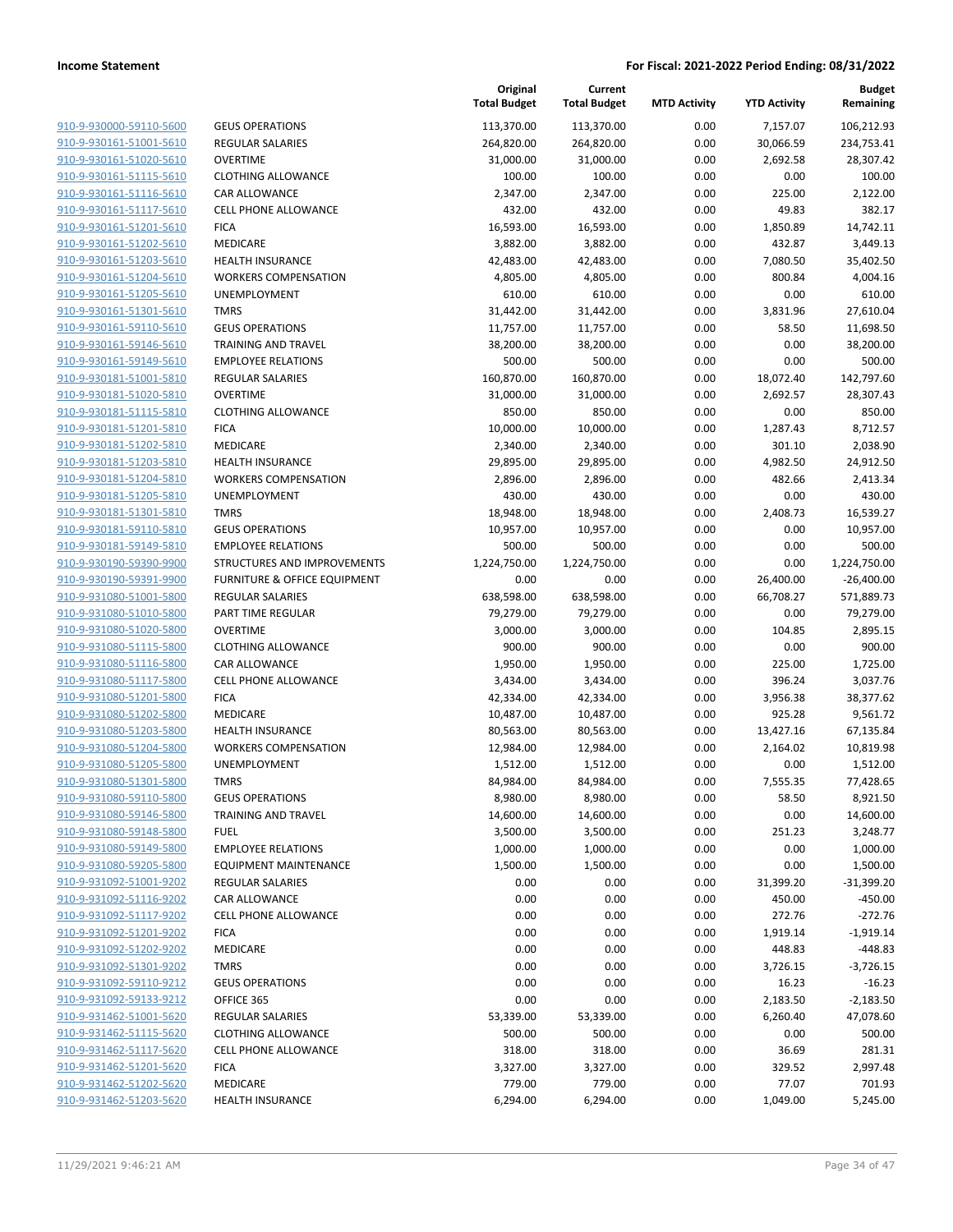**Income Statement** **For Fiscal: 2021-2022 Period Ending: 08/31/2022**

| | | Original Total Budget | Current Total Budget | MTD Activity | YTD Activity | Budget Remaining |
|---|---|---|---|---|---|---|
| 910-9-930000-59110-5600 | GEUS OPERATIONS | 113,370.00 | 113,370.00 | 0.00 | 7,157.07 | 106,212.93 |
| 910-9-930161-51001-5610 | REGULAR SALARIES | 264,820.00 | 264,820.00 | 0.00 | 30,066.59 | 234,753.41 |
| 910-9-930161-51020-5610 | OVERTIME | 31,000.00 | 31,000.00 | 0.00 | 2,692.58 | 28,307.42 |
| 910-9-930161-51115-5610 | CLOTHING ALLOWANCE | 100.00 | 100.00 | 0.00 | 0.00 | 100.00 |
| 910-9-930161-51116-5610 | CAR ALLOWANCE | 2,347.00 | 2,347.00 | 0.00 | 225.00 | 2,122.00 |
| 910-9-930161-51117-5610 | CELL PHONE ALLOWANCE | 432.00 | 432.00 | 0.00 | 49.83 | 382.17 |
| 910-9-930161-51201-5610 | FICA | 16,593.00 | 16,593.00 | 0.00 | 1,850.89 | 14,742.11 |
| 910-9-930161-51202-5610 | MEDICARE | 3,882.00 | 3,882.00 | 0.00 | 432.87 | 3,449.13 |
| 910-9-930161-51203-5610 | HEALTH INSURANCE | 42,483.00 | 42,483.00 | 0.00 | 7,080.50 | 35,402.50 |
| 910-9-930161-51204-5610 | WORKERS COMPENSATION | 4,805.00 | 4,805.00 | 0.00 | 800.84 | 4,004.16 |
| 910-9-930161-51205-5610 | UNEMPLOYMENT | 610.00 | 610.00 | 0.00 | 0.00 | 610.00 |
| 910-9-930161-51301-5610 | TMRS | 31,442.00 | 31,442.00 | 0.00 | 3,831.96 | 27,610.04 |
| 910-9-930161-59110-5610 | GEUS OPERATIONS | 11,757.00 | 11,757.00 | 0.00 | 58.50 | 11,698.50 |
| 910-9-930161-59146-5610 | TRAINING AND TRAVEL | 38,200.00 | 38,200.00 | 0.00 | 0.00 | 38,200.00 |
| 910-9-930161-59149-5610 | EMPLOYEE RELATIONS | 500.00 | 500.00 | 0.00 | 0.00 | 500.00 |
| 910-9-930181-51001-5810 | REGULAR SALARIES | 160,870.00 | 160,870.00 | 0.00 | 18,072.40 | 142,797.60 |
| 910-9-930181-51020-5810 | OVERTIME | 31,000.00 | 31,000.00 | 0.00 | 2,692.57 | 28,307.43 |
| 910-9-930181-51115-5810 | CLOTHING ALLOWANCE | 850.00 | 850.00 | 0.00 | 0.00 | 850.00 |
| 910-9-930181-51201-5810 | FICA | 10,000.00 | 10,000.00 | 0.00 | 1,287.43 | 8,712.57 |
| 910-9-930181-51202-5810 | MEDICARE | 2,340.00 | 2,340.00 | 0.00 | 301.10 | 2,038.90 |
| 910-9-930181-51203-5810 | HEALTH INSURANCE | 29,895.00 | 29,895.00 | 0.00 | 4,982.50 | 24,912.50 |
| 910-9-930181-51204-5810 | WORKERS COMPENSATION | 2,896.00 | 2,896.00 | 0.00 | 482.66 | 2,413.34 |
| 910-9-930181-51205-5810 | UNEMPLOYMENT | 430.00 | 430.00 | 0.00 | 0.00 | 430.00 |
| 910-9-930181-51301-5810 | TMRS | 18,948.00 | 18,948.00 | 0.00 | 2,408.73 | 16,539.27 |
| 910-9-930181-59110-5810 | GEUS OPERATIONS | 10,957.00 | 10,957.00 | 0.00 | 0.00 | 10,957.00 |
| 910-9-930181-59149-5810 | EMPLOYEE RELATIONS | 500.00 | 500.00 | 0.00 | 0.00 | 500.00 |
| 910-9-930190-59390-9900 | STRUCTURES AND IMPROVEMENTS | 1,224,750.00 | 1,224,750.00 | 0.00 | 0.00 | 1,224,750.00 |
| 910-9-930190-59391-9900 | FURNITURE & OFFICE EQUIPMENT | 0.00 | 0.00 | 0.00 | 26,400.00 | -26,400.00 |
| 910-9-931080-51001-5800 | REGULAR SALARIES | 638,598.00 | 638,598.00 | 0.00 | 66,708.27 | 571,889.73 |
| 910-9-931080-51010-5800 | PART TIME REGULAR | 79,279.00 | 79,279.00 | 0.00 | 0.00 | 79,279.00 |
| 910-9-931080-51020-5800 | OVERTIME | 3,000.00 | 3,000.00 | 0.00 | 104.85 | 2,895.15 |
| 910-9-931080-51115-5800 | CLOTHING ALLOWANCE | 900.00 | 900.00 | 0.00 | 0.00 | 900.00 |
| 910-9-931080-51116-5800 | CAR ALLOWANCE | 1,950.00 | 1,950.00 | 0.00 | 225.00 | 1,725.00 |
| 910-9-931080-51117-5800 | CELL PHONE ALLOWANCE | 3,434.00 | 3,434.00 | 0.00 | 396.24 | 3,037.76 |
| 910-9-931080-51201-5800 | FICA | 42,334.00 | 42,334.00 | 0.00 | 3,956.38 | 38,377.62 |
| 910-9-931080-51202-5800 | MEDICARE | 10,487.00 | 10,487.00 | 0.00 | 925.28 | 9,561.72 |
| 910-9-931080-51203-5800 | HEALTH INSURANCE | 80,563.00 | 80,563.00 | 0.00 | 13,427.16 | 67,135.84 |
| 910-9-931080-51204-5800 | WORKERS COMPENSATION | 12,984.00 | 12,984.00 | 0.00 | 2,164.02 | 10,819.98 |
| 910-9-931080-51205-5800 | UNEMPLOYMENT | 1,512.00 | 1,512.00 | 0.00 | 0.00 | 1,512.00 |
| 910-9-931080-51301-5800 | TMRS | 84,984.00 | 84,984.00 | 0.00 | 7,555.35 | 77,428.65 |
| 910-9-931080-59110-5800 | GEUS OPERATIONS | 8,980.00 | 8,980.00 | 0.00 | 58.50 | 8,921.50 |
| 910-9-931080-59146-5800 | TRAINING AND TRAVEL | 14,600.00 | 14,600.00 | 0.00 | 0.00 | 14,600.00 |
| 910-9-931080-59148-5800 | FUEL | 3,500.00 | 3,500.00 | 0.00 | 251.23 | 3,248.77 |
| 910-9-931080-59149-5800 | EMPLOYEE RELATIONS | 1,000.00 | 1,000.00 | 0.00 | 0.00 | 1,000.00 |
| 910-9-931080-59205-5800 | EQUIPMENT MAINTENANCE | 1,500.00 | 1,500.00 | 0.00 | 0.00 | 1,500.00 |
| 910-9-931092-51001-9202 | REGULAR SALARIES | 0.00 | 0.00 | 0.00 | 31,399.20 | -31,399.20 |
| 910-9-931092-51116-9202 | CAR ALLOWANCE | 0.00 | 0.00 | 0.00 | 450.00 | -450.00 |
| 910-9-931092-51117-9202 | CELL PHONE ALLOWANCE | 0.00 | 0.00 | 0.00 | 272.76 | -272.76 |
| 910-9-931092-51201-9202 | FICA | 0.00 | 0.00 | 0.00 | 1,919.14 | -1,919.14 |
| 910-9-931092-51202-9202 | MEDICARE | 0.00 | 0.00 | 0.00 | 448.83 | -448.83 |
| 910-9-931092-51301-9202 | TMRS | 0.00 | 0.00 | 0.00 | 3,726.15 | -3,726.15 |
| 910-9-931092-59110-9212 | GEUS OPERATIONS | 0.00 | 0.00 | 0.00 | 16.23 | -16.23 |
| 910-9-931092-59133-9212 | OFFICE 365 | 0.00 | 0.00 | 0.00 | 2,183.50 | -2,183.50 |
| 910-9-931462-51001-5620 | REGULAR SALARIES | 53,339.00 | 53,339.00 | 0.00 | 6,260.40 | 47,078.60 |
| 910-9-931462-51115-5620 | CLOTHING ALLOWANCE | 500.00 | 500.00 | 0.00 | 0.00 | 500.00 |
| 910-9-931462-51117-5620 | CELL PHONE ALLOWANCE | 318.00 | 318.00 | 0.00 | 36.69 | 281.31 |
| 910-9-931462-51201-5620 | FICA | 3,327.00 | 3,327.00 | 0.00 | 329.52 | 2,997.48 |
| 910-9-931462-51202-5620 | MEDICARE | 779.00 | 779.00 | 0.00 | 77.07 | 701.93 |
| 910-9-931462-51203-5620 | HEALTH INSURANCE | 6,294.00 | 6,294.00 | 0.00 | 1,049.00 | 5,245.00 |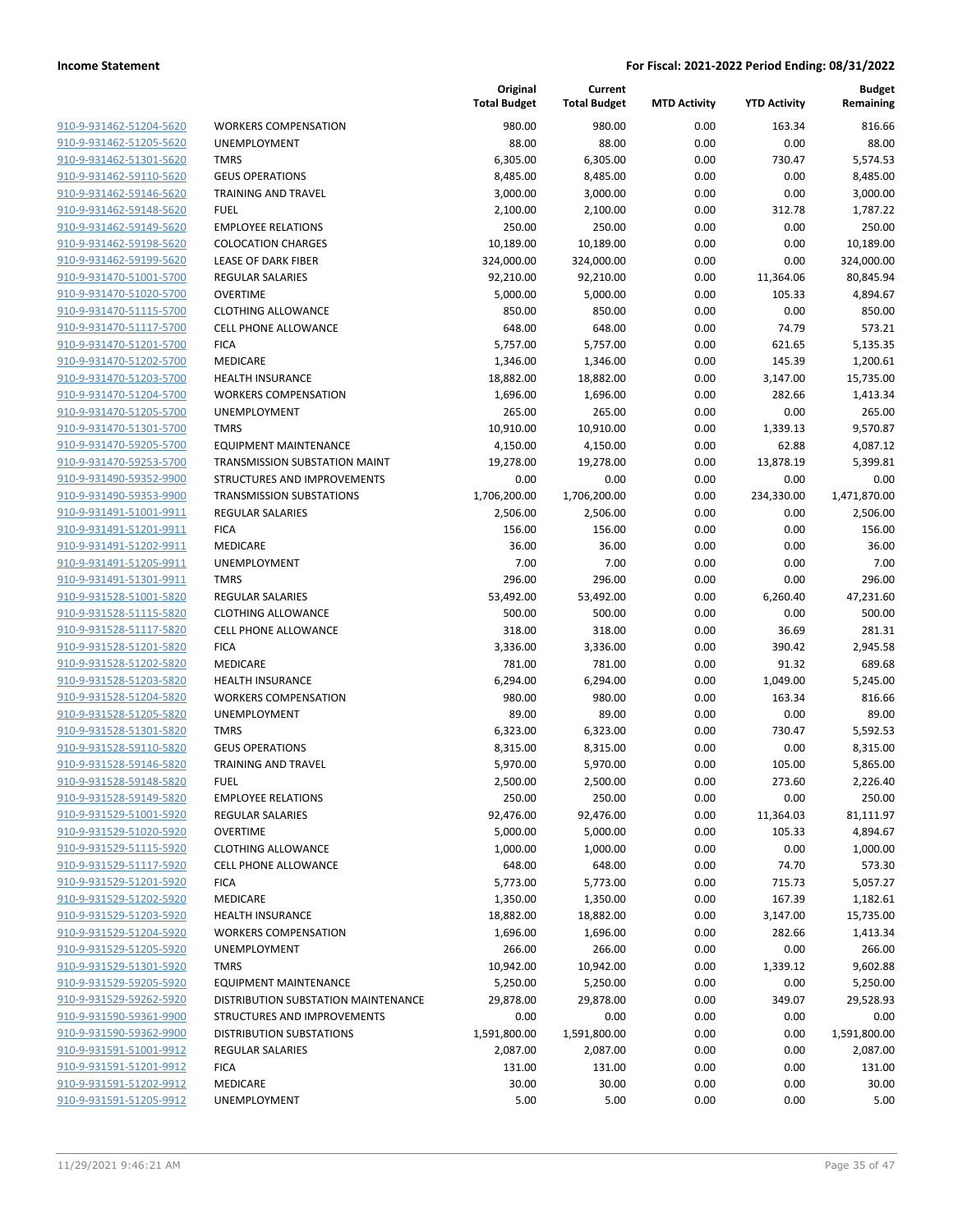**Income Statement** | **For Fiscal: 2021-2022 Period Ending: 08/31/2022**

| | | Original Total Budget | Current Total Budget | MTD Activity | YTD Activity | Budget Remaining |
|---|---|---|---|---|---|---|
| 910-9-931462-51204-5620 | WORKERS COMPENSATION | 980.00 | 980.00 | 0.00 | 163.34 | 816.66 |
| 910-9-931462-51205-5620 | UNEMPLOYMENT | 88.00 | 88.00 | 0.00 | 0.00 | 88.00 |
| 910-9-931462-51301-5620 | TMRS | 6,305.00 | 6,305.00 | 0.00 | 730.47 | 5,574.53 |
| 910-9-931462-59110-5620 | GEUS OPERATIONS | 8,485.00 | 8,485.00 | 0.00 | 0.00 | 8,485.00 |
| 910-9-931462-59146-5620 | TRAINING AND TRAVEL | 3,000.00 | 3,000.00 | 0.00 | 0.00 | 3,000.00 |
| 910-9-931462-59148-5620 | FUEL | 2,100.00 | 2,100.00 | 0.00 | 312.78 | 1,787.22 |
| 910-9-931462-59149-5620 | EMPLOYEE RELATIONS | 250.00 | 250.00 | 0.00 | 0.00 | 250.00 |
| 910-9-931462-59198-5620 | COLOCATION CHARGES | 10,189.00 | 10,189.00 | 0.00 | 0.00 | 10,189.00 |
| 910-9-931462-59199-5620 | LEASE OF DARK FIBER | 324,000.00 | 324,000.00 | 0.00 | 0.00 | 324,000.00 |
| 910-9-931470-51001-5700 | REGULAR SALARIES | 92,210.00 | 92,210.00 | 0.00 | 11,364.06 | 80,845.94 |
| 910-9-931470-51020-5700 | OVERTIME | 5,000.00 | 5,000.00 | 0.00 | 105.33 | 4,894.67 |
| 910-9-931470-51115-5700 | CLOTHING ALLOWANCE | 850.00 | 850.00 | 0.00 | 0.00 | 850.00 |
| 910-9-931470-51117-5700 | CELL PHONE ALLOWANCE | 648.00 | 648.00 | 0.00 | 74.79 | 573.21 |
| 910-9-931470-51201-5700 | FICA | 5,757.00 | 5,757.00 | 0.00 | 621.65 | 5,135.35 |
| 910-9-931470-51202-5700 | MEDICARE | 1,346.00 | 1,346.00 | 0.00 | 145.39 | 1,200.61 |
| 910-9-931470-51203-5700 | HEALTH INSURANCE | 18,882.00 | 18,882.00 | 0.00 | 3,147.00 | 15,735.00 |
| 910-9-931470-51204-5700 | WORKERS COMPENSATION | 1,696.00 | 1,696.00 | 0.00 | 282.66 | 1,413.34 |
| 910-9-931470-51205-5700 | UNEMPLOYMENT | 265.00 | 265.00 | 0.00 | 0.00 | 265.00 |
| 910-9-931470-51301-5700 | TMRS | 10,910.00 | 10,910.00 | 0.00 | 1,339.13 | 9,570.87 |
| 910-9-931470-59205-5700 | EQUIPMENT MAINTENANCE | 4,150.00 | 4,150.00 | 0.00 | 62.88 | 4,087.12 |
| 910-9-931470-59253-5700 | TRANSMISSION SUBSTATION MAINT | 19,278.00 | 19,278.00 | 0.00 | 13,878.19 | 5,399.81 |
| 910-9-931490-59352-9900 | STRUCTURES AND IMPROVEMENTS | 0.00 | 0.00 | 0.00 | 0.00 | 0.00 |
| 910-9-931490-59353-9900 | TRANSMISSION SUBSTATIONS | 1,706,200.00 | 1,706,200.00 | 0.00 | 234,330.00 | 1,471,870.00 |
| 910-9-931491-51001-9911 | REGULAR SALARIES | 2,506.00 | 2,506.00 | 0.00 | 0.00 | 2,506.00 |
| 910-9-931491-51201-9911 | FICA | 156.00 | 156.00 | 0.00 | 0.00 | 156.00 |
| 910-9-931491-51202-9911 | MEDICARE | 36.00 | 36.00 | 0.00 | 0.00 | 36.00 |
| 910-9-931491-51205-9911 | UNEMPLOYMENT | 7.00 | 7.00 | 0.00 | 0.00 | 7.00 |
| 910-9-931491-51301-9911 | TMRS | 296.00 | 296.00 | 0.00 | 0.00 | 296.00 |
| 910-9-931528-51001-5820 | REGULAR SALARIES | 53,492.00 | 53,492.00 | 0.00 | 6,260.40 | 47,231.60 |
| 910-9-931528-51115-5820 | CLOTHING ALLOWANCE | 500.00 | 500.00 | 0.00 | 0.00 | 500.00 |
| 910-9-931528-51117-5820 | CELL PHONE ALLOWANCE | 318.00 | 318.00 | 0.00 | 36.69 | 281.31 |
| 910-9-931528-51201-5820 | FICA | 3,336.00 | 3,336.00 | 0.00 | 390.42 | 2,945.58 |
| 910-9-931528-51202-5820 | MEDICARE | 781.00 | 781.00 | 0.00 | 91.32 | 689.68 |
| 910-9-931528-51203-5820 | HEALTH INSURANCE | 6,294.00 | 6,294.00 | 0.00 | 1,049.00 | 5,245.00 |
| 910-9-931528-51204-5820 | WORKERS COMPENSATION | 980.00 | 980.00 | 0.00 | 163.34 | 816.66 |
| 910-9-931528-51205-5820 | UNEMPLOYMENT | 89.00 | 89.00 | 0.00 | 0.00 | 89.00 |
| 910-9-931528-51301-5820 | TMRS | 6,323.00 | 6,323.00 | 0.00 | 730.47 | 5,592.53 |
| 910-9-931528-59110-5820 | GEUS OPERATIONS | 8,315.00 | 8,315.00 | 0.00 | 0.00 | 8,315.00 |
| 910-9-931528-59146-5820 | TRAINING AND TRAVEL | 5,970.00 | 5,970.00 | 0.00 | 105.00 | 5,865.00 |
| 910-9-931528-59148-5820 | FUEL | 2,500.00 | 2,500.00 | 0.00 | 273.60 | 2,226.40 |
| 910-9-931528-59149-5820 | EMPLOYEE RELATIONS | 250.00 | 250.00 | 0.00 | 0.00 | 250.00 |
| 910-9-931529-51001-5920 | REGULAR SALARIES | 92,476.00 | 92,476.00 | 0.00 | 11,364.03 | 81,111.97 |
| 910-9-931529-51020-5920 | OVERTIME | 5,000.00 | 5,000.00 | 0.00 | 105.33 | 4,894.67 |
| 910-9-931529-51115-5920 | CLOTHING ALLOWANCE | 1,000.00 | 1,000.00 | 0.00 | 0.00 | 1,000.00 |
| 910-9-931529-51117-5920 | CELL PHONE ALLOWANCE | 648.00 | 648.00 | 0.00 | 74.70 | 573.30 |
| 910-9-931529-51201-5920 | FICA | 5,773.00 | 5,773.00 | 0.00 | 715.73 | 5,057.27 |
| 910-9-931529-51202-5920 | MEDICARE | 1,350.00 | 1,350.00 | 0.00 | 167.39 | 1,182.61 |
| 910-9-931529-51203-5920 | HEALTH INSURANCE | 18,882.00 | 18,882.00 | 0.00 | 3,147.00 | 15,735.00 |
| 910-9-931529-51204-5920 | WORKERS COMPENSATION | 1,696.00 | 1,696.00 | 0.00 | 282.66 | 1,413.34 |
| 910-9-931529-51205-5920 | UNEMPLOYMENT | 266.00 | 266.00 | 0.00 | 0.00 | 266.00 |
| 910-9-931529-51301-5920 | TMRS | 10,942.00 | 10,942.00 | 0.00 | 1,339.12 | 9,602.88 |
| 910-9-931529-59205-5920 | EQUIPMENT MAINTENANCE | 5,250.00 | 5,250.00 | 0.00 | 0.00 | 5,250.00 |
| 910-9-931529-59262-5920 | DISTRIBUTION SUBSTATION MAINTENANCE | 29,878.00 | 29,878.00 | 0.00 | 349.07 | 29,528.93 |
| 910-9-931590-59361-9900 | STRUCTURES AND IMPROVEMENTS | 0.00 | 0.00 | 0.00 | 0.00 | 0.00 |
| 910-9-931590-59362-9900 | DISTRIBUTION SUBSTATIONS | 1,591,800.00 | 1,591,800.00 | 0.00 | 0.00 | 1,591,800.00 |
| 910-9-931591-51001-9912 | REGULAR SALARIES | 2,087.00 | 2,087.00 | 0.00 | 0.00 | 2,087.00 |
| 910-9-931591-51201-9912 | FICA | 131.00 | 131.00 | 0.00 | 0.00 | 131.00 |
| 910-9-931591-51202-9912 | MEDICARE | 30.00 | 30.00 | 0.00 | 0.00 | 30.00 |
| 910-9-931591-51205-9912 | UNEMPLOYMENT | 5.00 | 5.00 | 0.00 | 0.00 | 5.00 |

11/29/2021 9:46:21 AM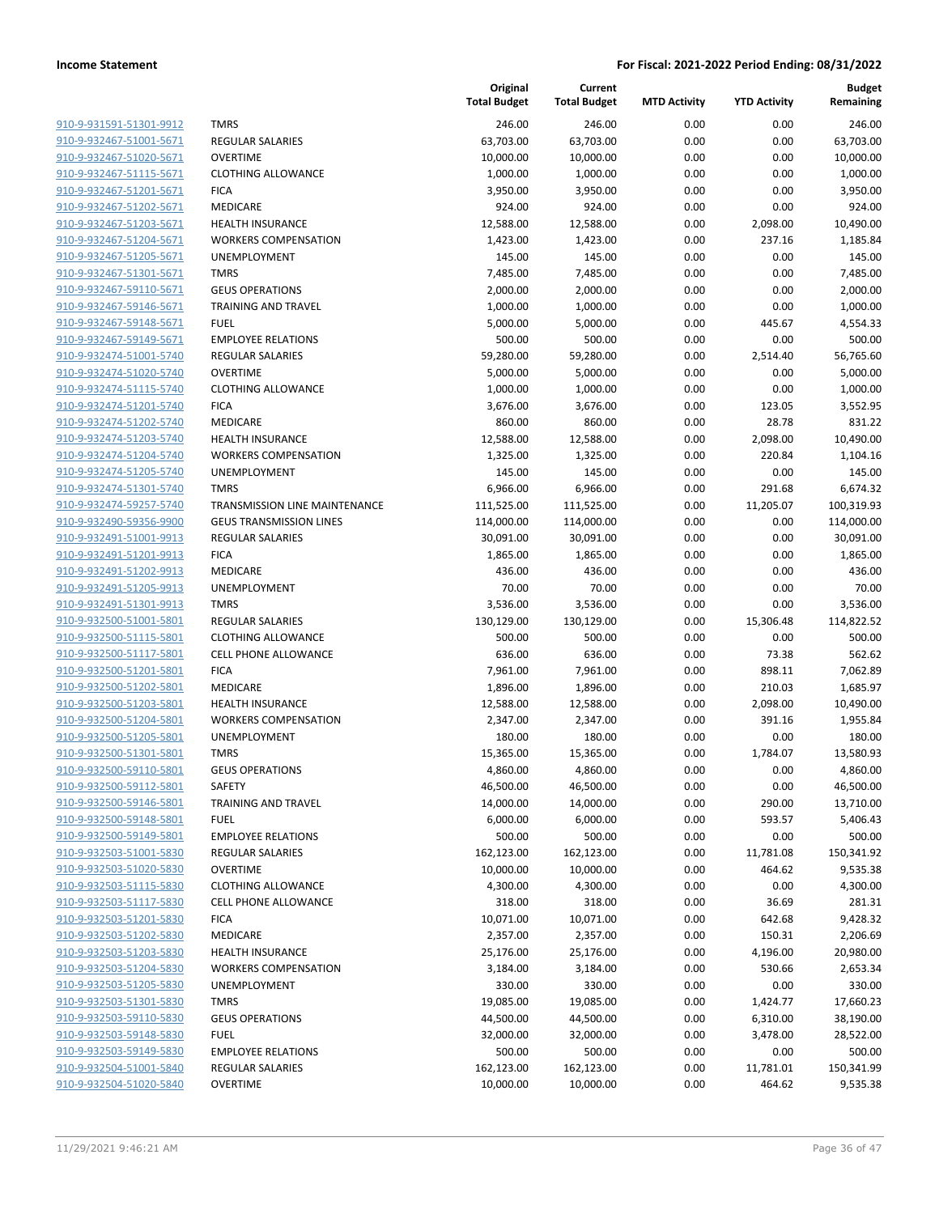| | | Original Total Budget | Current Total Budget | MTD Activity | YTD Activity | Budget Remaining |
|---|---|---|---|---|---|---|
| 910-9-931591-51301-9912 | TMRS | 246.00 | 246.00 | 0.00 | 0.00 | 246.00 |
| 910-9-932467-51001-5671 | REGULAR SALARIES | 63,703.00 | 63,703.00 | 0.00 | 0.00 | 63,703.00 |
| 910-9-932467-51020-5671 | OVERTIME | 10,000.00 | 10,000.00 | 0.00 | 0.00 | 10,000.00 |
| 910-9-932467-51115-5671 | CLOTHING ALLOWANCE | 1,000.00 | 1,000.00 | 0.00 | 0.00 | 1,000.00 |
| 910-9-932467-51201-5671 | FICA | 3,950.00 | 3,950.00 | 0.00 | 0.00 | 3,950.00 |
| 910-9-932467-51202-5671 | MEDICARE | 924.00 | 924.00 | 0.00 | 0.00 | 924.00 |
| 910-9-932467-51203-5671 | HEALTH INSURANCE | 12,588.00 | 12,588.00 | 0.00 | 2,098.00 | 10,490.00 |
| 910-9-932467-51204-5671 | WORKERS COMPENSATION | 1,423.00 | 1,423.00 | 0.00 | 237.16 | 1,185.84 |
| 910-9-932467-51205-5671 | UNEMPLOYMENT | 145.00 | 145.00 | 0.00 | 0.00 | 145.00 |
| 910-9-932467-51301-5671 | TMRS | 7,485.00 | 7,485.00 | 0.00 | 0.00 | 7,485.00 |
| 910-9-932467-59110-5671 | GEUS OPERATIONS | 2,000.00 | 2,000.00 | 0.00 | 0.00 | 2,000.00 |
| 910-9-932467-59146-5671 | TRAINING AND TRAVEL | 1,000.00 | 1,000.00 | 0.00 | 0.00 | 1,000.00 |
| 910-9-932467-59148-5671 | FUEL | 5,000.00 | 5,000.00 | 0.00 | 445.67 | 4,554.33 |
| 910-9-932467-59149-5671 | EMPLOYEE RELATIONS | 500.00 | 500.00 | 0.00 | 0.00 | 500.00 |
| 910-9-932474-51001-5740 | REGULAR SALARIES | 59,280.00 | 59,280.00 | 0.00 | 2,514.40 | 56,765.60 |
| 910-9-932474-51020-5740 | OVERTIME | 5,000.00 | 5,000.00 | 0.00 | 0.00 | 5,000.00 |
| 910-9-932474-51115-5740 | CLOTHING ALLOWANCE | 1,000.00 | 1,000.00 | 0.00 | 0.00 | 1,000.00 |
| 910-9-932474-51201-5740 | FICA | 3,676.00 | 3,676.00 | 0.00 | 123.05 | 3,552.95 |
| 910-9-932474-51202-5740 | MEDICARE | 860.00 | 860.00 | 0.00 | 28.78 | 831.22 |
| 910-9-932474-51203-5740 | HEALTH INSURANCE | 12,588.00 | 12,588.00 | 0.00 | 2,098.00 | 10,490.00 |
| 910-9-932474-51204-5740 | WORKERS COMPENSATION | 1,325.00 | 1,325.00 | 0.00 | 220.84 | 1,104.16 |
| 910-9-932474-51205-5740 | UNEMPLOYMENT | 145.00 | 145.00 | 0.00 | 0.00 | 145.00 |
| 910-9-932474-51301-5740 | TMRS | 6,966.00 | 6,966.00 | 0.00 | 291.68 | 6,674.32 |
| 910-9-932474-59257-5740 | TRANSMISSION LINE MAINTENANCE | 111,525.00 | 111,525.00 | 0.00 | 11,205.07 | 100,319.93 |
| 910-9-932490-59356-9900 | GEUS TRANSMISSION LINES | 114,000.00 | 114,000.00 | 0.00 | 0.00 | 114,000.00 |
| 910-9-932491-51001-9913 | REGULAR SALARIES | 30,091.00 | 30,091.00 | 0.00 | 0.00 | 30,091.00 |
| 910-9-932491-51201-9913 | FICA | 1,865.00 | 1,865.00 | 0.00 | 0.00 | 1,865.00 |
| 910-9-932491-51202-9913 | MEDICARE | 436.00 | 436.00 | 0.00 | 0.00 | 436.00 |
| 910-9-932491-51205-9913 | UNEMPLOYMENT | 70.00 | 70.00 | 0.00 | 0.00 | 70.00 |
| 910-9-932491-51301-9913 | TMRS | 3,536.00 | 3,536.00 | 0.00 | 0.00 | 3,536.00 |
| 910-9-932500-51001-5801 | REGULAR SALARIES | 130,129.00 | 130,129.00 | 0.00 | 15,306.48 | 114,822.52 |
| 910-9-932500-51115-5801 | CLOTHING ALLOWANCE | 500.00 | 500.00 | 0.00 | 0.00 | 500.00 |
| 910-9-932500-51117-5801 | CELL PHONE ALLOWANCE | 636.00 | 636.00 | 0.00 | 73.38 | 562.62 |
| 910-9-932500-51201-5801 | FICA | 7,961.00 | 7,961.00 | 0.00 | 898.11 | 7,062.89 |
| 910-9-932500-51202-5801 | MEDICARE | 1,896.00 | 1,896.00 | 0.00 | 210.03 | 1,685.97 |
| 910-9-932500-51203-5801 | HEALTH INSURANCE | 12,588.00 | 12,588.00 | 0.00 | 2,098.00 | 10,490.00 |
| 910-9-932500-51204-5801 | WORKERS COMPENSATION | 2,347.00 | 2,347.00 | 0.00 | 391.16 | 1,955.84 |
| 910-9-932500-51205-5801 | UNEMPLOYMENT | 180.00 | 180.00 | 0.00 | 0.00 | 180.00 |
| 910-9-932500-51301-5801 | TMRS | 15,365.00 | 15,365.00 | 0.00 | 1,784.07 | 13,580.93 |
| 910-9-932500-59110-5801 | GEUS OPERATIONS | 4,860.00 | 4,860.00 | 0.00 | 0.00 | 4,860.00 |
| 910-9-932500-59112-5801 | SAFETY | 46,500.00 | 46,500.00 | 0.00 | 0.00 | 46,500.00 |
| 910-9-932500-59146-5801 | TRAINING AND TRAVEL | 14,000.00 | 14,000.00 | 0.00 | 290.00 | 13,710.00 |
| 910-9-932500-59148-5801 | FUEL | 6,000.00 | 6,000.00 | 0.00 | 593.57 | 5,406.43 |
| 910-9-932500-59149-5801 | EMPLOYEE RELATIONS | 500.00 | 500.00 | 0.00 | 0.00 | 500.00 |
| 910-9-932503-51001-5830 | REGULAR SALARIES | 162,123.00 | 162,123.00 | 0.00 | 11,781.08 | 150,341.92 |
| 910-9-932503-51020-5830 | OVERTIME | 10,000.00 | 10,000.00 | 0.00 | 464.62 | 9,535.38 |
| 910-9-932503-51115-5830 | CLOTHING ALLOWANCE | 4,300.00 | 4,300.00 | 0.00 | 0.00 | 4,300.00 |
| 910-9-932503-51117-5830 | CELL PHONE ALLOWANCE | 318.00 | 318.00 | 0.00 | 36.69 | 281.31 |
| 910-9-932503-51201-5830 | FICA | 10,071.00 | 10,071.00 | 0.00 | 642.68 | 9,428.32 |
| 910-9-932503-51202-5830 | MEDICARE | 2,357.00 | 2,357.00 | 0.00 | 150.31 | 2,206.69 |
| 910-9-932503-51203-5830 | HEALTH INSURANCE | 25,176.00 | 25,176.00 | 0.00 | 4,196.00 | 20,980.00 |
| 910-9-932503-51204-5830 | WORKERS COMPENSATION | 3,184.00 | 3,184.00 | 0.00 | 530.66 | 2,653.34 |
| 910-9-932503-51205-5830 | UNEMPLOYMENT | 330.00 | 330.00 | 0.00 | 0.00 | 330.00 |
| 910-9-932503-51301-5830 | TMRS | 19,085.00 | 19,085.00 | 0.00 | 1,424.77 | 17,660.23 |
| 910-9-932503-59110-5830 | GEUS OPERATIONS | 44,500.00 | 44,500.00 | 0.00 | 6,310.00 | 38,190.00 |
| 910-9-932503-59148-5830 | FUEL | 32,000.00 | 32,000.00 | 0.00 | 3,478.00 | 28,522.00 |
| 910-9-932503-59149-5830 | EMPLOYEE RELATIONS | 500.00 | 500.00 | 0.00 | 0.00 | 500.00 |
| 910-9-932504-51001-5840 | REGULAR SALARIES | 162,123.00 | 162,123.00 | 0.00 | 11,781.01 | 150,341.99 |
| 910-9-932504-51020-5840 | OVERTIME | 10,000.00 | 10,000.00 | 0.00 | 464.62 | 9,535.38 |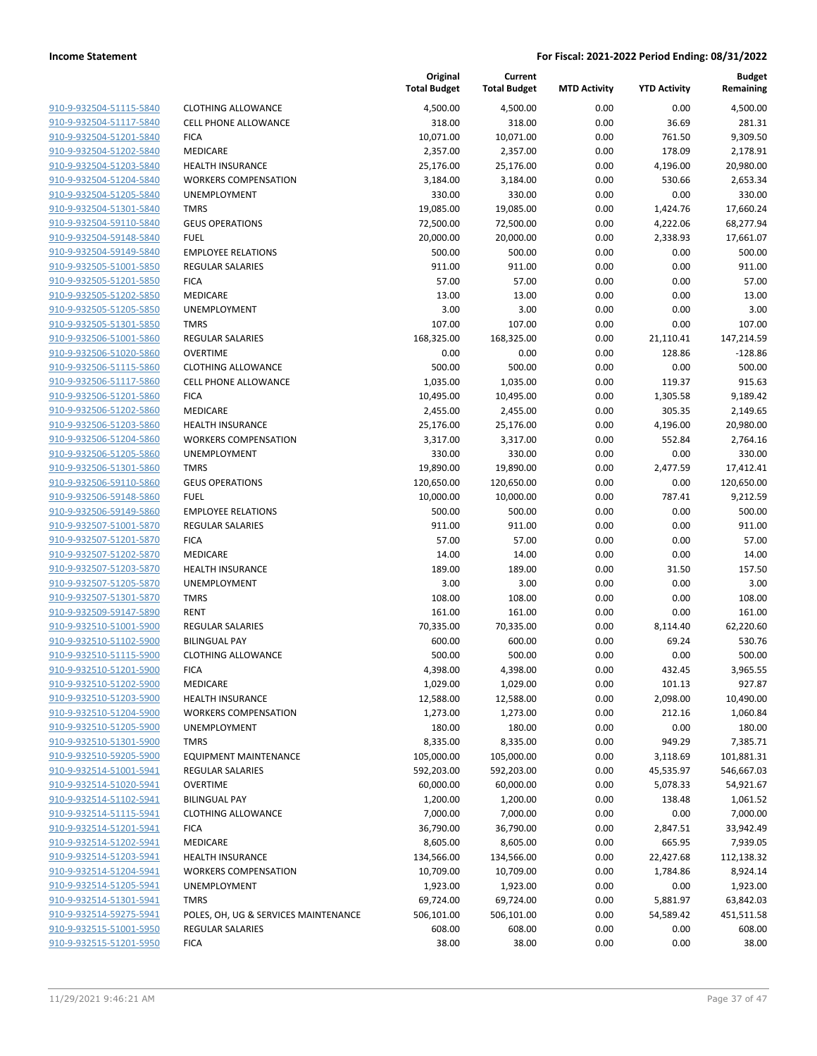**Income Statement** **For Fiscal: 2021-2022 Period Ending: 08/31/2022**

| | | Original Total Budget | Current Total Budget | MTD Activity | YTD Activity | Budget Remaining |
|---|---|---|---|---|---|---|
| 910-9-932504-51115-5840 | CLOTHING ALLOWANCE | 4,500.00 | 4,500.00 | 0.00 | 0.00 | 4,500.00 |
| 910-9-932504-51117-5840 | CELL PHONE ALLOWANCE | 318.00 | 318.00 | 0.00 | 36.69 | 281.31 |
| 910-9-932504-51201-5840 | FICA | 10,071.00 | 10,071.00 | 0.00 | 761.50 | 9,309.50 |
| 910-9-932504-51202-5840 | MEDICARE | 2,357.00 | 2,357.00 | 0.00 | 178.09 | 2,178.91 |
| 910-9-932504-51203-5840 | HEALTH INSURANCE | 25,176.00 | 25,176.00 | 0.00 | 4,196.00 | 20,980.00 |
| 910-9-932504-51204-5840 | WORKERS COMPENSATION | 3,184.00 | 3,184.00 | 0.00 | 530.66 | 2,653.34 |
| 910-9-932504-51205-5840 | UNEMPLOYMENT | 330.00 | 330.00 | 0.00 | 0.00 | 330.00 |
| 910-9-932504-51301-5840 | TMRS | 19,085.00 | 19,085.00 | 0.00 | 1,424.76 | 17,660.24 |
| 910-9-932504-59110-5840 | GEUS OPERATIONS | 72,500.00 | 72,500.00 | 0.00 | 4,222.06 | 68,277.94 |
| 910-9-932504-59148-5840 | FUEL | 20,000.00 | 20,000.00 | 0.00 | 2,338.93 | 17,661.07 |
| 910-9-932504-59149-5840 | EMPLOYEE RELATIONS | 500.00 | 500.00 | 0.00 | 0.00 | 500.00 |
| 910-9-932505-51001-5850 | REGULAR SALARIES | 911.00 | 911.00 | 0.00 | 0.00 | 911.00 |
| 910-9-932505-51201-5850 | FICA | 57.00 | 57.00 | 0.00 | 0.00 | 57.00 |
| 910-9-932505-51202-5850 | MEDICARE | 13.00 | 13.00 | 0.00 | 0.00 | 13.00 |
| 910-9-932505-51205-5850 | UNEMPLOYMENT | 3.00 | 3.00 | 0.00 | 0.00 | 3.00 |
| 910-9-932505-51301-5850 | TMRS | 107.00 | 107.00 | 0.00 | 0.00 | 107.00 |
| 910-9-932506-51001-5860 | REGULAR SALARIES | 168,325.00 | 168,325.00 | 0.00 | 21,110.41 | 147,214.59 |
| 910-9-932506-51020-5860 | OVERTIME | 0.00 | 0.00 | 0.00 | 128.86 | -128.86 |
| 910-9-932506-51115-5860 | CLOTHING ALLOWANCE | 500.00 | 500.00 | 0.00 | 0.00 | 500.00 |
| 910-9-932506-51117-5860 | CELL PHONE ALLOWANCE | 1,035.00 | 1,035.00 | 0.00 | 119.37 | 915.63 |
| 910-9-932506-51201-5860 | FICA | 10,495.00 | 10,495.00 | 0.00 | 1,305.58 | 9,189.42 |
| 910-9-932506-51202-5860 | MEDICARE | 2,455.00 | 2,455.00 | 0.00 | 305.35 | 2,149.65 |
| 910-9-932506-51203-5860 | HEALTH INSURANCE | 25,176.00 | 25,176.00 | 0.00 | 4,196.00 | 20,980.00 |
| 910-9-932506-51204-5860 | WORKERS COMPENSATION | 3,317.00 | 3,317.00 | 0.00 | 552.84 | 2,764.16 |
| 910-9-932506-51205-5860 | UNEMPLOYMENT | 330.00 | 330.00 | 0.00 | 0.00 | 330.00 |
| 910-9-932506-51301-5860 | TMRS | 19,890.00 | 19,890.00 | 0.00 | 2,477.59 | 17,412.41 |
| 910-9-932506-59110-5860 | GEUS OPERATIONS | 120,650.00 | 120,650.00 | 0.00 | 0.00 | 120,650.00 |
| 910-9-932506-59148-5860 | FUEL | 10,000.00 | 10,000.00 | 0.00 | 787.41 | 9,212.59 |
| 910-9-932506-59149-5860 | EMPLOYEE RELATIONS | 500.00 | 500.00 | 0.00 | 0.00 | 500.00 |
| 910-9-932507-51001-5870 | REGULAR SALARIES | 911.00 | 911.00 | 0.00 | 0.00 | 911.00 |
| 910-9-932507-51201-5870 | FICA | 57.00 | 57.00 | 0.00 | 0.00 | 57.00 |
| 910-9-932507-51202-5870 | MEDICARE | 14.00 | 14.00 | 0.00 | 0.00 | 14.00 |
| 910-9-932507-51203-5870 | HEALTH INSURANCE | 189.00 | 189.00 | 0.00 | 31.50 | 157.50 |
| 910-9-932507-51205-5870 | UNEMPLOYMENT | 3.00 | 3.00 | 0.00 | 0.00 | 3.00 |
| 910-9-932507-51301-5870 | TMRS | 108.00 | 108.00 | 0.00 | 0.00 | 108.00 |
| 910-9-932509-59147-5890 | RENT | 161.00 | 161.00 | 0.00 | 0.00 | 161.00 |
| 910-9-932510-51001-5900 | REGULAR SALARIES | 70,335.00 | 70,335.00 | 0.00 | 8,114.40 | 62,220.60 |
| 910-9-932510-51102-5900 | BILINGUAL PAY | 600.00 | 600.00 | 0.00 | 69.24 | 530.76 |
| 910-9-932510-51115-5900 | CLOTHING ALLOWANCE | 500.00 | 500.00 | 0.00 | 0.00 | 500.00 |
| 910-9-932510-51201-5900 | FICA | 4,398.00 | 4,398.00 | 0.00 | 432.45 | 3,965.55 |
| 910-9-932510-51202-5900 | MEDICARE | 1,029.00 | 1,029.00 | 0.00 | 101.13 | 927.87 |
| 910-9-932510-51203-5900 | HEALTH INSURANCE | 12,588.00 | 12,588.00 | 0.00 | 2,098.00 | 10,490.00 |
| 910-9-932510-51204-5900 | WORKERS COMPENSATION | 1,273.00 | 1,273.00 | 0.00 | 212.16 | 1,060.84 |
| 910-9-932510-51205-5900 | UNEMPLOYMENT | 180.00 | 180.00 | 0.00 | 0.00 | 180.00 |
| 910-9-932510-51301-5900 | TMRS | 8,335.00 | 8,335.00 | 0.00 | 949.29 | 7,385.71 |
| 910-9-932510-59205-5900 | EQUIPMENT MAINTENANCE | 105,000.00 | 105,000.00 | 0.00 | 3,118.69 | 101,881.31 |
| 910-9-932514-51001-5941 | REGULAR SALARIES | 592,203.00 | 592,203.00 | 0.00 | 45,535.97 | 546,667.03 |
| 910-9-932514-51020-5941 | OVERTIME | 60,000.00 | 60,000.00 | 0.00 | 5,078.33 | 54,921.67 |
| 910-9-932514-51102-5941 | BILINGUAL PAY | 1,200.00 | 1,200.00 | 0.00 | 138.48 | 1,061.52 |
| 910-9-932514-51115-5941 | CLOTHING ALLOWANCE | 7,000.00 | 7,000.00 | 0.00 | 0.00 | 7,000.00 |
| 910-9-932514-51201-5941 | FICA | 36,790.00 | 36,790.00 | 0.00 | 2,847.51 | 33,942.49 |
| 910-9-932514-51202-5941 | MEDICARE | 8,605.00 | 8,605.00 | 0.00 | 665.95 | 7,939.05 |
| 910-9-932514-51203-5941 | HEALTH INSURANCE | 134,566.00 | 134,566.00 | 0.00 | 22,427.68 | 112,138.32 |
| 910-9-932514-51204-5941 | WORKERS COMPENSATION | 10,709.00 | 10,709.00 | 0.00 | 1,784.86 | 8,924.14 |
| 910-9-932514-51205-5941 | UNEMPLOYMENT | 1,923.00 | 1,923.00 | 0.00 | 0.00 | 1,923.00 |
| 910-9-932514-51301-5941 | TMRS | 69,724.00 | 69,724.00 | 0.00 | 5,881.97 | 63,842.03 |
| 910-9-932514-59275-5941 | POLES, OH, UG & SERVICES MAINTENANCE | 506,101.00 | 506,101.00 | 0.00 | 54,589.42 | 451,511.58 |
| 910-9-932515-51001-5950 | REGULAR SALARIES | 608.00 | 608.00 | 0.00 | 0.00 | 608.00 |
| 910-9-932515-51201-5950 | FICA | 38.00 | 38.00 | 0.00 | 0.00 | 38.00 |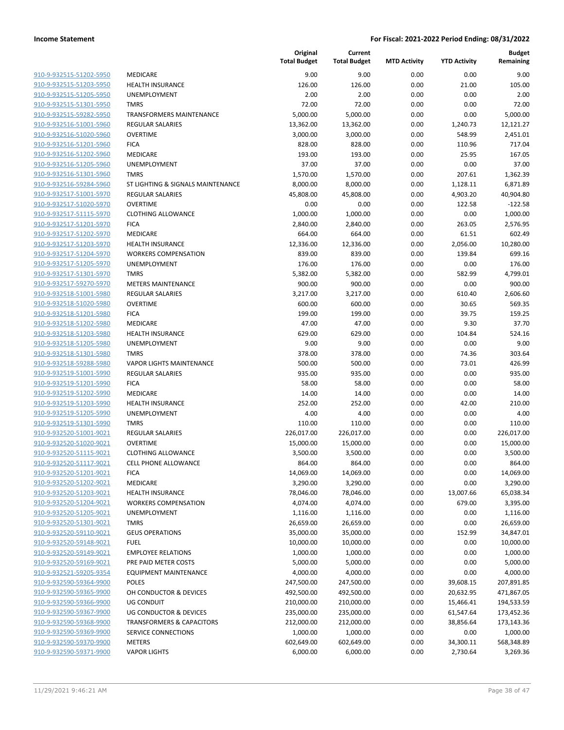**Income Statement** | **For Fiscal: 2021-2022 Period Ending: 08/31/2022**

| | | Original Total Budget | Current Total Budget | MTD Activity | YTD Activity | Budget Remaining |
|---|---|---|---|---|---|---|
| 910-9-932515-51202-5950 | MEDICARE | 9.00 | 9.00 | 0.00 | 0.00 | 9.00 |
| 910-9-932515-51203-5950 | HEALTH INSURANCE | 126.00 | 126.00 | 0.00 | 21.00 | 105.00 |
| 910-9-932515-51205-5950 | UNEMPLOYMENT | 2.00 | 2.00 | 0.00 | 0.00 | 2.00 |
| 910-9-932515-51301-5950 | TMRS | 72.00 | 72.00 | 0.00 | 0.00 | 72.00 |
| 910-9-932515-59282-5950 | TRANSFORMERS MAINTENANCE | 5,000.00 | 5,000.00 | 0.00 | 0.00 | 5,000.00 |
| 910-9-932516-51001-5960 | REGULAR SALARIES | 13,362.00 | 13,362.00 | 0.00 | 1,240.73 | 12,121.27 |
| 910-9-932516-51020-5960 | OVERTIME | 3,000.00 | 3,000.00 | 0.00 | 548.99 | 2,451.01 |
| 910-9-932516-51201-5960 | FICA | 828.00 | 828.00 | 0.00 | 110.96 | 717.04 |
| 910-9-932516-51202-5960 | MEDICARE | 193.00 | 193.00 | 0.00 | 25.95 | 167.05 |
| 910-9-932516-51205-5960 | UNEMPLOYMENT | 37.00 | 37.00 | 0.00 | 0.00 | 37.00 |
| 910-9-932516-51301-5960 | TMRS | 1,570.00 | 1,570.00 | 0.00 | 207.61 | 1,362.39 |
| 910-9-932516-59284-5960 | ST LIGHTING & SIGNALS MAINTENANCE | 8,000.00 | 8,000.00 | 0.00 | 1,128.11 | 6,871.89 |
| 910-9-932517-51001-5970 | REGULAR SALARIES | 45,808.00 | 45,808.00 | 0.00 | 4,903.20 | 40,904.80 |
| 910-9-932517-51020-5970 | OVERTIME | 0.00 | 0.00 | 0.00 | 122.58 | -122.58 |
| 910-9-932517-51115-5970 | CLOTHING ALLOWANCE | 1,000.00 | 1,000.00 | 0.00 | 0.00 | 1,000.00 |
| 910-9-932517-51201-5970 | FICA | 2,840.00 | 2,840.00 | 0.00 | 263.05 | 2,576.95 |
| 910-9-932517-51202-5970 | MEDICARE | 664.00 | 664.00 | 0.00 | 61.51 | 602.49 |
| 910-9-932517-51203-5970 | HEALTH INSURANCE | 12,336.00 | 12,336.00 | 0.00 | 2,056.00 | 10,280.00 |
| 910-9-932517-51204-5970 | WORKERS COMPENSATION | 839.00 | 839.00 | 0.00 | 139.84 | 699.16 |
| 910-9-932517-51205-5970 | UNEMPLOYMENT | 176.00 | 176.00 | 0.00 | 0.00 | 176.00 |
| 910-9-932517-51301-5970 | TMRS | 5,382.00 | 5,382.00 | 0.00 | 582.99 | 4,799.01 |
| 910-9-932517-59270-5970 | METERS MAINTENANCE | 900.00 | 900.00 | 0.00 | 0.00 | 900.00 |
| 910-9-932518-51001-5980 | REGULAR SALARIES | 3,217.00 | 3,217.00 | 0.00 | 610.40 | 2,606.60 |
| 910-9-932518-51020-5980 | OVERTIME | 600.00 | 600.00 | 0.00 | 30.65 | 569.35 |
| 910-9-932518-51201-5980 | FICA | 199.00 | 199.00 | 0.00 | 39.75 | 159.25 |
| 910-9-932518-51202-5980 | MEDICARE | 47.00 | 47.00 | 0.00 | 9.30 | 37.70 |
| 910-9-932518-51203-5980 | HEALTH INSURANCE | 629.00 | 629.00 | 0.00 | 104.84 | 524.16 |
| 910-9-932518-51205-5980 | UNEMPLOYMENT | 9.00 | 9.00 | 0.00 | 0.00 | 9.00 |
| 910-9-932518-51301-5980 | TMRS | 378.00 | 378.00 | 0.00 | 74.36 | 303.64 |
| 910-9-932518-59288-5980 | VAPOR LIGHTS MAINTENANCE | 500.00 | 500.00 | 0.00 | 73.01 | 426.99 |
| 910-9-932519-51001-5990 | REGULAR SALARIES | 935.00 | 935.00 | 0.00 | 0.00 | 935.00 |
| 910-9-932519-51201-5990 | FICA | 58.00 | 58.00 | 0.00 | 0.00 | 58.00 |
| 910-9-932519-51202-5990 | MEDICARE | 14.00 | 14.00 | 0.00 | 0.00 | 14.00 |
| 910-9-932519-51203-5990 | HEALTH INSURANCE | 252.00 | 252.00 | 0.00 | 42.00 | 210.00 |
| 910-9-932519-51205-5990 | UNEMPLOYMENT | 4.00 | 4.00 | 0.00 | 0.00 | 4.00 |
| 910-9-932519-51301-5990 | TMRS | 110.00 | 110.00 | 0.00 | 0.00 | 110.00 |
| 910-9-932520-51001-9021 | REGULAR SALARIES | 226,017.00 | 226,017.00 | 0.00 | 0.00 | 226,017.00 |
| 910-9-932520-51020-9021 | OVERTIME | 15,000.00 | 15,000.00 | 0.00 | 0.00 | 15,000.00 |
| 910-9-932520-51115-9021 | CLOTHING ALLOWANCE | 3,500.00 | 3,500.00 | 0.00 | 0.00 | 3,500.00 |
| 910-9-932520-51117-9021 | CELL PHONE ALLOWANCE | 864.00 | 864.00 | 0.00 | 0.00 | 864.00 |
| 910-9-932520-51201-9021 | FICA | 14,069.00 | 14,069.00 | 0.00 | 0.00 | 14,069.00 |
| 910-9-932520-51202-9021 | MEDICARE | 3,290.00 | 3,290.00 | 0.00 | 0.00 | 3,290.00 |
| 910-9-932520-51203-9021 | HEALTH INSURANCE | 78,046.00 | 78,046.00 | 0.00 | 13,007.66 | 65,038.34 |
| 910-9-932520-51204-9021 | WORKERS COMPENSATION | 4,074.00 | 4,074.00 | 0.00 | 679.00 | 3,395.00 |
| 910-9-932520-51205-9021 | UNEMPLOYMENT | 1,116.00 | 1,116.00 | 0.00 | 0.00 | 1,116.00 |
| 910-9-932520-51301-9021 | TMRS | 26,659.00 | 26,659.00 | 0.00 | 0.00 | 26,659.00 |
| 910-9-932520-59110-9021 | GEUS OPERATIONS | 35,000.00 | 35,000.00 | 0.00 | 152.99 | 34,847.01 |
| 910-9-932520-59148-9021 | FUEL | 10,000.00 | 10,000.00 | 0.00 | 0.00 | 10,000.00 |
| 910-9-932520-59149-9021 | EMPLOYEE RELATIONS | 1,000.00 | 1,000.00 | 0.00 | 0.00 | 1,000.00 |
| 910-9-932520-59169-9021 | PRE PAID METER COSTS | 5,000.00 | 5,000.00 | 0.00 | 0.00 | 5,000.00 |
| 910-9-932521-59205-9354 | EQUIPMENT MAINTENANCE | 4,000.00 | 4,000.00 | 0.00 | 0.00 | 4,000.00 |
| 910-9-932590-59364-9900 | POLES | 247,500.00 | 247,500.00 | 0.00 | 39,608.15 | 207,891.85 |
| 910-9-932590-59365-9900 | OH CONDUCTOR & DEVICES | 492,500.00 | 492,500.00 | 0.00 | 20,632.95 | 471,867.05 |
| 910-9-932590-59366-9900 | UG CONDUIT | 210,000.00 | 210,000.00 | 0.00 | 15,466.41 | 194,533.59 |
| 910-9-932590-59367-9900 | UG CONDUCTOR & DEVICES | 235,000.00 | 235,000.00 | 0.00 | 61,547.64 | 173,452.36 |
| 910-9-932590-59368-9900 | TRANSFORMERS & CAPACITORS | 212,000.00 | 212,000.00 | 0.00 | 38,856.64 | 173,143.36 |
| 910-9-932590-59369-9900 | SERVICE CONNECTIONS | 1,000.00 | 1,000.00 | 0.00 | 0.00 | 1,000.00 |
| 910-9-932590-59370-9900 | METERS | 602,649.00 | 602,649.00 | 0.00 | 34,300.11 | 568,348.89 |
| 910-9-932590-59371-9900 | VAPOR LIGHTS | 6,000.00 | 6,000.00 | 0.00 | 2,730.64 | 3,269.36 |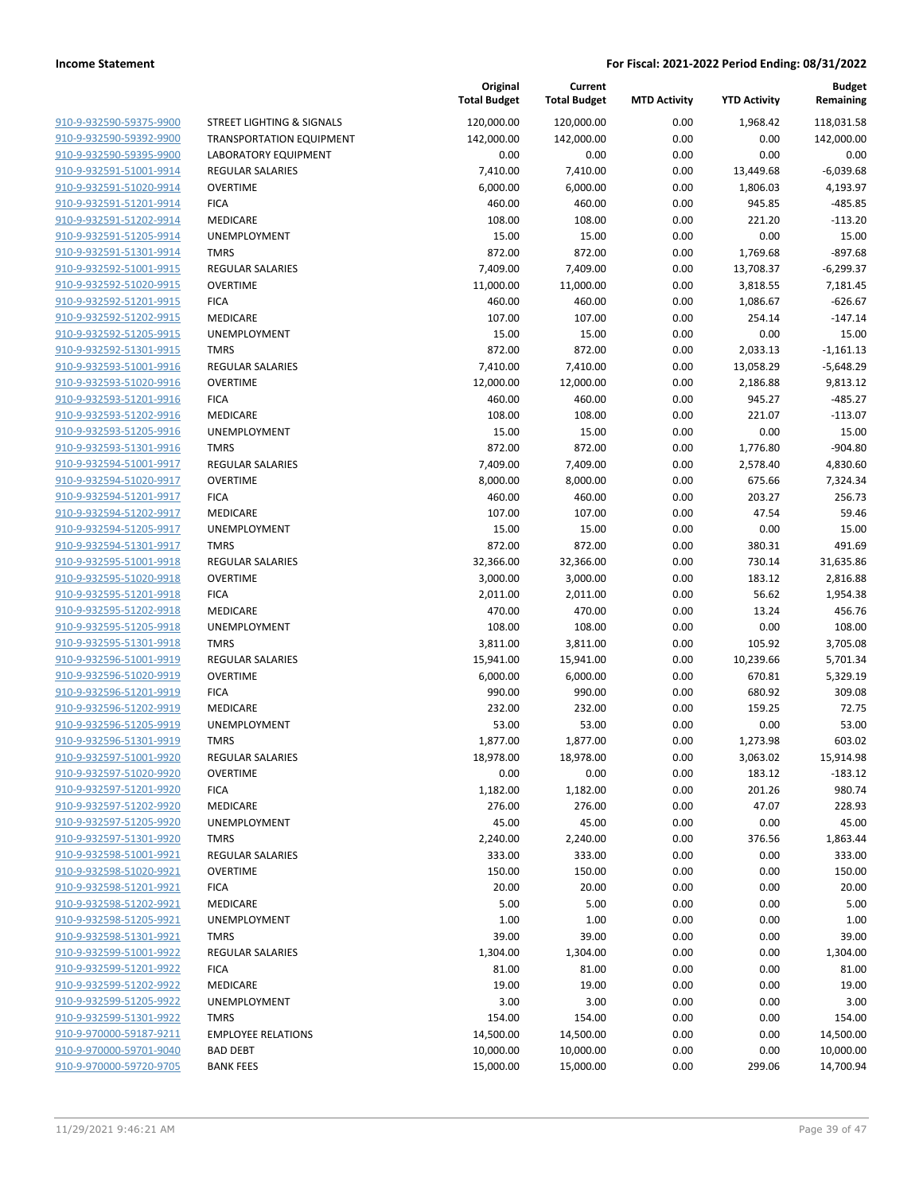**Income Statement** **For Fiscal: 2021-2022 Period Ending: 08/31/2022**

| | | Original Total Budget | Current Total Budget | MTD Activity | YTD Activity | Budget Remaining |
|---|---|---|---|---|---|---|
| 910-9-932590-59375-9900 | STREET LIGHTING & SIGNALS | 120,000.00 | 120,000.00 | 0.00 | 1,968.42 | 118,031.58 |
| 910-9-932590-59392-9900 | TRANSPORTATION EQUIPMENT | 142,000.00 | 142,000.00 | 0.00 | 0.00 | 142,000.00 |
| 910-9-932590-59395-9900 | LABORATORY EQUIPMENT | 0.00 | 0.00 | 0.00 | 0.00 | 0.00 |
| 910-9-932591-51001-9914 | REGULAR SALARIES | 7,410.00 | 7,410.00 | 0.00 | 13,449.68 | -6,039.68 |
| 910-9-932591-51020-9914 | OVERTIME | 6,000.00 | 6,000.00 | 0.00 | 1,806.03 | 4,193.97 |
| 910-9-932591-51201-9914 | FICA | 460.00 | 460.00 | 0.00 | 945.85 | -485.85 |
| 910-9-932591-51202-9914 | MEDICARE | 108.00 | 108.00 | 0.00 | 221.20 | -113.20 |
| 910-9-932591-51205-9914 | UNEMPLOYMENT | 15.00 | 15.00 | 0.00 | 0.00 | 15.00 |
| 910-9-932591-51301-9914 | TMRS | 872.00 | 872.00 | 0.00 | 1,769.68 | -897.68 |
| 910-9-932592-51001-9915 | REGULAR SALARIES | 7,409.00 | 7,409.00 | 0.00 | 13,708.37 | -6,299.37 |
| 910-9-932592-51020-9915 | OVERTIME | 11,000.00 | 11,000.00 | 0.00 | 3,818.55 | 7,181.45 |
| 910-9-932592-51201-9915 | FICA | 460.00 | 460.00 | 0.00 | 1,086.67 | -626.67 |
| 910-9-932592-51202-9915 | MEDICARE | 107.00 | 107.00 | 0.00 | 254.14 | -147.14 |
| 910-9-932592-51205-9915 | UNEMPLOYMENT | 15.00 | 15.00 | 0.00 | 0.00 | 15.00 |
| 910-9-932592-51301-9915 | TMRS | 872.00 | 872.00 | 0.00 | 2,033.13 | -1,161.13 |
| 910-9-932593-51001-9916 | REGULAR SALARIES | 7,410.00 | 7,410.00 | 0.00 | 13,058.29 | -5,648.29 |
| 910-9-932593-51020-9916 | OVERTIME | 12,000.00 | 12,000.00 | 0.00 | 2,186.88 | 9,813.12 |
| 910-9-932593-51201-9916 | FICA | 460.00 | 460.00 | 0.00 | 945.27 | -485.27 |
| 910-9-932593-51202-9916 | MEDICARE | 108.00 | 108.00 | 0.00 | 221.07 | -113.07 |
| 910-9-932593-51205-9916 | UNEMPLOYMENT | 15.00 | 15.00 | 0.00 | 0.00 | 15.00 |
| 910-9-932593-51301-9916 | TMRS | 872.00 | 872.00 | 0.00 | 1,776.80 | -904.80 |
| 910-9-932594-51001-9917 | REGULAR SALARIES | 7,409.00 | 7,409.00 | 0.00 | 2,578.40 | 4,830.60 |
| 910-9-932594-51020-9917 | OVERTIME | 8,000.00 | 8,000.00 | 0.00 | 675.66 | 7,324.34 |
| 910-9-932594-51201-9917 | FICA | 460.00 | 460.00 | 0.00 | 203.27 | 256.73 |
| 910-9-932594-51202-9917 | MEDICARE | 107.00 | 107.00 | 0.00 | 47.54 | 59.46 |
| 910-9-932594-51205-9917 | UNEMPLOYMENT | 15.00 | 15.00 | 0.00 | 0.00 | 15.00 |
| 910-9-932594-51301-9917 | TMRS | 872.00 | 872.00 | 0.00 | 380.31 | 491.69 |
| 910-9-932595-51001-9918 | REGULAR SALARIES | 32,366.00 | 32,366.00 | 0.00 | 730.14 | 31,635.86 |
| 910-9-932595-51020-9918 | OVERTIME | 3,000.00 | 3,000.00 | 0.00 | 183.12 | 2,816.88 |
| 910-9-932595-51201-9918 | FICA | 2,011.00 | 2,011.00 | 0.00 | 56.62 | 1,954.38 |
| 910-9-932595-51202-9918 | MEDICARE | 470.00 | 470.00 | 0.00 | 13.24 | 456.76 |
| 910-9-932595-51205-9918 | UNEMPLOYMENT | 108.00 | 108.00 | 0.00 | 0.00 | 108.00 |
| 910-9-932595-51301-9918 | TMRS | 3,811.00 | 3,811.00 | 0.00 | 105.92 | 3,705.08 |
| 910-9-932596-51001-9919 | REGULAR SALARIES | 15,941.00 | 15,941.00 | 0.00 | 10,239.66 | 5,701.34 |
| 910-9-932596-51020-9919 | OVERTIME | 6,000.00 | 6,000.00 | 0.00 | 670.81 | 5,329.19 |
| 910-9-932596-51201-9919 | FICA | 990.00 | 990.00 | 0.00 | 680.92 | 309.08 |
| 910-9-932596-51202-9919 | MEDICARE | 232.00 | 232.00 | 0.00 | 159.25 | 72.75 |
| 910-9-932596-51205-9919 | UNEMPLOYMENT | 53.00 | 53.00 | 0.00 | 0.00 | 53.00 |
| 910-9-932596-51301-9919 | TMRS | 1,877.00 | 1,877.00 | 0.00 | 1,273.98 | 603.02 |
| 910-9-932597-51001-9920 | REGULAR SALARIES | 18,978.00 | 18,978.00 | 0.00 | 3,063.02 | 15,914.98 |
| 910-9-932597-51020-9920 | OVERTIME | 0.00 | 0.00 | 0.00 | 183.12 | -183.12 |
| 910-9-932597-51201-9920 | FICA | 1,182.00 | 1,182.00 | 0.00 | 201.26 | 980.74 |
| 910-9-932597-51202-9920 | MEDICARE | 276.00 | 276.00 | 0.00 | 47.07 | 228.93 |
| 910-9-932597-51205-9920 | UNEMPLOYMENT | 45.00 | 45.00 | 0.00 | 0.00 | 45.00 |
| 910-9-932597-51301-9920 | TMRS | 2,240.00 | 2,240.00 | 0.00 | 376.56 | 1,863.44 |
| 910-9-932598-51001-9921 | REGULAR SALARIES | 333.00 | 333.00 | 0.00 | 0.00 | 333.00 |
| 910-9-932598-51020-9921 | OVERTIME | 150.00 | 150.00 | 0.00 | 0.00 | 150.00 |
| 910-9-932598-51201-9921 | FICA | 20.00 | 20.00 | 0.00 | 0.00 | 20.00 |
| 910-9-932598-51202-9921 | MEDICARE | 5.00 | 5.00 | 0.00 | 0.00 | 5.00 |
| 910-9-932598-51205-9921 | UNEMPLOYMENT | 1.00 | 1.00 | 0.00 | 0.00 | 1.00 |
| 910-9-932598-51301-9921 | TMRS | 39.00 | 39.00 | 0.00 | 0.00 | 39.00 |
| 910-9-932599-51001-9922 | REGULAR SALARIES | 1,304.00 | 1,304.00 | 0.00 | 0.00 | 1,304.00 |
| 910-9-932599-51201-9922 | FICA | 81.00 | 81.00 | 0.00 | 0.00 | 81.00 |
| 910-9-932599-51202-9922 | MEDICARE | 19.00 | 19.00 | 0.00 | 0.00 | 19.00 |
| 910-9-932599-51205-9922 | UNEMPLOYMENT | 3.00 | 3.00 | 0.00 | 0.00 | 3.00 |
| 910-9-932599-51301-9922 | TMRS | 154.00 | 154.00 | 0.00 | 0.00 | 154.00 |
| 910-9-970000-59187-9211 | EMPLOYEE RELATIONS | 14,500.00 | 14,500.00 | 0.00 | 0.00 | 14,500.00 |
| 910-9-970000-59701-9040 | BAD DEBT | 10,000.00 | 10,000.00 | 0.00 | 0.00 | 10,000.00 |
| 910-9-970000-59720-9705 | BANK FEES | 15,000.00 | 15,000.00 | 0.00 | 299.06 | 14,700.94 |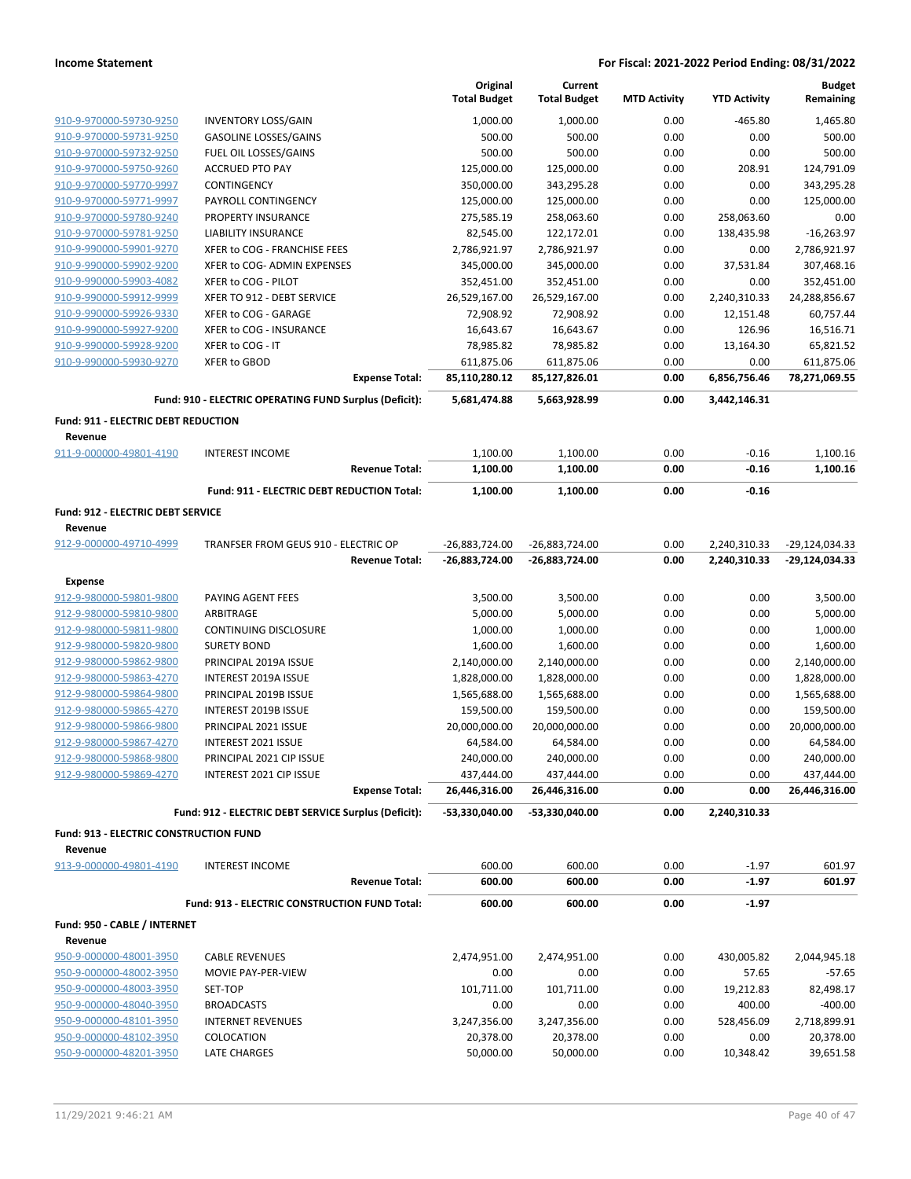**Income Statement** **For Fiscal: 2021-2022 Period Ending: 08/31/2022**

| | | Original Total Budget | Current Total Budget | MTD Activity | YTD Activity | Budget Remaining |
|---|---|---|---|---|---|---|
| 910-9-970000-59730-9250 | INVENTORY LOSS/GAIN | 1,000.00 | 1,000.00 | 0.00 | -465.80 | 1,465.80 |
| 910-9-970000-59731-9250 | GASOLINE LOSSES/GAINS | 500.00 | 500.00 | 0.00 | 0.00 | 500.00 |
| 910-9-970000-59732-9250 | FUEL OIL LOSSES/GAINS | 500.00 | 500.00 | 0.00 | 0.00 | 500.00 |
| 910-9-970000-59750-9260 | ACCRUED PTO PAY | 125,000.00 | 125,000.00 | 0.00 | 208.91 | 124,791.09 |
| 910-9-970000-59770-9997 | CONTINGENCY | 350,000.00 | 343,295.28 | 0.00 | 0.00 | 343,295.28 |
| 910-9-970000-59771-9997 | PAYROLL CONTINGENCY | 125,000.00 | 125,000.00 | 0.00 | 0.00 | 125,000.00 |
| 910-9-970000-59780-9240 | PROPERTY INSURANCE | 275,585.19 | 258,063.60 | 0.00 | 258,063.60 | 0.00 |
| 910-9-970000-59781-9250 | LIABILITY INSURANCE | 82,545.00 | 122,172.01 | 0.00 | 138,435.98 | -16,263.97 |
| 910-9-990000-59901-9270 | XFER to COG - FRANCHISE FEES | 2,786,921.97 | 2,786,921.97 | 0.00 | 0.00 | 2,786,921.97 |
| 910-9-990000-59902-9200 | XFER to COG- ADMIN EXPENSES | 345,000.00 | 345,000.00 | 0.00 | 37,531.84 | 307,468.16 |
| 910-9-990000-59903-4082 | XFER to COG - PILOT | 352,451.00 | 352,451.00 | 0.00 | 0.00 | 352,451.00 |
| 910-9-990000-59912-9999 | XFER TO 912 - DEBT SERVICE | 26,529,167.00 | 26,529,167.00 | 0.00 | 2,240,310.33 | 24,288,856.67 |
| 910-9-990000-59926-9330 | XFER to COG - GARAGE | 72,908.92 | 72,908.92 | 0.00 | 12,151.48 | 60,757.44 |
| 910-9-990000-59927-9200 | XFER to COG - INSURANCE | 16,643.67 | 16,643.67 | 0.00 | 126.96 | 16,516.71 |
| 910-9-990000-59928-9200 | XFER to COG - IT | 78,985.82 | 78,985.82 | 0.00 | 13,164.30 | 65,821.52 |
| 910-9-990000-59930-9270 | XFER to GBOD | 611,875.06 | 611,875.06 | 0.00 | 0.00 | 611,875.06 |
| | **Expense Total:** | **85,110,280.12** | **85,127,826.01** | **0.00** | **6,856,756.46** | **78,271,069.55** |
| | **Fund: 910 - ELECTRIC OPERATING FUND Surplus (Deficit):** | **5,681,474.88** | **5,663,928.99** | **0.00** | **3,442,146.31** | |
| **Fund: 911 - ELECTRIC DEBT REDUCTION** | | | | | | |
| **Revenue** | | | | | | |
| 911-9-000000-49801-4190 | INTEREST INCOME | 1,100.00 | 1,100.00 | 0.00 | -0.16 | 1,100.16 |
| | **Revenue Total:** | **1,100.00** | **1,100.00** | **0.00** | **-0.16** | **1,100.16** |
| | **Fund: 911 - ELECTRIC DEBT REDUCTION Total:** | **1,100.00** | **1,100.00** | **0.00** | **-0.16** | |
| **Fund: 912 - ELECTRIC DEBT SERVICE** | | | | | | |
| **Revenue** | | | | | | |
| 912-9-000000-49710-4999 | TRANFSER FROM GEUS 910 - ELECTRIC OP | -26,883,724.00 | -26,883,724.00 | 0.00 | 2,240,310.33 | -29,124,034.33 |
| | **Revenue Total:** | **-26,883,724.00** | **-26,883,724.00** | **0.00** | **2,240,310.33** | **-29,124,034.33** |
| **Expense** | | | | | | |
| 912-9-980000-59801-9800 | PAYING AGENT FEES | 3,500.00 | 3,500.00 | 0.00 | 0.00 | 3,500.00 |
| 912-9-980000-59810-9800 | ARBITRAGE | 5,000.00 | 5,000.00 | 0.00 | 0.00 | 5,000.00 |
| 912-9-980000-59811-9800 | CONTINUING DISCLOSURE | 1,000.00 | 1,000.00 | 0.00 | 0.00 | 1,000.00 |
| 912-9-980000-59820-9800 | SURETY BOND | 1,600.00 | 1,600.00 | 0.00 | 0.00 | 1,600.00 |
| 912-9-980000-59862-9800 | PRINCIPAL 2019A ISSUE | 2,140,000.00 | 2,140,000.00 | 0.00 | 0.00 | 2,140,000.00 |
| 912-9-980000-59863-4270 | INTEREST 2019A ISSUE | 1,828,000.00 | 1,828,000.00 | 0.00 | 0.00 | 1,828,000.00 |
| 912-9-980000-59864-9800 | PRINCIPAL 2019B ISSUE | 1,565,688.00 | 1,565,688.00 | 0.00 | 0.00 | 1,565,688.00 |
| 912-9-980000-59865-4270 | INTEREST 2019B ISSUE | 159,500.00 | 159,500.00 | 0.00 | 0.00 | 159,500.00 |
| 912-9-980000-59866-9800 | PRINCIPAL 2021 ISSUE | 20,000,000.00 | 20,000,000.00 | 0.00 | 0.00 | 20,000,000.00 |
| 912-9-980000-59867-4270 | INTEREST 2021 ISSUE | 64,584.00 | 64,584.00 | 0.00 | 0.00 | 64,584.00 |
| 912-9-980000-59868-9800 | PRINCIPAL 2021 CIP ISSUE | 240,000.00 | 240,000.00 | 0.00 | 0.00 | 240,000.00 |
| 912-9-980000-59869-4270 | INTEREST 2021 CIP ISSUE | 437,444.00 | 437,444.00 | 0.00 | 0.00 | 437,444.00 |
| | **Expense Total:** | **26,446,316.00** | **26,446,316.00** | **0.00** | **0.00** | **26,446,316.00** |
| | **Fund: 912 - ELECTRIC DEBT SERVICE Surplus (Deficit):** | **-53,330,040.00** | **-53,330,040.00** | **0.00** | **2,240,310.33** | |
| **Fund: 913 - ELECTRIC CONSTRUCTION FUND** | | | | | | |
| **Revenue** | | | | | | |
| 913-9-000000-49801-4190 | INTEREST INCOME | 600.00 | 600.00 | 0.00 | -1.97 | 601.97 |
| | **Revenue Total:** | **600.00** | **600.00** | **0.00** | **-1.97** | **601.97** |
| | **Fund: 913 - ELECTRIC CONSTRUCTION FUND Total:** | **600.00** | **600.00** | **0.00** | **-1.97** | |
| **Fund: 950 - CABLE / INTERNET** | | | | | | |
| **Revenue** | | | | | | |
| 950-9-000000-48001-3950 | CABLE REVENUES | 2,474,951.00 | 2,474,951.00 | 0.00 | 430,005.82 | 2,044,945.18 |
| 950-9-000000-48002-3950 | MOVIE PAY-PER-VIEW | 0.00 | 0.00 | 0.00 | 57.65 | -57.65 |
| 950-9-000000-48003-3950 | SET-TOP | 101,711.00 | 101,711.00 | 0.00 | 19,212.83 | 82,498.17 |
| 950-9-000000-48040-3950 | BROADCASTS | 0.00 | 0.00 | 0.00 | 400.00 | -400.00 |
| 950-9-000000-48101-3950 | INTERNET REVENUES | 3,247,356.00 | 3,247,356.00 | 0.00 | 528,456.09 | 2,718,899.91 |
| 950-9-000000-48102-3950 | COLOCATION | 20,378.00 | 20,378.00 | 0.00 | 0.00 | 20,378.00 |
| 950-9-000000-48201-3950 | LATE CHARGES | 50,000.00 | 50,000.00 | 0.00 | 10,348.42 | 39,651.58 |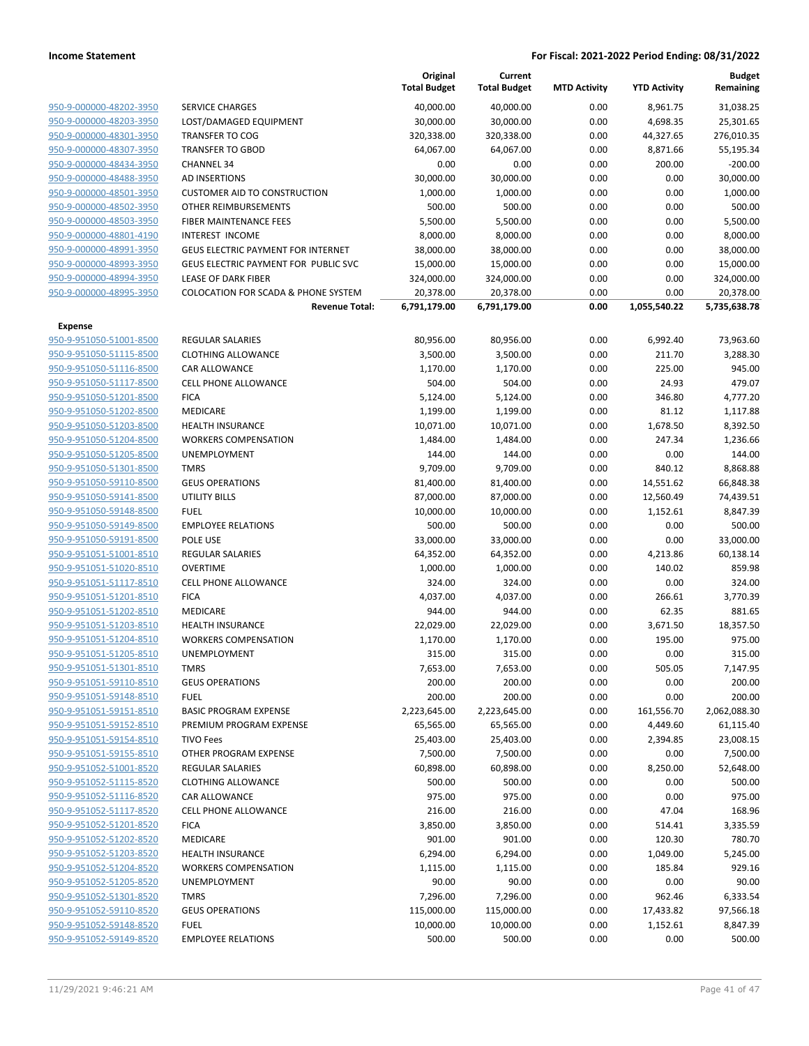**Income Statement** — **For Fiscal: 2021-2022 Period Ending: 08/31/2022**

| | | Original Total Budget | Current Total Budget | MTD Activity | YTD Activity | Budget Remaining |
|---|---|---|---|---|---|---|
| 950-9-000000-48202-3950 | SERVICE CHARGES | 40,000.00 | 40,000.00 | 0.00 | 8,961.75 | 31,038.25 |
| 950-9-000000-48203-3950 | LOST/DAMAGED EQUIPMENT | 30,000.00 | 30,000.00 | 0.00 | 4,698.35 | 25,301.65 |
| 950-9-000000-48301-3950 | TRANSFER TO COG | 320,338.00 | 320,338.00 | 0.00 | 44,327.65 | 276,010.35 |
| 950-9-000000-48307-3950 | TRANSFER TO GBOD | 64,067.00 | 64,067.00 | 0.00 | 8,871.66 | 55,195.34 |
| 950-9-000000-48434-3950 | CHANNEL 34 | 0.00 | 0.00 | 0.00 | 200.00 | -200.00 |
| 950-9-000000-48488-3950 | AD INSERTIONS | 30,000.00 | 30,000.00 | 0.00 | 0.00 | 30,000.00 |
| 950-9-000000-48501-3950 | CUSTOMER AID TO CONSTRUCTION | 1,000.00 | 1,000.00 | 0.00 | 0.00 | 1,000.00 |
| 950-9-000000-48502-3950 | OTHER REIMBURSEMENTS | 500.00 | 500.00 | 0.00 | 0.00 | 500.00 |
| 950-9-000000-48503-3950 | FIBER MAINTENANCE FEES | 5,500.00 | 5,500.00 | 0.00 | 0.00 | 5,500.00 |
| 950-9-000000-48801-4190 | INTEREST INCOME | 8,000.00 | 8,000.00 | 0.00 | 0.00 | 8,000.00 |
| 950-9-000000-48991-3950 | GEUS ELECTRIC PAYMENT FOR INTERNET | 38,000.00 | 38,000.00 | 0.00 | 0.00 | 38,000.00 |
| 950-9-000000-48993-3950 | GEUS ELECTRIC PAYMENT FOR PUBLIC SVC | 15,000.00 | 15,000.00 | 0.00 | 0.00 | 15,000.00 |
| 950-9-000000-48994-3950 | LEASE OF DARK FIBER | 324,000.00 | 324,000.00 | 0.00 | 0.00 | 324,000.00 |
| 950-9-000000-48995-3950 | COLOCATION FOR SCADA & PHONE SYSTEM | 20,378.00 | 20,378.00 | 0.00 | 0.00 | 20,378.00 |
| | **Revenue Total:** | **6,791,179.00** | **6,791,179.00** | **0.00** | **1,055,540.22** | **5,735,638.78** |
| **Expense** | | | | | | |
| 950-9-951050-51001-8500 | REGULAR SALARIES | 80,956.00 | 80,956.00 | 0.00 | 6,992.40 | 73,963.60 |
| 950-9-951050-51115-8500 | CLOTHING ALLOWANCE | 3,500.00 | 3,500.00 | 0.00 | 211.70 | 3,288.30 |
| 950-9-951050-51116-8500 | CAR ALLOWANCE | 1,170.00 | 1,170.00 | 0.00 | 225.00 | 945.00 |
| 950-9-951050-51117-8500 | CELL PHONE ALLOWANCE | 504.00 | 504.00 | 0.00 | 24.93 | 479.07 |
| 950-9-951050-51201-8500 | FICA | 5,124.00 | 5,124.00 | 0.00 | 346.80 | 4,777.20 |
| 950-9-951050-51202-8500 | MEDICARE | 1,199.00 | 1,199.00 | 0.00 | 81.12 | 1,117.88 |
| 950-9-951050-51203-8500 | HEALTH INSURANCE | 10,071.00 | 10,071.00 | 0.00 | 1,678.50 | 8,392.50 |
| 950-9-951050-51204-8500 | WORKERS COMPENSATION | 1,484.00 | 1,484.00 | 0.00 | 247.34 | 1,236.66 |
| 950-9-951050-51205-8500 | UNEMPLOYMENT | 144.00 | 144.00 | 0.00 | 0.00 | 144.00 |
| 950-9-951050-51301-8500 | TMRS | 9,709.00 | 9,709.00 | 0.00 | 840.12 | 8,868.88 |
| 950-9-951050-59110-8500 | GEUS OPERATIONS | 81,400.00 | 81,400.00 | 0.00 | 14,551.62 | 66,848.38 |
| 950-9-951050-59141-8500 | UTILITY BILLS | 87,000.00 | 87,000.00 | 0.00 | 12,560.49 | 74,439.51 |
| 950-9-951050-59148-8500 | FUEL | 10,000.00 | 10,000.00 | 0.00 | 1,152.61 | 8,847.39 |
| 950-9-951050-59149-8500 | EMPLOYEE RELATIONS | 500.00 | 500.00 | 0.00 | 0.00 | 500.00 |
| 950-9-951050-59191-8500 | POLE USE | 33,000.00 | 33,000.00 | 0.00 | 0.00 | 33,000.00 |
| 950-9-951051-51001-8510 | REGULAR SALARIES | 64,352.00 | 64,352.00 | 0.00 | 4,213.86 | 60,138.14 |
| 950-9-951051-51020-8510 | OVERTIME | 1,000.00 | 1,000.00 | 0.00 | 140.02 | 859.98 |
| 950-9-951051-51117-8510 | CELL PHONE ALLOWANCE | 324.00 | 324.00 | 0.00 | 0.00 | 324.00 |
| 950-9-951051-51201-8510 | FICA | 4,037.00 | 4,037.00 | 0.00 | 266.61 | 3,770.39 |
| 950-9-951051-51202-8510 | MEDICARE | 944.00 | 944.00 | 0.00 | 62.35 | 881.65 |
| 950-9-951051-51203-8510 | HEALTH INSURANCE | 22,029.00 | 22,029.00 | 0.00 | 3,671.50 | 18,357.50 |
| 950-9-951051-51204-8510 | WORKERS COMPENSATION | 1,170.00 | 1,170.00 | 0.00 | 195.00 | 975.00 |
| 950-9-951051-51205-8510 | UNEMPLOYMENT | 315.00 | 315.00 | 0.00 | 0.00 | 315.00 |
| 950-9-951051-51301-8510 | TMRS | 7,653.00 | 7,653.00 | 0.00 | 505.05 | 7,147.95 |
| 950-9-951051-59110-8510 | GEUS OPERATIONS | 200.00 | 200.00 | 0.00 | 0.00 | 200.00 |
| 950-9-951051-59148-8510 | FUEL | 200.00 | 200.00 | 0.00 | 0.00 | 200.00 |
| 950-9-951051-59151-8510 | BASIC PROGRAM EXPENSE | 2,223,645.00 | 2,223,645.00 | 0.00 | 161,556.70 | 2,062,088.30 |
| 950-9-951051-59152-8510 | PREMIUM PROGRAM EXPENSE | 65,565.00 | 65,565.00 | 0.00 | 4,449.60 | 61,115.40 |
| 950-9-951051-59154-8510 | TIVO Fees | 25,403.00 | 25,403.00 | 0.00 | 2,394.85 | 23,008.15 |
| 950-9-951051-59155-8510 | OTHER PROGRAM EXPENSE | 7,500.00 | 7,500.00 | 0.00 | 0.00 | 7,500.00 |
| 950-9-951052-51001-8520 | REGULAR SALARIES | 60,898.00 | 60,898.00 | 0.00 | 8,250.00 | 52,648.00 |
| 950-9-951052-51115-8520 | CLOTHING ALLOWANCE | 500.00 | 500.00 | 0.00 | 0.00 | 500.00 |
| 950-9-951052-51116-8520 | CAR ALLOWANCE | 975.00 | 975.00 | 0.00 | 0.00 | 975.00 |
| 950-9-951052-51117-8520 | CELL PHONE ALLOWANCE | 216.00 | 216.00 | 0.00 | 47.04 | 168.96 |
| 950-9-951052-51201-8520 | FICA | 3,850.00 | 3,850.00 | 0.00 | 514.41 | 3,335.59 |
| 950-9-951052-51202-8520 | MEDICARE | 901.00 | 901.00 | 0.00 | 120.30 | 780.70 |
| 950-9-951052-51203-8520 | HEALTH INSURANCE | 6,294.00 | 6,294.00 | 0.00 | 1,049.00 | 5,245.00 |
| 950-9-951052-51204-8520 | WORKERS COMPENSATION | 1,115.00 | 1,115.00 | 0.00 | 185.84 | 929.16 |
| 950-9-951052-51205-8520 | UNEMPLOYMENT | 90.00 | 90.00 | 0.00 | 0.00 | 90.00 |
| 950-9-951052-51301-8520 | TMRS | 7,296.00 | 7,296.00 | 0.00 | 962.46 | 6,333.54 |
| 950-9-951052-59110-8520 | GEUS OPERATIONS | 115,000.00 | 115,000.00 | 0.00 | 17,433.82 | 97,566.18 |
| 950-9-951052-59148-8520 | FUEL | 10,000.00 | 10,000.00 | 0.00 | 1,152.61 | 8,847.39 |
| 950-9-951052-59149-8520 | EMPLOYEE RELATIONS | 500.00 | 500.00 | 0.00 | 0.00 | 500.00 |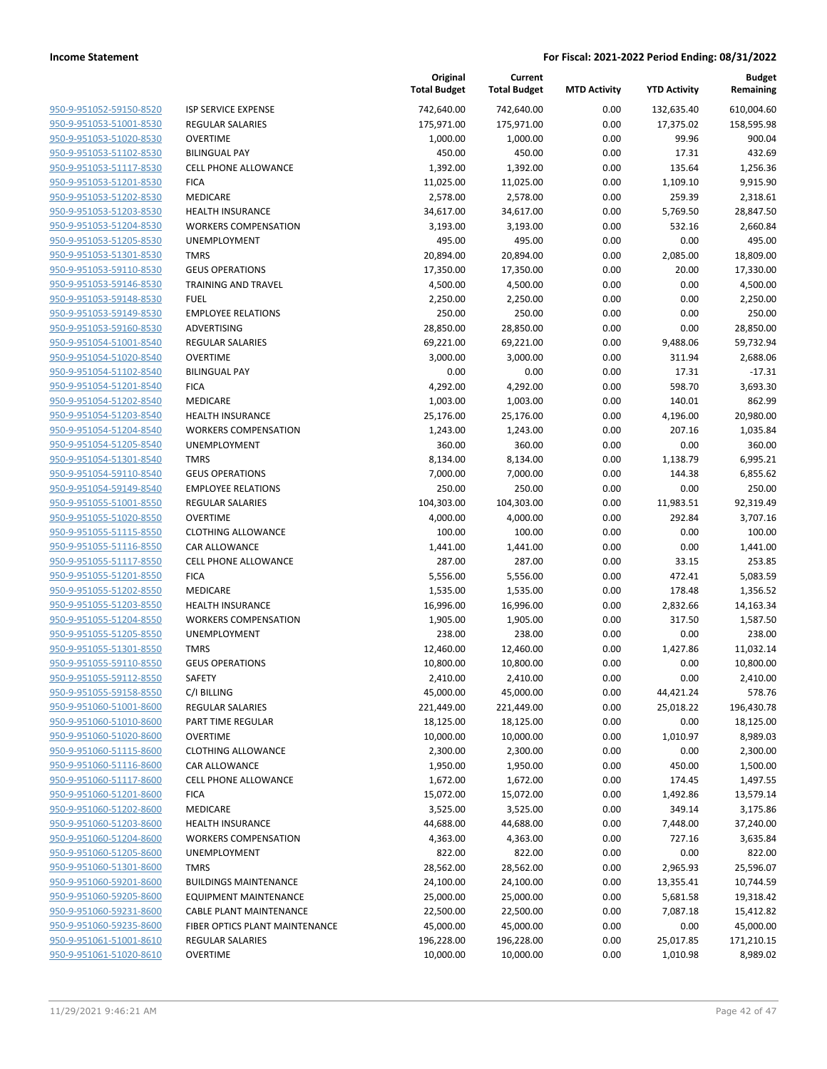**Income Statement** | **For Fiscal: 2021-2022 Period Ending: 08/31/2022**

| | | Original Total Budget | Current Total Budget | MTD Activity | YTD Activity | Budget Remaining |
|---|---|---|---|---|---|---|
| 950-9-951052-59150-8520 | ISP SERVICE EXPENSE | 742,640.00 | 742,640.00 | 0.00 | 132,635.40 | 610,004.60 |
| 950-9-951053-51001-8530 | REGULAR SALARIES | 175,971.00 | 175,971.00 | 0.00 | 17,375.02 | 158,595.98 |
| 950-9-951053-51020-8530 | OVERTIME | 1,000.00 | 1,000.00 | 0.00 | 99.96 | 900.04 |
| 950-9-951053-51102-8530 | BILINGUAL PAY | 450.00 | 450.00 | 0.00 | 17.31 | 432.69 |
| 950-9-951053-51117-8530 | CELL PHONE ALLOWANCE | 1,392.00 | 1,392.00 | 0.00 | 135.64 | 1,256.36 |
| 950-9-951053-51201-8530 | FICA | 11,025.00 | 11,025.00 | 0.00 | 1,109.10 | 9,915.90 |
| 950-9-951053-51202-8530 | MEDICARE | 2,578.00 | 2,578.00 | 0.00 | 259.39 | 2,318.61 |
| 950-9-951053-51203-8530 | HEALTH INSURANCE | 34,617.00 | 34,617.00 | 0.00 | 5,769.50 | 28,847.50 |
| 950-9-951053-51204-8530 | WORKERS COMPENSATION | 3,193.00 | 3,193.00 | 0.00 | 532.16 | 2,660.84 |
| 950-9-951053-51205-8530 | UNEMPLOYMENT | 495.00 | 495.00 | 0.00 | 0.00 | 495.00 |
| 950-9-951053-51301-8530 | TMRS | 20,894.00 | 20,894.00 | 0.00 | 2,085.00 | 18,809.00 |
| 950-9-951053-59110-8530 | GEUS OPERATIONS | 17,350.00 | 17,350.00 | 0.00 | 20.00 | 17,330.00 |
| 950-9-951053-59146-8530 | TRAINING AND TRAVEL | 4,500.00 | 4,500.00 | 0.00 | 0.00 | 4,500.00 |
| 950-9-951053-59148-8530 | FUEL | 2,250.00 | 2,250.00 | 0.00 | 0.00 | 2,250.00 |
| 950-9-951053-59149-8530 | EMPLOYEE RELATIONS | 250.00 | 250.00 | 0.00 | 0.00 | 250.00 |
| 950-9-951053-59160-8530 | ADVERTISING | 28,850.00 | 28,850.00 | 0.00 | 0.00 | 28,850.00 |
| 950-9-951054-51001-8540 | REGULAR SALARIES | 69,221.00 | 69,221.00 | 0.00 | 9,488.06 | 59,732.94 |
| 950-9-951054-51020-8540 | OVERTIME | 3,000.00 | 3,000.00 | 0.00 | 311.94 | 2,688.06 |
| 950-9-951054-51102-8540 | BILINGUAL PAY | 0.00 | 0.00 | 0.00 | 17.31 | -17.31 |
| 950-9-951054-51201-8540 | FICA | 4,292.00 | 4,292.00 | 0.00 | 598.70 | 3,693.30 |
| 950-9-951054-51202-8540 | MEDICARE | 1,003.00 | 1,003.00 | 0.00 | 140.01 | 862.99 |
| 950-9-951054-51203-8540 | HEALTH INSURANCE | 25,176.00 | 25,176.00 | 0.00 | 4,196.00 | 20,980.00 |
| 950-9-951054-51204-8540 | WORKERS COMPENSATION | 1,243.00 | 1,243.00 | 0.00 | 207.16 | 1,035.84 |
| 950-9-951054-51205-8540 | UNEMPLOYMENT | 360.00 | 360.00 | 0.00 | 0.00 | 360.00 |
| 950-9-951054-51301-8540 | TMRS | 8,134.00 | 8,134.00 | 0.00 | 1,138.79 | 6,995.21 |
| 950-9-951054-59110-8540 | GEUS OPERATIONS | 7,000.00 | 7,000.00 | 0.00 | 144.38 | 6,855.62 |
| 950-9-951054-59149-8540 | EMPLOYEE RELATIONS | 250.00 | 250.00 | 0.00 | 0.00 | 250.00 |
| 950-9-951055-51001-8550 | REGULAR SALARIES | 104,303.00 | 104,303.00 | 0.00 | 11,983.51 | 92,319.49 |
| 950-9-951055-51020-8550 | OVERTIME | 4,000.00 | 4,000.00 | 0.00 | 292.84 | 3,707.16 |
| 950-9-951055-51115-8550 | CLOTHING ALLOWANCE | 100.00 | 100.00 | 0.00 | 0.00 | 100.00 |
| 950-9-951055-51116-8550 | CAR ALLOWANCE | 1,441.00 | 1,441.00 | 0.00 | 0.00 | 1,441.00 |
| 950-9-951055-51117-8550 | CELL PHONE ALLOWANCE | 287.00 | 287.00 | 0.00 | 33.15 | 253.85 |
| 950-9-951055-51201-8550 | FICA | 5,556.00 | 5,556.00 | 0.00 | 472.41 | 5,083.59 |
| 950-9-951055-51202-8550 | MEDICARE | 1,535.00 | 1,535.00 | 0.00 | 178.48 | 1,356.52 |
| 950-9-951055-51203-8550 | HEALTH INSURANCE | 16,996.00 | 16,996.00 | 0.00 | 2,832.66 | 14,163.34 |
| 950-9-951055-51204-8550 | WORKERS COMPENSATION | 1,905.00 | 1,905.00 | 0.00 | 317.50 | 1,587.50 |
| 950-9-951055-51205-8550 | UNEMPLOYMENT | 238.00 | 238.00 | 0.00 | 0.00 | 238.00 |
| 950-9-951055-51301-8550 | TMRS | 12,460.00 | 12,460.00 | 0.00 | 1,427.86 | 11,032.14 |
| 950-9-951055-59110-8550 | GEUS OPERATIONS | 10,800.00 | 10,800.00 | 0.00 | 0.00 | 10,800.00 |
| 950-9-951055-59112-8550 | SAFETY | 2,410.00 | 2,410.00 | 0.00 | 0.00 | 2,410.00 |
| 950-9-951055-59158-8550 | C/I BILLING | 45,000.00 | 45,000.00 | 0.00 | 44,421.24 | 578.76 |
| 950-9-951060-51001-8600 | REGULAR SALARIES | 221,449.00 | 221,449.00 | 0.00 | 25,018.22 | 196,430.78 |
| 950-9-951060-51010-8600 | PART TIME REGULAR | 18,125.00 | 18,125.00 | 0.00 | 0.00 | 18,125.00 |
| 950-9-951060-51020-8600 | OVERTIME | 10,000.00 | 10,000.00 | 0.00 | 1,010.97 | 8,989.03 |
| 950-9-951060-51115-8600 | CLOTHING ALLOWANCE | 2,300.00 | 2,300.00 | 0.00 | 0.00 | 2,300.00 |
| 950-9-951060-51116-8600 | CAR ALLOWANCE | 1,950.00 | 1,950.00 | 0.00 | 450.00 | 1,500.00 |
| 950-9-951060-51117-8600 | CELL PHONE ALLOWANCE | 1,672.00 | 1,672.00 | 0.00 | 174.45 | 1,497.55 |
| 950-9-951060-51201-8600 | FICA | 15,072.00 | 15,072.00 | 0.00 | 1,492.86 | 13,579.14 |
| 950-9-951060-51202-8600 | MEDICARE | 3,525.00 | 3,525.00 | 0.00 | 349.14 | 3,175.86 |
| 950-9-951060-51203-8600 | HEALTH INSURANCE | 44,688.00 | 44,688.00 | 0.00 | 7,448.00 | 37,240.00 |
| 950-9-951060-51204-8600 | WORKERS COMPENSATION | 4,363.00 | 4,363.00 | 0.00 | 727.16 | 3,635.84 |
| 950-9-951060-51205-8600 | UNEMPLOYMENT | 822.00 | 822.00 | 0.00 | 0.00 | 822.00 |
| 950-9-951060-51301-8600 | TMRS | 28,562.00 | 28,562.00 | 0.00 | 2,965.93 | 25,596.07 |
| 950-9-951060-59201-8600 | BUILDINGS MAINTENANCE | 24,100.00 | 24,100.00 | 0.00 | 13,355.41 | 10,744.59 |
| 950-9-951060-59205-8600 | EQUIPMENT MAINTENANCE | 25,000.00 | 25,000.00 | 0.00 | 5,681.58 | 19,318.42 |
| 950-9-951060-59231-8600 | CABLE PLANT MAINTENANCE | 22,500.00 | 22,500.00 | 0.00 | 7,087.18 | 15,412.82 |
| 950-9-951060-59235-8600 | FIBER OPTICS PLANT MAINTENANCE | 45,000.00 | 45,000.00 | 0.00 | 0.00 | 45,000.00 |
| 950-9-951061-51001-8610 | REGULAR SALARIES | 196,228.00 | 196,228.00 | 0.00 | 25,017.85 | 171,210.15 |
| 950-9-951061-51020-8610 | OVERTIME | 10,000.00 | 10,000.00 | 0.00 | 1,010.98 | 8,989.02 |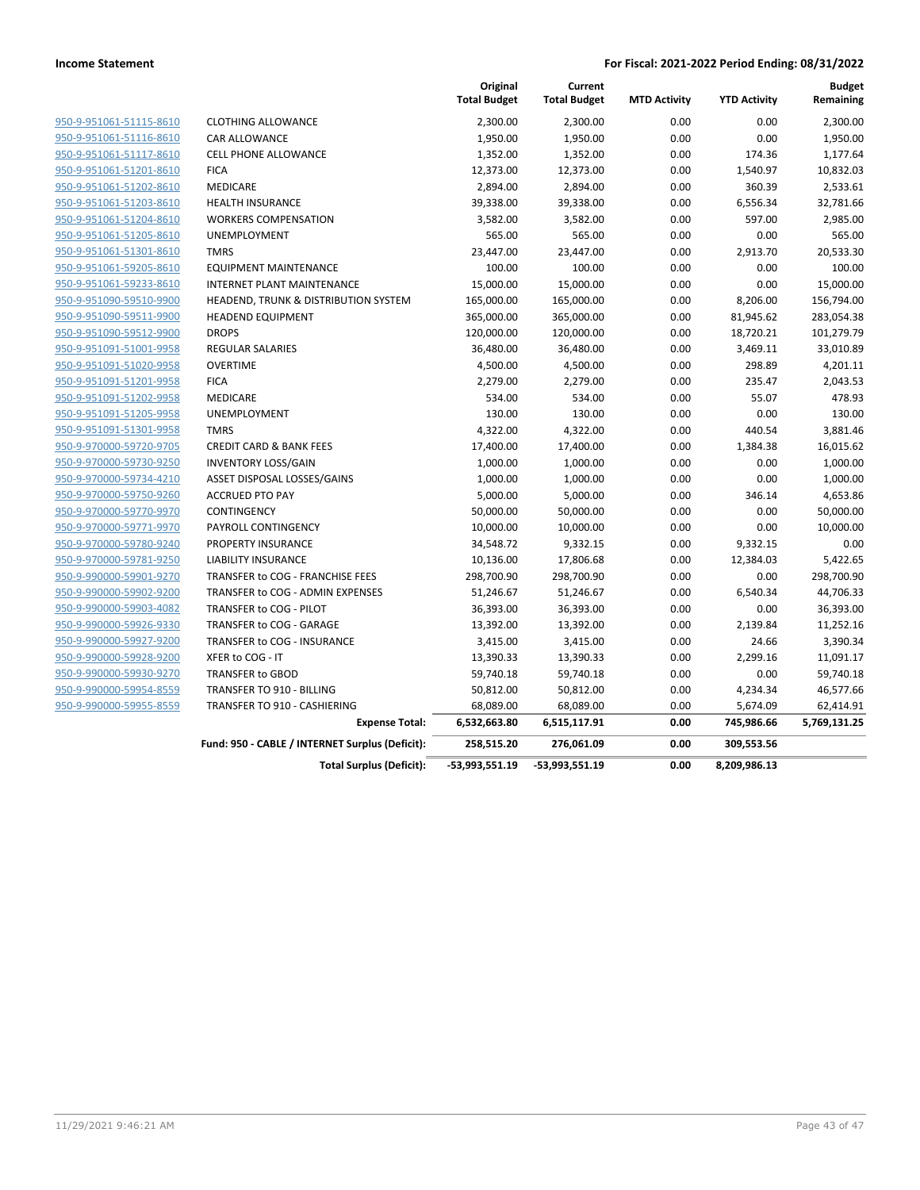| | | Original Total Budget | Current Total Budget | MTD Activity | YTD Activity | Budget Remaining |
|---|---|---|---|---|---|---|
| 950-9-951061-51115-8610 | CLOTHING ALLOWANCE | 2,300.00 | 2,300.00 | 0.00 | 0.00 | 2,300.00 |
| 950-9-951061-51116-8610 | CAR ALLOWANCE | 1,950.00 | 1,950.00 | 0.00 | 0.00 | 1,950.00 |
| 950-9-951061-51117-8610 | CELL PHONE ALLOWANCE | 1,352.00 | 1,352.00 | 0.00 | 174.36 | 1,177.64 |
| 950-9-951061-51201-8610 | FICA | 12,373.00 | 12,373.00 | 0.00 | 1,540.97 | 10,832.03 |
| 950-9-951061-51202-8610 | MEDICARE | 2,894.00 | 2,894.00 | 0.00 | 360.39 | 2,533.61 |
| 950-9-951061-51203-8610 | HEALTH INSURANCE | 39,338.00 | 39,338.00 | 0.00 | 6,556.34 | 32,781.66 |
| 950-9-951061-51204-8610 | WORKERS COMPENSATION | 3,582.00 | 3,582.00 | 0.00 | 597.00 | 2,985.00 |
| 950-9-951061-51205-8610 | UNEMPLOYMENT | 565.00 | 565.00 | 0.00 | 0.00 | 565.00 |
| 950-9-951061-51301-8610 | TMRS | 23,447.00 | 23,447.00 | 0.00 | 2,913.70 | 20,533.30 |
| 950-9-951061-59205-8610 | EQUIPMENT MAINTENANCE | 100.00 | 100.00 | 0.00 | 0.00 | 100.00 |
| 950-9-951061-59233-8610 | INTERNET PLANT MAINTENANCE | 15,000.00 | 15,000.00 | 0.00 | 0.00 | 15,000.00 |
| 950-9-951090-59510-9900 | HEADEND, TRUNK & DISTRIBUTION SYSTEM | 165,000.00 | 165,000.00 | 0.00 | 8,206.00 | 156,794.00 |
| 950-9-951090-59511-9900 | HEADEND EQUIPMENT | 365,000.00 | 365,000.00 | 0.00 | 81,945.62 | 283,054.38 |
| 950-9-951090-59512-9900 | DROPS | 120,000.00 | 120,000.00 | 0.00 | 18,720.21 | 101,279.79 |
| 950-9-951091-51001-9958 | REGULAR SALARIES | 36,480.00 | 36,480.00 | 0.00 | 3,469.11 | 33,010.89 |
| 950-9-951091-51020-9958 | OVERTIME | 4,500.00 | 4,500.00 | 0.00 | 298.89 | 4,201.11 |
| 950-9-951091-51201-9958 | FICA | 2,279.00 | 2,279.00 | 0.00 | 235.47 | 2,043.53 |
| 950-9-951091-51202-9958 | MEDICARE | 534.00 | 534.00 | 0.00 | 55.07 | 478.93 |
| 950-9-951091-51205-9958 | UNEMPLOYMENT | 130.00 | 130.00 | 0.00 | 0.00 | 130.00 |
| 950-9-951091-51301-9958 | TMRS | 4,322.00 | 4,322.00 | 0.00 | 440.54 | 3,881.46 |
| 950-9-970000-59720-9705 | CREDIT CARD & BANK FEES | 17,400.00 | 17,400.00 | 0.00 | 1,384.38 | 16,015.62 |
| 950-9-970000-59730-9250 | INVENTORY LOSS/GAIN | 1,000.00 | 1,000.00 | 0.00 | 0.00 | 1,000.00 |
| 950-9-970000-59734-4210 | ASSET DISPOSAL LOSSES/GAINS | 1,000.00 | 1,000.00 | 0.00 | 0.00 | 1,000.00 |
| 950-9-970000-59750-9260 | ACCRUED PTO PAY | 5,000.00 | 5,000.00 | 0.00 | 346.14 | 4,653.86 |
| 950-9-970000-59770-9970 | CONTINGENCY | 50,000.00 | 50,000.00 | 0.00 | 0.00 | 50,000.00 |
| 950-9-970000-59771-9970 | PAYROLL CONTINGENCY | 10,000.00 | 10,000.00 | 0.00 | 0.00 | 10,000.00 |
| 950-9-970000-59780-9240 | PROPERTY INSURANCE | 34,548.72 | 9,332.15 | 0.00 | 9,332.15 | 0.00 |
| 950-9-970000-59781-9250 | LIABILITY INSURANCE | 10,136.00 | 17,806.68 | 0.00 | 12,384.03 | 5,422.65 |
| 950-9-990000-59901-9270 | TRANSFER to COG - FRANCHISE FEES | 298,700.90 | 298,700.90 | 0.00 | 0.00 | 298,700.90 |
| 950-9-990000-59902-9200 | TRANSFER to COG - ADMIN EXPENSES | 51,246.67 | 51,246.67 | 0.00 | 6,540.34 | 44,706.33 |
| 950-9-990000-59903-4082 | TRANSFER to COG - PILOT | 36,393.00 | 36,393.00 | 0.00 | 0.00 | 36,393.00 |
| 950-9-990000-59926-9330 | TRANSFER to COG - GARAGE | 13,392.00 | 13,392.00 | 0.00 | 2,139.84 | 11,252.16 |
| 950-9-990000-59927-9200 | TRANSFER to COG - INSURANCE | 3,415.00 | 3,415.00 | 0.00 | 24.66 | 3,390.34 |
| 950-9-990000-59928-9200 | XFER to COG - IT | 13,390.33 | 13,390.33 | 0.00 | 2,299.16 | 11,091.17 |
| 950-9-990000-59930-9270 | TRANSFER to GBOD | 59,740.18 | 59,740.18 | 0.00 | 0.00 | 59,740.18 |
| 950-9-990000-59954-8559 | TRANSFER TO 910 - BILLING | 50,812.00 | 50,812.00 | 0.00 | 4,234.34 | 46,577.66 |
| 950-9-990000-59955-8559 | TRANSFER TO 910 - CASHIERING | 68,089.00 | 68,089.00 | 0.00 | 5,674.09 | 62,414.91 |
| | **Expense Total:** | **6,532,663.80** | **6,515,117.91** | **0.00** | **745,986.66** | **5,769,131.25** |
| | **Fund: 950 - CABLE / INTERNET Surplus (Deficit):** | **258,515.20** | **276,061.09** | **0.00** | **309,553.56** | |
| | **Total Surplus (Deficit):** | **-53,993,551.19** | **-53,993,551.19** | **0.00** | **8,209,986.13** | |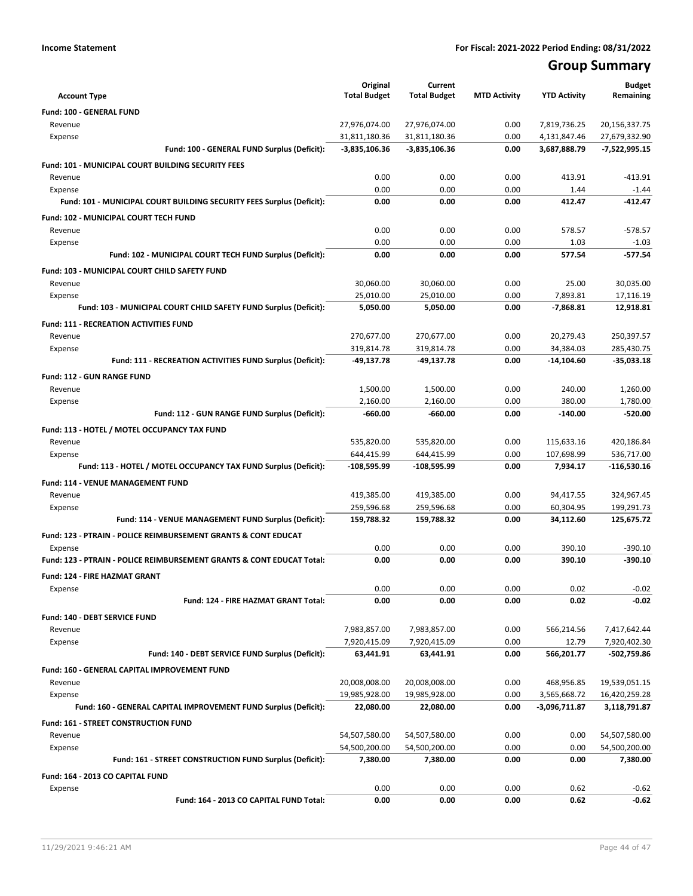**Income Statement** **For Fiscal: 2021-2022 Period Ending: 08/31/2022**

# Group Summary

| Account Type | Original Total Budget | Current Total Budget | MTD Activity | YTD Activity | Budget Remaining |
|---|---|---|---|---|---|
| **Fund: 100 - GENERAL FUND** | | | | | |
| Revenue | 27,976,074.00 | 27,976,074.00 | 0.00 | 7,819,736.25 | 20,156,337.75 |
| Expense | 31,811,180.36 | 31,811,180.36 | 0.00 | 4,131,847.46 | 27,679,332.90 |
| **Fund: 100 - GENERAL FUND Surplus (Deficit):** | **-3,835,106.36** | **-3,835,106.36** | **0.00** | **3,687,888.79** | **-7,522,995.15** |
| **Fund: 101 - MUNICIPAL COURT BUILDING SECURITY FEES** | | | | | |
| Revenue | 0.00 | 0.00 | 0.00 | 413.91 | -413.91 |
| Expense | 0.00 | 0.00 | 0.00 | 1.44 | -1.44 |
| **Fund: 101 - MUNICIPAL COURT BUILDING SECURITY FEES Surplus (Deficit):** | **0.00** | **0.00** | **0.00** | **412.47** | **-412.47** |
| **Fund: 102 - MUNICIPAL COURT TECH FUND** | | | | | |
| Revenue | 0.00 | 0.00 | 0.00 | 578.57 | -578.57 |
| Expense | 0.00 | 0.00 | 0.00 | 1.03 | -1.03 |
| **Fund: 102 - MUNICIPAL COURT TECH FUND Surplus (Deficit):** | **0.00** | **0.00** | **0.00** | **577.54** | **-577.54** |
| **Fund: 103 - MUNICIPAL COURT CHILD SAFETY FUND** | | | | | |
| Revenue | 30,060.00 | 30,060.00 | 0.00 | 25.00 | 30,035.00 |
| Expense | 25,010.00 | 25,010.00 | 0.00 | 7,893.81 | 17,116.19 |
| **Fund: 103 - MUNICIPAL COURT CHILD SAFETY FUND Surplus (Deficit):** | **5,050.00** | **5,050.00** | **0.00** | **-7,868.81** | **12,918.81** |
| **Fund: 111 - RECREATION ACTIVITIES FUND** | | | | | |
| Revenue | 270,677.00 | 270,677.00 | 0.00 | 20,279.43 | 250,397.57 |
| Expense | 319,814.78 | 319,814.78 | 0.00 | 34,384.03 | 285,430.75 |
| **Fund: 111 - RECREATION ACTIVITIES FUND Surplus (Deficit):** | **-49,137.78** | **-49,137.78** | **0.00** | **-14,104.60** | **-35,033.18** |
| **Fund: 112 - GUN RANGE FUND** | | | | | |
| Revenue | 1,500.00 | 1,500.00 | 0.00 | 240.00 | 1,260.00 |
| Expense | 2,160.00 | 2,160.00 | 0.00 | 380.00 | 1,780.00 |
| **Fund: 112 - GUN RANGE FUND Surplus (Deficit):** | **-660.00** | **-660.00** | **0.00** | **-140.00** | **-520.00** |
| **Fund: 113 - HOTEL / MOTEL OCCUPANCY TAX FUND** | | | | | |
| Revenue | 535,820.00 | 535,820.00 | 0.00 | 115,633.16 | 420,186.84 |
| Expense | 644,415.99 | 644,415.99 | 0.00 | 107,698.99 | 536,717.00 |
| **Fund: 113 - HOTEL / MOTEL OCCUPANCY TAX FUND Surplus (Deficit):** | **-108,595.99** | **-108,595.99** | **0.00** | **7,934.17** | **-116,530.16** |
| **Fund: 114 - VENUE MANAGEMENT FUND** | | | | | |
| Revenue | 419,385.00 | 419,385.00 | 0.00 | 94,417.55 | 324,967.45 |
| Expense | 259,596.68 | 259,596.68 | 0.00 | 60,304.95 | 199,291.73 |
| **Fund: 114 - VENUE MANAGEMENT FUND Surplus (Deficit):** | **159,788.32** | **159,788.32** | **0.00** | **34,112.60** | **125,675.72** |
| **Fund: 123 - PTRAIN - POLICE REIMBURSEMENT GRANTS & CONT EDUCAT** | | | | | |
| Expense | 0.00 | 0.00 | 0.00 | 390.10 | -390.10 |
| **Fund: 123 - PTRAIN - POLICE REIMBURSEMENT GRANTS & CONT EDUCAT Total:** | **0.00** | **0.00** | **0.00** | **390.10** | **-390.10** |
| **Fund: 124 - FIRE HAZMAT GRANT** | | | | | |
| Expense | 0.00 | 0.00 | 0.00 | 0.02 | -0.02 |
| **Fund: 124 - FIRE HAZMAT GRANT Total:** | **0.00** | **0.00** | **0.00** | **0.02** | **-0.02** |
| **Fund: 140 - DEBT SERVICE FUND** | | | | | |
| Revenue | 7,983,857.00 | 7,983,857.00 | 0.00 | 566,214.56 | 7,417,642.44 |
| Expense | 7,920,415.09 | 7,920,415.09 | 0.00 | 12.79 | 7,920,402.30 |
| **Fund: 140 - DEBT SERVICE FUND Surplus (Deficit):** | **63,441.91** | **63,441.91** | **0.00** | **566,201.77** | **-502,759.86** |
| **Fund: 160 - GENERAL CAPITAL IMPROVEMENT FUND** | | | | | |
| Revenue | 20,008,008.00 | 20,008,008.00 | 0.00 | 468,956.85 | 19,539,051.15 |
| Expense | 19,985,928.00 | 19,985,928.00 | 0.00 | 3,565,668.72 | 16,420,259.28 |
| **Fund: 160 - GENERAL CAPITAL IMPROVEMENT FUND Surplus (Deficit):** | **22,080.00** | **22,080.00** | **0.00** | **-3,096,711.87** | **3,118,791.87** |
| **Fund: 161 - STREET CONSTRUCTION FUND** | | | | | |
| Revenue | 54,507,580.00 | 54,507,580.00 | 0.00 | 0.00 | 54,507,580.00 |
| Expense | 54,500,200.00 | 54,500,200.00 | 0.00 | 0.00 | 54,500,200.00 |
| **Fund: 161 - STREET CONSTRUCTION FUND Surplus (Deficit):** | **7,380.00** | **7,380.00** | **0.00** | **0.00** | **7,380.00** |
| **Fund: 164 - 2013 CO CAPITAL FUND** | | | | | |
| Expense | 0.00 | 0.00 | 0.00 | 0.62 | -0.62 |
| **Fund: 164 - 2013 CO CAPITAL FUND Total:** | **0.00** | **0.00** | **0.00** | **0.62** | **-0.62** |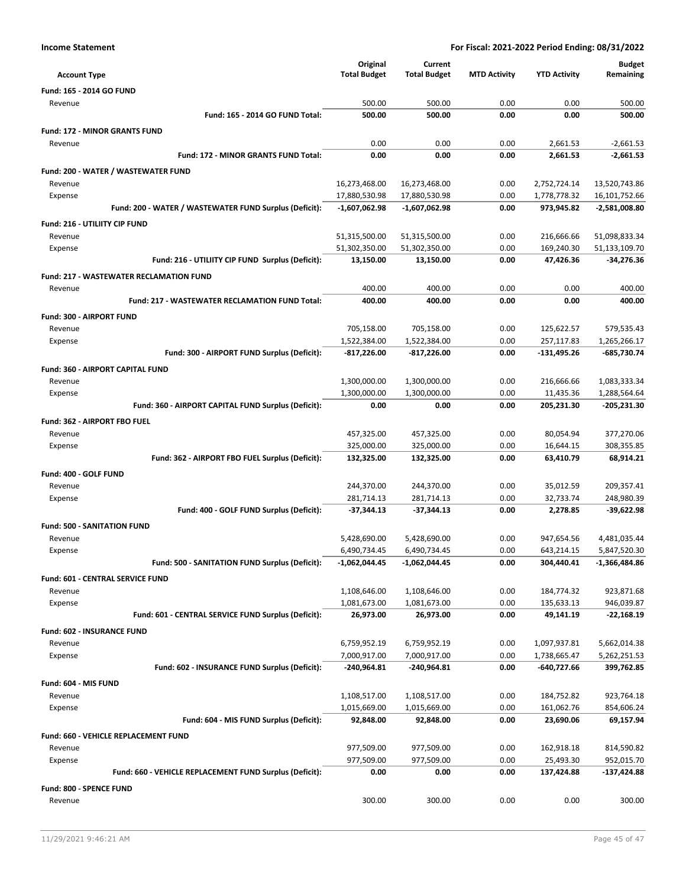**Income Statement** — **For Fiscal: 2021-2022 Period Ending: 08/31/2022**

| Account Type | Original Total Budget | Current Total Budget | MTD Activity | YTD Activity | Budget Remaining |
|---|---|---|---|---|---|
| **Fund: 165 - 2014 GO FUND** | | | | | |
| Revenue | 500.00 | 500.00 | 0.00 | 0.00 | 500.00 |
| **Fund: 165 - 2014 GO FUND Total:** | **500.00** | **500.00** | **0.00** | **0.00** | **500.00** |
| **Fund: 172 - MINOR GRANTS FUND** | | | | | |
| Revenue | 0.00 | 0.00 | 0.00 | 2,661.53 | -2,661.53 |
| **Fund: 172 - MINOR GRANTS FUND Total:** | **0.00** | **0.00** | **0.00** | **2,661.53** | **-2,661.53** |
| **Fund: 200 - WATER / WASTEWATER FUND** | | | | | |
| Revenue | 16,273,468.00 | 16,273,468.00 | 0.00 | 2,752,724.14 | 13,520,743.86 |
| Expense | 17,880,530.98 | 17,880,530.98 | 0.00 | 1,778,778.32 | 16,101,752.66 |
| **Fund: 200 - WATER / WASTEWATER FUND Surplus (Deficit):** | **-1,607,062.98** | **-1,607,062.98** | **0.00** | **973,945.82** | **-2,581,008.80** |
| **Fund: 216 - UTILIITY CIP FUND** | | | | | |
| Revenue | 51,315,500.00 | 51,315,500.00 | 0.00 | 216,666.66 | 51,098,833.34 |
| Expense | 51,302,350.00 | 51,302,350.00 | 0.00 | 169,240.30 | 51,133,109.70 |
| **Fund: 216 - UTILIITY CIP FUND Surplus (Deficit):** | **13,150.00** | **13,150.00** | **0.00** | **47,426.36** | **-34,276.36** |
| **Fund: 217 - WASTEWATER RECLAMATION FUND** | | | | | |
| Revenue | 400.00 | 400.00 | 0.00 | 0.00 | 400.00 |
| **Fund: 217 - WASTEWATER RECLAMATION FUND Total:** | **400.00** | **400.00** | **0.00** | **0.00** | **400.00** |
| **Fund: 300 - AIRPORT FUND** | | | | | |
| Revenue | 705,158.00 | 705,158.00 | 0.00 | 125,622.57 | 579,535.43 |
| Expense | 1,522,384.00 | 1,522,384.00 | 0.00 | 257,117.83 | 1,265,266.17 |
| **Fund: 300 - AIRPORT FUND Surplus (Deficit):** | **-817,226.00** | **-817,226.00** | **0.00** | **-131,495.26** | **-685,730.74** |
| **Fund: 360 - AIRPORT CAPITAL FUND** | | | | | |
| Revenue | 1,300,000.00 | 1,300,000.00 | 0.00 | 216,666.66 | 1,083,333.34 |
| Expense | 1,300,000.00 | 1,300,000.00 | 0.00 | 11,435.36 | 1,288,564.64 |
| **Fund: 360 - AIRPORT CAPITAL FUND Surplus (Deficit):** | **0.00** | **0.00** | **0.00** | **205,231.30** | **-205,231.30** |
| **Fund: 362 - AIRPORT FBO FUEL** | | | | | |
| Revenue | 457,325.00 | 457,325.00 | 0.00 | 80,054.94 | 377,270.06 |
| Expense | 325,000.00 | 325,000.00 | 0.00 | 16,644.15 | 308,355.85 |
| **Fund: 362 - AIRPORT FBO FUEL Surplus (Deficit):** | **132,325.00** | **132,325.00** | **0.00** | **63,410.79** | **68,914.21** |
| **Fund: 400 - GOLF FUND** | | | | | |
| Revenue | 244,370.00 | 244,370.00 | 0.00 | 35,012.59 | 209,357.41 |
| Expense | 281,714.13 | 281,714.13 | 0.00 | 32,733.74 | 248,980.39 |
| **Fund: 400 - GOLF FUND Surplus (Deficit):** | **-37,344.13** | **-37,344.13** | **0.00** | **2,278.85** | **-39,622.98** |
| **Fund: 500 - SANITATION FUND** | | | | | |
| Revenue | 5,428,690.00 | 5,428,690.00 | 0.00 | 947,654.56 | 4,481,035.44 |
| Expense | 6,490,734.45 | 6,490,734.45 | 0.00 | 643,214.15 | 5,847,520.30 |
| **Fund: 500 - SANITATION FUND Surplus (Deficit):** | **-1,062,044.45** | **-1,062,044.45** | **0.00** | **304,440.41** | **-1,366,484.86** |
| **Fund: 601 - CENTRAL SERVICE FUND** | | | | | |
| Revenue | 1,108,646.00 | 1,108,646.00 | 0.00 | 184,774.32 | 923,871.68 |
| Expense | 1,081,673.00 | 1,081,673.00 | 0.00 | 135,633.13 | 946,039.87 |
| **Fund: 601 - CENTRAL SERVICE FUND Surplus (Deficit):** | **26,973.00** | **26,973.00** | **0.00** | **49,141.19** | **-22,168.19** |
| **Fund: 602 - INSURANCE FUND** | | | | | |
| Revenue | 6,759,952.19 | 6,759,952.19 | 0.00 | 1,097,937.81 | 5,662,014.38 |
| Expense | 7,000,917.00 | 7,000,917.00 | 0.00 | 1,738,665.47 | 5,262,251.53 |
| **Fund: 602 - INSURANCE FUND Surplus (Deficit):** | **-240,964.81** | **-240,964.81** | **0.00** | **-640,727.66** | **399,762.85** |
| **Fund: 604 - MIS FUND** | | | | | |
| Revenue | 1,108,517.00 | 1,108,517.00 | 0.00 | 184,752.82 | 923,764.18 |
| Expense | 1,015,669.00 | 1,015,669.00 | 0.00 | 161,062.76 | 854,606.24 |
| **Fund: 604 - MIS FUND Surplus (Deficit):** | **92,848.00** | **92,848.00** | **0.00** | **23,690.06** | **69,157.94** |
| **Fund: 660 - VEHICLE REPLACEMENT FUND** | | | | | |
| Revenue | 977,509.00 | 977,509.00 | 0.00 | 162,918.18 | 814,590.82 |
| Expense | 977,509.00 | 977,509.00 | 0.00 | 25,493.30 | 952,015.70 |
| **Fund: 660 - VEHICLE REPLACEMENT FUND Surplus (Deficit):** | **0.00** | **0.00** | **0.00** | **137,424.88** | **-137,424.88** |
| **Fund: 800 - SPENCE FUND** | | | | | |
| Revenue | 300.00 | 300.00 | 0.00 | 0.00 | 300.00 |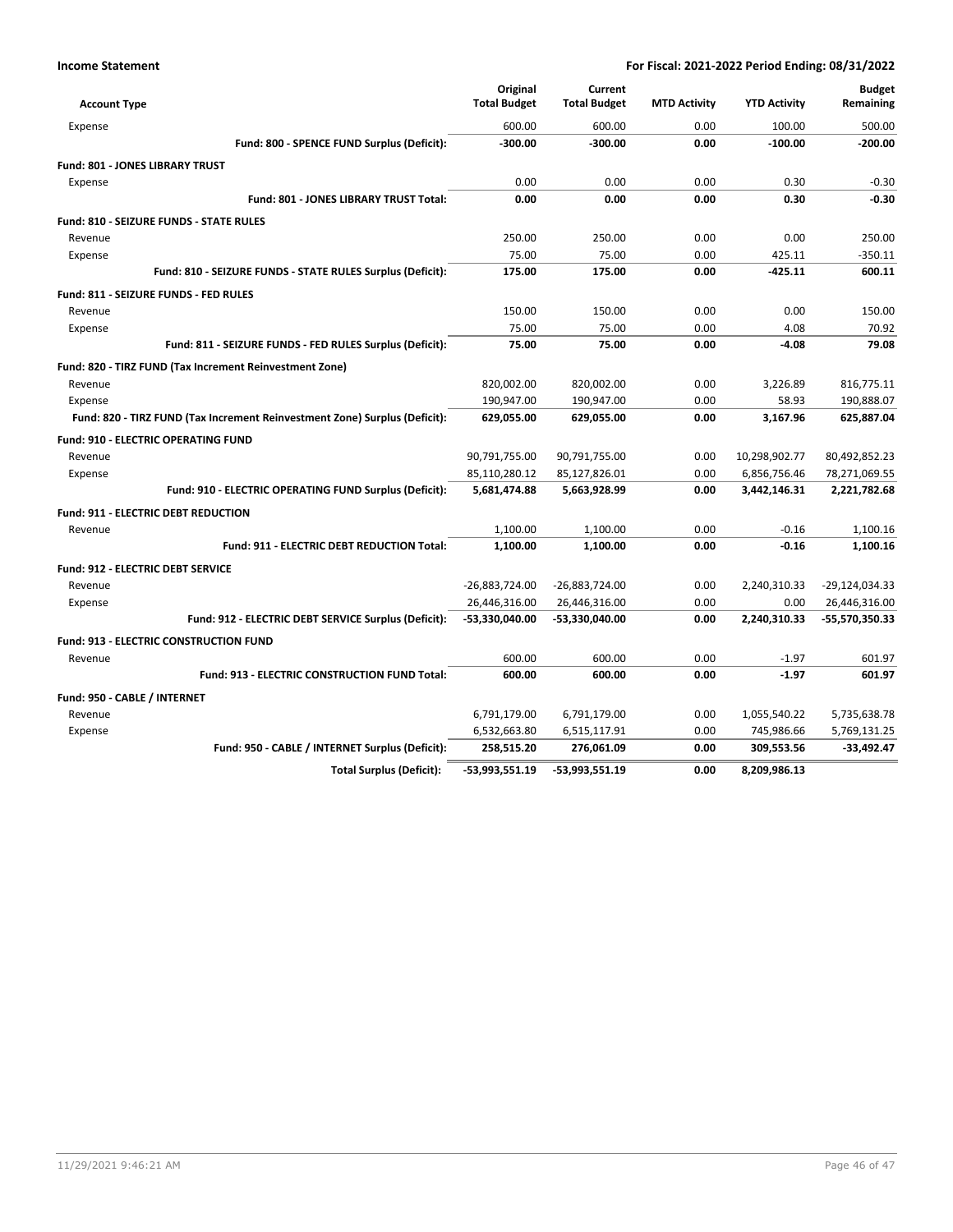| Account Type | Original Total Budget | Current Total Budget | MTD Activity | YTD Activity | Budget Remaining |
|---|---|---|---|---|---|
| Expense | 600.00 | 600.00 | 0.00 | 100.00 | 500.00 |
| **Fund: 800 - SPENCE FUND Surplus (Deficit):** | **-300.00** | **-300.00** | **0.00** | **-100.00** | **-200.00** |
| **Fund: 801 - JONES LIBRARY TRUST** | | | | | |
| Expense | 0.00 | 0.00 | 0.00 | 0.30 | -0.30 |
| **Fund: 801 - JONES LIBRARY TRUST Total:** | **0.00** | **0.00** | **0.00** | **0.30** | **-0.30** |
| **Fund: 810 - SEIZURE FUNDS - STATE RULES** | | | | | |
| Revenue | 250.00 | 250.00 | 0.00 | 0.00 | 250.00 |
| Expense | 75.00 | 75.00 | 0.00 | 425.11 | -350.11 |
| **Fund: 810 - SEIZURE FUNDS - STATE RULES Surplus (Deficit):** | **175.00** | **175.00** | **0.00** | **-425.11** | **600.11** |
| **Fund: 811 - SEIZURE FUNDS - FED RULES** | | | | | |
| Revenue | 150.00 | 150.00 | 0.00 | 0.00 | 150.00 |
| Expense | 75.00 | 75.00 | 0.00 | 4.08 | 70.92 |
| **Fund: 811 - SEIZURE FUNDS - FED RULES Surplus (Deficit):** | **75.00** | **75.00** | **0.00** | **-4.08** | **79.08** |
| **Fund: 820 - TIRZ FUND (Tax Increment Reinvestment Zone)** | | | | | |
| Revenue | 820,002.00 | 820,002.00 | 0.00 | 3,226.89 | 816,775.11 |
| Expense | 190,947.00 | 190,947.00 | 0.00 | 58.93 | 190,888.07 |
| **Fund: 820 - TIRZ FUND (Tax Increment Reinvestment Zone) Surplus (Deficit):** | **629,055.00** | **629,055.00** | **0.00** | **3,167.96** | **625,887.04** |
| **Fund: 910 - ELECTRIC OPERATING FUND** | | | | | |
| Revenue | 90,791,755.00 | 90,791,755.00 | 0.00 | 10,298,902.77 | 80,492,852.23 |
| Expense | 85,110,280.12 | 85,127,826.01 | 0.00 | 6,856,756.46 | 78,271,069.55 |
| **Fund: 910 - ELECTRIC OPERATING FUND Surplus (Deficit):** | **5,681,474.88** | **5,663,928.99** | **0.00** | **3,442,146.31** | **2,221,782.68** |
| **Fund: 911 - ELECTRIC DEBT REDUCTION** | | | | | |
| Revenue | 1,100.00 | 1,100.00 | 0.00 | -0.16 | 1,100.16 |
| **Fund: 911 - ELECTRIC DEBT REDUCTION Total:** | **1,100.00** | **1,100.00** | **0.00** | **-0.16** | **1,100.16** |
| **Fund: 912 - ELECTRIC DEBT SERVICE** | | | | | |
| Revenue | -26,883,724.00 | -26,883,724.00 | 0.00 | 2,240,310.33 | -29,124,034.33 |
| Expense | 26,446,316.00 | 26,446,316.00 | 0.00 | 0.00 | 26,446,316.00 |
| **Fund: 912 - ELECTRIC DEBT SERVICE Surplus (Deficit):** | **-53,330,040.00** | **-53,330,040.00** | **0.00** | **2,240,310.33** | **-55,570,350.33** |
| **Fund: 913 - ELECTRIC CONSTRUCTION FUND** | | | | | |
| Revenue | 600.00 | 600.00 | 0.00 | -1.97 | 601.97 |
| **Fund: 913 - ELECTRIC CONSTRUCTION FUND Total:** | **600.00** | **600.00** | **0.00** | **-1.97** | **601.97** |
| **Fund: 950 - CABLE / INTERNET** | | | | | |
| Revenue | 6,791,179.00 | 6,791,179.00 | 0.00 | 1,055,540.22 | 5,735,638.78 |
| Expense | 6,532,663.80 | 6,515,117.91 | 0.00 | 745,986.66 | 5,769,131.25 |
| **Fund: 950 - CABLE / INTERNET Surplus (Deficit):** | **258,515.20** | **276,061.09** | **0.00** | **309,553.56** | **-33,492.47** |
| **Total Surplus (Deficit):** | **-53,993,551.19** | **-53,993,551.19** | **0.00** | **8,209,986.13** | |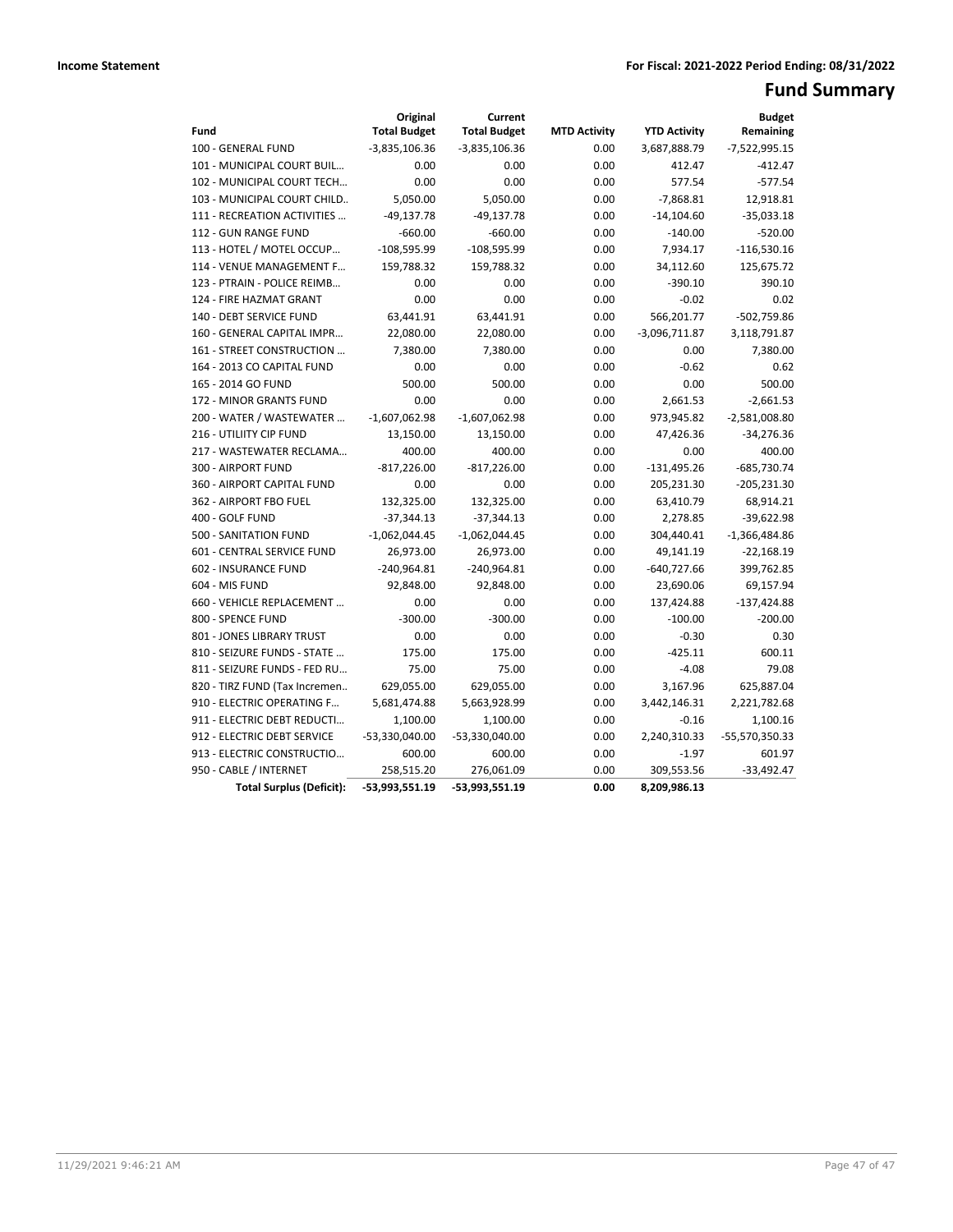**Income Statement** **For Fiscal: 2021-2022 Period Ending: 08/31/2022**

# Fund Summary

| Fund | Original Total Budget | Current Total Budget | MTD Activity | YTD Activity | Budget Remaining |
|---|---|---|---|---|---|
| 100 - GENERAL FUND | -3,835,106.36 | -3,835,106.36 | 0.00 | 3,687,888.79 | -7,522,995.15 |
| 101 - MUNICIPAL COURT BUIL… | 0.00 | 0.00 | 0.00 | 412.47 | -412.47 |
| 102 - MUNICIPAL COURT TECH… | 0.00 | 0.00 | 0.00 | 577.54 | -577.54 |
| 103 - MUNICIPAL COURT CHILD.. | 5,050.00 | 5,050.00 | 0.00 | -7,868.81 | 12,918.81 |
| 111 - RECREATION ACTIVITIES … | -49,137.78 | -49,137.78 | 0.00 | -14,104.60 | -35,033.18 |
| 112 - GUN RANGE FUND | -660.00 | -660.00 | 0.00 | -140.00 | -520.00 |
| 113 - HOTEL / MOTEL OCCUP… | -108,595.99 | -108,595.99 | 0.00 | 7,934.17 | -116,530.16 |
| 114 - VENUE MANAGEMENT F… | 159,788.32 | 159,788.32 | 0.00 | 34,112.60 | 125,675.72 |
| 123 - PTRAIN - POLICE REIMB… | 0.00 | 0.00 | 0.00 | -390.10 | 390.10 |
| 124 - FIRE HAZMAT GRANT | 0.00 | 0.00 | 0.00 | -0.02 | 0.02 |
| 140 - DEBT SERVICE FUND | 63,441.91 | 63,441.91 | 0.00 | 566,201.77 | -502,759.86 |
| 160 - GENERAL CAPITAL IMPR… | 22,080.00 | 22,080.00 | 0.00 | -3,096,711.87 | 3,118,791.87 |
| 161 - STREET CONSTRUCTION … | 7,380.00 | 7,380.00 | 0.00 | 0.00 | 7,380.00 |
| 164 - 2013 CO CAPITAL FUND | 0.00 | 0.00 | 0.00 | -0.62 | 0.62 |
| 165 - 2014 GO FUND | 500.00 | 500.00 | 0.00 | 0.00 | 500.00 |
| 172 - MINOR GRANTS FUND | 0.00 | 0.00 | 0.00 | 2,661.53 | -2,661.53 |
| 200 - WATER / WASTEWATER … | -1,607,062.98 | -1,607,062.98 | 0.00 | 973,945.82 | -2,581,008.80 |
| 216 - UTILIITY CIP FUND | 13,150.00 | 13,150.00 | 0.00 | 47,426.36 | -34,276.36 |
| 217 - WASTEWATER RECLAMA… | 400.00 | 400.00 | 0.00 | 0.00 | 400.00 |
| 300 - AIRPORT FUND | -817,226.00 | -817,226.00 | 0.00 | -131,495.26 | -685,730.74 |
| 360 - AIRPORT CAPITAL FUND | 0.00 | 0.00 | 0.00 | 205,231.30 | -205,231.30 |
| 362 - AIRPORT FBO FUEL | 132,325.00 | 132,325.00 | 0.00 | 63,410.79 | 68,914.21 |
| 400 - GOLF FUND | -37,344.13 | -37,344.13 | 0.00 | 2,278.85 | -39,622.98 |
| 500 - SANITATION FUND | -1,062,044.45 | -1,062,044.45 | 0.00 | 304,440.41 | -1,366,484.86 |
| 601 - CENTRAL SERVICE FUND | 26,973.00 | 26,973.00 | 0.00 | 49,141.19 | -22,168.19 |
| 602 - INSURANCE FUND | -240,964.81 | -240,964.81 | 0.00 | -640,727.66 | 399,762.85 |
| 604 - MIS FUND | 92,848.00 | 92,848.00 | 0.00 | 23,690.06 | 69,157.94 |
| 660 - VEHICLE REPLACEMENT … | 0.00 | 0.00 | 0.00 | 137,424.88 | -137,424.88 |
| 800 - SPENCE FUND | -300.00 | -300.00 | 0.00 | -100.00 | -200.00 |
| 801 - JONES LIBRARY TRUST | 0.00 | 0.00 | 0.00 | -0.30 | 0.30 |
| 810 - SEIZURE FUNDS - STATE … | 175.00 | 175.00 | 0.00 | -425.11 | 600.11 |
| 811 - SEIZURE FUNDS - FED RU… | 75.00 | 75.00 | 0.00 | -4.08 | 79.08 |
| 820 - TIRZ FUND (Tax Incremen.. | 629,055.00 | 629,055.00 | 0.00 | 3,167.96 | 625,887.04 |
| 910 - ELECTRIC OPERATING F… | 5,681,474.88 | 5,663,928.99 | 0.00 | 3,442,146.31 | 2,221,782.68 |
| 911 - ELECTRIC DEBT REDUCTI… | 1,100.00 | 1,100.00 | 0.00 | -0.16 | 1,100.16 |
| 912 - ELECTRIC DEBT SERVICE | -53,330,040.00 | -53,330,040.00 | 0.00 | 2,240,310.33 | -55,570,350.33 |
| 913 - ELECTRIC CONSTRUCTIO… | 600.00 | 600.00 | 0.00 | -1.97 | 601.97 |
| 950 - CABLE / INTERNET | 258,515.20 | 276,061.09 | 0.00 | 309,553.56 | -33,492.47 |
| **Total Surplus (Deficit):** | **-53,993,551.19** | **-53,993,551.19** | **0.00** | **8,209,986.13** | |